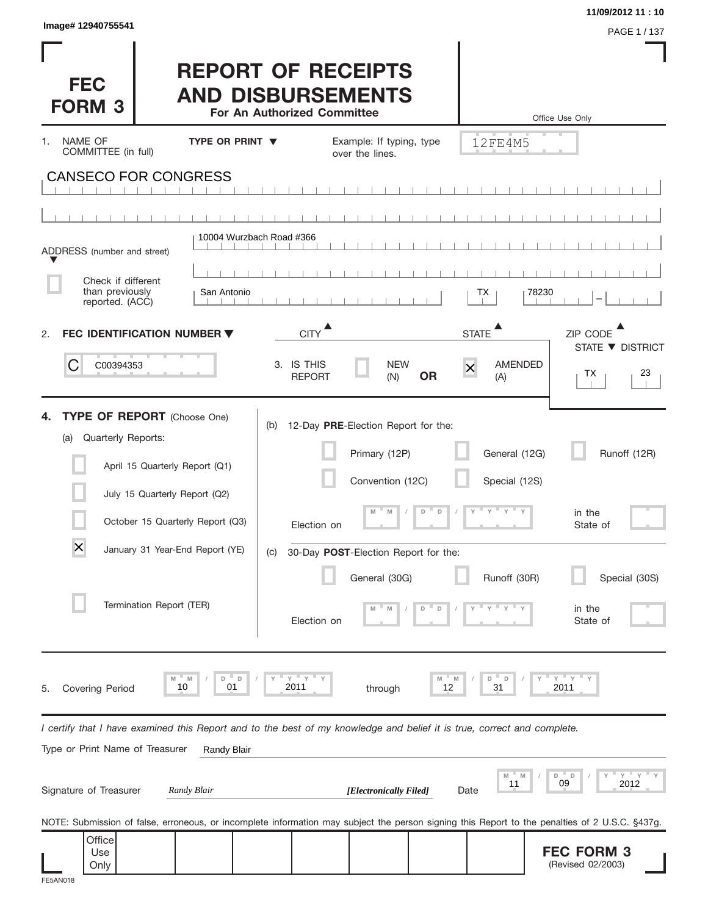Image# 12940755541

11/09/2012 11 : 10

# FEC FORM 3

# REPORT OF RECEIPTS AND DISBURSEMENTS

**For An Authorized Committee**

Office Use Only

12FE4M5

1. NAME OF COMMITTEE (in full) **TYPE OR PRINT ▼** Example: If typing, type over the lines.

CANSECO FOR CONGRESS

ADDRESS (number and street) 10004 Wurzbach Road #366

☐ Check if different than previously reported. (ACC)

| CITY | STATE | ZIP CODE |
|---|---|---|
| San Antonio | TX | 78230 |

2. **FEC IDENTIFICATION NUMBER ▼**

C00394353

3. IS THIS REPORT ☐ NEW (N) **OR** ☒ AMENDED (A)

| STATE | DISTRICT |
|---|---|
| TX | 23 |

4. **TYPE OF REPORT** (Choose One)

(a) Quarterly Reports:

- ☐ April 15 Quarterly Report (Q1)
- ☐ July 15 Quarterly Report (Q2)
- ☐ October 15 Quarterly Report (Q3)
- ☒ January 31 Year-End Report (YE)
- ☐ Termination Report (TER)

(b) 12-Day **PRE**-Election Report for the:

- ☐ Primary (12P)
- ☐ General (12G)
- ☐ Runoff (12R)
- ☐ Convention (12C)
- ☐ Special (12S)

Election on MM / DD / YYYY in the State of

(c) 30-Day **POST**-Election Report for the:

- ☐ General (30G)
- ☐ Runoff (30R)
- ☐ Special (30S)

Election on MM / DD / YYYY in the State of

5. Covering Period 10 / 01 / 2011 through 12 / 31 / 2011

*I certify that I have examined this Report and to the best of my knowledge and belief it is true, correct and complete.*

Type or Print Name of Treasurer: Randy Blair

Signature of Treasurer: *Randy Blair* ***[Electronically Filed]*** Date 11 / 09 / 2012

NOTE: Submission of false, erroneous, or incomplete information may subject the person signing this Report to the penalties of 2 U.S.C. §437g.

Office Use Only

**FEC FORM 3** (Revised 02/2003)

FE5AN018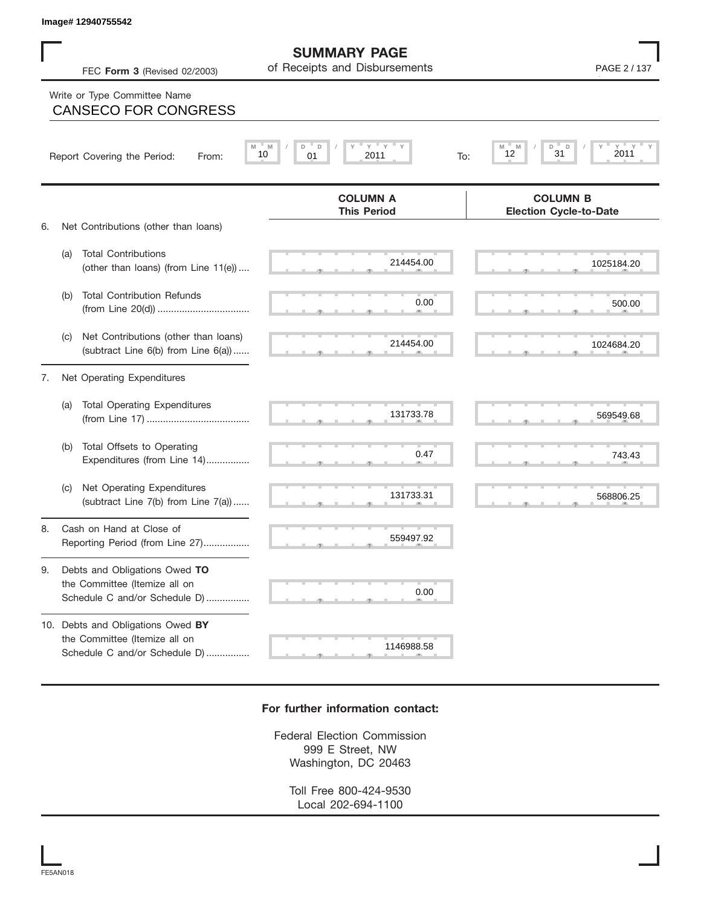Image# 12940755542

# SUMMARY PAGE
## of Receipts and Disbursements

FEC **Form 3** (Revised 02/2003)

Write or Type Committee Name

CANSECO FOR CONGRESS

Report Covering the Period: From: 10 / 01 / 2011 To: 12 / 31 / 2011

| | COLUMN A This Period | COLUMN B Election Cycle-to-Date |
|---|---|---|
| 6. Net Contributions (other than loans) | | |
| (a) Total Contributions (other than loans) (from Line 11(e)) .... | 214454.00 | 1025184.20 |
| (b) Total Contribution Refunds (from Line 20(d)) .................................. | 0.00 | 500.00 |
| (c) Net Contributions (other than loans) (subtract Line 6(b) from Line 6(a)) ...... | 214454.00 | 1024684.20 |
| 7. Net Operating Expenditures | | |
| (a) Total Operating Expenditures (from Line 17) ...................................... | 131733.78 | 569549.68 |
| (b) Total Offsets to Operating Expenditures (from Line 14)................ | 0.47 | 743.43 |
| (c) Net Operating Expenditures (subtract Line 7(b) from Line 7(a)) ...... | 131733.31 | 568806.25 |
| 8. Cash on Hand at Close of Reporting Period (from Line 27)................. | 559497.92 | |
| 9. Debts and Obligations Owed **TO** the Committee (Itemize all on Schedule C and/or Schedule D) ................ | 0.00 | |
| 10. Debts and Obligations Owed **BY** the Committee (Itemize all on Schedule C and/or Schedule D) ................ | 1146988.58 | |

**For further information contact:**

Federal Election Commission
999 E Street, NW
Washington, DC 20463

Toll Free 800-424-9530
Local 202-694-1100

FE5AN018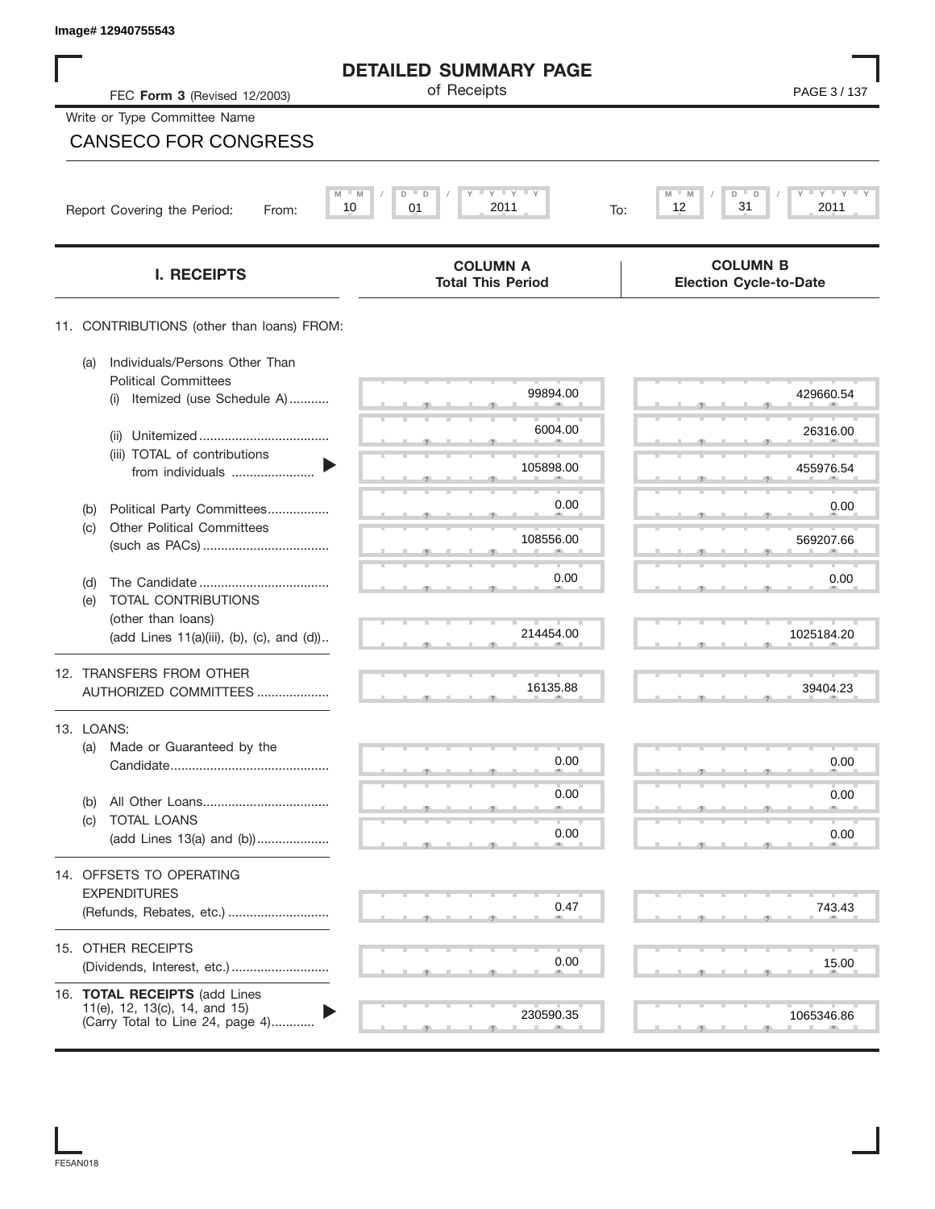Image# 12940755543

# DETAILED SUMMARY PAGE

of Receipts

FEC **Form 3** (Revised 12/2003)

Write or Type Committee Name

CANSECO FOR CONGRESS

Report Covering the Period: From: 10 / 01 / 2011 To: 12 / 31 / 2011

| I. RECEIPTS | COLUMN A Total This Period | COLUMN B Election Cycle-to-Date |
|---|---|---|
| 11. CONTRIBUTIONS (other than loans) FROM: | | |
| (a) Individuals/Persons Other Than Political Committees (i) Itemized (use Schedule A) | 99894.00 | 429660.54 |
| (ii) Unitemized | 6004.00 | 26316.00 |
| (iii) TOTAL of contributions from individuals | 105898.00 | 455976.54 |
| (b) Political Party Committees | 0.00 | 0.00 |
| (c) Other Political Committees (such as PACs) | 108556.00 | 569207.66 |
| (d) The Candidate | 0.00 | 0.00 |
| (e) TOTAL CONTRIBUTIONS (other than loans) (add Lines 11(a)(iii), (b), (c), and (d)) | 214454.00 | 1025184.20 |
| 12. TRANSFERS FROM OTHER AUTHORIZED COMMITTEES | 16135.88 | 39404.23 |
| 13. LOANS: (a) Made or Guaranteed by the Candidate | 0.00 | 0.00 |
| (b) All Other Loans | 0.00 | 0.00 |
| (c) TOTAL LOANS (add Lines 13(a) and (b)) | 0.00 | 0.00 |
| 14. OFFSETS TO OPERATING EXPENDITURES (Refunds, Rebates, etc.) | 0.47 | 743.43 |
| 15. OTHER RECEIPTS (Dividends, Interest, etc.) | 0.00 | 15.00 |
| 16. **TOTAL RECEIPTS** (add Lines 11(e), 12, 13(c), 14, and 15) (Carry Total to Line 24, page 4) | 230590.35 | 1065346.86 |

FE5AN018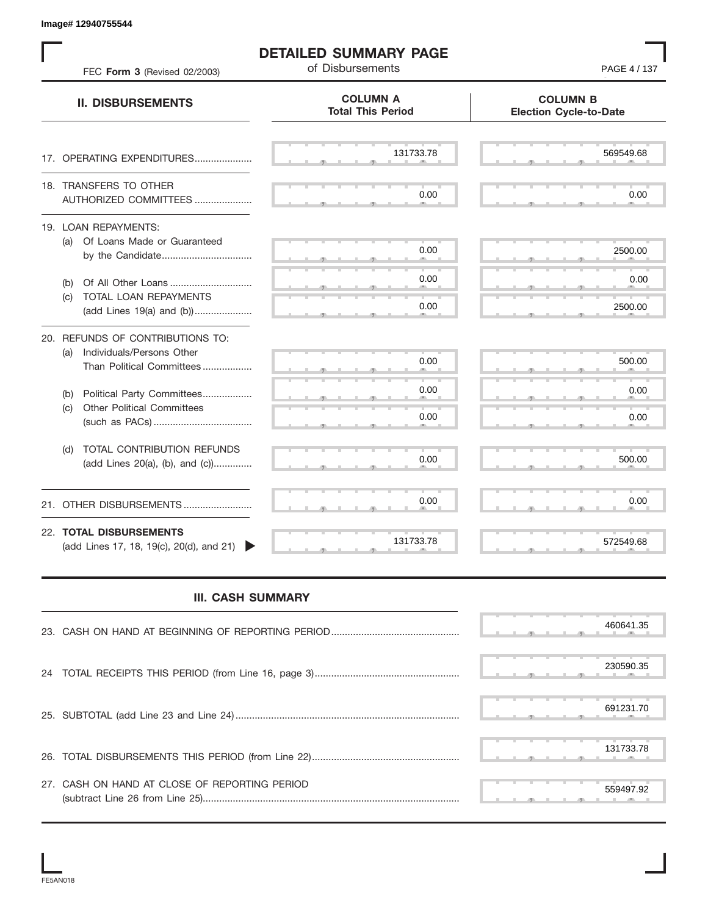Image# 12940755544

# DETAILED SUMMARY PAGE

of Disbursements

FEC **Form 3** (Revised 02/2003)

| II. DISBURSEMENTS | COLUMN A Total This Period | COLUMN B Election Cycle-to-Date |
|---|---|---|
| 17. OPERATING EXPENDITURES | 131733.78 | 569549.68 |
| 18. TRANSFERS TO OTHER AUTHORIZED COMMITTEES | 0.00 | 0.00 |
| 19. LOAN REPAYMENTS: | | |
| (a) Of Loans Made or Guaranteed by the Candidate | 0.00 | 2500.00 |
| (b) Of All Other Loans | 0.00 | 0.00 |
| (c) TOTAL LOAN REPAYMENTS (add Lines 19(a) and (b)) | 0.00 | 2500.00 |
| 20. REFUNDS OF CONTRIBUTIONS TO: | | |
| (a) Individuals/Persons Other Than Political Committees | 0.00 | 500.00 |
| (b) Political Party Committees | 0.00 | 0.00 |
| (c) Other Political Committees (such as PACs) | 0.00 | 0.00 |
| (d) TOTAL CONTRIBUTION REFUNDS (add Lines 20(a), (b), and (c)) | 0.00 | 500.00 |
| 21. OTHER DISBURSEMENTS | 0.00 | 0.00 |
| 22. **TOTAL DISBURSEMENTS** (add Lines 17, 18, 19(c), 20(d), and 21) | 131733.78 | 572549.68 |

## III. CASH SUMMARY

| | |
|---|---|
| 23. CASH ON HAND AT BEGINNING OF REPORTING PERIOD | 460641.35 |
| 24 TOTAL RECEIPTS THIS PERIOD (from Line 16, page 3) | 230590.35 |
| 25. SUBTOTAL (add Line 23 and Line 24) | 691231.70 |
| 26. TOTAL DISBURSEMENTS THIS PERIOD (from Line 22) | 131733.78 |
| 27. CASH ON HAND AT CLOSE OF REPORTING PERIOD (subtract Line 26 from Line 25) | 559497.92 |

FE5AN018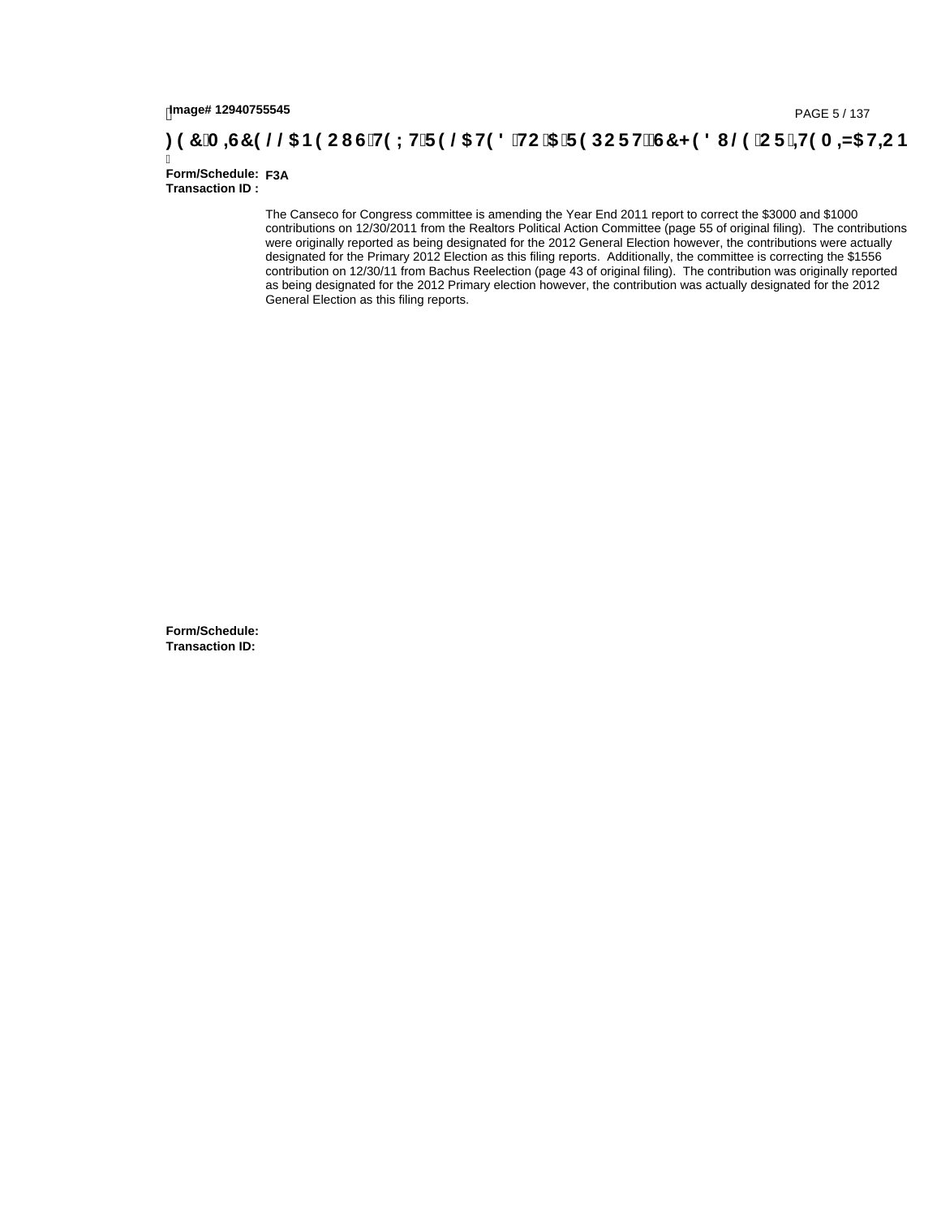**) ( &0 ,6&( / / $1 ( 2 8 67( ; 75( / $7( ' 72 $5( 3 2 5 7 6&+( ' 8 / ( 2 5 ,7( 0 ,=$7,2 1**

**Form/Schedule:** F3A
**Transaction ID :**

The Canseco for Congress committee is amending the Year End 2011 report to correct the $3000 and $1000 contributions on 12/30/2011 from the Realtors Political Action Committee (page 55 of original filing). The contributions were originally reported as being designated for the 2012 General Election however, the contributions were actually designated for the Primary 2012 Election as this filing reports. Additionally, the committee is correcting the $1556 contribution on 12/30/11 from Bachus Reelection (page 43 of original filing). The contribution was originally reported as being designated for the 2012 Primary election however, the contribution was actually designated for the 2012 General Election as this filing reports.

**Form/Schedule:**
**Transaction ID:**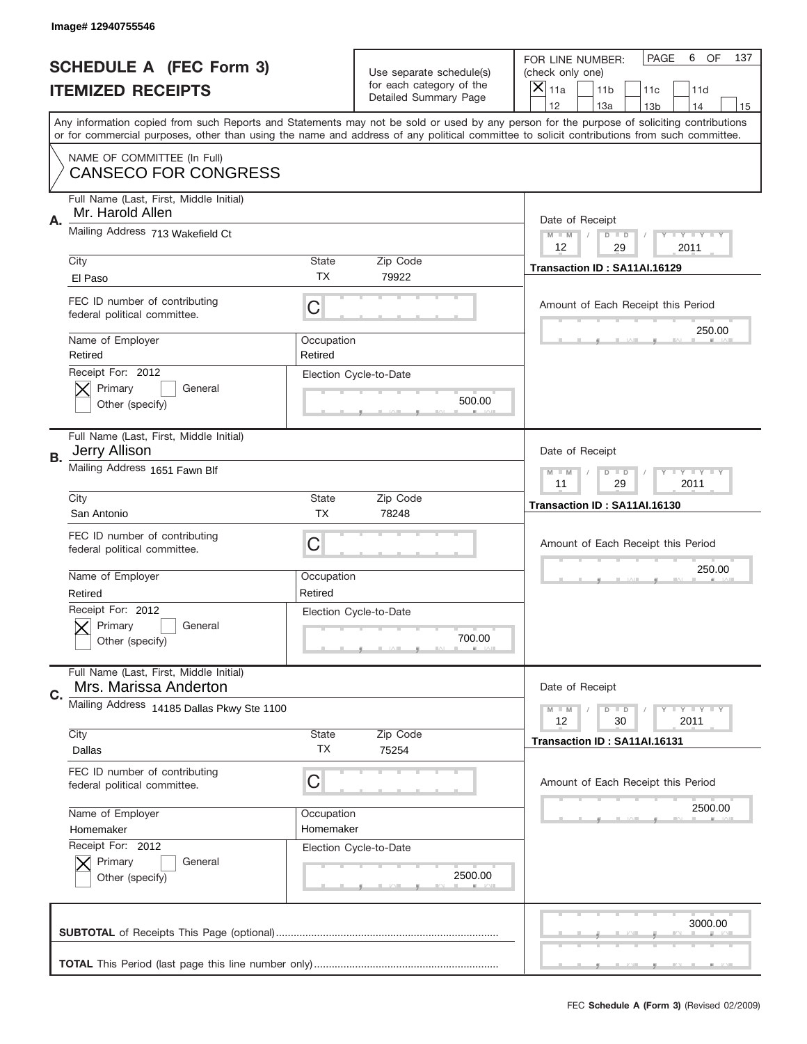Image# 12940755546

# SCHEDULE A (FEC Form 3)
## ITEMIZED RECEIPTS

Use separate schedule(s) for each category of the Detailed Summary Page

FOR LINE NUMBER: (check only one)
- [X] 11a
- [ ] 11b
- [ ] 11c
- [ ] 11d
- [ ] 12
- [ ] 13a
- [ ] 13b
- [ ] 14
- [ ] 15

PAGE 6 OF 137

Any information copied from such Reports and Statements may not be sold or used by any person for the purpose of soliciting contributions or for commercial purposes, other than using the name and address of any political committee to solicit contributions from such committee.

NAME OF COMMITTEE (In Full)
**CANSECO FOR CONGRESS**

---

**A.**
Full Name (Last, First, Middle Initial): Mr. Harold Allen
Mailing Address: 713 Wakefield Ct
City: El Paso | State: TX | Zip Code: 79922
FEC ID number of contributing federal political committee: C
Name of Employer: Retired | Occupation: Retired
Receipt For: 2012 — [X] Primary [ ] General [ ] Other (specify)
Election Cycle-to-Date: 500.00
Date of Receipt: 12 / 29 / 2011
Transaction ID : SA11AI.16129
Amount of Each Receipt this Period: 250.00

---

**B.**
Full Name (Last, First, Middle Initial): Jerry Allison
Mailing Address: 1651 Fawn Blf
City: San Antonio | State: TX | Zip Code: 78248
FEC ID number of contributing federal political committee: C
Name of Employer: Retired | Occupation: Retired
Receipt For: 2012 — [X] Primary [ ] General [ ] Other (specify)
Election Cycle-to-Date: 700.00
Date of Receipt: 11 / 29 / 2011
Transaction ID : SA11AI.16130
Amount of Each Receipt this Period: 250.00

---

**C.**
Full Name (Last, First, Middle Initial): Mrs. Marissa Anderton
Mailing Address: 14185 Dallas Pkwy Ste 1100
City: Dallas | State: TX | Zip Code: 75254
FEC ID number of contributing federal political committee: C
Name of Employer: Homemaker | Occupation: Homemaker
Receipt For: 2012 — [X] Primary [ ] General [ ] Other (specify)
Election Cycle-to-Date: 2500.00
Date of Receipt: 12 / 30 / 2011
Transaction ID : SA11AI.16131
Amount of Each Receipt this Period: 2500.00

---

**SUBTOTAL** of Receipts This Page (optional): 3000.00

**TOTAL** This Period (last page this line number only):

FEC **Schedule A (Form 3)** (Revised 02/2009)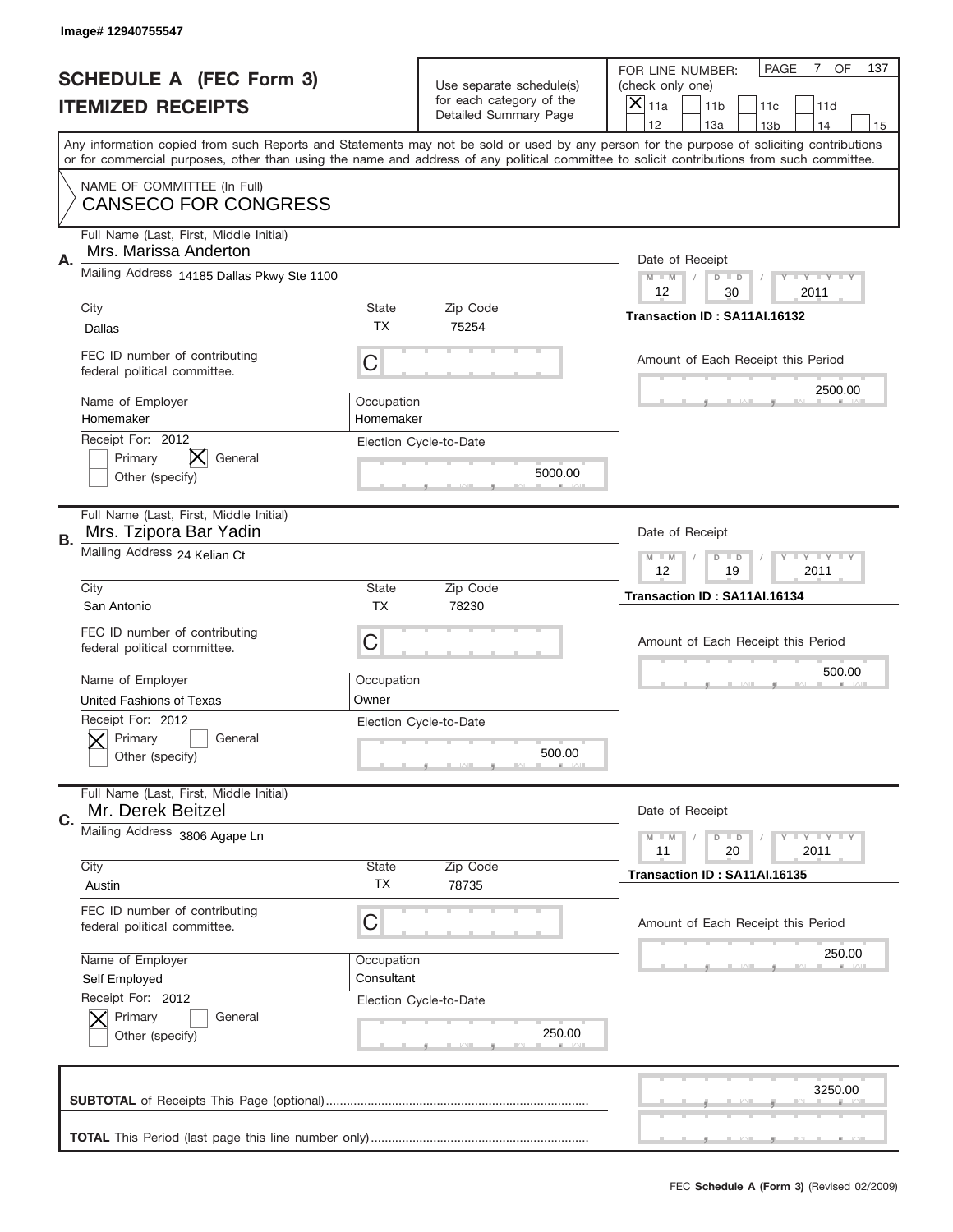Image# 12940755547

# SCHEDULE A (FEC Form 3)
## ITEMIZED RECEIPTS

Use separate schedule(s) for each category of the Detailed Summary Page

FOR LINE NUMBER: (check only one)
[X] 11a [ ] 11b [ ] 11c [ ] 11d [ ] 12 [ ] 13a [ ] 13b [ ] 14 [ ] 15

PAGE 7 OF 137

Any information copied from such Reports and Statements may not be sold or used by any person for the purpose of soliciting contributions or for commercial purposes, other than using the name and address of any political committee to solicit contributions from such committee.

NAME OF COMMITTEE (In Full)
**CANSECO FOR CONGRESS**

---

**A.** Full Name (Last, First, Middle Initial): Mrs. Marissa Anderton

Mailing Address: 14185 Dallas Pkwy Ste 1100

City: Dallas | State: TX | Zip Code: 75254

FEC ID number of contributing federal political committee: C

Name of Employer: Homemaker | Occupation: Homemaker

Receipt For: 2012 — [ ] Primary [X] General [ ] Other (specify)

Election Cycle-to-Date: 5000.00

Date of Receipt: 12 / 30 / 2011

Transaction ID : SA11AI.16132

Amount of Each Receipt this Period: 2500.00

---

**B.** Full Name (Last, First, Middle Initial): Mrs. Tzipora Bar Yadin

Mailing Address: 24 Kelian Ct

City: San Antonio | State: TX | Zip Code: 78230

FEC ID number of contributing federal political committee: C

Name of Employer: United Fashions of Texas | Occupation: Owner

Receipt For: 2012 — [X] Primary [ ] General [ ] Other (specify)

Election Cycle-to-Date: 500.00

Date of Receipt: 12 / 19 / 2011

Transaction ID : SA11AI.16134

Amount of Each Receipt this Period: 500.00

---

**C.** Full Name (Last, First, Middle Initial): Mr. Derek Beitzel

Mailing Address: 3806 Agape Ln

City: Austin | State: TX | Zip Code: 78735

FEC ID number of contributing federal political committee: C

Name of Employer: Self Employed | Occupation: Consultant

Receipt For: 2012 — [X] Primary [ ] General [ ] Other (specify)

Election Cycle-to-Date: 250.00

Date of Receipt: 11 / 20 / 2011

Transaction ID : SA11AI.16135

Amount of Each Receipt this Period: 250.00

---

**SUBTOTAL** of Receipts This Page (optional): 3250.00

**TOTAL** This Period (last page this line number only):

FEC **Schedule A (Form 3)** (Revised 02/2009)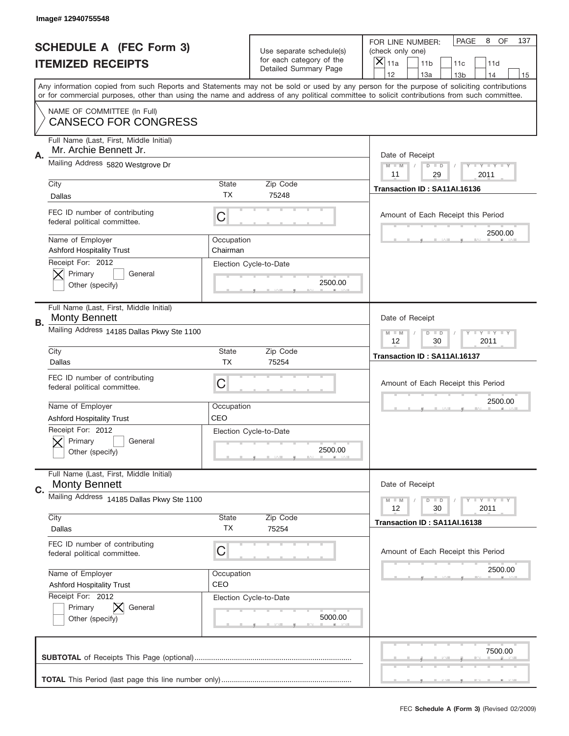Image# 12940755548

# SCHEDULE A (FEC Form 3)
## ITEMIZED RECEIPTS

Use separate schedule(s) for each category of the Detailed Summary Page

FOR LINE NUMBER: (check only one)

- [X] 11a
- [ ] 11b
- [ ] 11c
- [ ] 11d
- [ ] 12
- [ ] 13a
- [ ] 13b
- [ ] 14
- [ ] 15

PAGE 8 OF 137

Any information copied from such Reports and Statements may not be sold or used by any person for the purpose of soliciting contributions or for commercial purposes, other than using the name and address of any political committee to solicit contributions from such committee.

NAME OF COMMITTEE (In Full)
CANSECO FOR CONGRESS

---

**A.**

Full Name (Last, First, Middle Initial): Mr. Archie Bennett Jr.

Mailing Address: 5820 Westgrove Dr

City: Dallas | State: TX | Zip Code: 75248

FEC ID number of contributing federal political committee: C

Name of Employer: Ashford Hospitality Trust

Occupation: Chairman

Receipt For: 2012 — [X] Primary [ ] General [ ] Other (specify)

Election Cycle-to-Date: 2500.00

Date of Receipt: 11 / 29 / 2011

Transaction ID : SA11AI.16136

Amount of Each Receipt this Period: 2500.00

---

**B.**

Full Name (Last, First, Middle Initial): Monty Bennett

Mailing Address: 14185 Dallas Pkwy Ste 1100

City: Dallas | State: TX | Zip Code: 75254

FEC ID number of contributing federal political committee: C

Name of Employer: Ashford Hospitality Trust

Occupation: CEO

Receipt For: 2012 — [X] Primary [ ] General [ ] Other (specify)

Election Cycle-to-Date: 2500.00

Date of Receipt: 12 / 30 / 2011

Transaction ID : SA11AI.16137

Amount of Each Receipt this Period: 2500.00

---

**C.**

Full Name (Last, First, Middle Initial): Monty Bennett

Mailing Address: 14185 Dallas Pkwy Ste 1100

City: Dallas | State: TX | Zip Code: 75254

FEC ID number of contributing federal political committee: C

Name of Employer: Ashford Hospitality Trust

Occupation: CEO

Receipt For: 2012 — [ ] Primary [X] General [ ] Other (specify)

Election Cycle-to-Date: 5000.00

Date of Receipt: 12 / 30 / 2011

Transaction ID : SA11AI.16138

Amount of Each Receipt this Period: 2500.00

---

**SUBTOTAL** of Receipts This Page (optional): 7500.00

**TOTAL** This Period (last page this line number only):

FEC **Schedule A (Form 3)** (Revised 02/2009)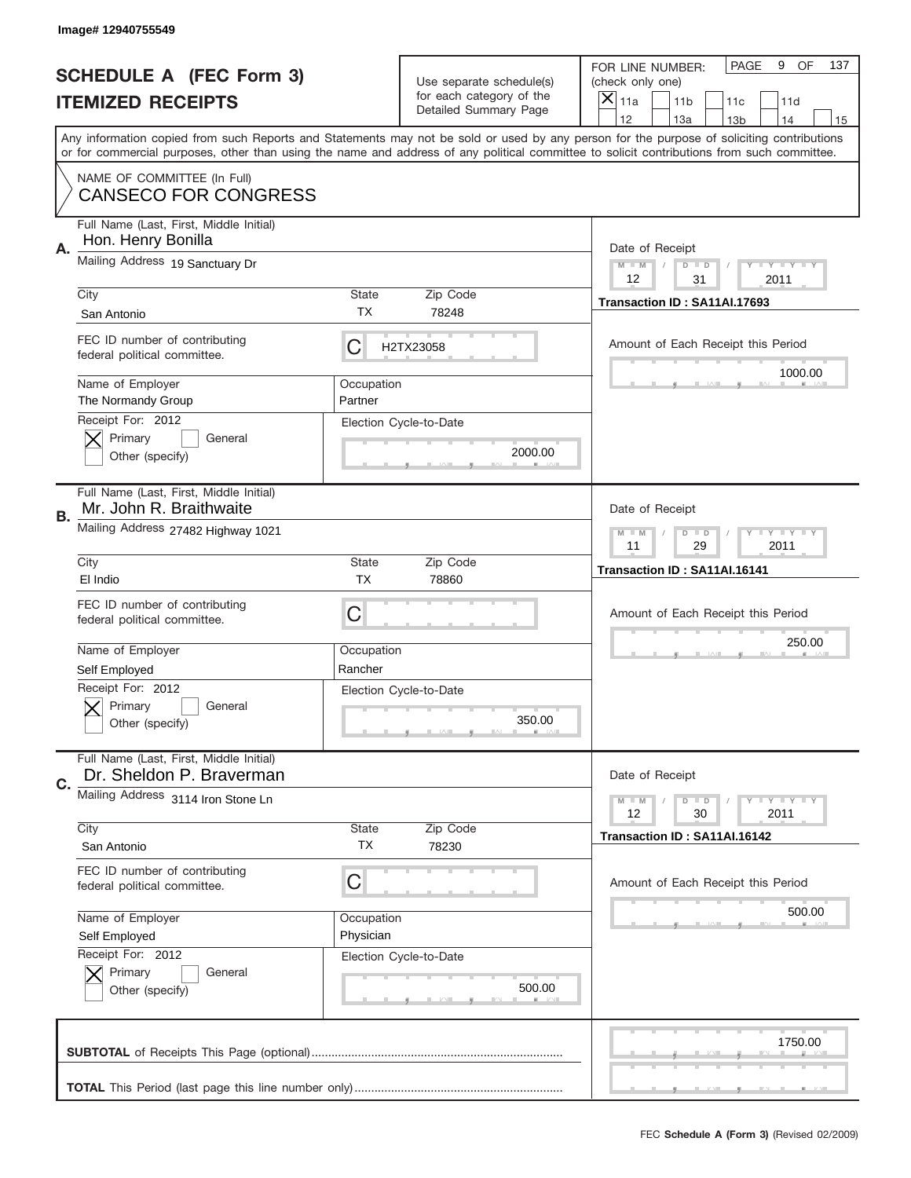Image# 12940755549

# SCHEDULE A (FEC Form 3)
## ITEMIZED RECEIPTS

Use separate schedule(s) for each category of the Detailed Summary Page

FOR LINE NUMBER: (check only one)
[X] 11a [ ] 11b [ ] 11c [ ] 11d [ ] 12 [ ] 13a [ ] 13b [ ] 14 [ ] 15

PAGE 9 OF 137

Any information copied from such Reports and Statements may not be sold or used by any person for the purpose of soliciting contributions or for commercial purposes, other than using the name and address of any political committee to solicit contributions from such committee.

NAME OF COMMITTEE (In Full)
CANSECO FOR CONGRESS

---

**A.** Full Name (Last, First, Middle Initial): Hon. Henry Bonilla
Mailing Address: 19 Sanctuary Dr
City: San Antonio | State: TX | Zip Code: 78248
FEC ID number of contributing federal political committee: C H2TX23058
Name of Employer: The Normandy Group
Occupation: Partner
Receipt For: 2012 [X] Primary [ ] General [ ] Other (specify)
Election Cycle-to-Date: 2000.00
Date of Receipt: 12/31/2011
Transaction ID : SA11AI.17693
Amount of Each Receipt this Period: 1000.00

---

**B.** Full Name (Last, First, Middle Initial): Mr. John R. Braithwaite
Mailing Address: 27482 Highway 1021
City: El Indio | State: TX | Zip Code: 78860
FEC ID number of contributing federal political committee: C
Name of Employer: Self Employed
Occupation: Rancher
Receipt For: 2012 [X] Primary [ ] General [ ] Other (specify)
Election Cycle-to-Date: 350.00
Date of Receipt: 11/29/2011
Transaction ID : SA11AI.16141
Amount of Each Receipt this Period: 250.00

---

**C.** Full Name (Last, First, Middle Initial): Dr. Sheldon P. Braverman
Mailing Address: 3114 Iron Stone Ln
City: San Antonio | State: TX | Zip Code: 78230
FEC ID number of contributing federal political committee: C
Name of Employer: Self Employed
Occupation: Physician
Receipt For: 2012 [X] Primary [ ] General [ ] Other (specify)
Election Cycle-to-Date: 500.00
Date of Receipt: 12/30/2011
Transaction ID : SA11AI.16142
Amount of Each Receipt this Period: 500.00

---

**SUBTOTAL** of Receipts This Page (optional): 1750.00

**TOTAL** This Period (last page this line number only):

FEC Schedule A (Form 3) (Revised 02/2009)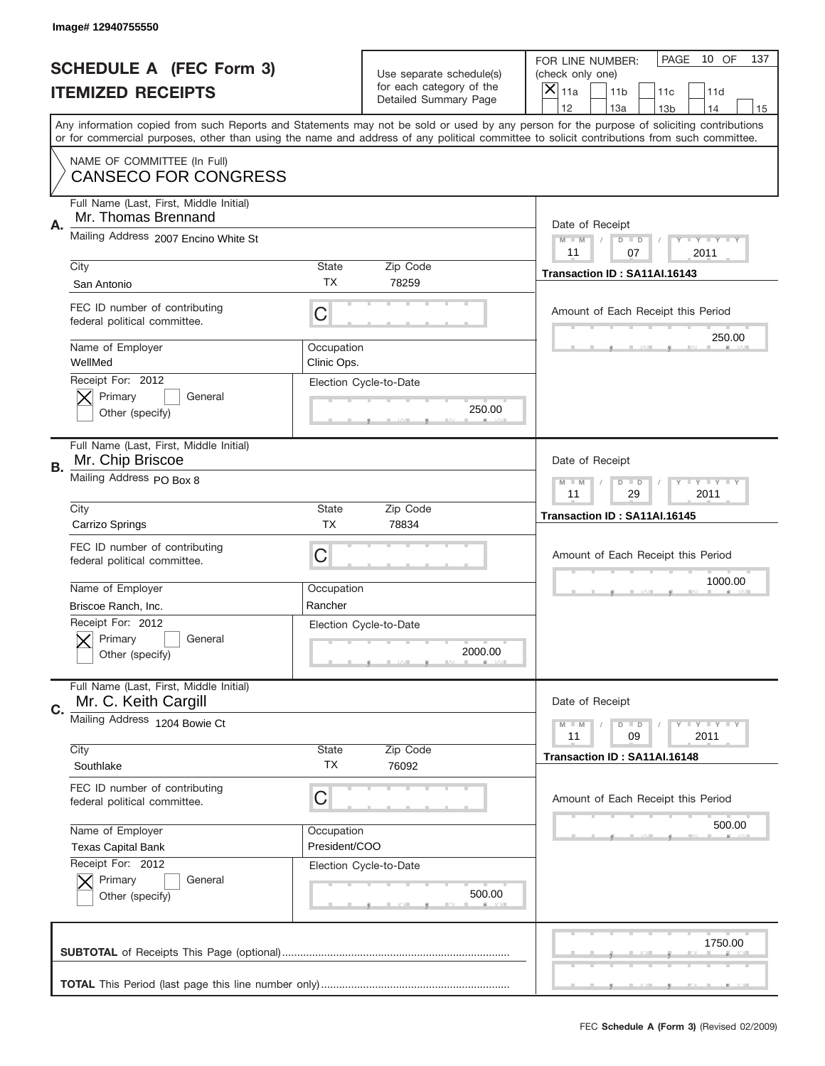Image# 12940755550

# SCHEDULE A (FEC Form 3)
## ITEMIZED RECEIPTS

Use separate schedule(s) for each category of the Detailed Summary Page

FOR LINE NUMBER: (check only one)

[X] 11a [ ] 11b [ ] 11c [ ] 11d [ ] 12 [ ] 13a [ ] 13b [ ] 14 [ ] 15

PAGE 10 OF 137

Any information copied from such Reports and Statements may not be sold or used by any person for the purpose of soliciting contributions or for commercial purposes, other than using the name and address of any political committee to solicit contributions from such committee.

NAME OF COMMITTEE (In Full)
CANSECO FOR CONGRESS

---

**A.** Full Name (Last, First, Middle Initial): Mr. Thomas Brennand

Mailing Address: 2007 Encino White St

City: San Antonio | State: TX | Zip Code: 78259

FEC ID number of contributing federal political committee: C

Name of Employer: WellMed | Occupation: Clinic Ops.

Receipt For: 2012 — [X] Primary [ ] General [ ] Other (specify)

Election Cycle-to-Date: 250.00

Date of Receipt: 11 / 07 / 2011

Transaction ID : SA11AI.16143

Amount of Each Receipt this Period: 250.00

---

**B.** Full Name (Last, First, Middle Initial): Mr. Chip Briscoe

Mailing Address: PO Box 8

City: Carrizo Springs | State: TX | Zip Code: 78834

FEC ID number of contributing federal political committee: C

Name of Employer: Briscoe Ranch, Inc. | Occupation: Rancher

Receipt For: 2012 — [X] Primary [ ] General [ ] Other (specify)

Election Cycle-to-Date: 2000.00

Date of Receipt: 11 / 29 / 2011

Transaction ID : SA11AI.16145

Amount of Each Receipt this Period: 1000.00

---

**C.** Full Name (Last, First, Middle Initial): Mr. C. Keith Cargill

Mailing Address: 1204 Bowie Ct

City: Southlake | State: TX | Zip Code: 76092

FEC ID number of contributing federal political committee: C

Name of Employer: Texas Capital Bank | Occupation: President/COO

Receipt For: 2012 — [X] Primary [ ] General [ ] Other (specify)

Election Cycle-to-Date: 500.00

Date of Receipt: 11 / 09 / 2011

Transaction ID : SA11AI.16148

Amount of Each Receipt this Period: 500.00

---

**SUBTOTAL** of Receipts This Page (optional): 1750.00

**TOTAL** This Period (last page this line number only):

FEC **Schedule A (Form 3)** (Revised 02/2009)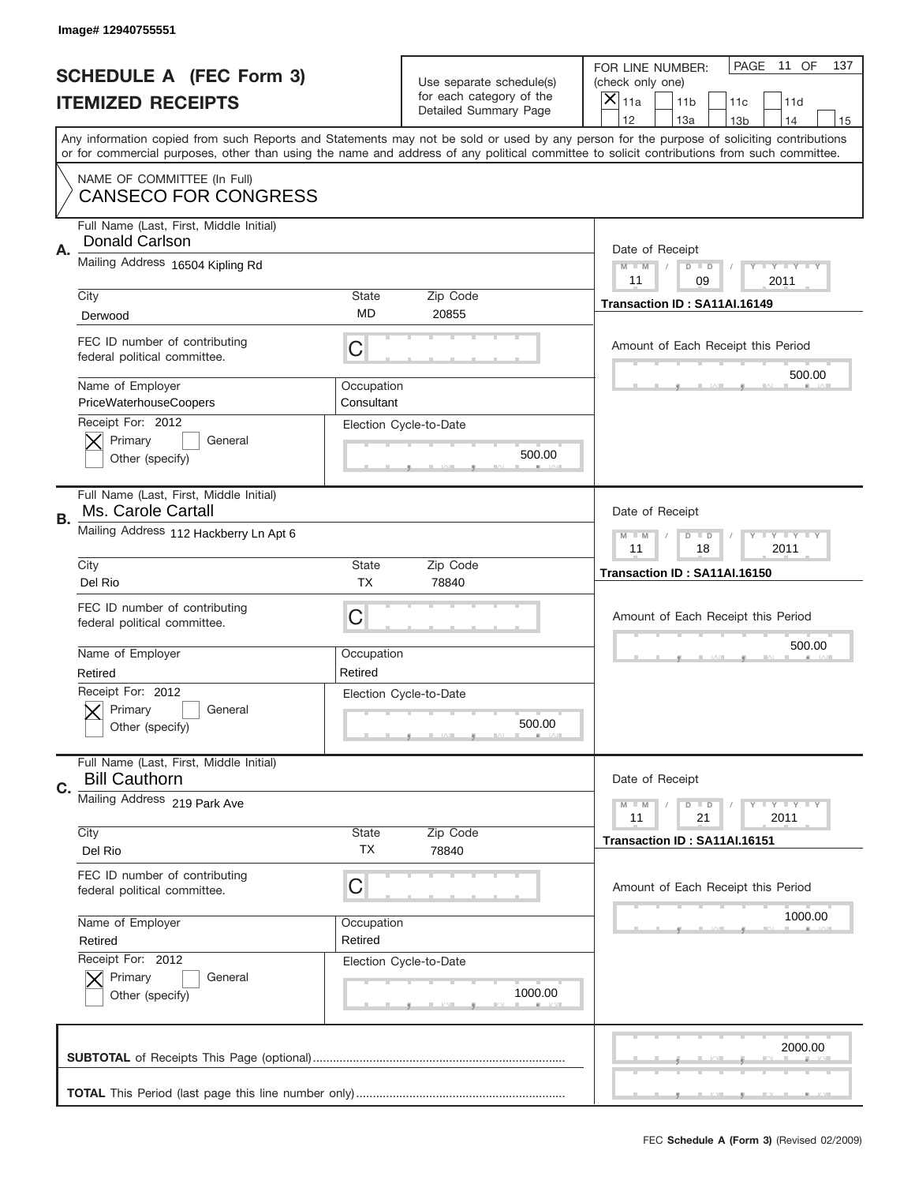Image# 12940755551

# SCHEDULE A (FEC Form 3)
## ITEMIZED RECEIPTS

Use separate schedule(s) for each category of the Detailed Summary Page

FOR LINE NUMBER: (check only one)

[X] 11a [ ] 11b [ ] 11c [ ] 11d [ ] 12 [ ] 13a [ ] 13b [ ] 14 [ ] 15

PAGE 11 OF 137

Any information copied from such Reports and Statements may not be sold or used by any person for the purpose of soliciting contributions or for commercial purposes, other than using the name and address of any political committee to solicit contributions from such committee.

NAME OF COMMITTEE (In Full)
CANSECO FOR CONGRESS

---

**A.**
Full Name (Last, First, Middle Initial): Donald Carlson
Mailing Address: 16504 Kipling Rd
City: Derwood | State: MD | Zip Code: 20855
FEC ID number of contributing federal political committee: C
Name of Employer: PriceWaterhouseCoopers
Occupation: Consultant
Receipt For: 2012 — [X] Primary [ ] General [ ] Other (specify)
Election Cycle-to-Date: 500.00
Date of Receipt: 11 / 09 / 2011
Transaction ID : SA11AI.16149
Amount of Each Receipt this Period: 500.00

---

**B.**
Full Name (Last, First, Middle Initial): Ms. Carole Cartall
Mailing Address: 112 Hackberry Ln Apt 6
City: Del Rio | State: TX | Zip Code: 78840
FEC ID number of contributing federal political committee: C
Name of Employer: Retired
Occupation: Retired
Receipt For: 2012 — [X] Primary [ ] General [ ] Other (specify)
Election Cycle-to-Date: 500.00
Date of Receipt: 11 / 18 / 2011
Transaction ID : SA11AI.16150
Amount of Each Receipt this Period: 500.00

---

**C.**
Full Name (Last, First, Middle Initial): Bill Cauthorn
Mailing Address: 219 Park Ave
City: Del Rio | State: TX | Zip Code: 78840
FEC ID number of contributing federal political committee: C
Name of Employer: Retired
Occupation: Retired
Receipt For: 2012 — [X] Primary [ ] General [ ] Other (specify)
Election Cycle-to-Date: 1000.00
Date of Receipt: 11 / 21 / 2011
Transaction ID : SA11AI.16151
Amount of Each Receipt this Period: 1000.00

---

**SUBTOTAL** of Receipts This Page (optional): 2000.00

**TOTAL** This Period (last page this line number only):

FEC **Schedule A (Form 3)** (Revised 02/2009)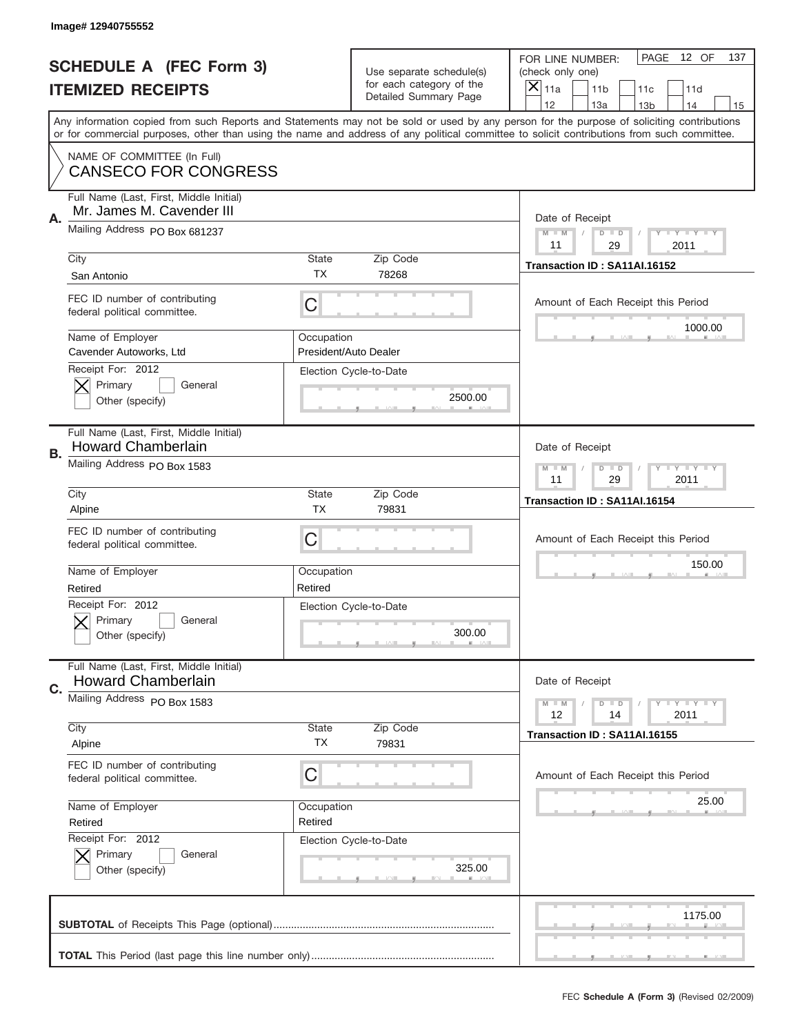Image# 12940755552

# SCHEDULE A (FEC Form 3)
## ITEMIZED RECEIPTS

Use separate schedule(s) for each category of the Detailed Summary Page

FOR LINE NUMBER: (check only one)
[X] 11a [ ] 11b [ ] 11c [ ] 11d [ ] 12 [ ] 13a [ ] 13b [ ] 14 [ ] 15

PAGE 12 OF 137

Any information copied from such Reports and Statements may not be sold or used by any person for the purpose of soliciting contributions or for commercial purposes, other than using the name and address of any political committee to solicit contributions from such committee.

NAME OF COMMITTEE (In Full)
CANSECO FOR CONGRESS

---

**A.**
Full Name (Last, First, Middle Initial): Mr. James M. Cavender III
Mailing Address: PO Box 681237
City: San Antonio | State: TX | Zip Code: 78268
FEC ID number of contributing federal political committee: C
Name of Employer: Cavender Autoworks, Ltd
Occupation: President/Auto Dealer
Receipt For: 2012 — [X] Primary [ ] General [ ] Other (specify)
Election Cycle-to-Date: 2500.00
Date of Receipt: 11 / 29 / 2011
Transaction ID : SA11AI.16152
Amount of Each Receipt this Period: 1000.00

---

**B.**
Full Name (Last, First, Middle Initial): Howard Chamberlain
Mailing Address: PO Box 1583
City: Alpine | State: TX | Zip Code: 79831
FEC ID number of contributing federal political committee: C
Name of Employer: Retired
Occupation: Retired
Receipt For: 2012 — [X] Primary [ ] General [ ] Other (specify)
Election Cycle-to-Date: 300.00
Date of Receipt: 11 / 29 / 2011
Transaction ID : SA11AI.16154
Amount of Each Receipt this Period: 150.00

---

**C.**
Full Name (Last, First, Middle Initial): Howard Chamberlain
Mailing Address: PO Box 1583
City: Alpine | State: TX | Zip Code: 79831
FEC ID number of contributing federal political committee: C
Name of Employer: Retired
Occupation: Retired
Receipt For: 2012 — [X] Primary [ ] General [ ] Other (specify)
Election Cycle-to-Date: 325.00
Date of Receipt: 12 / 14 / 2011
Transaction ID : SA11AI.16155
Amount of Each Receipt this Period: 25.00

---

**SUBTOTAL** of Receipts This Page (optional): 1175.00

**TOTAL** This Period (last page this line number only):

FEC Schedule A (Form 3) (Revised 02/2009)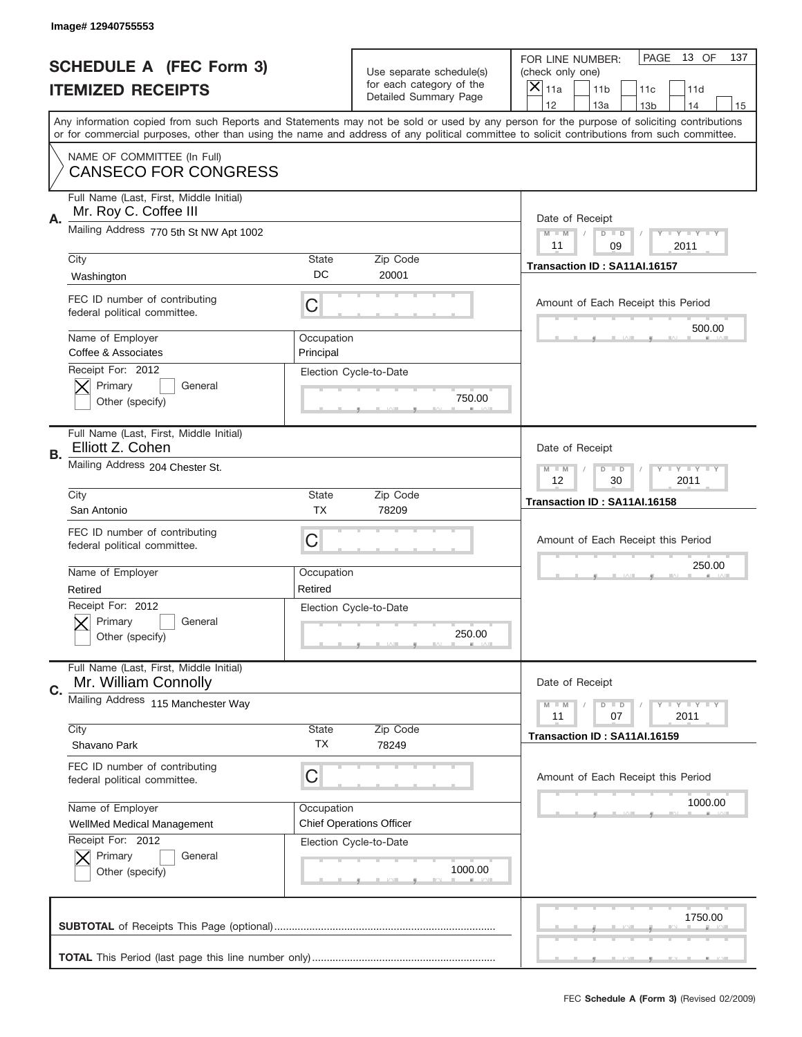Image# 12940755553

# SCHEDULE A (FEC Form 3)
## ITEMIZED RECEIPTS

Use separate schedule(s) for each category of the Detailed Summary Page

FOR LINE NUMBER: (check only one)
[X] 11a [ ] 11b [ ] 11c [ ] 11d [ ] 12 [ ] 13a [ ] 13b [ ] 14 [ ] 15

PAGE 13 OF 137

Any information copied from such Reports and Statements may not be sold or used by any person for the purpose of soliciting contributions or for commercial purposes, other than using the name and address of any political committee to solicit contributions from such committee.

NAME OF COMMITTEE (In Full)
CANSECO FOR CONGRESS

---

**A.** Full Name (Last, First, Middle Initial): Mr. Roy C. Coffee III

Mailing Address: 770 5th St NW Apt 1002

City: Washington | State: DC | Zip Code: 20001

FEC ID number of contributing federal political committee: C

Name of Employer: Coffee & Associates | Occupation: Principal

Receipt For: 2012 — [X] Primary [ ] General [ ] Other (specify)

Election Cycle-to-Date: 750.00

Date of Receipt: 11 / 09 / 2011

Transaction ID : SA11AI.16157

Amount of Each Receipt this Period: 500.00

---

**B.** Full Name (Last, First, Middle Initial): Elliott Z. Cohen

Mailing Address: 204 Chester St.

City: San Antonio | State: TX | Zip Code: 78209

FEC ID number of contributing federal political committee: C

Name of Employer: Retired | Occupation: Retired

Receipt For: 2012 — [X] Primary [ ] General [ ] Other (specify)

Election Cycle-to-Date: 250.00

Date of Receipt: 12 / 30 / 2011

Transaction ID : SA11AI.16158

Amount of Each Receipt this Period: 250.00

---

**C.** Full Name (Last, First, Middle Initial): Mr. William Connolly

Mailing Address: 115 Manchester Way

City: Shavano Park | State: TX | Zip Code: 78249

FEC ID number of contributing federal political committee: C

Name of Employer: WellMed Medical Management | Occupation: Chief Operations Officer

Receipt For: 2012 — [X] Primary [ ] General [ ] Other (specify)

Election Cycle-to-Date: 1000.00

Date of Receipt: 11 / 07 / 2011

Transaction ID : SA11AI.16159

Amount of Each Receipt this Period: 1000.00

---

**SUBTOTAL** of Receipts This Page (optional): 1750.00

**TOTAL** This Period (last page this line number only):

FEC **Schedule A (Form 3)** (Revised 02/2009)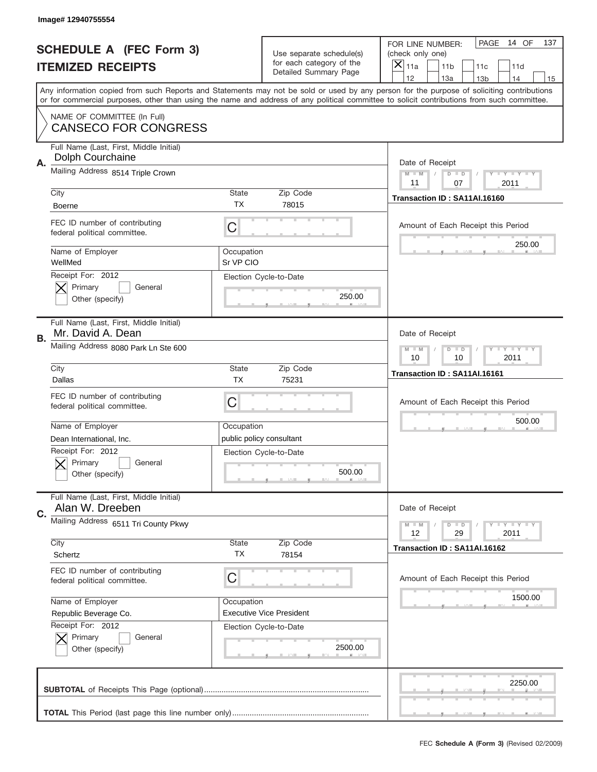Image# 12940755554

# SCHEDULE A (FEC Form 3)
## ITEMIZED RECEIPTS

Use separate schedule(s) for each category of the Detailed Summary Page

FOR LINE NUMBER: (check only one)
[X] 11a [ ] 11b [ ] 11c [ ] 11d [ ] 12 [ ] 13a [ ] 13b [ ] 14 [ ] 15

PAGE 14 OF 137

Any information copied from such Reports and Statements may not be sold or used by any person for the purpose of soliciting contributions or for commercial purposes, other than using the name and address of any political committee to solicit contributions from such committee.

NAME OF COMMITTEE (In Full)
CANSECO FOR CONGRESS

---

**A.** Full Name (Last, First, Middle Initial): Dolph Courchaine
Mailing Address: 8514 Triple Crown
City: Boerne | State: TX | Zip Code: 78015
FEC ID number of contributing federal political committee: C
Name of Employer: WellMed
Occupation: Sr VP CIO
Receipt For: 2012 [X] Primary [ ] General [ ] Other (specify)
Election Cycle-to-Date: 250.00
Date of Receipt: 11 07 2011
Transaction ID : SA11AI.16160
Amount of Each Receipt this Period: 250.00

---

**B.** Full Name (Last, First, Middle Initial): Mr. David A. Dean
Mailing Address: 8080 Park Ln Ste 600
City: Dallas | State: TX | Zip Code: 75231
FEC ID number of contributing federal political committee: C
Name of Employer: Dean International, Inc.
Occupation: public policy consultant
Receipt For: 2012 [X] Primary [ ] General [ ] Other (specify)
Election Cycle-to-Date: 500.00
Date of Receipt: 10 10 2011
Transaction ID : SA11AI.16161
Amount of Each Receipt this Period: 500.00

---

**C.** Full Name (Last, First, Middle Initial): Alan W. Dreeben
Mailing Address: 6511 Tri County Pkwy
City: Schertz | State: TX | Zip Code: 78154
FEC ID number of contributing federal political committee: C
Name of Employer: Republic Beverage Co.
Occupation: Executive Vice President
Receipt For: 2012 [X] Primary [ ] General [ ] Other (specify)
Election Cycle-to-Date: 2500.00
Date of Receipt: 12 29 2011
Transaction ID : SA11AI.16162
Amount of Each Receipt this Period: 1500.00

---

**SUBTOTAL** of Receipts This Page (optional): 2250.00

**TOTAL** This Period (last page this line number only):

FEC **Schedule A (Form 3)** (Revised 02/2009)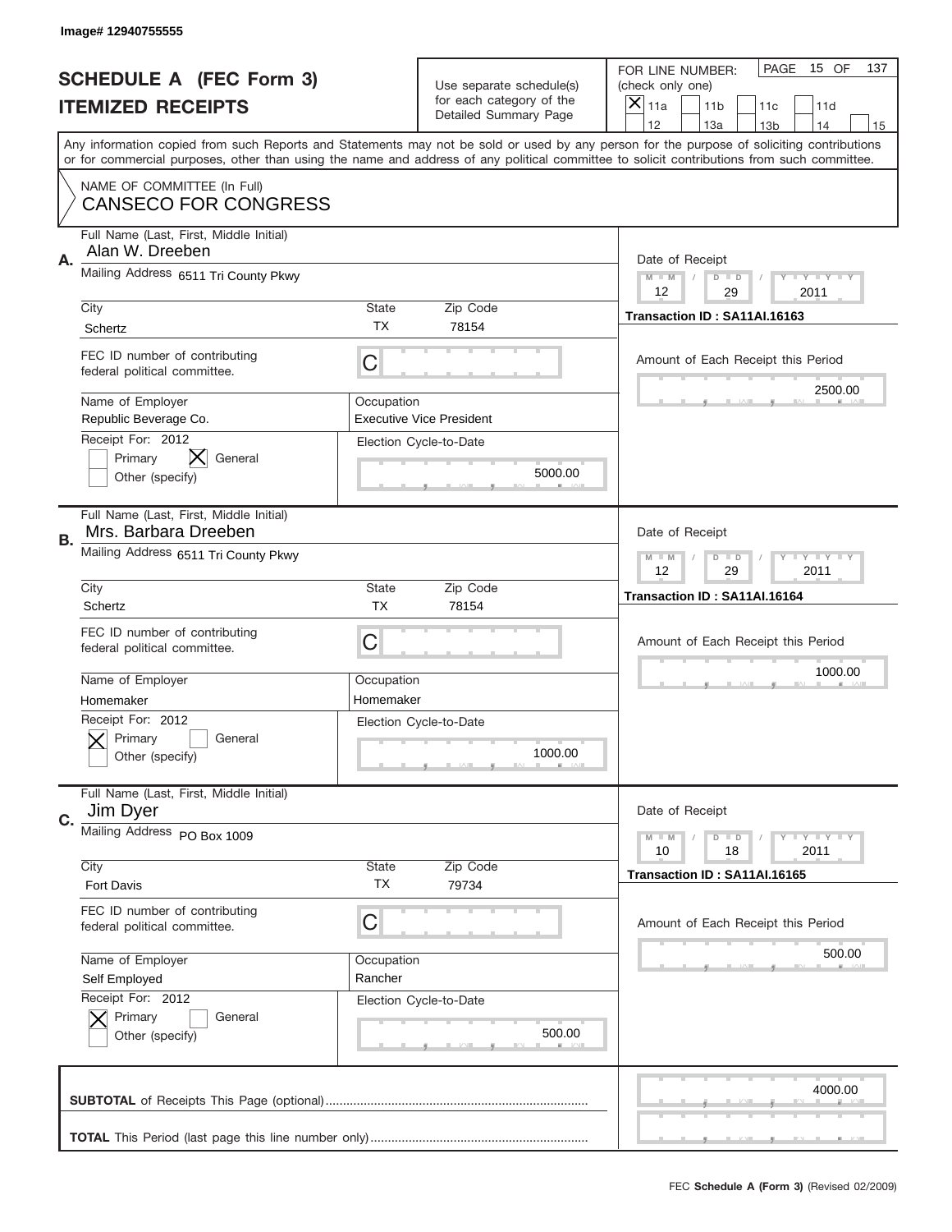Image# 12940755555

# SCHEDULE A (FEC Form 3)
## ITEMIZED RECEIPTS

Use separate schedule(s) for each category of the Detailed Summary Page

FOR LINE NUMBER: (check only one)
[X] 11a [ ] 11b [ ] 11c [ ] 11d [ ] 12 [ ] 13a [ ] 13b [ ] 14 [ ] 15

PAGE 15 OF 137

Any information copied from such Reports and Statements may not be sold or used by any person for the purpose of soliciting contributions or for commercial purposes, other than using the name and address of any political committee to solicit contributions from such committee.

NAME OF COMMITTEE (In Full)
CANSECO FOR CONGRESS

---

**A.** Full Name (Last, First, Middle Initial): Alan W. Dreeben

Mailing Address: 6511 Tri County Pkwy

City: Schertz | State: TX | Zip Code: 78154

FEC ID number of contributing federal political committee: C

Name of Employer: Republic Beverage Co.
Occupation: Executive Vice President

Receipt For: 2012 — [ ] Primary [X] General [ ] Other (specify)

Date of Receipt: 12 / 29 / 2011
Transaction ID : SA11AI.16163

Amount of Each Receipt this Period: 2500.00

Election Cycle-to-Date: 5000.00

---

**B.** Full Name (Last, First, Middle Initial): Mrs. Barbara Dreeben

Mailing Address: 6511 Tri County Pkwy

City: Schertz | State: TX | Zip Code: 78154

FEC ID number of contributing federal political committee: C

Name of Employer: Homemaker
Occupation: Homemaker

Receipt For: 2012 — [X] Primary [ ] General [ ] Other (specify)

Date of Receipt: 12 / 29 / 2011
Transaction ID : SA11AI.16164

Amount of Each Receipt this Period: 1000.00

Election Cycle-to-Date: 1000.00

---

**C.** Full Name (Last, First, Middle Initial): Jim Dyer

Mailing Address: PO Box 1009

City: Fort Davis | State: TX | Zip Code: 79734

FEC ID number of contributing federal political committee: C

Name of Employer: Self Employed
Occupation: Rancher

Receipt For: 2012 — [X] Primary [ ] General [ ] Other (specify)

Date of Receipt: 10 / 18 / 2011
Transaction ID : SA11AI.16165

Amount of Each Receipt this Period: 500.00

Election Cycle-to-Date: 500.00

---

**SUBTOTAL** of Receipts This Page (optional): 4000.00

**TOTAL** This Period (last page this line number only):

FEC **Schedule A (Form 3)** (Revised 02/2009)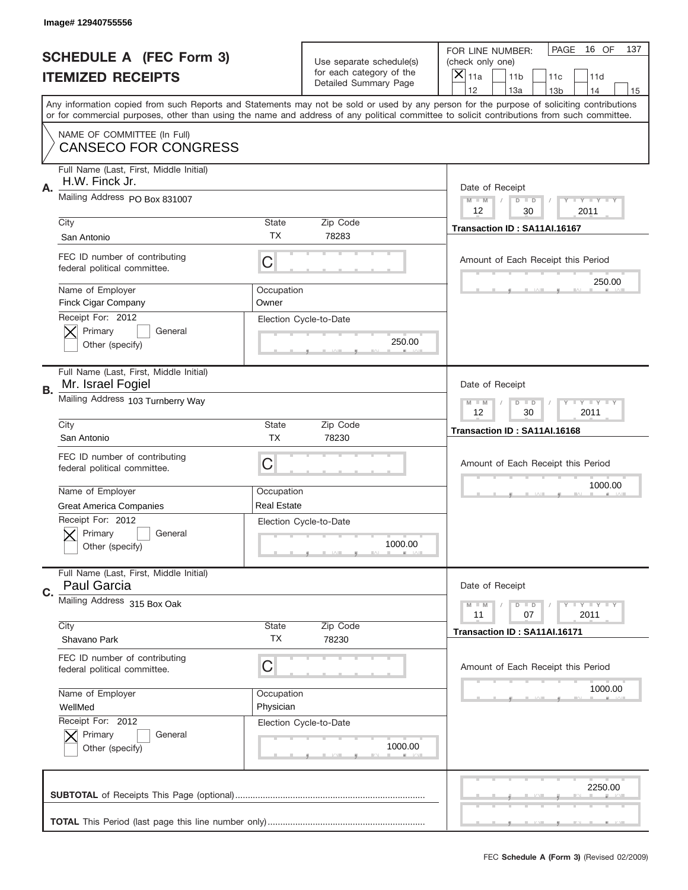Image# 12940755556

# SCHEDULE A (FEC Form 3)
## ITEMIZED RECEIPTS

Use separate schedule(s) for each category of the Detailed Summary Page

FOR LINE NUMBER: (check only one)
[X] 11a [ ] 11b [ ] 11c [ ] 11d [ ] 12 [ ] 13a [ ] 13b [ ] 14 [ ] 15

PAGE 16 OF 137

Any information copied from such Reports and Statements may not be sold or used by any person for the purpose of soliciting contributions or for commercial purposes, other than using the name and address of any political committee to solicit contributions from such committee.

NAME OF COMMITTEE (In Full)
CANSECO FOR CONGRESS

---

**A.** Full Name (Last, First, Middle Initial): H.W. Finck Jr.
Mailing Address: PO Box 831007
City: San Antonio | State: TX | Zip Code: 78283
FEC ID number of contributing federal political committee: C
Name of Employer: Finck Cigar Company | Occupation: Owner
Receipt For: 2012 — [X] Primary [ ] General [ ] Other (specify)
Election Cycle-to-Date: 250.00
Date of Receipt: 12 / 30 / 2011
Transaction ID : SA11AI.16167
Amount of Each Receipt this Period: 250.00

---

**B.** Full Name (Last, First, Middle Initial): Mr. Israel Fogiel
Mailing Address: 103 Turnberry Way
City: San Antonio | State: TX | Zip Code: 78230
FEC ID number of contributing federal political committee: C
Name of Employer: Great America Companies | Occupation: Real Estate
Receipt For: 2012 — [X] Primary [ ] General [ ] Other (specify)
Election Cycle-to-Date: 1000.00
Date of Receipt: 12 / 30 / 2011
Transaction ID : SA11AI.16168
Amount of Each Receipt this Period: 1000.00

---

**C.** Full Name (Last, First, Middle Initial): Paul Garcia
Mailing Address: 315 Box Oak
City: Shavano Park | State: TX | Zip Code: 78230
FEC ID number of contributing federal political committee: C
Name of Employer: WellMed | Occupation: Physician
Receipt For: 2012 — [X] Primary [ ] General [ ] Other (specify)
Election Cycle-to-Date: 1000.00
Date of Receipt: 11 / 07 / 2011
Transaction ID : SA11AI.16171
Amount of Each Receipt this Period: 1000.00

---

**SUBTOTAL** of Receipts This Page (optional): 2250.00

**TOTAL** This Period (last page this line number only):

FEC **Schedule A (Form 3)** (Revised 02/2009)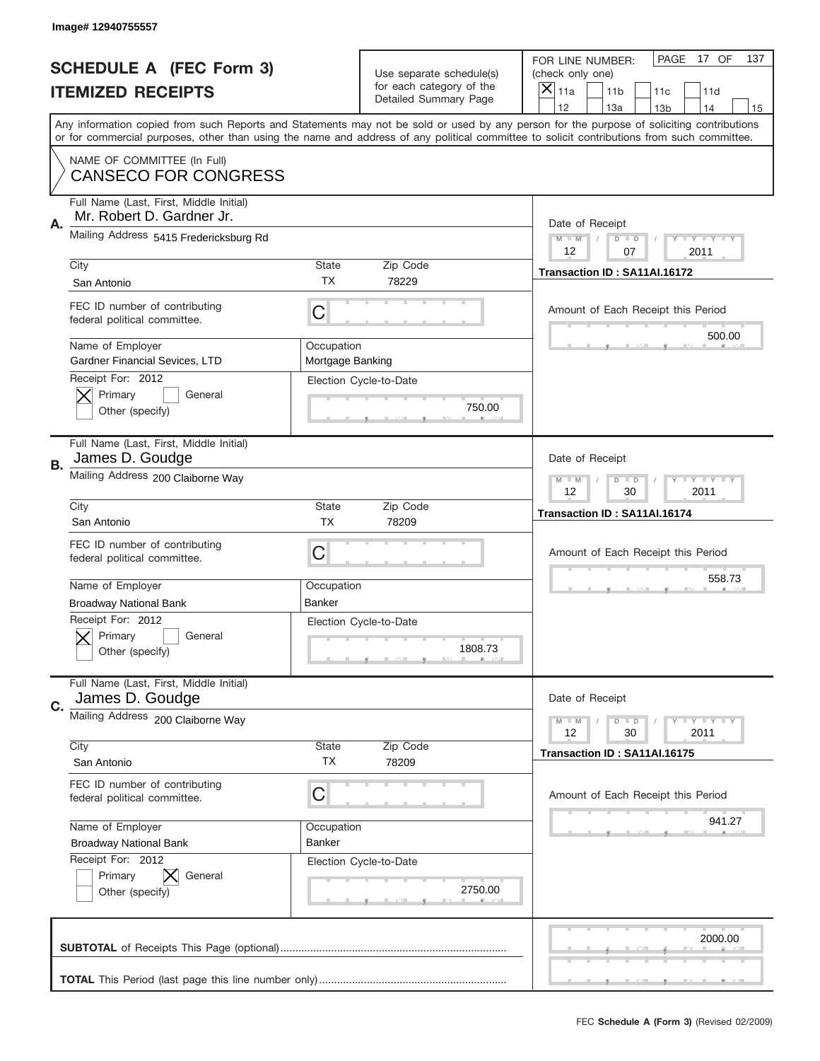Image# 12940755557

# SCHEDULE A (FEC Form 3)
## ITEMIZED RECEIPTS

Use separate schedule(s) for each category of the Detailed Summary Page

FOR LINE NUMBER: (check only one)

[X] 11a [ ] 11b [ ] 11c [ ] 11d [ ] 12 [ ] 13a [ ] 13b [ ] 14 [ ] 15

PAGE 17 OF 137

Any information copied from such Reports and Statements may not be sold or used by any person for the purpose of soliciting contributions or for commercial purposes, other than using the name and address of any political committee to solicit contributions from such committee.

NAME OF COMMITTEE (In Full)
CANSECO FOR CONGRESS

---

**A.**

Full Name (Last, First, Middle Initial): Mr. Robert D. Gardner Jr.

Mailing Address: 5415 Fredericksburg Rd

City: San Antonio | State: TX | Zip Code: 78229

FEC ID number of contributing federal political committee: C

Name of Employer: Gardner Financial Sevices, LTD

Occupation: Mortgage Banking

Receipt For: 2012 — [X] Primary [ ] General [ ] Other (specify)

Election Cycle-to-Date: 750.00

Date of Receipt: 12 / 07 / 2011

Transaction ID : SA11AI.16172

Amount of Each Receipt this Period: 500.00

---

**B.**

Full Name (Last, First, Middle Initial): James D. Goudge

Mailing Address: 200 Claiborne Way

City: San Antonio | State: TX | Zip Code: 78209

FEC ID number of contributing federal political committee: C

Name of Employer: Broadway National Bank

Occupation: Banker

Receipt For: 2012 — [X] Primary [ ] General [ ] Other (specify)

Election Cycle-to-Date: 1808.73

Date of Receipt: 12 / 30 / 2011

Transaction ID : SA11AI.16174

Amount of Each Receipt this Period: 558.73

---

**C.**

Full Name (Last, First, Middle Initial): James D. Goudge

Mailing Address: 200 Claiborne Way

City: San Antonio | State: TX | Zip Code: 78209

FEC ID number of contributing federal political committee: C

Name of Employer: Broadway National Bank

Occupation: Banker

Receipt For: 2012 — [ ] Primary [X] General [ ] Other (specify)

Election Cycle-to-Date: 2750.00

Date of Receipt: 12 / 30 / 2011

Transaction ID : SA11AI.16175

Amount of Each Receipt this Period: 941.27

---

**SUBTOTAL** of Receipts This Page (optional): 2000.00

**TOTAL** This Period (last page this line number only):

FEC Schedule A (Form 3) (Revised 02/2009)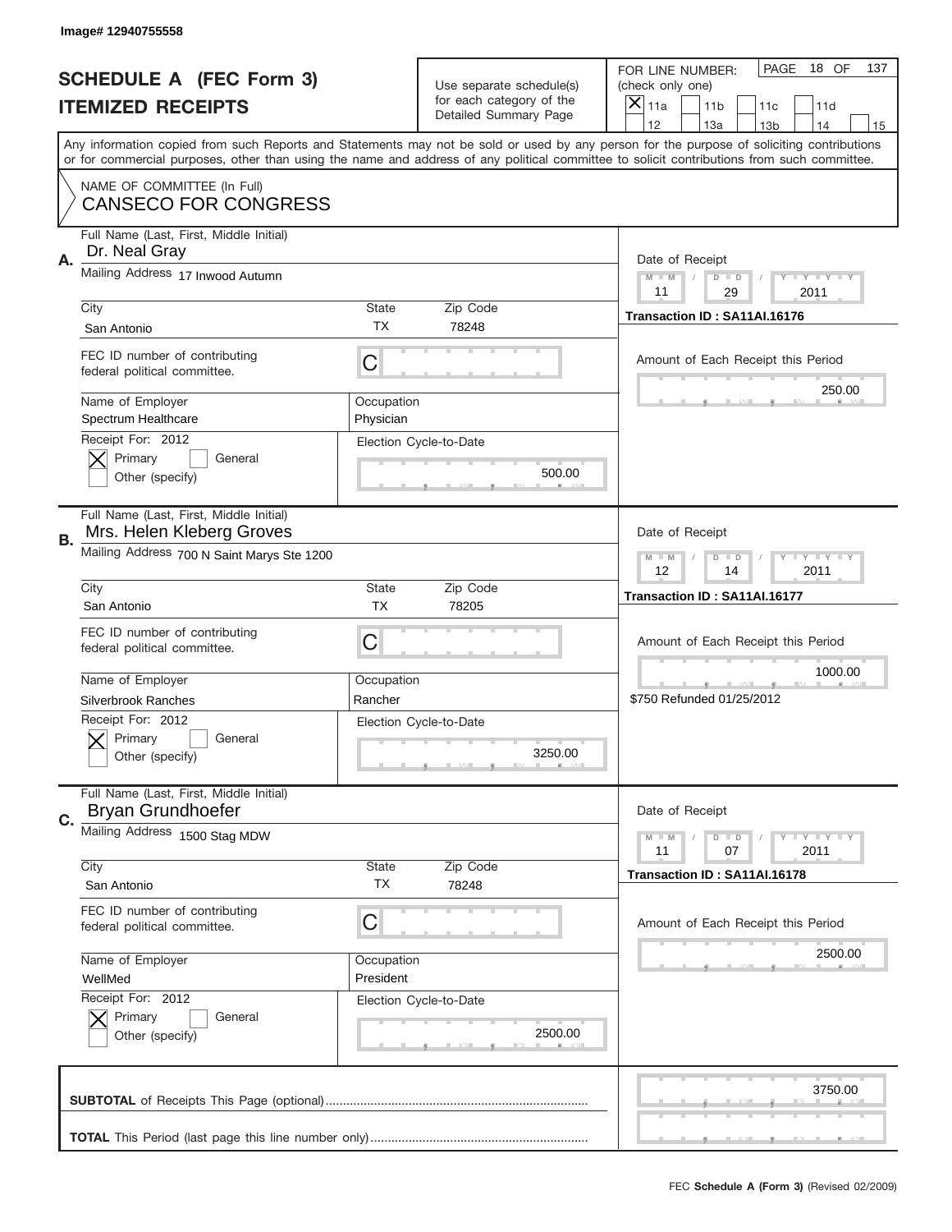Image# 12940755558

# SCHEDULE A (FEC Form 3)
## ITEMIZED RECEIPTS

Use separate schedule(s) for each category of the Detailed Summary Page

FOR LINE NUMBER: (check only one)

- [x] 11a
- [ ] 11b
- [ ] 11c
- [ ] 11d
- [ ] 12
- [ ] 13a
- [ ] 13b
- [ ] 14
- [ ] 15

PAGE 18 OF 137

Any information copied from such Reports and Statements may not be sold or used by any person for the purpose of soliciting contributions or for commercial purposes, other than using the name and address of any political committee to solicit contributions from such committee.

NAME OF COMMITTEE (In Full)
**CANSECO FOR CONGRESS**

---

**A.** Full Name (Last, First, Middle Initial): Dr. Neal Gray

Mailing Address: 17 Inwood Autumn

| City | State | Zip Code |
|---|---|---|
| San Antonio | TX | 78248 |

FEC ID number of contributing federal political committee: C

Name of Employer: Spectrum Healthcare
Occupation: Physician

Receipt For: 2012
- [x] Primary
- [ ] General
- [ ] Other (specify)

Election Cycle-to-Date: 500.00

Date of Receipt: 11 / 29 / 2011
Transaction ID : SA11AI.16176

Amount of Each Receipt this Period: 250.00

---

**B.** Full Name (Last, First, Middle Initial): Mrs. Helen Kleberg Groves

Mailing Address: 700 N Saint Marys Ste 1200

| City | State | Zip Code |
|---|---|---|
| San Antonio | TX | 78205 |

FEC ID number of contributing federal political committee: C

Name of Employer: Silverbrook Ranches
Occupation: Rancher

Receipt For: 2012
- [x] Primary
- [ ] General
- [ ] Other (specify)

Election Cycle-to-Date: 3250.00

Date of Receipt: 12 / 14 / 2011
Transaction ID : SA11AI.16177

Amount of Each Receipt this Period: 1000.00

$750 Refunded 01/25/2012

---

**C.** Full Name (Last, First, Middle Initial): Bryan Grundhoefer

Mailing Address: 1500 Stag MDW

| City | State | Zip Code |
|---|---|---|
| San Antonio | TX | 78248 |

FEC ID number of contributing federal political committee: C

Name of Employer: WellMed
Occupation: President

Receipt For: 2012
- [x] Primary
- [ ] General
- [ ] Other (specify)

Election Cycle-to-Date: 2500.00

Date of Receipt: 11 / 07 / 2011
Transaction ID : SA11AI.16178

Amount of Each Receipt this Period: 2500.00

---

**SUBTOTAL** of Receipts This Page (optional): 3750.00

**TOTAL** This Period (last page this line number only):

FEC **Schedule A (Form 3)** (Revised 02/2009)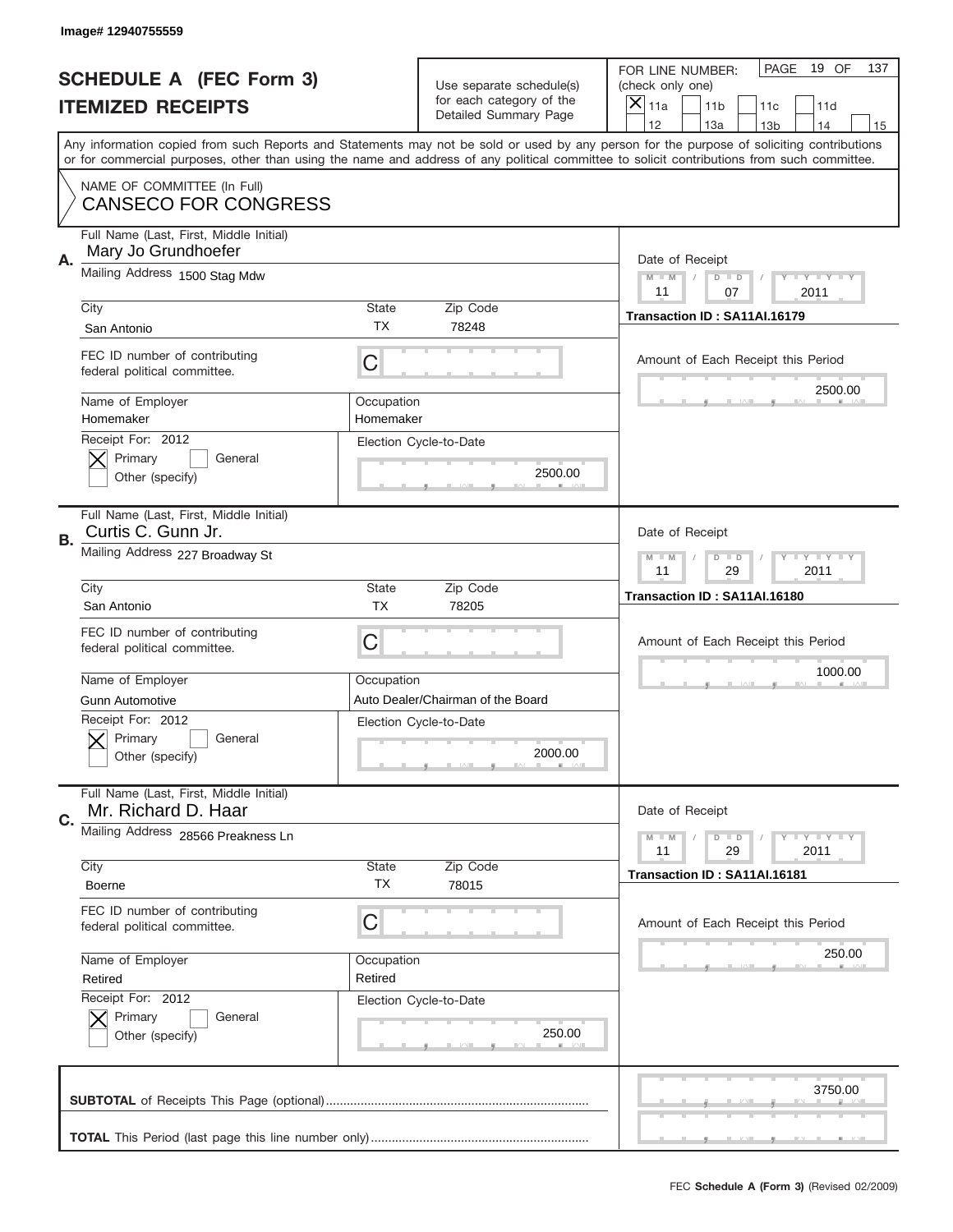Image# 12940755559

# SCHEDULE A (FEC Form 3)
## ITEMIZED RECEIPTS

Use separate schedule(s) for each category of the Detailed Summary Page

FOR LINE NUMBER: (check only one)
[X] 11a [ ] 11b [ ] 11c [ ] 11d [ ] 12 [ ] 13a [ ] 13b [ ] 14 [ ] 15

PAGE 19 OF 137

Any information copied from such Reports and Statements may not be sold or used by any person for the purpose of soliciting contributions or for commercial purposes, other than using the name and address of any political committee to solicit contributions from such committee.

NAME OF COMMITTEE (In Full)
CANSECO FOR CONGRESS

---

**A.** Full Name (Last, First, Middle Initial): Mary Jo Grundhoefer

Mailing Address: 1500 Stag Mdw

City: San Antonio | State: TX | Zip Code: 78248

FEC ID number of contributing federal political committee: C

Name of Employer: Homemaker | Occupation: Homemaker

Receipt For: 2012 — [X] Primary [ ] General [ ] Other (specify)

Election Cycle-to-Date: 2500.00

Date of Receipt: 11 / 07 / 2011

Transaction ID : SA11AI.16179

Amount of Each Receipt this Period: 2500.00

---

**B.** Full Name (Last, First, Middle Initial): Curtis C. Gunn Jr.

Mailing Address: 227 Broadway St

City: San Antonio | State: TX | Zip Code: 78205

FEC ID number of contributing federal political committee: C

Name of Employer: Gunn Automotive | Occupation: Auto Dealer/Chairman of the Board

Receipt For: 2012 — [X] Primary [ ] General [ ] Other (specify)

Election Cycle-to-Date: 2000.00

Date of Receipt: 11 / 29 / 2011

Transaction ID : SA11AI.16180

Amount of Each Receipt this Period: 1000.00

---

**C.** Full Name (Last, First, Middle Initial): Mr. Richard D. Haar

Mailing Address: 28566 Preakness Ln

City: Boerne | State: TX | Zip Code: 78015

FEC ID number of contributing federal political committee: C

Name of Employer: Retired | Occupation: Retired

Receipt For: 2012 — [X] Primary [ ] General [ ] Other (specify)

Election Cycle-to-Date: 250.00

Date of Receipt: 11 / 29 / 2011

Transaction ID : SA11AI.16181

Amount of Each Receipt this Period: 250.00

---

**SUBTOTAL** of Receipts This Page (optional): 3750.00

**TOTAL** This Period (last page this line number only):

FEC **Schedule A (Form 3)** (Revised 02/2009)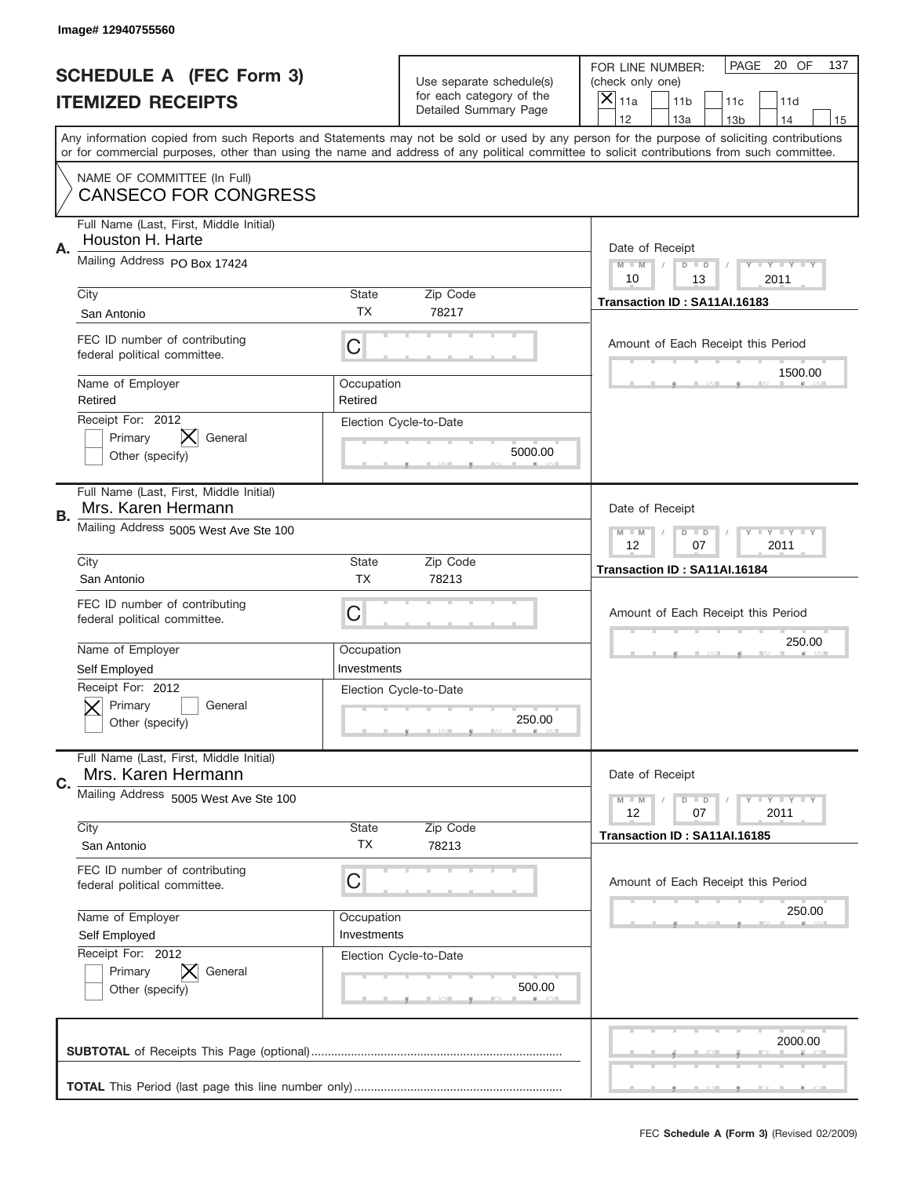Image# 12940755560

# SCHEDULE A (FEC Form 3)
# ITEMIZED RECEIPTS

Use separate schedule(s) for each category of the Detailed Summary Page

FOR LINE NUMBER: (check only one)

- [X] 11a
- [ ] 11b
- [ ] 11c
- [ ] 11d
- [ ] 12
- [ ] 13a
- [ ] 13b
- [ ] 14
- [ ] 15

PAGE 20 OF 137

Any information copied from such Reports and Statements may not be sold or used by any person for the purpose of soliciting contributions or for commercial purposes, other than using the name and address of any political committee to solicit contributions from such committee.

NAME OF COMMITTEE (In Full)
CANSECO FOR CONGRESS

## A.

Full Name (Last, First, Middle Initial): Houston H. Harte

Mailing Address: PO Box 17424

City: San Antonio | State: TX | Zip Code: 78217

FEC ID number of contributing federal political committee: C

Name of Employer: Retired

Occupation: Retired

Receipt For: 2012 — [ ] Primary [X] General [ ] Other (specify)

Election Cycle-to-Date: 5000.00

Date of Receipt: 10 / 13 / 2011

Transaction ID : SA11AI.16183

Amount of Each Receipt this Period: 1500.00

## B.

Full Name (Last, First, Middle Initial): Mrs. Karen Hermann

Mailing Address: 5005 West Ave Ste 100

City: San Antonio | State: TX | Zip Code: 78213

FEC ID number of contributing federal political committee: C

Name of Employer: Self Employed

Occupation: Investments

Receipt For: 2012 — [X] Primary [ ] General [ ] Other (specify)

Election Cycle-to-Date: 250.00

Date of Receipt: 12 / 07 / 2011

Transaction ID : SA11AI.16184

Amount of Each Receipt this Period: 250.00

## C.

Full Name (Last, First, Middle Initial): Mrs. Karen Hermann

Mailing Address: 5005 West Ave Ste 100

City: San Antonio | State: TX | Zip Code: 78213

FEC ID number of contributing federal political committee: C

Name of Employer: Self Employed

Occupation: Investments

Receipt For: 2012 — [ ] Primary [X] General [ ] Other (specify)

Election Cycle-to-Date: 500.00

Date of Receipt: 12 / 07 / 2011

Transaction ID : SA11AI.16185

Amount of Each Receipt this Period: 250.00

**SUBTOTAL** of Receipts This Page (optional): 2000.00

**TOTAL** This Period (last page this line number only):

FEC **Schedule A (Form 3)** (Revised 02/2009)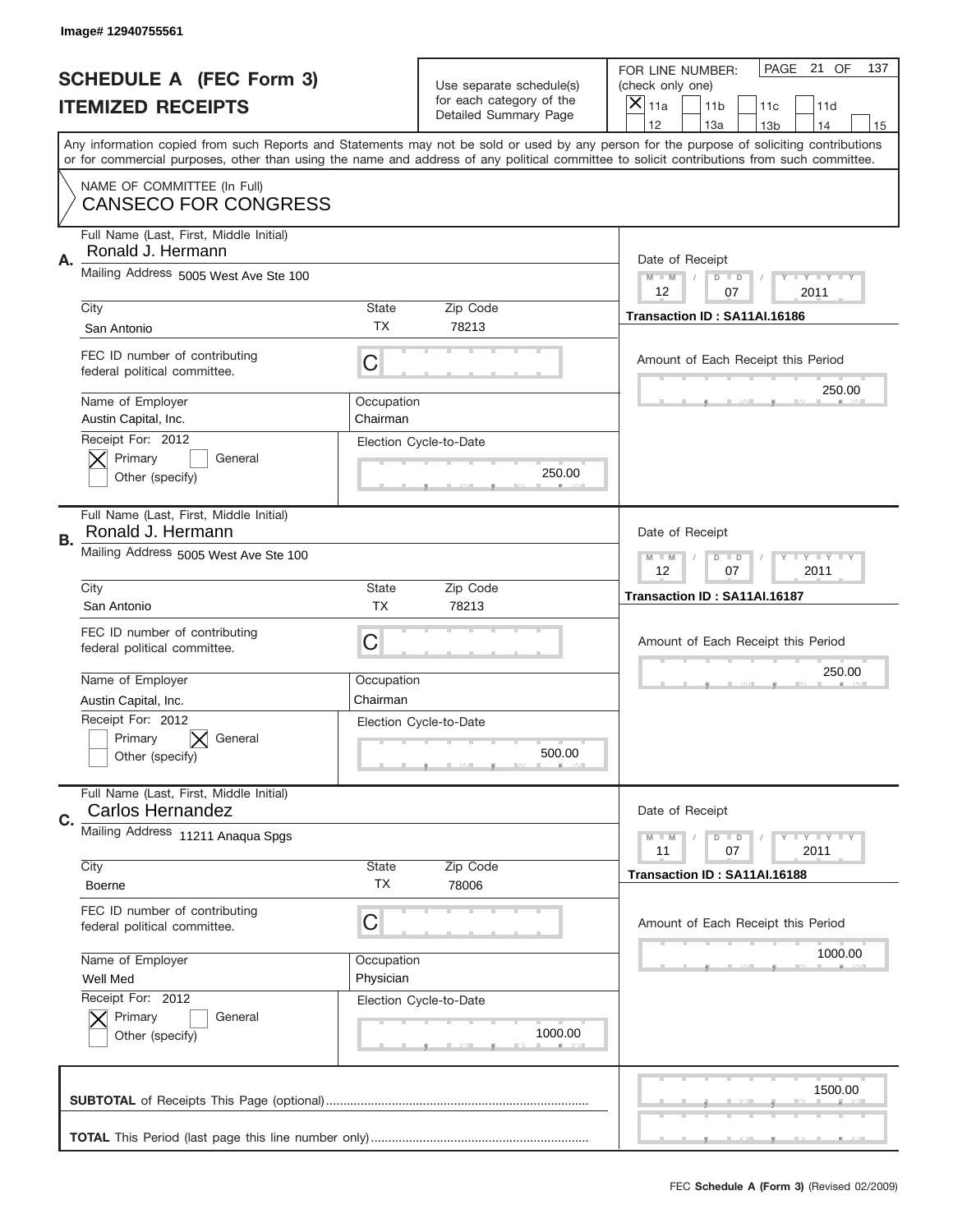Image# 12940755561

# SCHEDULE A (FEC Form 3)
## ITEMIZED RECEIPTS

Use separate schedule(s) for each category of the Detailed Summary Page

FOR LINE NUMBER: (check only one)
[X] 11a [ ] 11b [ ] 11c [ ] 11d [ ] 12 [ ] 13a [ ] 13b [ ] 14 [ ] 15

PAGE 21 OF 137

Any information copied from such Reports and Statements may not be sold or used by any person for the purpose of soliciting contributions or for commercial purposes, other than using the name and address of any political committee to solicit contributions from such committee.

NAME OF COMMITTEE (In Full)
CANSECO FOR CONGRESS

**A.**
Full Name (Last, First, Middle Initial): Ronald J. Hermann
Mailing Address: 5005 West Ave Ste 100
City: San Antonio | State: TX | Zip Code: 78213
FEC ID number of contributing federal political committee: C
Name of Employer: Austin Capital, Inc.
Occupation: Chairman
Receipt For: 2012 — [X] Primary [ ] General [ ] Other (specify)
Election Cycle-to-Date: 250.00
Date of Receipt: 12 / 07 / 2011
Transaction ID : SA11AI.16186
Amount of Each Receipt this Period: 250.00

**B.**
Full Name (Last, First, Middle Initial): Ronald J. Hermann
Mailing Address: 5005 West Ave Ste 100
City: San Antonio | State: TX | Zip Code: 78213
FEC ID number of contributing federal political committee: C
Name of Employer: Austin Capital, Inc.
Occupation: Chairman
Receipt For: 2012 — [ ] Primary [X] General [ ] Other (specify)
Election Cycle-to-Date: 500.00
Date of Receipt: 12 / 07 / 2011
Transaction ID : SA11AI.16187
Amount of Each Receipt this Period: 250.00

**C.**
Full Name (Last, First, Middle Initial): Carlos Hernandez
Mailing Address: 11211 Anaqua Spgs
City: Boerne | State: TX | Zip Code: 78006
FEC ID number of contributing federal political committee: C
Name of Employer: Well Med
Occupation: Physician
Receipt For: 2012 — [X] Primary [ ] General [ ] Other (specify)
Election Cycle-to-Date: 1000.00
Date of Receipt: 11 / 07 / 2011
Transaction ID : SA11AI.16188
Amount of Each Receipt this Period: 1000.00

**SUBTOTAL** of Receipts This Page (optional): 1500.00

**TOTAL** This Period (last page this line number only):

FEC **Schedule A (Form 3)** (Revised 02/2009)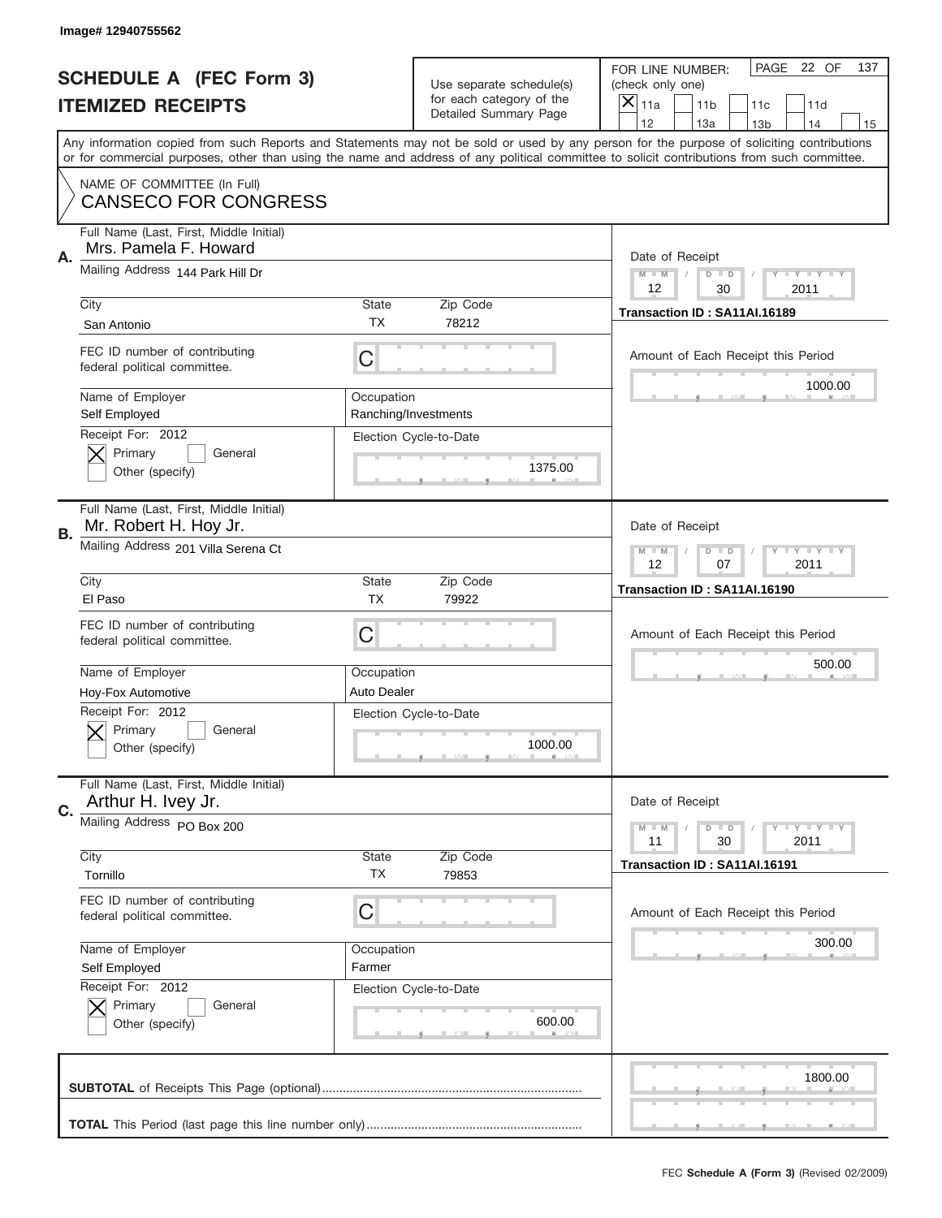Image# 12940755562

# SCHEDULE A (FEC Form 3)
## ITEMIZED RECEIPTS

Use separate schedule(s) for each category of the Detailed Summary Page

FOR LINE NUMBER: (check only one)

- [X] 11a
- [ ] 11b
- [ ] 11c
- [ ] 11d
- [ ] 12
- [ ] 13a
- [ ] 13b
- [ ] 14
- [ ] 15

PAGE 22 OF 137

Any information copied from such Reports and Statements may not be sold or used by any person for the purpose of soliciting contributions or for commercial purposes, other than using the name and address of any political committee to solicit contributions from such committee.

NAME OF COMMITTEE (In Full)
CANSECO FOR CONGRESS

---

**A.** Full Name (Last, First, Middle Initial): Mrs. Pamela F. Howard

Mailing Address: 144 Park Hill Dr

City: San Antonio | State: TX | Zip Code: 78212

FEC ID number of contributing federal political committee: C

Name of Employer: Self Employed

Occupation: Ranching/Investments

Receipt For: 2012 — [X] Primary [ ] General [ ] Other (specify)

Election Cycle-to-Date: 1375.00

Date of Receipt: 12 / 30 / 2011

Transaction ID : SA11AI.16189

Amount of Each Receipt this Period: 1000.00

---

**B.** Full Name (Last, First, Middle Initial): Mr. Robert H. Hoy Jr.

Mailing Address: 201 Villa Serena Ct

City: El Paso | State: TX | Zip Code: 79922

FEC ID number of contributing federal political committee: C

Name of Employer: Hoy-Fox Automotive

Occupation: Auto Dealer

Receipt For: 2012 — [X] Primary [ ] General [ ] Other (specify)

Election Cycle-to-Date: 1000.00

Date of Receipt: 12 / 07 / 2011

Transaction ID : SA11AI.16190

Amount of Each Receipt this Period: 500.00

---

**C.** Full Name (Last, First, Middle Initial): Arthur H. Ivey Jr.

Mailing Address: PO Box 200

City: Tornillo | State: TX | Zip Code: 79853

FEC ID number of contributing federal political committee: C

Name of Employer: Self Employed

Occupation: Farmer

Receipt For: 2012 — [X] Primary [ ] General [ ] Other (specify)

Election Cycle-to-Date: 600.00

Date of Receipt: 11 / 30 / 2011

Transaction ID : SA11AI.16191

Amount of Each Receipt this Period: 300.00

---

**SUBTOTAL** of Receipts This Page (optional): 1800.00

**TOTAL** This Period (last page this line number only):

FEC **Schedule A (Form 3)** (Revised 02/2009)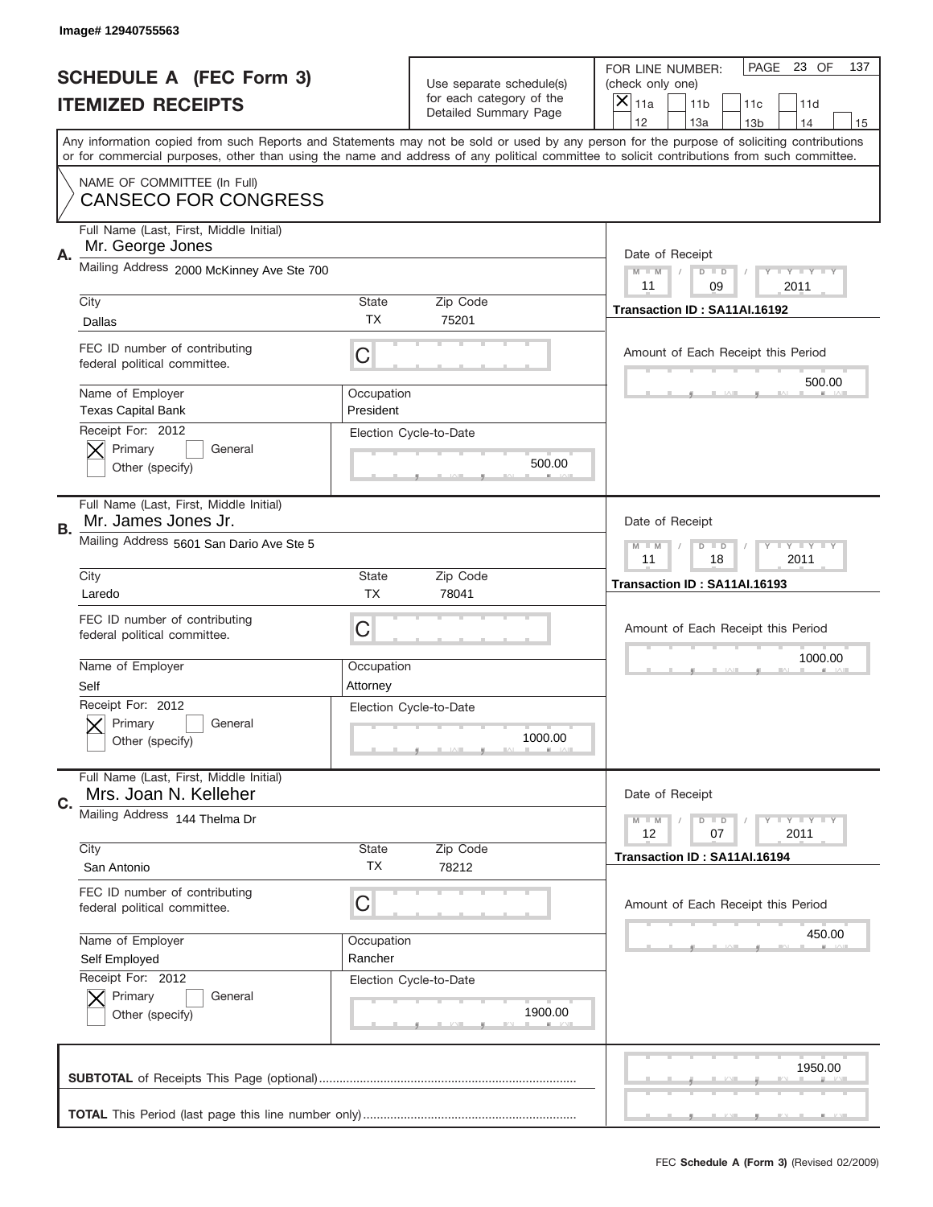Image# 12940755563

# SCHEDULE A (FEC Form 3)
## ITEMIZED RECEIPTS

Use separate schedule(s) for each category of the Detailed Summary Page

FOR LINE NUMBER: (check only one)
[X] 11a [ ] 11b [ ] 11c [ ] 11d [ ] 12 [ ] 13a [ ] 13b [ ] 14 [ ] 15

PAGE 23 OF 137

Any information copied from such Reports and Statements may not be sold or used by any person for the purpose of soliciting contributions or for commercial purposes, other than using the name and address of any political committee to solicit contributions from such committee.

NAME OF COMMITTEE (In Full)
CANSECO FOR CONGRESS

**A.**
Full Name (Last, First, Middle Initial): Mr. George Jones
Mailing Address: 2000 McKinney Ave Ste 700
City: Dallas | State: TX | Zip Code: 75201
FEC ID number of contributing federal political committee: C
Name of Employer: Texas Capital Bank
Occupation: President
Receipt For: 2012 — [X] Primary [ ] General [ ] Other (specify)
Election Cycle-to-Date: 500.00
Date of Receipt: 11 / 09 / 2011
Transaction ID : SA11AI.16192
Amount of Each Receipt this Period: 500.00

**B.**
Full Name (Last, First, Middle Initial): Mr. James Jones Jr.
Mailing Address: 5601 San Dario Ave Ste 5
City: Laredo | State: TX | Zip Code: 78041
FEC ID number of contributing federal political committee: C
Name of Employer: Self
Occupation: Attorney
Receipt For: 2012 — [X] Primary [ ] General [ ] Other (specify)
Election Cycle-to-Date: 1000.00
Date of Receipt: 11 / 18 / 2011
Transaction ID : SA11AI.16193
Amount of Each Receipt this Period: 1000.00

**C.**
Full Name (Last, First, Middle Initial): Mrs. Joan N. Kelleher
Mailing Address: 144 Thelma Dr
City: San Antonio | State: TX | Zip Code: 78212
FEC ID number of contributing federal political committee: C
Name of Employer: Self Employed
Occupation: Rancher
Receipt For: 2012 — [X] Primary [ ] General [ ] Other (specify)
Election Cycle-to-Date: 1900.00
Date of Receipt: 12 / 07 / 2011
Transaction ID : SA11AI.16194
Amount of Each Receipt this Period: 450.00

**SUBTOTAL** of Receipts This Page (optional): 1950.00

**TOTAL** This Period (last page this line number only):

FEC **Schedule A (Form 3)** (Revised 02/2009)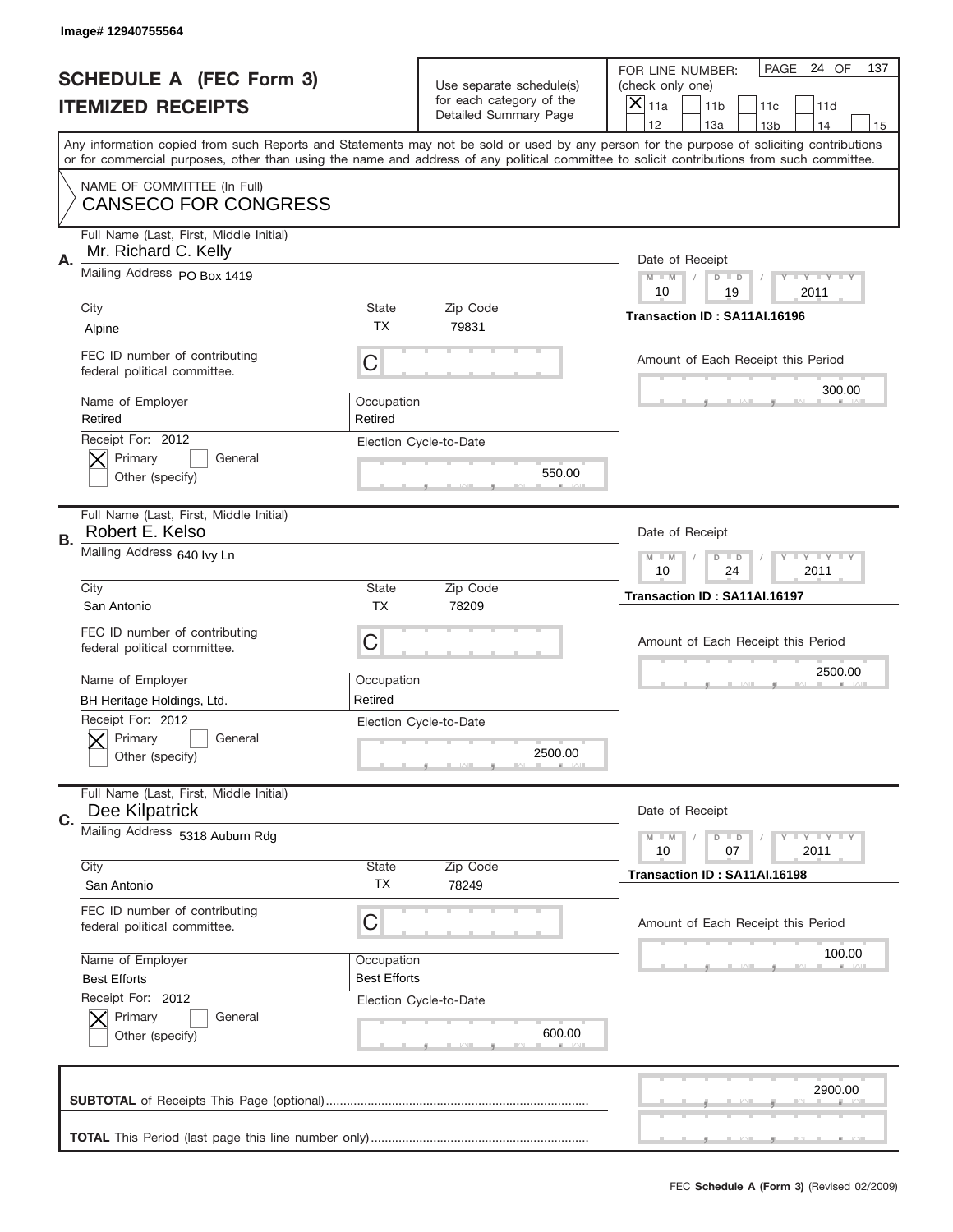Image# 12940755564

# SCHEDULE A (FEC Form 3)
## ITEMIZED RECEIPTS

Use separate schedule(s) for each category of the Detailed Summary Page

FOR LINE NUMBER: (check only one)

[X] 11a [ ] 11b [ ] 11c [ ] 11d [ ] 12 [ ] 13a [ ] 13b [ ] 14 [ ] 15

PAGE 24 OF 137

Any information copied from such Reports and Statements may not be sold or used by any person for the purpose of soliciting contributions or for commercial purposes, other than using the name and address of any political committee to solicit contributions from such committee.

NAME OF COMMITTEE (In Full)
CANSECO FOR CONGRESS

---

**A.** Full Name (Last, First, Middle Initial): Mr. Richard C. Kelly

Mailing Address: PO Box 1419

City: Alpine | State: TX | Zip Code: 79831

FEC ID number of contributing federal political committee: C

Name of Employer: Retired | Occupation: Retired

Receipt For: 2012 — [X] Primary [ ] General [ ] Other (specify)

Election Cycle-to-Date: 550.00

Date of Receipt: 10 / 19 / 2011

Transaction ID : SA11AI.16196

Amount of Each Receipt this Period: 300.00

---

**B.** Full Name (Last, First, Middle Initial): Robert E. Kelso

Mailing Address: 640 Ivy Ln

City: San Antonio | State: TX | Zip Code: 78209

FEC ID number of contributing federal political committee: C

Name of Employer: BH Heritage Holdings, Ltd. | Occupation: Retired

Receipt For: 2012 — [X] Primary [ ] General [ ] Other (specify)

Election Cycle-to-Date: 2500.00

Date of Receipt: 10 / 24 / 2011

Transaction ID : SA11AI.16197

Amount of Each Receipt this Period: 2500.00

---

**C.** Full Name (Last, First, Middle Initial): Dee Kilpatrick

Mailing Address: 5318 Auburn Rdg

City: San Antonio | State: TX | Zip Code: 78249

FEC ID number of contributing federal political committee: C

Name of Employer: Best Efforts | Occupation: Best Efforts

Receipt For: 2012 — [X] Primary [ ] General [ ] Other (specify)

Election Cycle-to-Date: 600.00

Date of Receipt: 10 / 07 / 2011

Transaction ID : SA11AI.16198

Amount of Each Receipt this Period: 100.00

---

**SUBTOTAL** of Receipts This Page (optional): 2900.00

**TOTAL** This Period (last page this line number only):

FEC **Schedule A (Form 3)** (Revised 02/2009)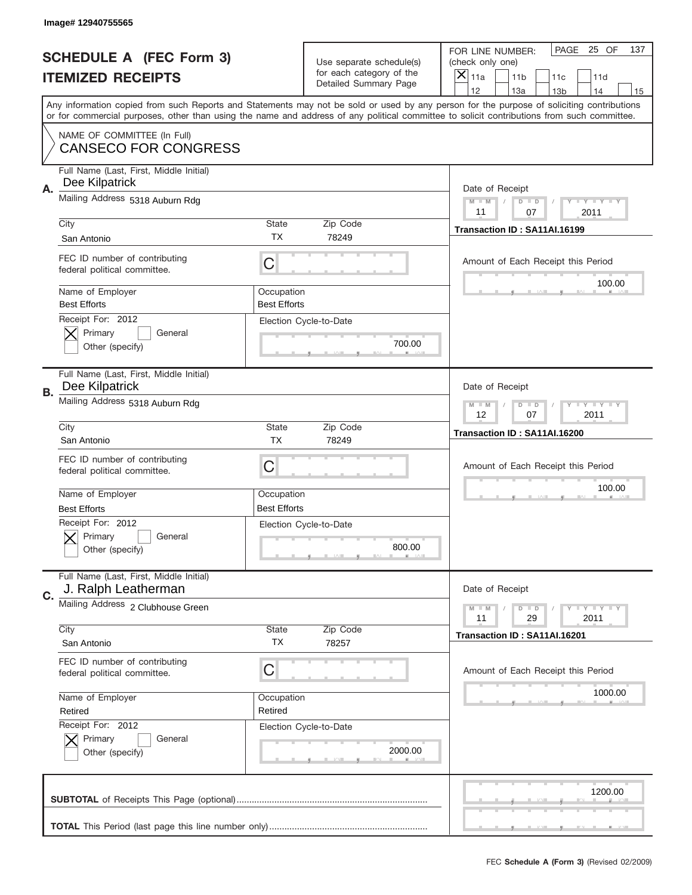Image# 12940755565

# SCHEDULE A (FEC Form 3)
## ITEMIZED RECEIPTS

Use separate schedule(s) for each category of the Detailed Summary Page

FOR LINE NUMBER: (check only one)
[X] 11a [ ] 11b [ ] 11c [ ] 11d [ ] 12 [ ] 13a [ ] 13b [ ] 14 [ ] 15

PAGE 25 OF 137

Any information copied from such Reports and Statements may not be sold or used by any person for the purpose of soliciting contributions or for commercial purposes, other than using the name and address of any political committee to solicit contributions from such committee.

NAME OF COMMITTEE (In Full)
CANSECO FOR CONGRESS

**A.**
Full Name (Last, First, Middle Initial): Dee Kilpatrick
Mailing Address: 5318 Auburn Rdg
City: San Antonio | State: TX | Zip Code: 78249
FEC ID number of contributing federal political committee: C
Name of Employer: Best Efforts | Occupation: Best Efforts
Receipt For: 2012 — [X] Primary [ ] General [ ] Other (specify)
Election Cycle-to-Date: 700.00
Date of Receipt: 11 / 07 / 2011
Transaction ID : SA11AI.16199
Amount of Each Receipt this Period: 100.00

**B.**
Full Name (Last, First, Middle Initial): Dee Kilpatrick
Mailing Address: 5318 Auburn Rdg
City: San Antonio | State: TX | Zip Code: 78249
FEC ID number of contributing federal political committee: C
Name of Employer: Best Efforts | Occupation: Best Efforts
Receipt For: 2012 — [X] Primary [ ] General [ ] Other (specify)
Election Cycle-to-Date: 800.00
Date of Receipt: 12 / 07 / 2011
Transaction ID : SA11AI.16200
Amount of Each Receipt this Period: 100.00

**C.**
Full Name (Last, First, Middle Initial): J. Ralph Leatherman
Mailing Address: 2 Clubhouse Green
City: San Antonio | State: TX | Zip Code: 78257
FEC ID number of contributing federal political committee: C
Name of Employer: Retired | Occupation: Retired
Receipt For: 2012 — [X] Primary [ ] General [ ] Other (specify)
Election Cycle-to-Date: 2000.00
Date of Receipt: 11 / 29 / 2011
Transaction ID : SA11AI.16201
Amount of Each Receipt this Period: 1000.00

**SUBTOTAL** of Receipts This Page (optional): 1200.00

**TOTAL** This Period (last page this line number only):

FEC **Schedule A (Form 3)** (Revised 02/2009)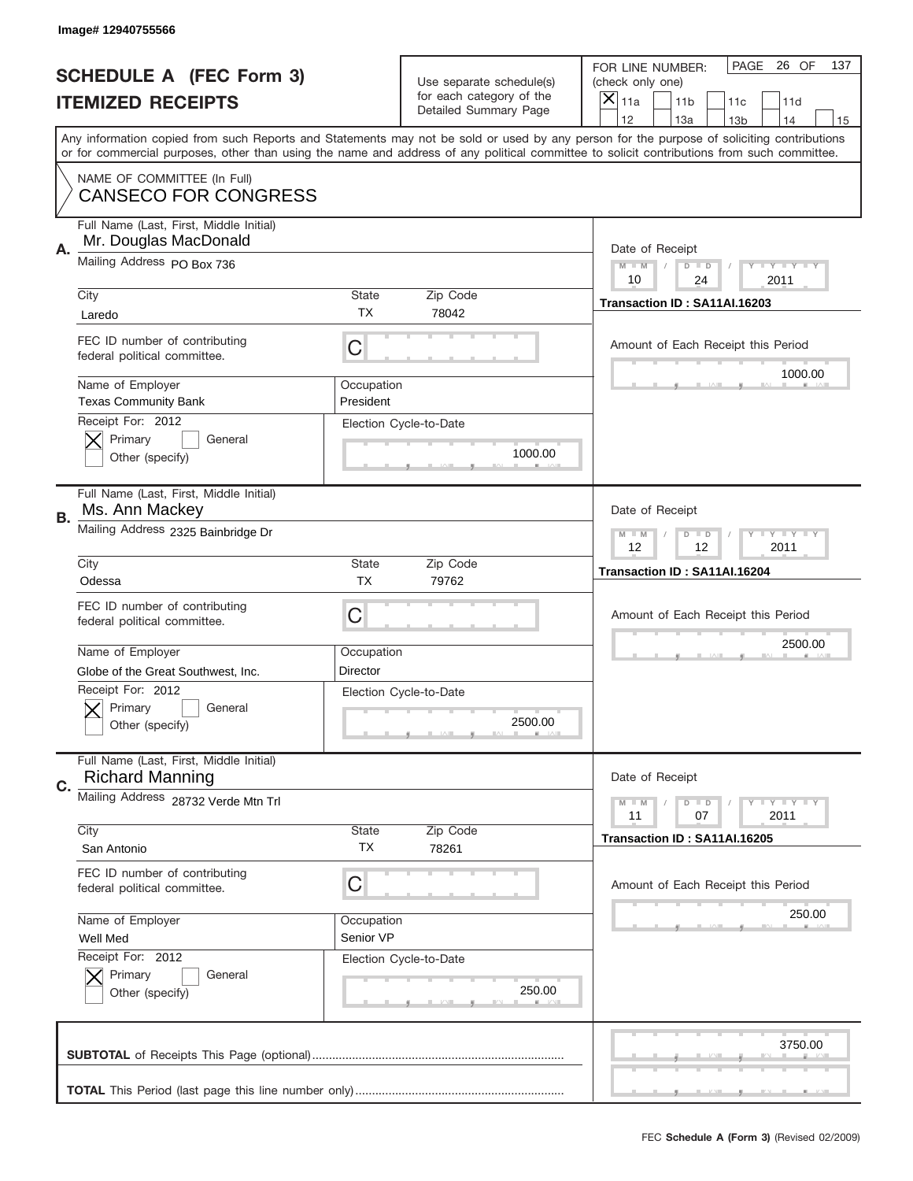Image# 12940755566

# SCHEDULE A (FEC Form 3)
## ITEMIZED RECEIPTS

Use separate schedule(s) for each category of the Detailed Summary Page

FOR LINE NUMBER: (check only one)
[X] 11a [ ] 11b [ ] 11c [ ] 11d [ ] 12 [ ] 13a [ ] 13b [ ] 14 [ ] 15

PAGE 26 OF 137

Any information copied from such Reports and Statements may not be sold or used by any person for the purpose of soliciting contributions or for commercial purposes, other than using the name and address of any political committee to solicit contributions from such committee.

NAME OF COMMITTEE (In Full)
CANSECO FOR CONGRESS

---

**A.**
Full Name (Last, First, Middle Initial): Mr. Douglas MacDonald
Mailing Address: PO Box 736
City: Laredo | State: TX | Zip Code: 78042
FEC ID number of contributing federal political committee: C
Name of Employer: Texas Community Bank
Occupation: President
Receipt For: 2012 — [X] Primary [ ] General [ ] Other (specify)
Election Cycle-to-Date: 1000.00
Date of Receipt: 10 / 24 / 2011
Transaction ID : SA11AI.16203
Amount of Each Receipt this Period: 1000.00

---

**B.**
Full Name (Last, First, Middle Initial): Ms. Ann Mackey
Mailing Address: 2325 Bainbridge Dr
City: Odessa | State: TX | Zip Code: 79762
FEC ID number of contributing federal political committee: C
Name of Employer: Globe of the Great Southwest, Inc.
Occupation: Director
Receipt For: 2012 — [X] Primary [ ] General [ ] Other (specify)
Election Cycle-to-Date: 2500.00
Date of Receipt: 12 / 12 / 2011
Transaction ID : SA11AI.16204
Amount of Each Receipt this Period: 2500.00

---

**C.**
Full Name (Last, First, Middle Initial): Richard Manning
Mailing Address: 28732 Verde Mtn Trl
City: San Antonio | State: TX | Zip Code: 78261
FEC ID number of contributing federal political committee: C
Name of Employer: Well Med
Occupation: Senior VP
Receipt For: 2012 — [X] Primary [ ] General [ ] Other (specify)
Election Cycle-to-Date: 250.00
Date of Receipt: 11 / 07 / 2011
Transaction ID : SA11AI.16205
Amount of Each Receipt this Period: 250.00

---

**SUBTOTAL** of Receipts This Page (optional): 3750.00

**TOTAL** This Period (last page this line number only):

FEC **Schedule A (Form 3)** (Revised 02/2009)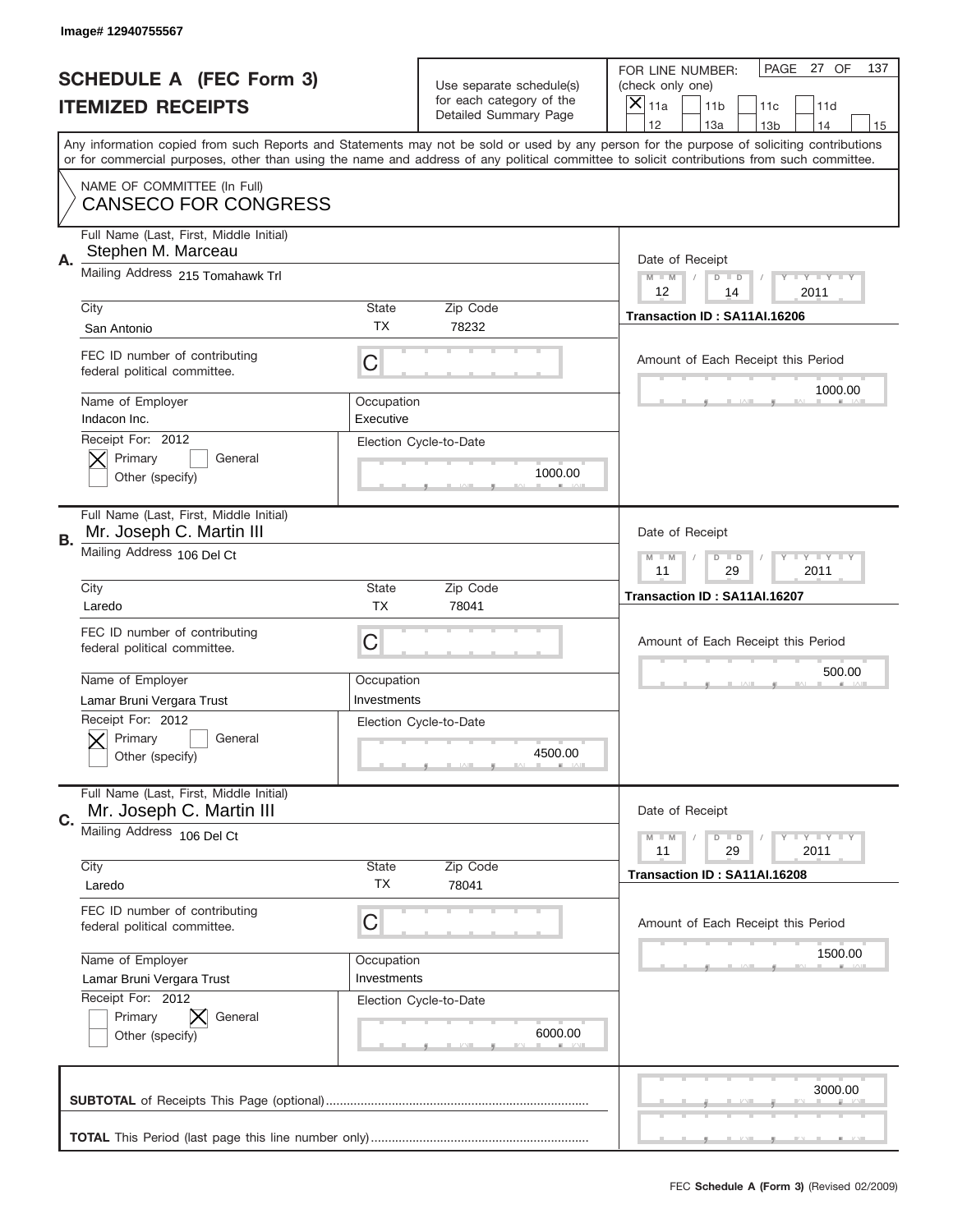Image# 12940755567

# SCHEDULE A (FEC Form 3)
## ITEMIZED RECEIPTS

Use separate schedule(s) for each category of the Detailed Summary Page

FOR LINE NUMBER: (check only one)
[X] 11a [ ] 11b [ ] 11c [ ] 11d [ ] 12 [ ] 13a [ ] 13b [ ] 14 [ ] 15

PAGE 27 OF 137

Any information copied from such Reports and Statements may not be sold or used by any person for the purpose of soliciting contributions or for commercial purposes, other than using the name and address of any political committee to solicit contributions from such committee.

NAME OF COMMITTEE (In Full)
CANSECO FOR CONGRESS

---

**A.**
Full Name (Last, First, Middle Initial): Stephen M. Marceau
Mailing Address: 215 Tomahawk Trl
City: San Antonio | State: TX | Zip Code: 78232
FEC ID number of contributing federal political committee: C
Name of Employer: Indacon Inc.
Occupation: Executive
Receipt For: 2012 — [X] Primary [ ] General [ ] Other (specify)
Election Cycle-to-Date: 1000.00
Date of Receipt: 12 / 14 / 2011
Transaction ID : SA11AI.16206
Amount of Each Receipt this Period: 1000.00

---

**B.**
Full Name (Last, First, Middle Initial): Mr. Joseph C. Martin III
Mailing Address: 106 Del Ct
City: Laredo | State: TX | Zip Code: 78041
FEC ID number of contributing federal political committee: C
Name of Employer: Lamar Bruni Vergara Trust
Occupation: Investments
Receipt For: 2012 — [X] Primary [ ] General [ ] Other (specify)
Election Cycle-to-Date: 4500.00
Date of Receipt: 11 / 29 / 2011
Transaction ID : SA11AI.16207
Amount of Each Receipt this Period: 500.00

---

**C.**
Full Name (Last, First, Middle Initial): Mr. Joseph C. Martin III
Mailing Address: 106 Del Ct
City: Laredo | State: TX | Zip Code: 78041
FEC ID number of contributing federal political committee: C
Name of Employer: Lamar Bruni Vergara Trust
Occupation: Investments
Receipt For: 2012 — [ ] Primary [X] General [ ] Other (specify)
Election Cycle-to-Date: 6000.00
Date of Receipt: 11 / 29 / 2011
Transaction ID : SA11AI.16208
Amount of Each Receipt this Period: 1500.00

---

**SUBTOTAL** of Receipts This Page (optional): 3000.00

**TOTAL** This Period (last page this line number only):

FEC **Schedule A (Form 3)** (Revised 02/2009)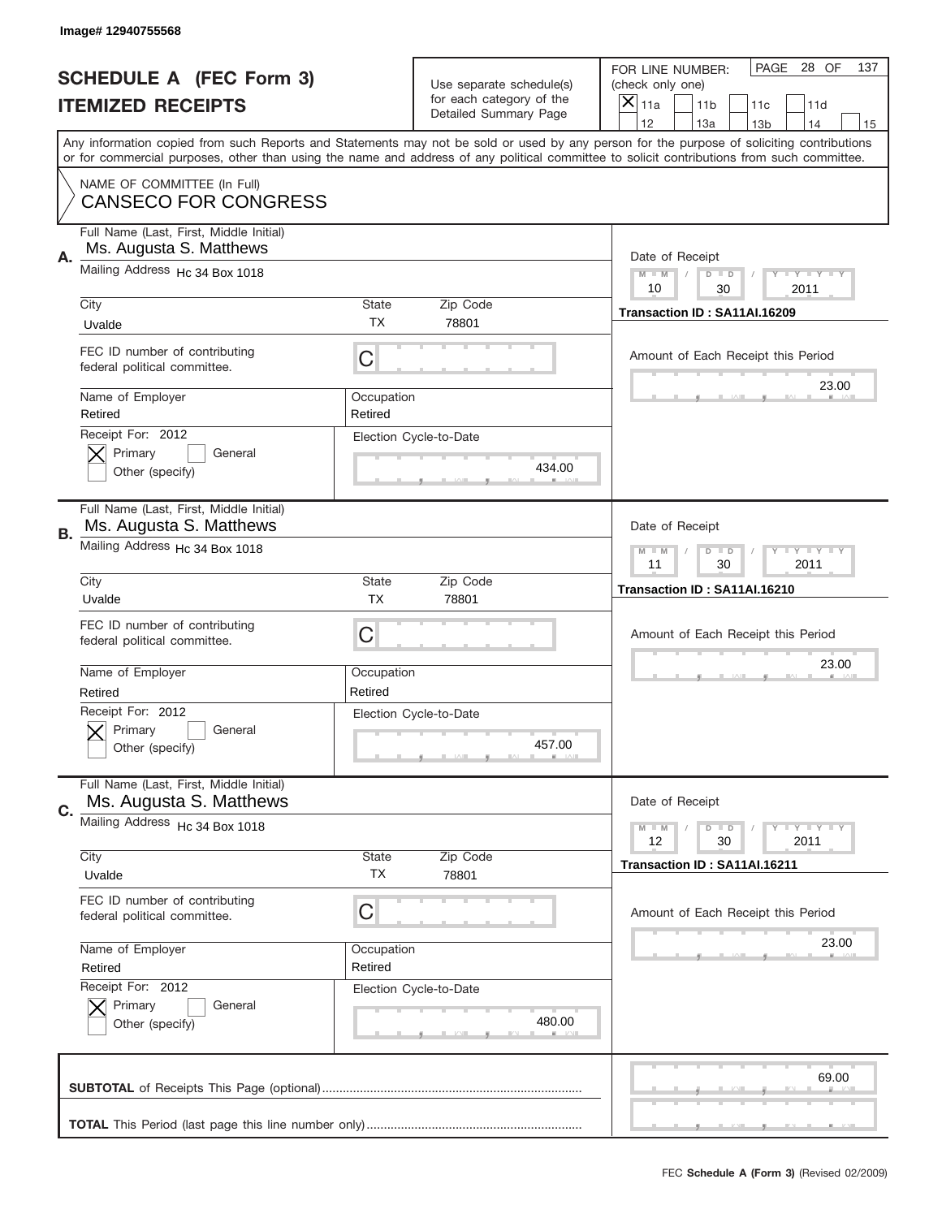Image# 12940755568

# SCHEDULE A (FEC Form 3)
## ITEMIZED RECEIPTS

Use separate schedule(s) for each category of the Detailed Summary Page

FOR LINE NUMBER: (check only one)
[X] 11a [ ] 11b [ ] 11c [ ] 11d [ ] 12 [ ] 13a [ ] 13b [ ] 14 [ ] 15

PAGE 28 OF 137

Any information copied from such Reports and Statements may not be sold or used by any person for the purpose of soliciting contributions or for commercial purposes, other than using the name and address of any political committee to solicit contributions from such committee.

NAME OF COMMITTEE (In Full)
CANSECO FOR CONGRESS

---

**A.** Full Name (Last, First, Middle Initial): Ms. Augusta S. Matthews
Mailing Address: Hc 34 Box 1018
City: Uvalde | State: TX | Zip Code: 78801
FEC ID number of contributing federal political committee: C
Name of Employer: Retired | Occupation: Retired
Receipt For: 2012 — [X] Primary [ ] General [ ] Other (specify)
Election Cycle-to-Date: 434.00
Date of Receipt: 10 / 30 / 2011
Transaction ID : SA11AI.16209
Amount of Each Receipt this Period: 23.00

---

**B.** Full Name (Last, First, Middle Initial): Ms. Augusta S. Matthews
Mailing Address: Hc 34 Box 1018
City: Uvalde | State: TX | Zip Code: 78801
FEC ID number of contributing federal political committee: C
Name of Employer: Retired | Occupation: Retired
Receipt For: 2012 — [X] Primary [ ] General [ ] Other (specify)
Election Cycle-to-Date: 457.00
Date of Receipt: 11 / 30 / 2011
Transaction ID : SA11AI.16210
Amount of Each Receipt this Period: 23.00

---

**C.** Full Name (Last, First, Middle Initial): Ms. Augusta S. Matthews
Mailing Address: Hc 34 Box 1018
City: Uvalde | State: TX | Zip Code: 78801
FEC ID number of contributing federal political committee: C
Name of Employer: Retired | Occupation: Retired
Receipt For: 2012 — [X] Primary [ ] General [ ] Other (specify)
Election Cycle-to-Date: 480.00
Date of Receipt: 12 / 30 / 2011
Transaction ID : SA11AI.16211
Amount of Each Receipt this Period: 23.00

---

**SUBTOTAL** of Receipts This Page (optional): 69.00

**TOTAL** This Period (last page this line number only):

FEC **Schedule A (Form 3)** (Revised 02/2009)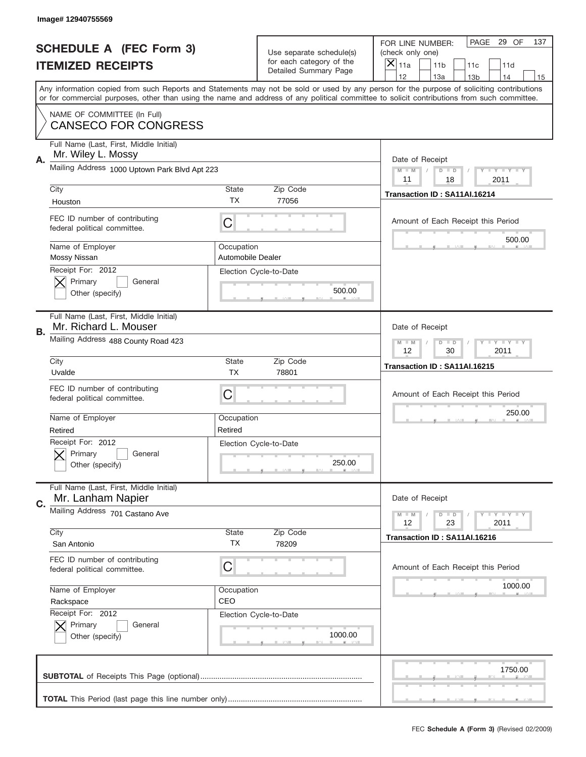Image# 12940755569

# SCHEDULE A (FEC Form 3)
## ITEMIZED RECEIPTS

Use separate schedule(s) for each category of the Detailed Summary Page

FOR LINE NUMBER: (check only one)

[X] 11a [ ] 11b [ ] 11c [ ] 11d [ ] 12 [ ] 13a [ ] 13b [ ] 14 [ ] 15

PAGE 29 OF 137

Any information copied from such Reports and Statements may not be sold or used by any person for the purpose of soliciting contributions or for commercial purposes, other than using the name and address of any political committee to solicit contributions from such committee.

NAME OF COMMITTEE (In Full)
CANSECO FOR CONGRESS

---

**A.** Full Name (Last, First, Middle Initial): Mr. Wiley L. Mossy

Mailing Address: 1000 Uptown Park Blvd Apt 223

City: Houston | State: TX | Zip Code: 77056

FEC ID number of contributing federal political committee: C

Name of Employer: Mossy Nissan | Occupation: Automobile Dealer

Receipt For: 2012 [X] Primary [ ] General [ ] Other (specify)

Election Cycle-to-Date: 500.00

Date of Receipt: 11 / 18 / 2011

Transaction ID : SA11AI.16214

Amount of Each Receipt this Period: 500.00

---

**B.** Full Name (Last, First, Middle Initial): Mr. Richard L. Mouser

Mailing Address: 488 County Road 423

City: Uvalde | State: TX | Zip Code: 78801

FEC ID number of contributing federal political committee: C

Name of Employer: Retired | Occupation: Retired

Receipt For: 2012 [X] Primary [ ] General [ ] Other (specify)

Election Cycle-to-Date: 250.00

Date of Receipt: 12 / 30 / 2011

Transaction ID : SA11AI.16215

Amount of Each Receipt this Period: 250.00

---

**C.** Full Name (Last, First, Middle Initial): Mr. Lanham Napier

Mailing Address: 701 Castano Ave

City: San Antonio | State: TX | Zip Code: 78209

FEC ID number of contributing federal political committee: C

Name of Employer: Rackspace | Occupation: CEO

Receipt For: 2012 [X] Primary [ ] General [ ] Other (specify)

Election Cycle-to-Date: 1000.00

Date of Receipt: 12 / 23 / 2011

Transaction ID : SA11AI.16216

Amount of Each Receipt this Period: 1000.00

---

**SUBTOTAL** of Receipts This Page (optional): 1750.00

**TOTAL** This Period (last page this line number only):

FEC **Schedule A (Form 3)** (Revised 02/2009)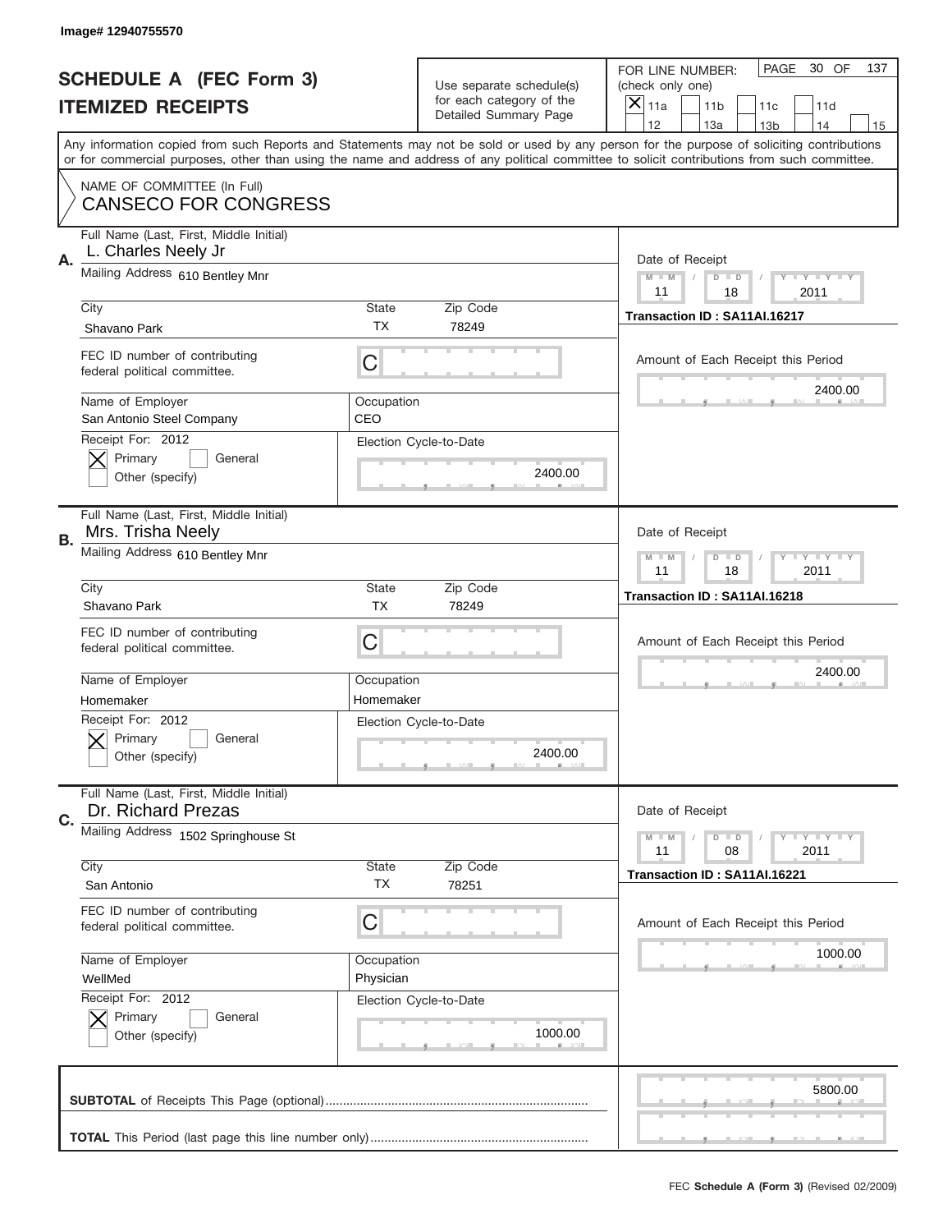Image# 12940755570

# SCHEDULE A (FEC Form 3)
## ITEMIZED RECEIPTS

Use separate schedule(s) for each category of the Detailed Summary Page

FOR LINE NUMBER: (check only one)
[X] 11a [ ] 11b [ ] 11c [ ] 11d [ ] 12 [ ] 13a [ ] 13b [ ] 14 [ ] 15

PAGE 30 OF 137

Any information copied from such Reports and Statements may not be sold or used by any person for the purpose of soliciting contributions or for commercial purposes, other than using the name and address of any political committee to solicit contributions from such committee.

NAME OF COMMITTEE (In Full)
CANSECO FOR CONGRESS

---

**A.** Full Name (Last, First, Middle Initial): L. Charles Neely Jr
Mailing Address: 610 Bentley Mnr
City: Shavano Park | State: TX | Zip Code: 78249
FEC ID number of contributing federal political committee: C
Name of Employer: San Antonio Steel Company | Occupation: CEO
Receipt For: 2012 — [X] Primary [ ] General [ ] Other (specify)
Election Cycle-to-Date: 2400.00
Date of Receipt: 11 / 18 / 2011
Transaction ID : SA11AI.16217
Amount of Each Receipt this Period: 2400.00

---

**B.** Full Name (Last, First, Middle Initial): Mrs. Trisha Neely
Mailing Address: 610 Bentley Mnr
City: Shavano Park | State: TX | Zip Code: 78249
FEC ID number of contributing federal political committee: C
Name of Employer: Homemaker | Occupation: Homemaker
Receipt For: 2012 — [X] Primary [ ] General [ ] Other (specify)
Election Cycle-to-Date: 2400.00
Date of Receipt: 11 / 18 / 2011
Transaction ID : SA11AI.16218
Amount of Each Receipt this Period: 2400.00

---

**C.** Full Name (Last, First, Middle Initial): Dr. Richard Prezas
Mailing Address: 1502 Springhouse St
City: San Antonio | State: TX | Zip Code: 78251
FEC ID number of contributing federal political committee: C
Name of Employer: WellMed | Occupation: Physician
Receipt For: 2012 — [X] Primary [ ] General [ ] Other (specify)
Election Cycle-to-Date: 1000.00
Date of Receipt: 11 / 08 / 2011
Transaction ID : SA11AI.16221
Amount of Each Receipt this Period: 1000.00

---

**SUBTOTAL** of Receipts This Page (optional): 5800.00

**TOTAL** This Period (last page this line number only):

FEC **Schedule A (Form 3)** (Revised 02/2009)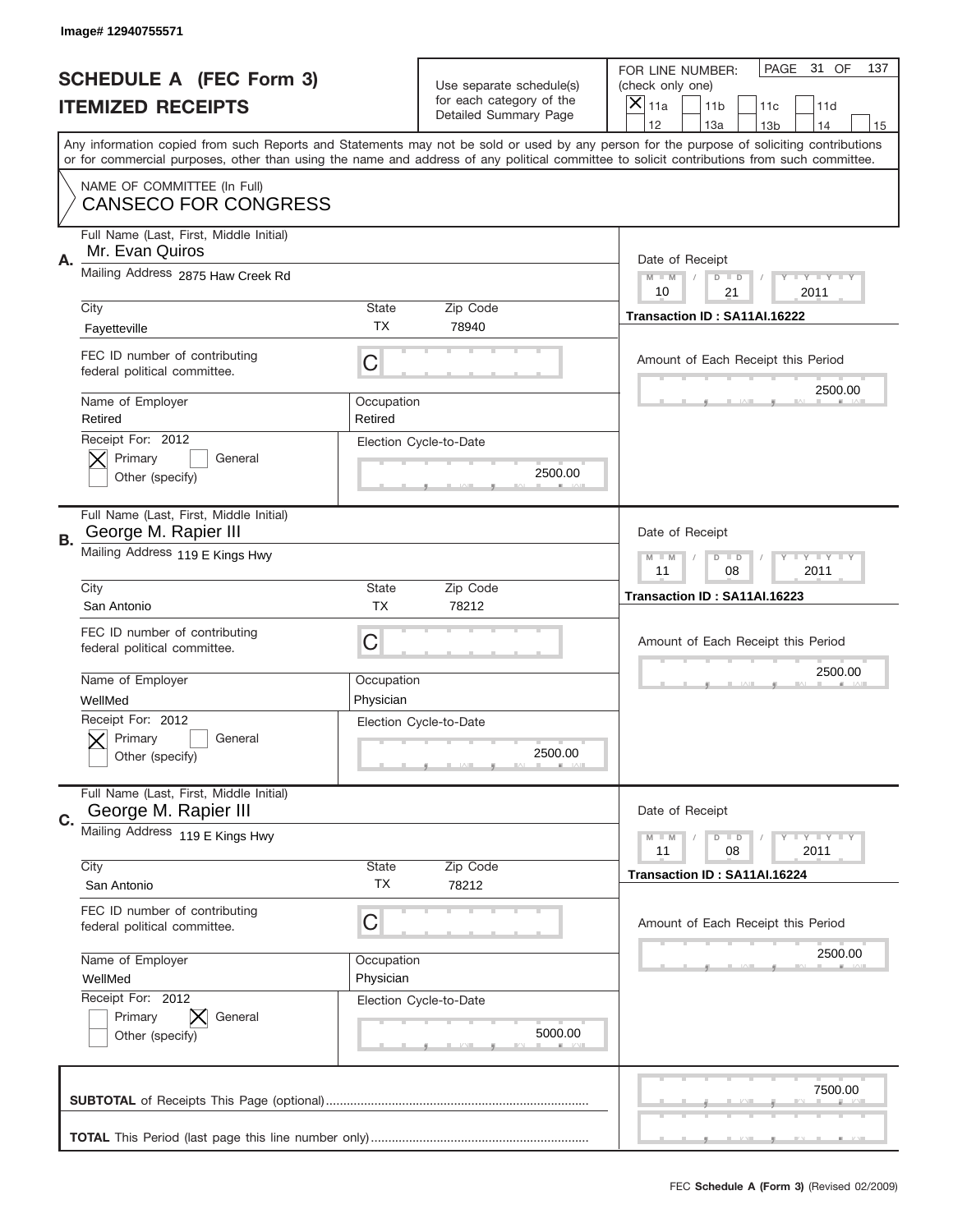Image# 12940755571

# SCHEDULE A (FEC Form 3)
## ITEMIZED RECEIPTS

Use separate schedule(s) for each category of the Detailed Summary Page

FOR LINE NUMBER: (check only one)
[X] 11a [ ] 11b [ ] 11c [ ] 11d [ ] 12 [ ] 13a [ ] 13b [ ] 14 [ ] 15

PAGE 31 OF 137

Any information copied from such Reports and Statements may not be sold or used by any person for the purpose of soliciting contributions or for commercial purposes, other than using the name and address of any political committee to solicit contributions from such committee.

NAME OF COMMITTEE (In Full)
CANSECO FOR CONGRESS

**A.**
Full Name (Last, First, Middle Initial): Mr. Evan Quiros
Mailing Address: 2875 Haw Creek Rd
City: Fayetteville | State: TX | Zip Code: 78940
FEC ID number of contributing federal political committee: C
Name of Employer: Retired | Occupation: Retired
Receipt For: 2012 — [X] Primary [ ] General [ ] Other (specify)
Election Cycle-to-Date: 2500.00
Date of Receipt: 10 / 21 / 2011
Transaction ID : SA11AI.16222
Amount of Each Receipt this Period: 2500.00

**B.**
Full Name (Last, First, Middle Initial): George M. Rapier III
Mailing Address: 119 E Kings Hwy
City: San Antonio | State: TX | Zip Code: 78212
FEC ID number of contributing federal political committee: C
Name of Employer: WellMed | Occupation: Physician
Receipt For: 2012 — [X] Primary [ ] General [ ] Other (specify)
Election Cycle-to-Date: 2500.00
Date of Receipt: 11 / 08 / 2011
Transaction ID : SA11AI.16223
Amount of Each Receipt this Period: 2500.00

**C.**
Full Name (Last, First, Middle Initial): George M. Rapier III
Mailing Address: 119 E Kings Hwy
City: San Antonio | State: TX | Zip Code: 78212
FEC ID number of contributing federal political committee: C
Name of Employer: WellMed | Occupation: Physician
Receipt For: 2012 — [ ] Primary [X] General [ ] Other (specify)
Election Cycle-to-Date: 5000.00
Date of Receipt: 11 / 08 / 2011
Transaction ID : SA11AI.16224
Amount of Each Receipt this Period: 2500.00

**SUBTOTAL** of Receipts This Page (optional): 7500.00

**TOTAL** This Period (last page this line number only):

FEC **Schedule A (Form 3)** (Revised 02/2009)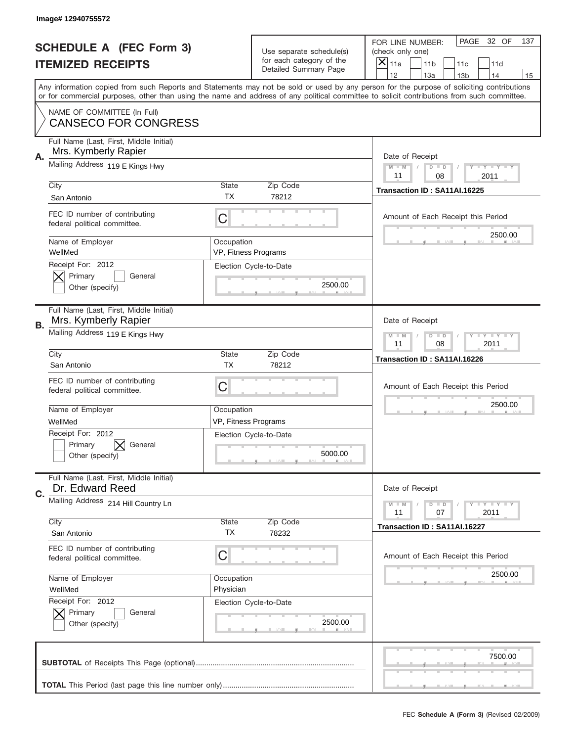Image# 12940755572

# SCHEDULE A (FEC Form 3)
## ITEMIZED RECEIPTS

Use separate schedule(s) for each category of the Detailed Summary Page

FOR LINE NUMBER: (check only one)
[X] 11a  [ ] 11b  [ ] 11c  [ ] 11d  [ ] 12  [ ] 13a  [ ] 13b  [ ] 14  [ ] 15

PAGE 32 OF 137

Any information copied from such Reports and Statements may not be sold or used by any person for the purpose of soliciting contributions or for commercial purposes, other than using the name and address of any political committee to solicit contributions from such committee.

NAME OF COMMITTEE (In Full)
CANSECO FOR CONGRESS

---

**A.** Full Name (Last, First, Middle Initial): Mrs. Kymberly Rapier

Mailing Address: 119 E Kings Hwy

City: San Antonio | State: TX | Zip Code: 78212

FEC ID number of contributing federal political committee: C

Name of Employer: WellMed

Occupation: VP, Fitness Programs

Receipt For: 2012
[X] Primary [ ] General
[ ] Other (specify)

Election Cycle-to-Date: 2500.00

Date of Receipt: 11 / 08 / 2011

Transaction ID : SA11AI.16225

Amount of Each Receipt this Period: 2500.00

---

**B.** Full Name (Last, First, Middle Initial): Mrs. Kymberly Rapier

Mailing Address: 119 E Kings Hwy

City: San Antonio | State: TX | Zip Code: 78212

FEC ID number of contributing federal political committee: C

Name of Employer: WellMed

Occupation: VP, Fitness Programs

Receipt For: 2012
[ ] Primary [X] General
[ ] Other (specify)

Election Cycle-to-Date: 5000.00

Date of Receipt: 11 / 08 / 2011

Transaction ID : SA11AI.16226

Amount of Each Receipt this Period: 2500.00

---

**C.** Full Name (Last, First, Middle Initial): Dr. Edward Reed

Mailing Address: 214 Hill Country Ln

City: San Antonio | State: TX | Zip Code: 78232

FEC ID number of contributing federal political committee: C

Name of Employer: WellMed

Occupation: Physician

Receipt For: 2012
[X] Primary [ ] General
[ ] Other (specify)

Election Cycle-to-Date: 2500.00

Date of Receipt: 11 / 07 / 2011

Transaction ID : SA11AI.16227

Amount of Each Receipt this Period: 2500.00

---

**SUBTOTAL** of Receipts This Page (optional): 7500.00

**TOTAL** This Period (last page this line number only):

FEC **Schedule A (Form 3)** (Revised 02/2009)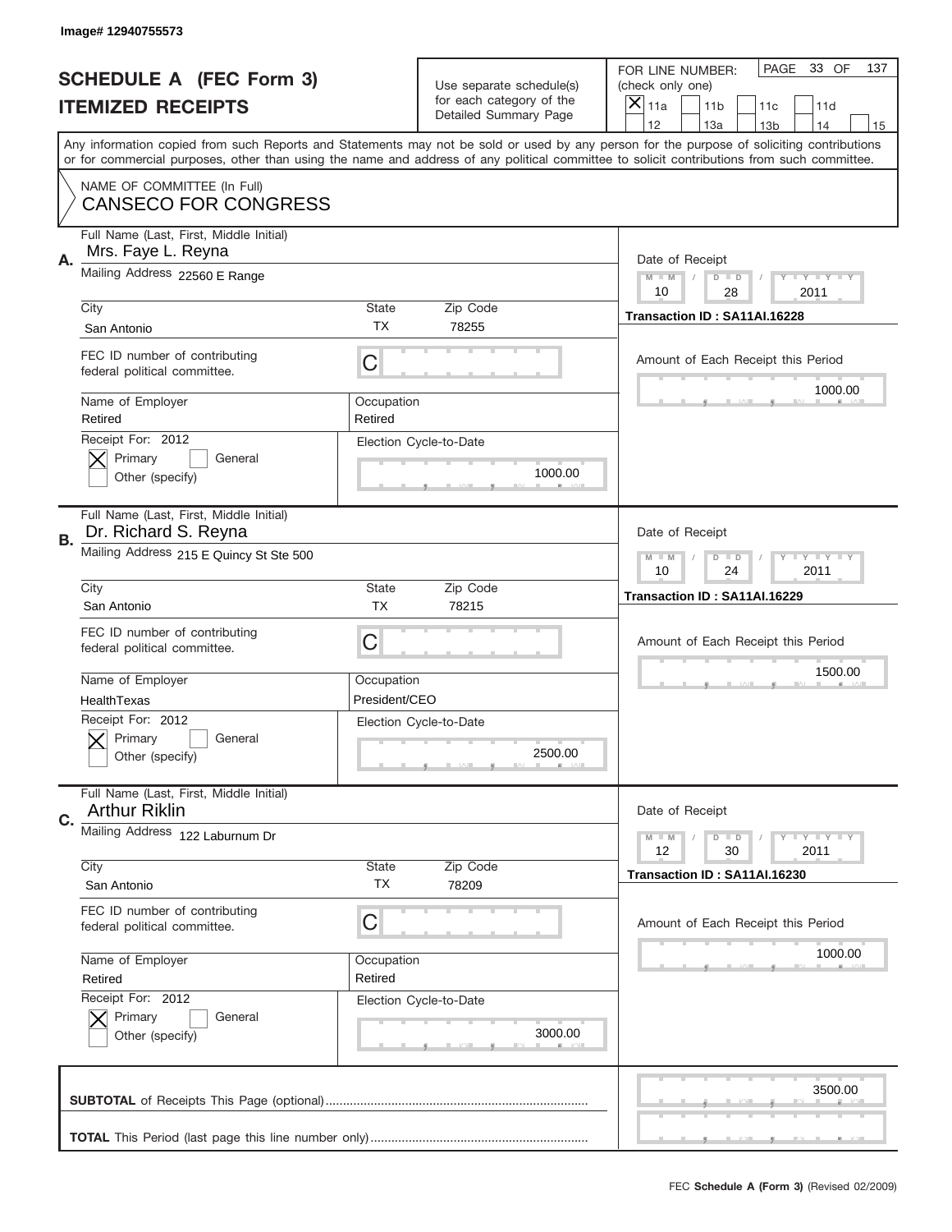Image# 12940755573

# SCHEDULE A (FEC Form 3)
## ITEMIZED RECEIPTS

Use separate schedule(s) for each category of the Detailed Summary Page

FOR LINE NUMBER: (check only one)
[X] 11a [ ] 11b [ ] 11c [ ] 11d [ ] 12 [ ] 13a [ ] 13b [ ] 14 [ ] 15

PAGE 33 OF 137

Any information copied from such Reports and Statements may not be sold or used by any person for the purpose of soliciting contributions or for commercial purposes, other than using the name and address of any political committee to solicit contributions from such committee.

NAME OF COMMITTEE (In Full)
CANSECO FOR CONGRESS

**A.** Full Name (Last, First, Middle Initial): Mrs. Faye L. Reyna
Mailing Address: 22560 E Range
City: San Antonio | State: TX | Zip Code: 78255
FEC ID number of contributing federal political committee: C
Name of Employer: Retired | Occupation: Retired
Receipt For: 2012 — [X] Primary [ ] General [ ] Other (specify)
Election Cycle-to-Date: 1000.00
Date of Receipt: 10 / 28 / 2011
Transaction ID : SA11AI.16228
Amount of Each Receipt this Period: 1000.00

**B.** Full Name (Last, First, Middle Initial): Dr. Richard S. Reyna
Mailing Address: 215 E Quincy St Ste 500
City: San Antonio | State: TX | Zip Code: 78215
FEC ID number of contributing federal political committee: C
Name of Employer: HealthTexas | Occupation: President/CEO
Receipt For: 2012 — [X] Primary [ ] General [ ] Other (specify)
Election Cycle-to-Date: 2500.00
Date of Receipt: 10 / 24 / 2011
Transaction ID : SA11AI.16229
Amount of Each Receipt this Period: 1500.00

**C.** Full Name (Last, First, Middle Initial): Arthur Riklin
Mailing Address: 122 Laburnum Dr
City: San Antonio | State: TX | Zip Code: 78209
FEC ID number of contributing federal political committee: C
Name of Employer: Retired | Occupation: Retired
Receipt For: 2012 — [X] Primary [ ] General [ ] Other (specify)
Election Cycle-to-Date: 3000.00
Date of Receipt: 12 / 30 / 2011
Transaction ID : SA11AI.16230
Amount of Each Receipt this Period: 1000.00

**SUBTOTAL** of Receipts This Page (optional): 3500.00

**TOTAL** This Period (last page this line number only):

FEC **Schedule A (Form 3)** (Revised 02/2009)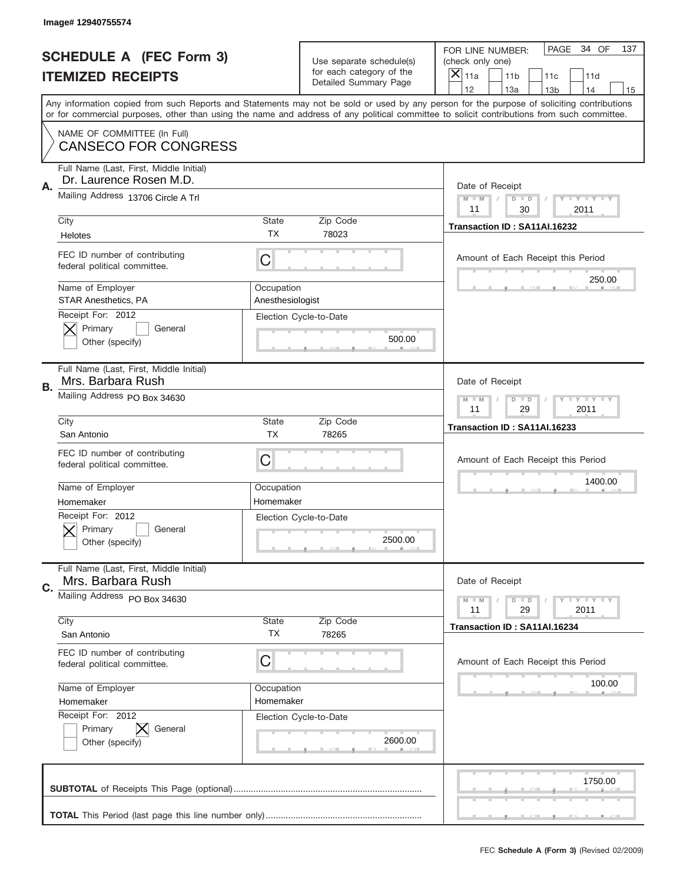Image# 12940755574

# SCHEDULE A (FEC Form 3)
## ITEMIZED RECEIPTS

Use separate schedule(s) for each category of the Detailed Summary Page

FOR LINE NUMBER: (check only one)
[X] 11a [ ] 11b [ ] 11c [ ] 11d [ ] 12 [ ] 13a [ ] 13b [ ] 14 [ ] 15

PAGE 34 OF 137

Any information copied from such Reports and Statements may not be sold or used by any person for the purpose of soliciting contributions or for commercial purposes, other than using the name and address of any political committee to solicit contributions from such committee.

NAME OF COMMITTEE (In Full)
CANSECO FOR CONGRESS

**A.**
Full Name (Last, First, Middle Initial): Dr. Laurence Rosen M.D.
Mailing Address: 13706 Circle A Trl
City: Helotes | State: TX | Zip Code: 78023
FEC ID number of contributing federal political committee: C
Name of Employer: STAR Anesthetics, PA
Occupation: Anesthesiologist
Receipt For: 2012 — [X] Primary [ ] General [ ] Other (specify)
Election Cycle-to-Date: 500.00
Date of Receipt: 11 / 30 / 2011
Transaction ID : SA11AI.16232
Amount of Each Receipt this Period: 250.00

**B.**
Full Name (Last, First, Middle Initial): Mrs. Barbara Rush
Mailing Address: PO Box 34630
City: San Antonio | State: TX | Zip Code: 78265
FEC ID number of contributing federal political committee: C
Name of Employer: Homemaker
Occupation: Homemaker
Receipt For: 2012 — [X] Primary [ ] General [ ] Other (specify)
Election Cycle-to-Date: 2500.00
Date of Receipt: 11 / 29 / 2011
Transaction ID : SA11AI.16233
Amount of Each Receipt this Period: 1400.00

**C.**
Full Name (Last, First, Middle Initial): Mrs. Barbara Rush
Mailing Address: PO Box 34630
City: San Antonio | State: TX | Zip Code: 78265
FEC ID number of contributing federal political committee: C
Name of Employer: Homemaker
Occupation: Homemaker
Receipt For: 2012 — [ ] Primary [X] General [ ] Other (specify)
Election Cycle-to-Date: 2600.00
Date of Receipt: 11 / 29 / 2011
Transaction ID : SA11AI.16234
Amount of Each Receipt this Period: 100.00

**SUBTOTAL** of Receipts This Page (optional): 1750.00

**TOTAL** This Period (last page this line number only):

FEC **Schedule A (Form 3)** (Revised 02/2009)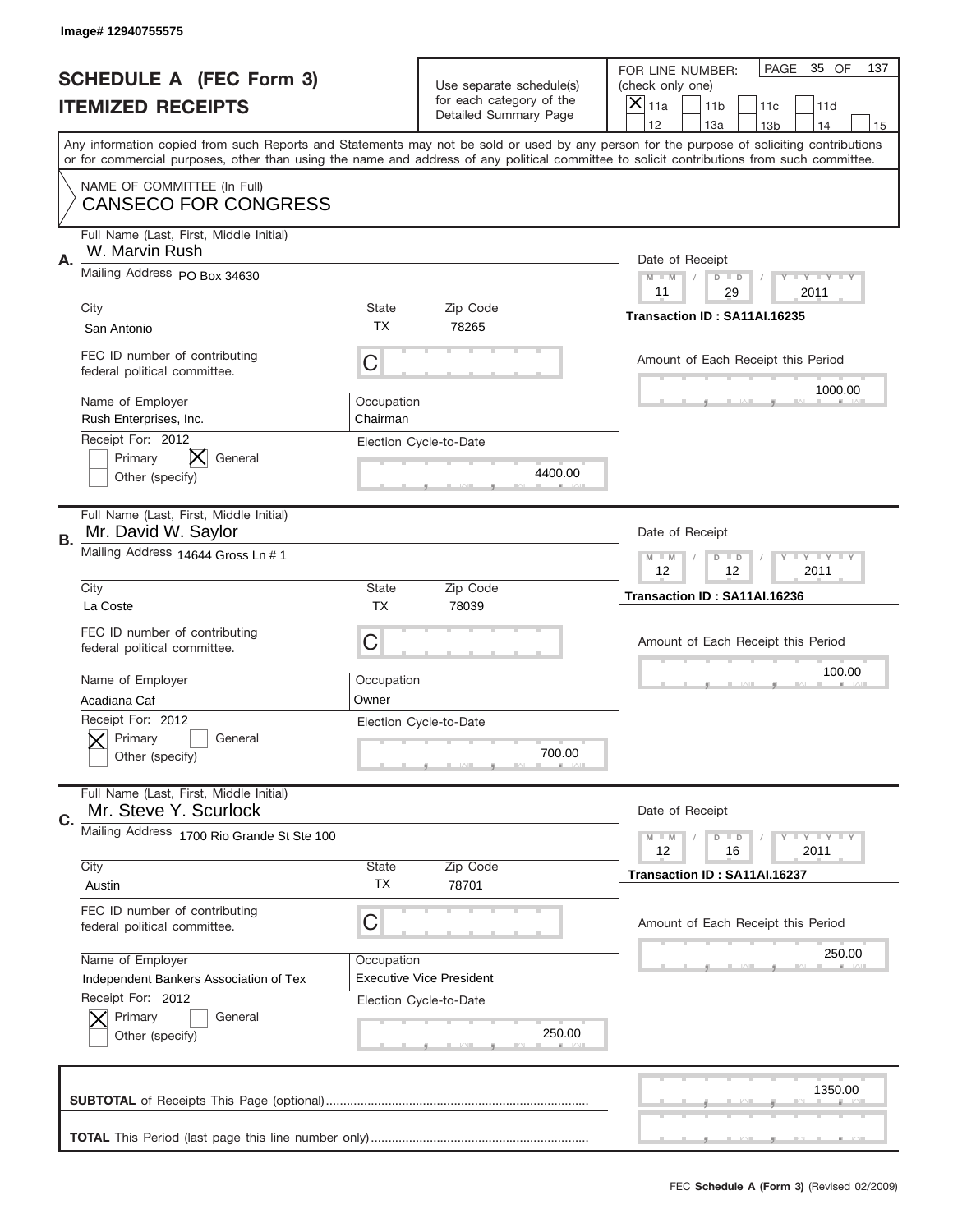Image# 12940755575

# SCHEDULE A (FEC Form 3)
# ITEMIZED RECEIPTS

Use separate schedule(s) for each category of the Detailed Summary Page

FOR LINE NUMBER: (check only one)

- [X] 11a
- [ ] 11b
- [ ] 11c
- [ ] 11d
- [ ] 12
- [ ] 13a
- [ ] 13b
- [ ] 14
- [ ] 15

PAGE 35 OF 137

Any information copied from such Reports and Statements may not be sold or used by any person for the purpose of soliciting contributions or for commercial purposes, other than using the name and address of any political committee to solicit contributions from such committee.

NAME OF COMMITTEE (In Full)
CANSECO FOR CONGRESS

---

**A.**
Full Name (Last, First, Middle Initial): W. Marvin Rush
Mailing Address: PO Box 34630
City: San Antonio
State: TX
Zip Code: 78265
FEC ID number of contributing federal political committee: C
Name of Employer: Rush Enterprises, Inc.
Occupation: Chairman
Receipt For: 2012
- [ ] Primary
- [X] General
- [ ] Other (specify)

Election Cycle-to-Date: 4400.00

Date of Receipt: 11 / 29 / 2011
Transaction ID : SA11AI.16235
Amount of Each Receipt this Period: 1000.00

---

**B.**
Full Name (Last, First, Middle Initial): Mr. David W. Saylor
Mailing Address: 14644 Gross Ln # 1
City: La Coste
State: TX
Zip Code: 78039
FEC ID number of contributing federal political committee: C
Name of Employer: Acadiana Caf
Occupation: Owner
Receipt For: 2012
- [X] Primary
- [ ] General
- [ ] Other (specify)

Election Cycle-to-Date: 700.00

Date of Receipt: 12 / 12 / 2011
Transaction ID : SA11AI.16236
Amount of Each Receipt this Period: 100.00

---

**C.**
Full Name (Last, First, Middle Initial): Mr. Steve Y. Scurlock
Mailing Address: 1700 Rio Grande St Ste 100
City: Austin
State: TX
Zip Code: 78701
FEC ID number of contributing federal political committee: C
Name of Employer: Independent Bankers Association of Tex
Occupation: Executive Vice President
Receipt For: 2012
- [X] Primary
- [ ] General
- [ ] Other (specify)

Election Cycle-to-Date: 250.00

Date of Receipt: 12 / 16 / 2011
Transaction ID : SA11AI.16237
Amount of Each Receipt this Period: 250.00

---

**SUBTOTAL** of Receipts This Page (optional): 1350.00

**TOTAL** This Period (last page this line number only):

FEC **Schedule A (Form 3)** (Revised 02/2009)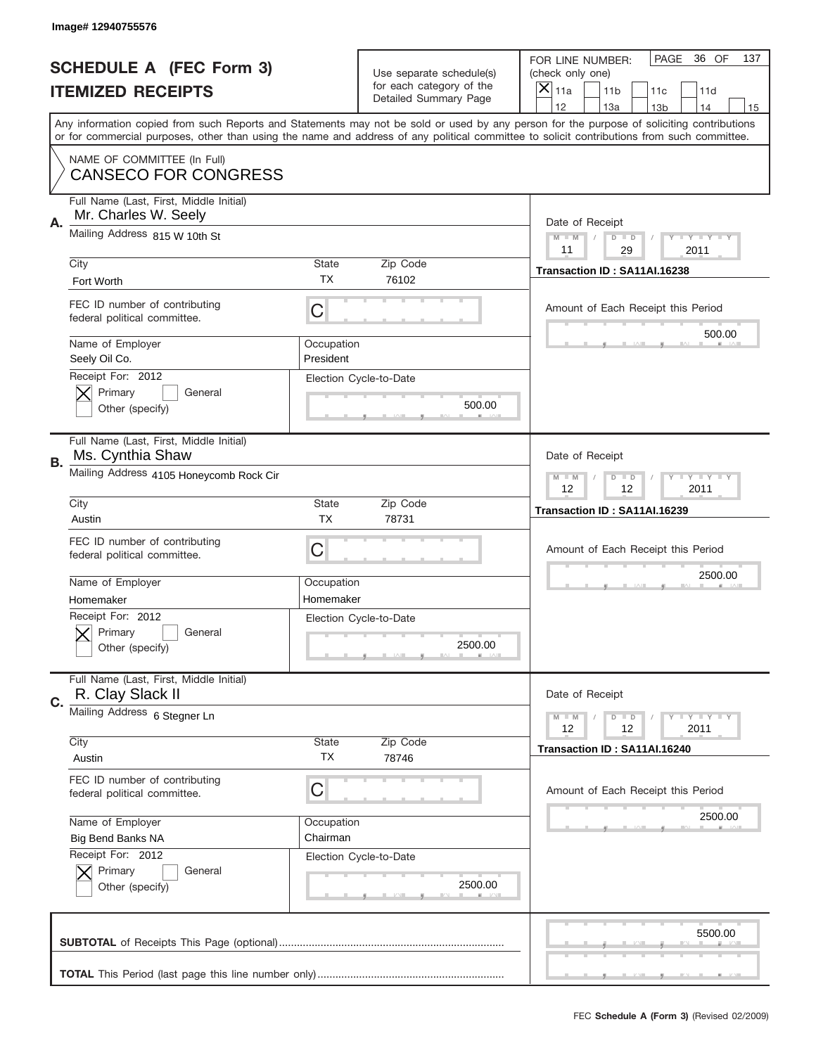Image# 12940755576

# SCHEDULE A (FEC Form 3)
## ITEMIZED RECEIPTS

Use separate schedule(s) for each category of the Detailed Summary Page

FOR LINE NUMBER: (check only one)
[X] 11a  [ ] 11b  [ ] 11c  [ ] 11d  [ ] 12  [ ] 13a  [ ] 13b  [ ] 14  [ ] 15

PAGE 36 OF 137

Any information copied from such Reports and Statements may not be sold or used by any person for the purpose of soliciting contributions or for commercial purposes, other than using the name and address of any political committee to solicit contributions from such committee.

NAME OF COMMITTEE (In Full)
CANSECO FOR CONGRESS

---

**A.** Full Name (Last, First, Middle Initial): Mr. Charles W. Seely
Mailing Address: 815 W 10th St
City: Fort Worth | State: TX | Zip Code: 76102
FEC ID number of contributing federal political committee: C
Name of Employer: Seely Oil Co.
Occupation: President
Receipt For: 2012 [X] Primary [ ] General [ ] Other (specify)
Election Cycle-to-Date: 500.00
Date of Receipt: 11 / 29 / 2011
Transaction ID : SA11AI.16238
Amount of Each Receipt this Period: 500.00

---

**B.** Full Name (Last, First, Middle Initial): Ms. Cynthia Shaw
Mailing Address: 4105 Honeycomb Rock Cir
City: Austin | State: TX | Zip Code: 78731
FEC ID number of contributing federal political committee: C
Name of Employer: Homemaker
Occupation: Homemaker
Receipt For: 2012 [X] Primary [ ] General [ ] Other (specify)
Election Cycle-to-Date: 2500.00
Date of Receipt: 12 / 12 / 2011
Transaction ID : SA11AI.16239
Amount of Each Receipt this Period: 2500.00

---

**C.** Full Name (Last, First, Middle Initial): R. Clay Slack II
Mailing Address: 6 Stegner Ln
City: Austin | State: TX | Zip Code: 78746
FEC ID number of contributing federal political committee: C
Name of Employer: Big Bend Banks NA
Occupation: Chairman
Receipt For: 2012 [X] Primary [ ] General [ ] Other (specify)
Election Cycle-to-Date: 2500.00
Date of Receipt: 12 / 12 / 2011
Transaction ID : SA11AI.16240
Amount of Each Receipt this Period: 2500.00

---

**SUBTOTAL** of Receipts This Page (optional): 5500.00

**TOTAL** This Period (last page this line number only):

FEC Schedule A (Form 3) (Revised 02/2009)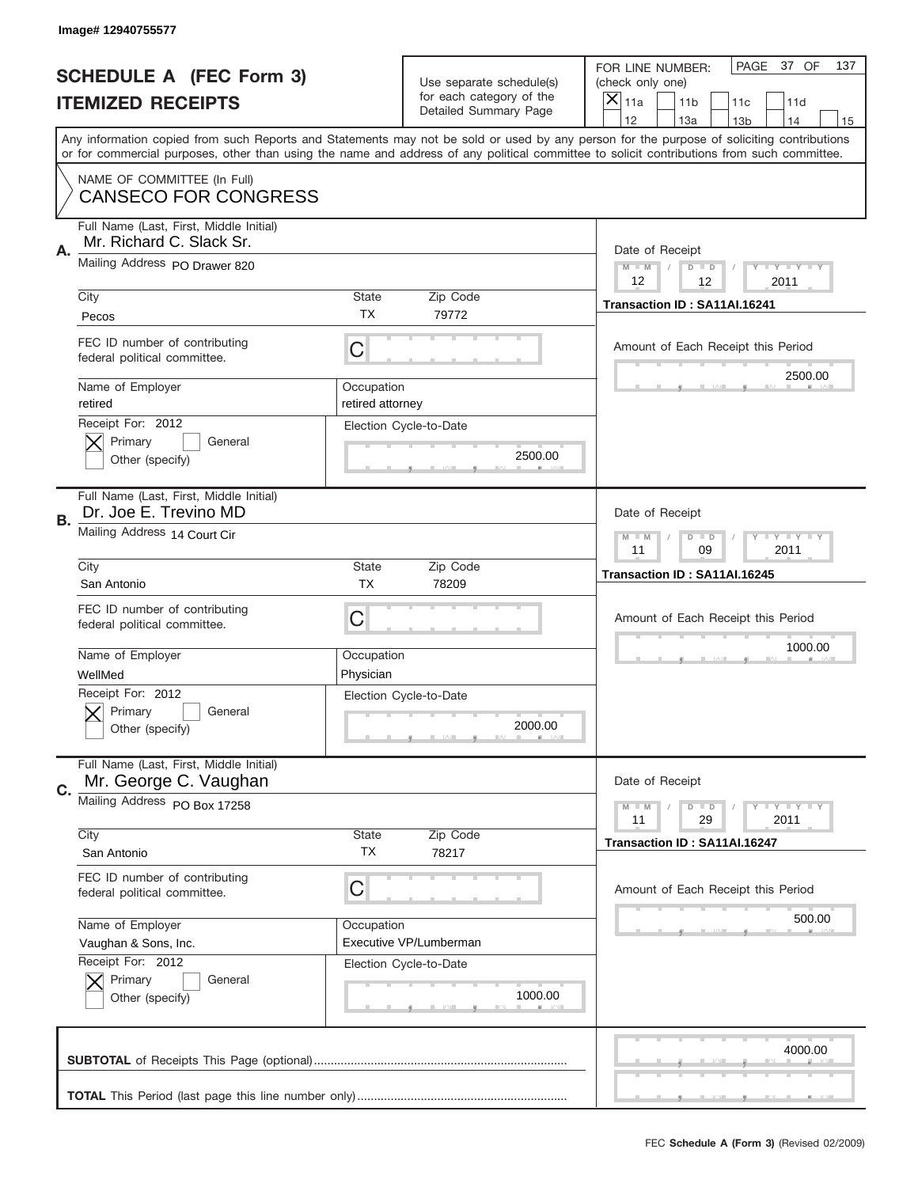Image# 12940755577

# SCHEDULE A (FEC Form 3)
## ITEMIZED RECEIPTS

Use separate schedule(s) for each category of the Detailed Summary Page

FOR LINE NUMBER: (check only one)
[X] 11a [ ] 11b [ ] 11c [ ] 11d [ ] 12 [ ] 13a [ ] 13b [ ] 14 [ ] 15

PAGE 37 OF 137

Any information copied from such Reports and Statements may not be sold or used by any person for the purpose of soliciting contributions or for commercial purposes, other than using the name and address of any political committee to solicit contributions from such committee.

NAME OF COMMITTEE (In Full)
CANSECO FOR CONGRESS

---

**A.** Full Name (Last, First, Middle Initial): Mr. Richard C. Slack Sr.
Mailing Address: PO Drawer 820
City: Pecos | State: TX | Zip Code: 79772
FEC ID number of contributing federal political committee: C
Name of Employer: retired
Occupation: retired attorney
Receipt For: 2012 — [X] Primary [ ] General [ ] Other (specify)
Election Cycle-to-Date: 2500.00
Date of Receipt: 12 / 12 / 2011
Transaction ID : SA11AI.16241
Amount of Each Receipt this Period: 2500.00

---

**B.** Full Name (Last, First, Middle Initial): Dr. Joe E. Trevino MD
Mailing Address: 14 Court Cir
City: San Antonio | State: TX | Zip Code: 78209
FEC ID number of contributing federal political committee: C
Name of Employer: WellMed
Occupation: Physician
Receipt For: 2012 — [X] Primary [ ] General [ ] Other (specify)
Election Cycle-to-Date: 2000.00
Date of Receipt: 11 / 09 / 2011
Transaction ID : SA11AI.16245
Amount of Each Receipt this Period: 1000.00

---

**C.** Full Name (Last, First, Middle Initial): Mr. George C. Vaughan
Mailing Address: PO Box 17258
City: San Antonio | State: TX | Zip Code: 78217
FEC ID number of contributing federal political committee: C
Name of Employer: Vaughan & Sons, Inc.
Occupation: Executive VP/Lumberman
Receipt For: 2012 — [X] Primary [ ] General [ ] Other (specify)
Election Cycle-to-Date: 1000.00
Date of Receipt: 11 / 29 / 2011
Transaction ID : SA11AI.16247
Amount of Each Receipt this Period: 500.00

---

**SUBTOTAL** of Receipts This Page (optional): 4000.00

**TOTAL** This Period (last page this line number only):

FEC **Schedule A (Form 3)** (Revised 02/2009)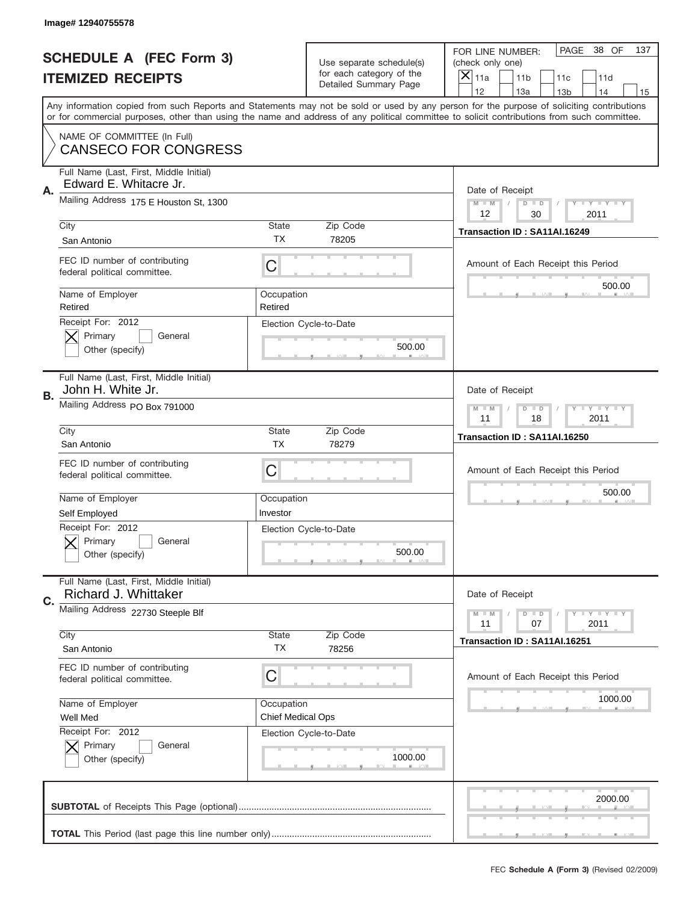Image# 12940755578

# SCHEDULE A (FEC Form 3)
# ITEMIZED RECEIPTS

Use separate schedule(s) for each category of the Detailed Summary Page

FOR LINE NUMBER: (check only one)

☒ 11a ☐ 11b ☐ 11c ☐ 11d ☐ 12 ☐ 13a ☐ 13b ☐ 14 ☐ 15

PAGE 38 OF 137

Any information copied from such Reports and Statements may not be sold or used by any person for the purpose of soliciting contributions or for commercial purposes, other than using the name and address of any political committee to solicit contributions from such committee.

NAME OF COMMITTEE (In Full)
CANSECO FOR CONGRESS

---

**A.** Full Name (Last, First, Middle Initial): Edward E. Whitacre Jr.

Mailing Address: 175 E Houston St, 1300

City: San Antonio | State: TX | Zip Code: 78205

FEC ID number of contributing federal political committee: C

Name of Employer: Retired | Occupation: Retired

Receipt For: 2012 ☒ Primary ☐ General ☐ Other (specify)

Election Cycle-to-Date: 500.00

Date of Receipt: 12 / 30 / 2011

Transaction ID : SA11AI.16249

Amount of Each Receipt this Period: 500.00

---

**B.** Full Name (Last, First, Middle Initial): John H. White Jr.

Mailing Address: PO Box 791000

City: San Antonio | State: TX | Zip Code: 78279

FEC ID number of contributing federal political committee: C

Name of Employer: Self Employed | Occupation: Investor

Receipt For: 2012 ☒ Primary ☐ General ☐ Other (specify)

Election Cycle-to-Date: 500.00

Date of Receipt: 11 / 18 / 2011

Transaction ID : SA11AI.16250

Amount of Each Receipt this Period: 500.00

---

**C.** Full Name (Last, First, Middle Initial): Richard J. Whittaker

Mailing Address: 22730 Steeple Blf

City: San Antonio | State: TX | Zip Code: 78256

FEC ID number of contributing federal political committee: C

Name of Employer: Well Med | Occupation: Chief Medical Ops

Receipt For: 2012 ☒ Primary ☐ General ☐ Other (specify)

Election Cycle-to-Date: 1000.00

Date of Receipt: 11 / 07 / 2011

Transaction ID : SA11AI.16251

Amount of Each Receipt this Period: 1000.00

---

**SUBTOTAL** of Receipts This Page (optional): 2000.00

**TOTAL** This Period (last page this line number only):

FEC **Schedule A (Form 3)** (Revised 02/2009)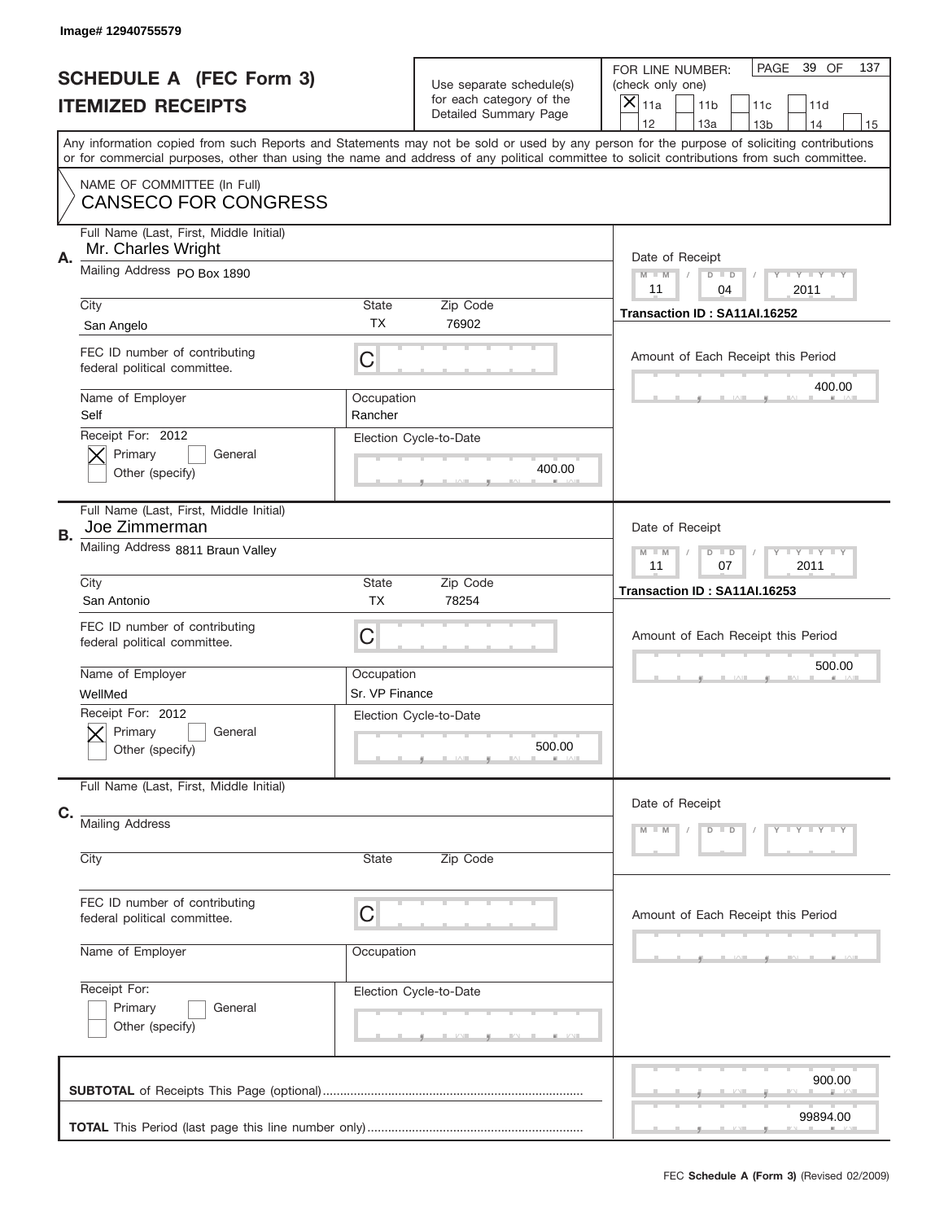Image# 12940755579

# SCHEDULE A (FEC Form 3)
## ITEMIZED RECEIPTS

Use separate schedule(s) for each category of the Detailed Summary Page

FOR LINE NUMBER: (check only one)

- [X] 11a
- [ ] 11b
- [ ] 11c
- [ ] 11d
- [ ] 12
- [ ] 13a
- [ ] 13b
- [ ] 14
- [ ] 15

PAGE 39 OF 137

Any information copied from such Reports and Statements may not be sold or used by any person for the purpose of soliciting contributions or for commercial purposes, other than using the name and address of any political committee to solicit contributions from such committee.

NAME OF COMMITTEE (In Full)
CANSECO FOR CONGRESS

---

**A.** Full Name (Last, First, Middle Initial): Mr. Charles Wright

Mailing Address: PO Box 1890

City: San Angelo | State: TX | Zip Code: 76902

FEC ID number of contributing federal political committee: C

Name of Employer: Self | Occupation: Rancher

Receipt For: 2012 — [X] Primary [ ] General [ ] Other (specify)

Election Cycle-to-Date: 400.00

Date of Receipt: 11 / 04 / 2011

Transaction ID : SA11AI.16252

Amount of Each Receipt this Period: 400.00

---

**B.** Full Name (Last, First, Middle Initial): Joe Zimmerman

Mailing Address: 8811 Braun Valley

City: San Antonio | State: TX | Zip Code: 78254

FEC ID number of contributing federal political committee: C

Name of Employer: WellMed | Occupation: Sr. VP Finance

Receipt For: 2012 — [X] Primary [ ] General [ ] Other (specify)

Election Cycle-to-Date: 500.00

Date of Receipt: 11 / 07 / 2011

Transaction ID : SA11AI.16253

Amount of Each Receipt this Period: 500.00

---

**C.** Full Name (Last, First, Middle Initial):

Mailing Address:

City: | State: | Zip Code:

FEC ID number of contributing federal political committee: C

Name of Employer: | Occupation:

Receipt For: [ ] Primary [ ] General [ ] Other (specify)

Election Cycle-to-Date:

Date of Receipt: M M / D D / Y Y Y Y

Amount of Each Receipt this Period:

---

**SUBTOTAL** of Receipts This Page (optional): 900.00

**TOTAL** This Period (last page this line number only): 99894.00

FEC **Schedule A (Form 3)** (Revised 02/2009)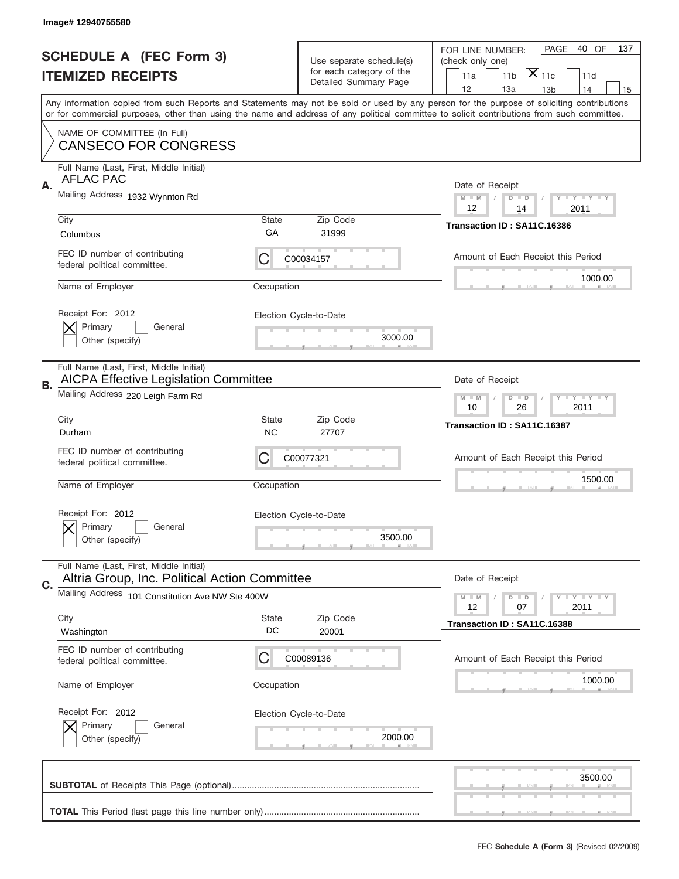Image# 12940755580

# SCHEDULE A (FEC Form 3)
## ITEMIZED RECEIPTS

Use separate schedule(s) for each category of the Detailed Summary Page

FOR LINE NUMBER: (check only one)

11a | 11b | [X] 11c | 11d | 12 | 13a | 13b | 14 | 15

PAGE 40 OF 137

Any information copied from such Reports and Statements may not be sold or used by any person for the purpose of soliciting contributions or for commercial purposes, other than using the name and address of any political committee to solicit contributions from such committee.

NAME OF COMMITTEE (In Full)
CANSECO FOR CONGRESS

---

**A.** Full Name (Last, First, Middle Initial): AFLAC PAC

Mailing Address: 1932 Wynnton Rd

City: Columbus | State: GA | Zip Code: 31999

FEC ID number of contributing federal political committee: C C00034157

Name of Employer: | Occupation:

Receipt For: 2012 — [X] Primary [ ] General [ ] Other (specify)

Election Cycle-to-Date: 3000.00

Date of Receipt: 12/14/2011

Transaction ID : SA11C.16386

Amount of Each Receipt this Period: 1000.00

---

**B.** Full Name (Last, First, Middle Initial): AICPA Effective Legislation Committee

Mailing Address: 220 Leigh Farm Rd

City: Durham | State: NC | Zip Code: 27707

FEC ID number of contributing federal political committee: C C00077321

Name of Employer: | Occupation:

Receipt For: 2012 — [X] Primary [ ] General [ ] Other (specify)

Election Cycle-to-Date: 3500.00

Date of Receipt: 10/26/2011

Transaction ID : SA11C.16387

Amount of Each Receipt this Period: 1500.00

---

**C.** Full Name (Last, First, Middle Initial): Altria Group, Inc. Political Action Committee

Mailing Address: 101 Constitution Ave NW Ste 400W

City: Washington | State: DC | Zip Code: 20001

FEC ID number of contributing federal political committee: C C00089136

Name of Employer: | Occupation:

Receipt For: 2012 — [X] Primary [ ] General [ ] Other (specify)

Election Cycle-to-Date: 2000.00

Date of Receipt: 12/07/2011

Transaction ID : SA11C.16388

Amount of Each Receipt this Period: 1000.00

---

**SUBTOTAL** of Receipts This Page (optional): 3500.00

**TOTAL** This Period (last page this line number only):

FEC **Schedule A (Form 3)** (Revised 02/2009)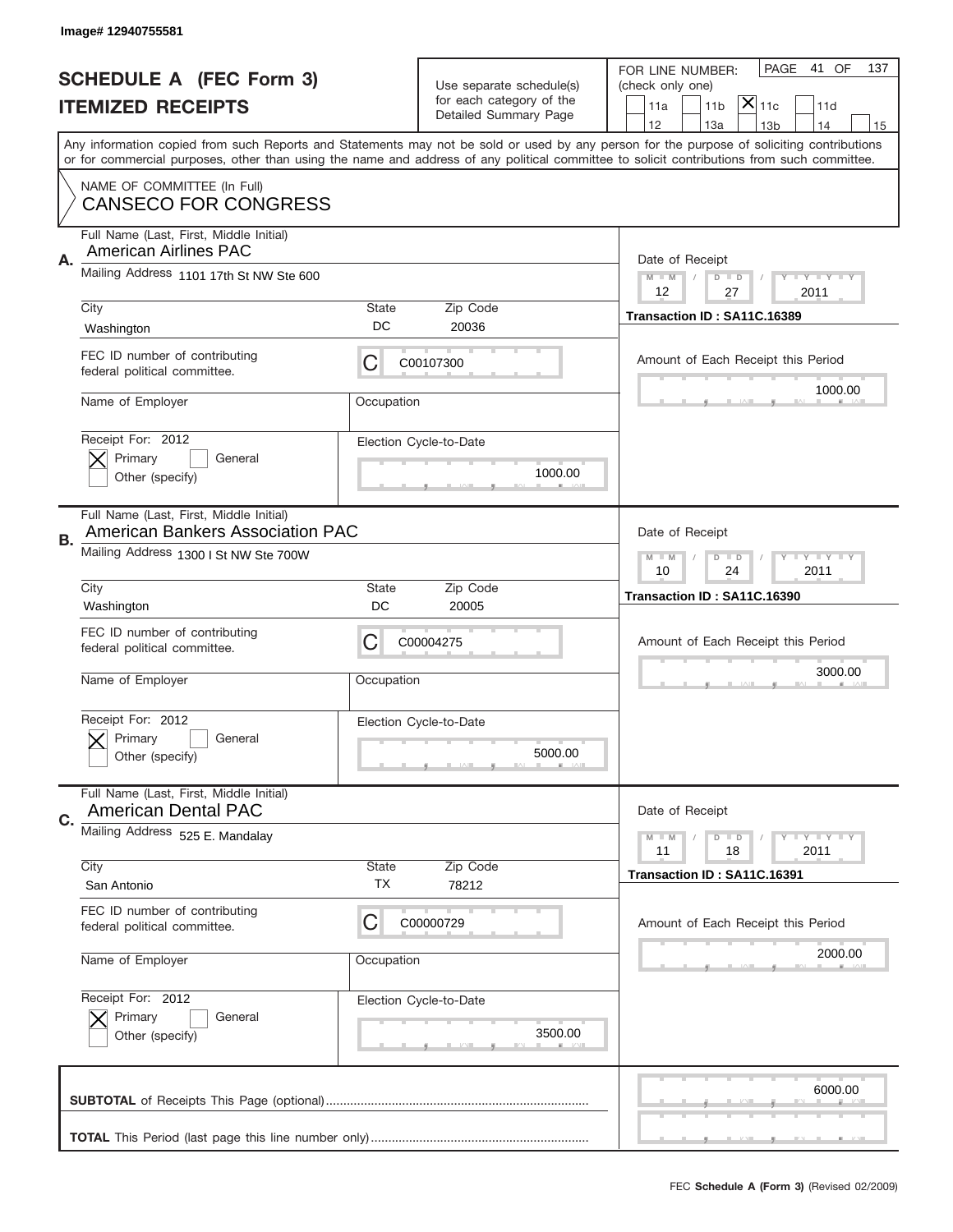Image# 12940755581

# SCHEDULE A (FEC Form 3)
# ITEMIZED RECEIPTS

Use separate schedule(s) for each category of the Detailed Summary Page

FOR LINE NUMBER: (check only one)

[ ] 11a [ ] 11b [X] 11c [ ] 11d [ ] 12 [ ] 13a [ ] 13b [ ] 14 [ ] 15

PAGE 41 OF 137

Any information copied from such Reports and Statements may not be sold or used by any person for the purpose of soliciting contributions or for commercial purposes, other than using the name and address of any political committee to solicit contributions from such committee.

NAME OF COMMITTEE (In Full)
CANSECO FOR CONGRESS

---

**A.** Full Name (Last, First, Middle Initial): American Airlines PAC

Mailing Address: 1101 17th St NW Ste 600

City: Washington | State: DC | Zip Code: 20036

FEC ID number of contributing federal political committee: C00107300

Name of Employer: | Occupation:

Receipt For: 2012 — [X] Primary [ ] General [ ] Other (specify)

Election Cycle-to-Date: 1000.00

Date of Receipt: 12 / 27 / 2011

Transaction ID : SA11C.16389

Amount of Each Receipt this Period: 1000.00

---

**B.** Full Name (Last, First, Middle Initial): American Bankers Association PAC

Mailing Address: 1300 I St NW Ste 700W

City: Washington | State: DC | Zip Code: 20005

FEC ID number of contributing federal political committee: C00004275

Name of Employer: | Occupation:

Receipt For: 2012 — [X] Primary [ ] General [ ] Other (specify)

Election Cycle-to-Date: 5000.00

Date of Receipt: 10 / 24 / 2011

Transaction ID : SA11C.16390

Amount of Each Receipt this Period: 3000.00

---

**C.** Full Name (Last, First, Middle Initial): American Dental PAC

Mailing Address: 525 E. Mandalay

City: San Antonio | State: TX | Zip Code: 78212

FEC ID number of contributing federal political committee: C00000729

Name of Employer: | Occupation:

Receipt For: 2012 — [X] Primary [ ] General [ ] Other (specify)

Election Cycle-to-Date: 3500.00

Date of Receipt: 11 / 18 / 2011

Transaction ID : SA11C.16391

Amount of Each Receipt this Period: 2000.00

---

**SUBTOTAL** of Receipts This Page (optional): 6000.00

**TOTAL** This Period (last page this line number only):

FEC **Schedule A (Form 3)** (Revised 02/2009)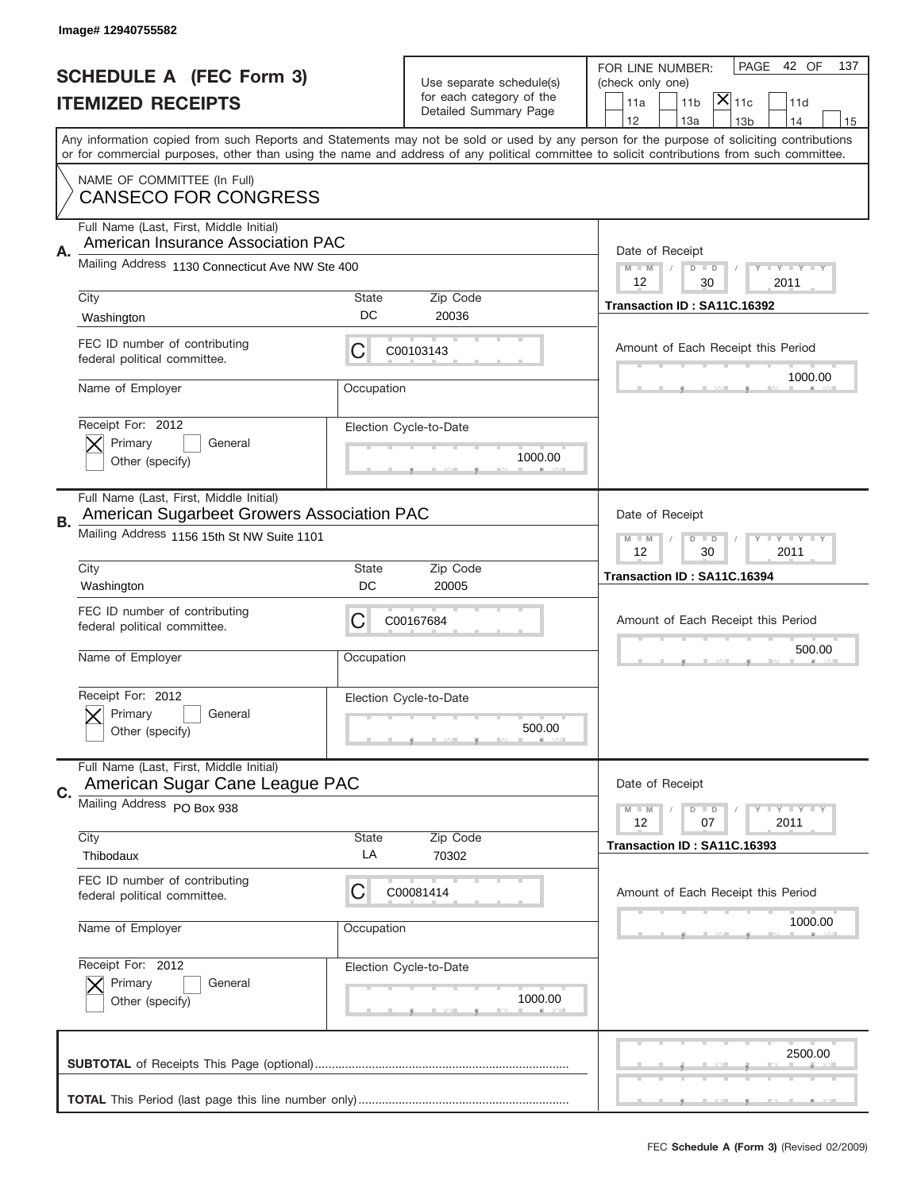Image# 12940755582

# SCHEDULE A (FEC Form 3)
## ITEMIZED RECEIPTS

Use separate schedule(s) for each category of the Detailed Summary Page

FOR LINE NUMBER: (check only one)
11a | 11b | [X] 11c | 11d | 12 | 13a | 13b | 14 | 15

PAGE 42 OF 137

Any information copied from such Reports and Statements may not be sold or used by any person for the purpose of soliciting contributions or for commercial purposes, other than using the name and address of any political committee to solicit contributions from such committee.

NAME OF COMMITTEE (In Full)
CANSECO FOR CONGRESS

---

**A.** Full Name (Last, First, Middle Initial): American Insurance Association PAC

Mailing Address: 1130 Connecticut Ave NW Ste 400

City: Washington | State: DC | Zip Code: 20036

FEC ID number of contributing federal political committee: C C00103143

Name of Employer: | Occupation:

Receipt For: 2012 — [X] Primary [ ] General [ ] Other (specify)

Election Cycle-to-Date: 1000.00

Date of Receipt: 12 / 30 / 2011

Transaction ID : SA11C.16392

Amount of Each Receipt this Period: 1000.00

---

**B.** Full Name (Last, First, Middle Initial): American Sugarbeet Growers Association PAC

Mailing Address: 1156 15th St NW Suite 1101

City: Washington | State: DC | Zip Code: 20005

FEC ID number of contributing federal political committee: C C00167684

Name of Employer: | Occupation:

Receipt For: 2012 — [X] Primary [ ] General [ ] Other (specify)

Election Cycle-to-Date: 500.00

Date of Receipt: 12 / 30 / 2011

Transaction ID : SA11C.16394

Amount of Each Receipt this Period: 500.00

---

**C.** Full Name (Last, First, Middle Initial): American Sugar Cane League PAC

Mailing Address: PO Box 938

City: Thibodaux | State: LA | Zip Code: 70302

FEC ID number of contributing federal political committee: C C00081414

Name of Employer: | Occupation:

Receipt For: 2012 — [X] Primary [ ] General [ ] Other (specify)

Election Cycle-to-Date: 1000.00

Date of Receipt: 12 / 07 / 2011

Transaction ID : SA11C.16393

Amount of Each Receipt this Period: 1000.00

---

**SUBTOTAL** of Receipts This Page (optional): 2500.00

**TOTAL** This Period (last page this line number only):

FEC **Schedule A (Form 3)** (Revised 02/2009)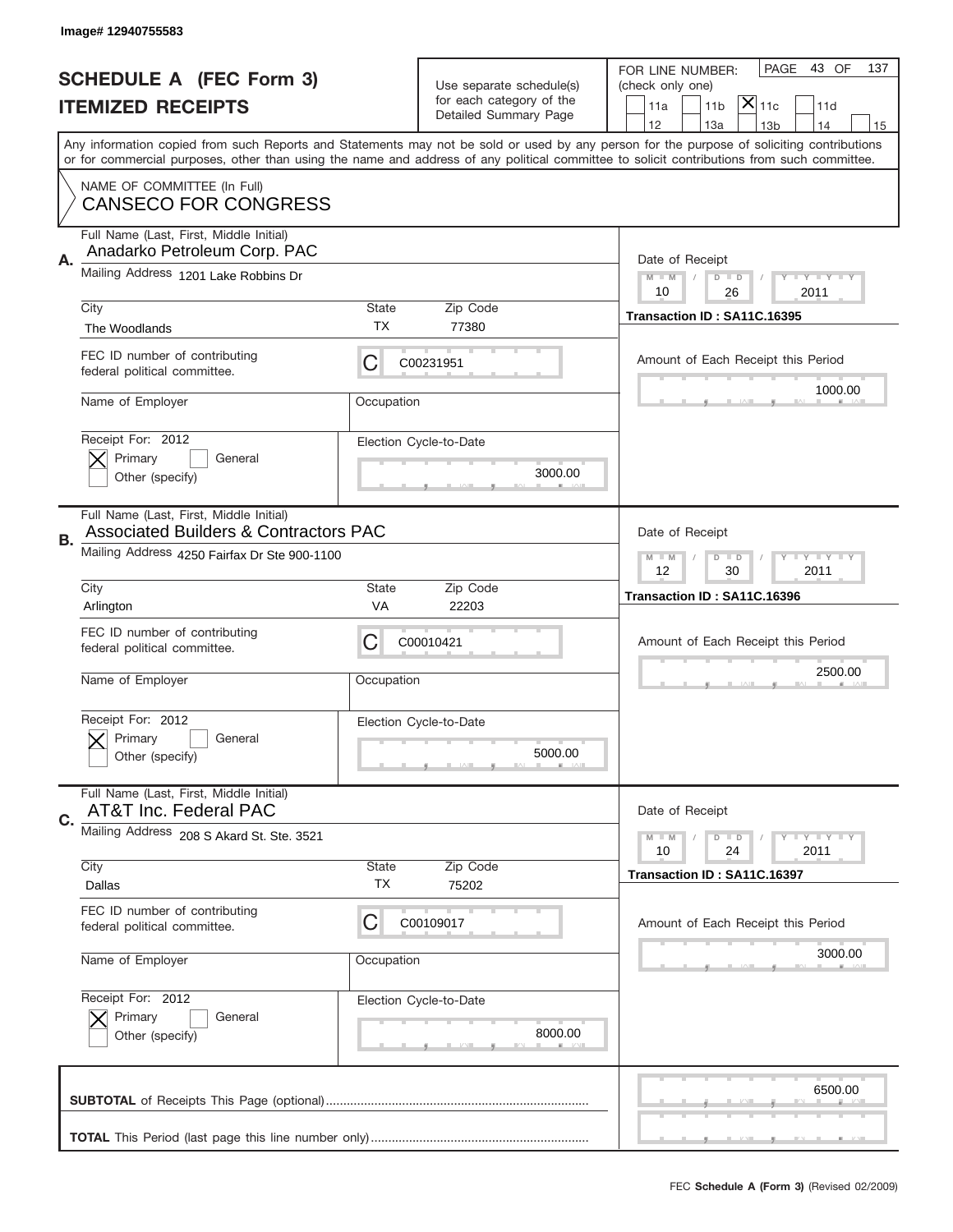Image# 12940755583

# SCHEDULE A (FEC Form 3)
## ITEMIZED RECEIPTS

Use separate schedule(s) for each category of the Detailed Summary Page

FOR LINE NUMBER: (check only one)

- [ ] 11a
- [ ] 11b
- [x] 11c
- [ ] 11d
- [ ] 12
- [ ] 13a
- [ ] 13b
- [ ] 14
- [ ] 15

Any information copied from such Reports and Statements may not be sold or used by any person for the purpose of soliciting contributions or for commercial purposes, other than using the name and address of any political committee to solicit contributions from such committee.

NAME OF COMMITTEE (In Full)
CANSECO FOR CONGRESS

---

**A.** Full Name (Last, First, Middle Initial): Anadarko Petroleum Corp. PAC

Mailing Address: 1201 Lake Robbins Dr

City: The Woodlands | State: TX | Zip Code: 77380

FEC ID number of contributing federal political committee: C00231951

Name of Employer: | Occupation:

Receipt For: 2012 — [x] Primary [ ] General [ ] Other (specify)

Election Cycle-to-Date: 3000.00

Date of Receipt: 10 / 26 / 2011

Transaction ID : SA11C.16395

Amount of Each Receipt this Period: 1000.00

---

**B.** Full Name (Last, First, Middle Initial): Associated Builders & Contractors PAC

Mailing Address: 4250 Fairfax Dr Ste 900-1100

City: Arlington | State: VA | Zip Code: 22203

FEC ID number of contributing federal political committee: C00010421

Name of Employer: | Occupation:

Receipt For: 2012 — [x] Primary [ ] General [ ] Other (specify)

Election Cycle-to-Date: 5000.00

Date of Receipt: 12 / 30 / 2011

Transaction ID : SA11C.16396

Amount of Each Receipt this Period: 2500.00

---

**C.** Full Name (Last, First, Middle Initial): AT&T Inc. Federal PAC

Mailing Address: 208 S Akard St. Ste. 3521

City: Dallas | State: TX | Zip Code: 75202

FEC ID number of contributing federal political committee: C00109017

Name of Employer: | Occupation:

Receipt For: 2012 — [x] Primary [ ] General [ ] Other (specify)

Election Cycle-to-Date: 8000.00

Date of Receipt: 10 / 24 / 2011

Transaction ID : SA11C.16397

Amount of Each Receipt this Period: 3000.00

---

**SUBTOTAL** of Receipts This Page (optional): 6500.00

**TOTAL** This Period (last page this line number only):

FEC **Schedule A (Form 3)** (Revised 02/2009)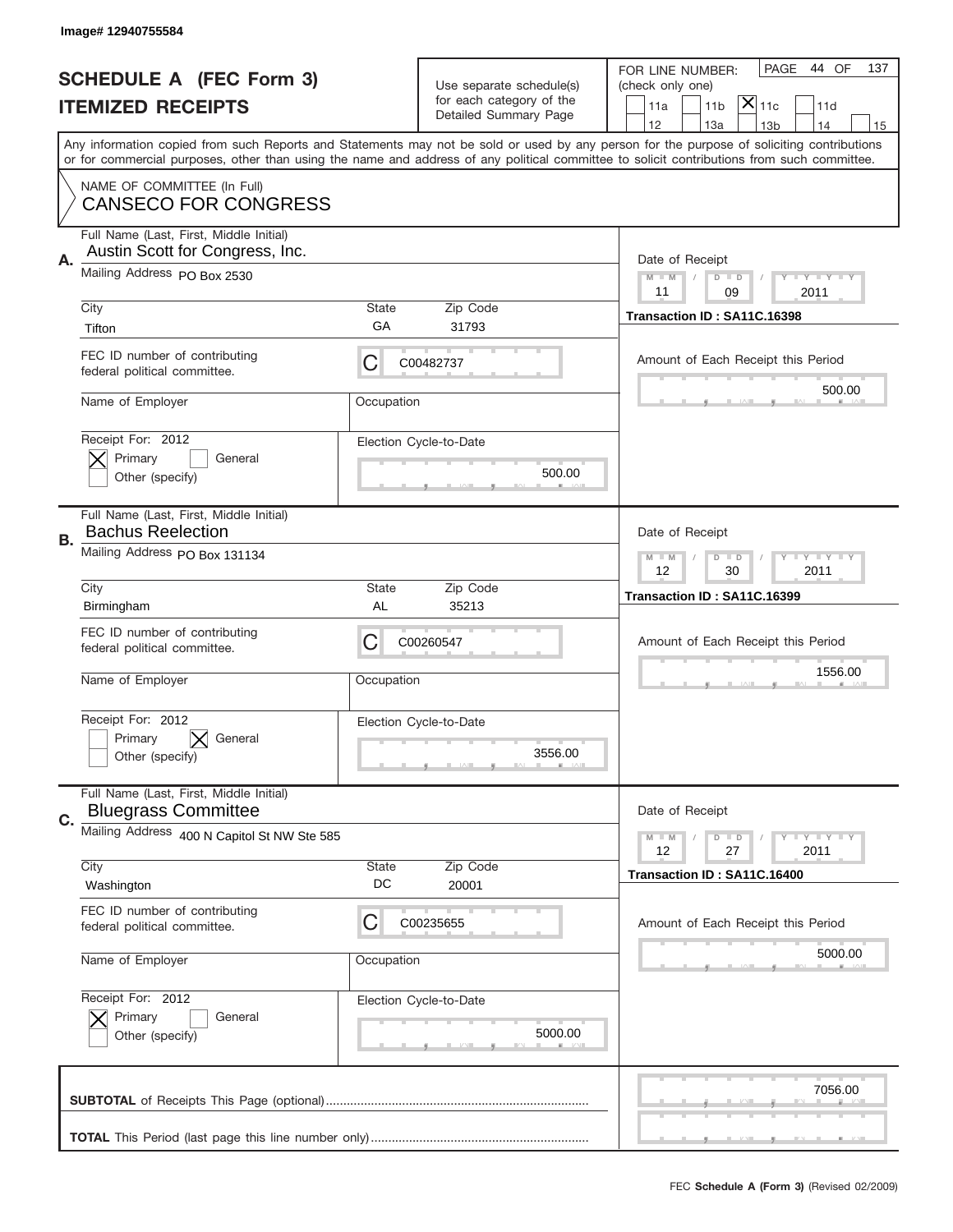Image# 12940755584

# SCHEDULE A (FEC Form 3)
## ITEMIZED RECEIPTS

Use separate schedule(s) for each category of the Detailed Summary Page

FOR LINE NUMBER: (check only one)

- [ ] 11a
- [ ] 11b
- [X] 11c
- [ ] 11d
- [ ] 12
- [ ] 13a
- [ ] 13b
- [ ] 14
- [ ] 15

PAGE 44 OF 137

Any information copied from such Reports and Statements may not be sold or used by any person for the purpose of soliciting contributions or for commercial purposes, other than using the name and address of any political committee to solicit contributions from such committee.

NAME OF COMMITTEE (In Full)
CANSECO FOR CONGRESS

---

**A.** Full Name (Last, First, Middle Initial): Austin Scott for Congress, Inc.

Mailing Address: PO Box 2530

City: Tifton | State: GA | Zip Code: 31793

FEC ID number of contributing federal political committee: C C00482737

Name of Employer: | Occupation:

Receipt For: 2012 — [X] Primary [ ] General [ ] Other (specify)

Election Cycle-to-Date: 500.00

Date of Receipt: 11 / 09 / 2011

Transaction ID : SA11C.16398

Amount of Each Receipt this Period: 500.00

---

**B.** Full Name (Last, First, Middle Initial): Bachus Reelection

Mailing Address: PO Box 131134

City: Birmingham | State: AL | Zip Code: 35213

FEC ID number of contributing federal political committee: C C00260547

Name of Employer: | Occupation:

Receipt For: 2012 — [ ] Primary [X] General [ ] Other (specify)

Election Cycle-to-Date: 3556.00

Date of Receipt: 12 / 30 / 2011

Transaction ID : SA11C.16399

Amount of Each Receipt this Period: 1556.00

---

**C.** Full Name (Last, First, Middle Initial): Bluegrass Committee

Mailing Address: 400 N Capitol St NW Ste 585

City: Washington | State: DC | Zip Code: 20001

FEC ID number of contributing federal political committee: C C00235655

Name of Employer: | Occupation:

Receipt For: 2012 — [X] Primary [ ] General [ ] Other (specify)

Election Cycle-to-Date: 5000.00

Date of Receipt: 12 / 27 / 2011

Transaction ID : SA11C.16400

Amount of Each Receipt this Period: 5000.00

---

**SUBTOTAL** of Receipts This Page (optional): 7056.00

**TOTAL** This Period (last page this line number only):

FEC **Schedule A (Form 3)** (Revised 02/2009)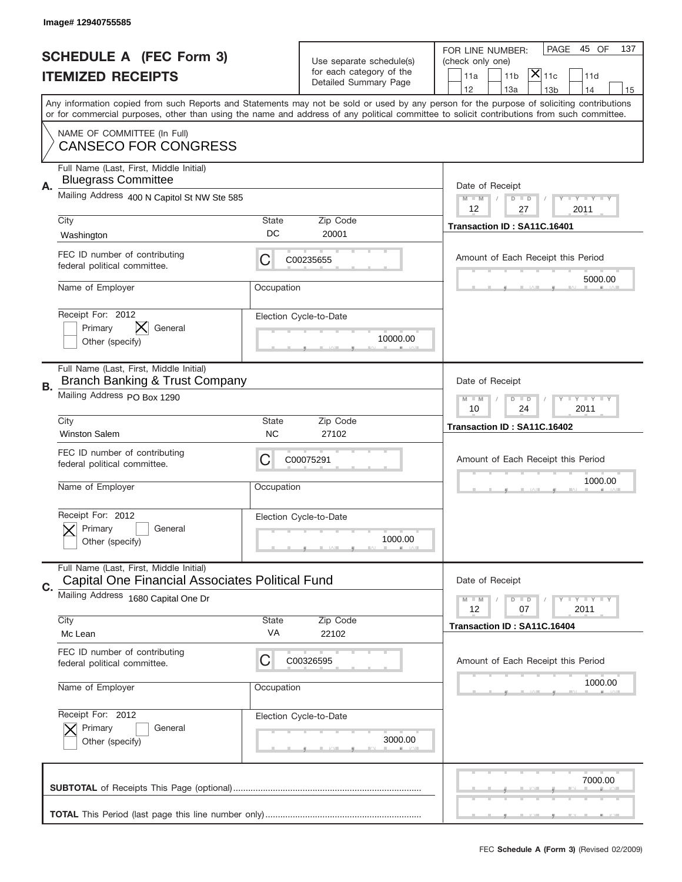Image# 12940755585

# SCHEDULE A (FEC Form 3)
## ITEMIZED RECEIPTS

Use separate schedule(s) for each category of the Detailed Summary Page

FOR LINE NUMBER: (check only one)

11a | 11b | [X] 11c | 11d | 12 | 13a | 13b | 14 | 15

PAGE 45 OF 137

Any information copied from such Reports and Statements may not be sold or used by any person for the purpose of soliciting contributions or for commercial purposes, other than using the name and address of any political committee to solicit contributions from such committee.

NAME OF COMMITTEE (In Full)
CANSECO FOR CONGRESS

---

**A.** Full Name (Last, First, Middle Initial): Bluegrass Committee

Mailing Address: 400 N Capitol St NW Ste 585

City: Washington | State: DC | Zip Code: 20001

FEC ID number of contributing federal political committee: C C00235655

Name of Employer: | Occupation:

Receipt For: 2012 — [ ] Primary [X] General [ ] Other (specify)

Election Cycle-to-Date: 10000.00

Date of Receipt: 12 / 27 / 2011

Transaction ID : SA11C.16401

Amount of Each Receipt this Period: 5000.00

---

**B.** Full Name (Last, First, Middle Initial): Branch Banking & Trust Company

Mailing Address: PO Box 1290

City: Winston Salem | State: NC | Zip Code: 27102

FEC ID number of contributing federal political committee: C C00075291

Name of Employer: | Occupation:

Receipt For: 2012 — [X] Primary [ ] General [ ] Other (specify)

Election Cycle-to-Date: 1000.00

Date of Receipt: 10 / 24 / 2011

Transaction ID : SA11C.16402

Amount of Each Receipt this Period: 1000.00

---

**C.** Full Name (Last, First, Middle Initial): Capital One Financial Associates Political Fund

Mailing Address: 1680 Capital One Dr

City: Mc Lean | State: VA | Zip Code: 22102

FEC ID number of contributing federal political committee: C C00326595

Name of Employer: | Occupation:

Receipt For: 2012 — [X] Primary [ ] General [ ] Other (specify)

Election Cycle-to-Date: 3000.00

Date of Receipt: 12 / 07 / 2011

Transaction ID : SA11C.16404

Amount of Each Receipt this Period: 1000.00

---

**SUBTOTAL** of Receipts This Page (optional): 7000.00

**TOTAL** This Period (last page this line number only):

FEC **Schedule A (Form 3)** (Revised 02/2009)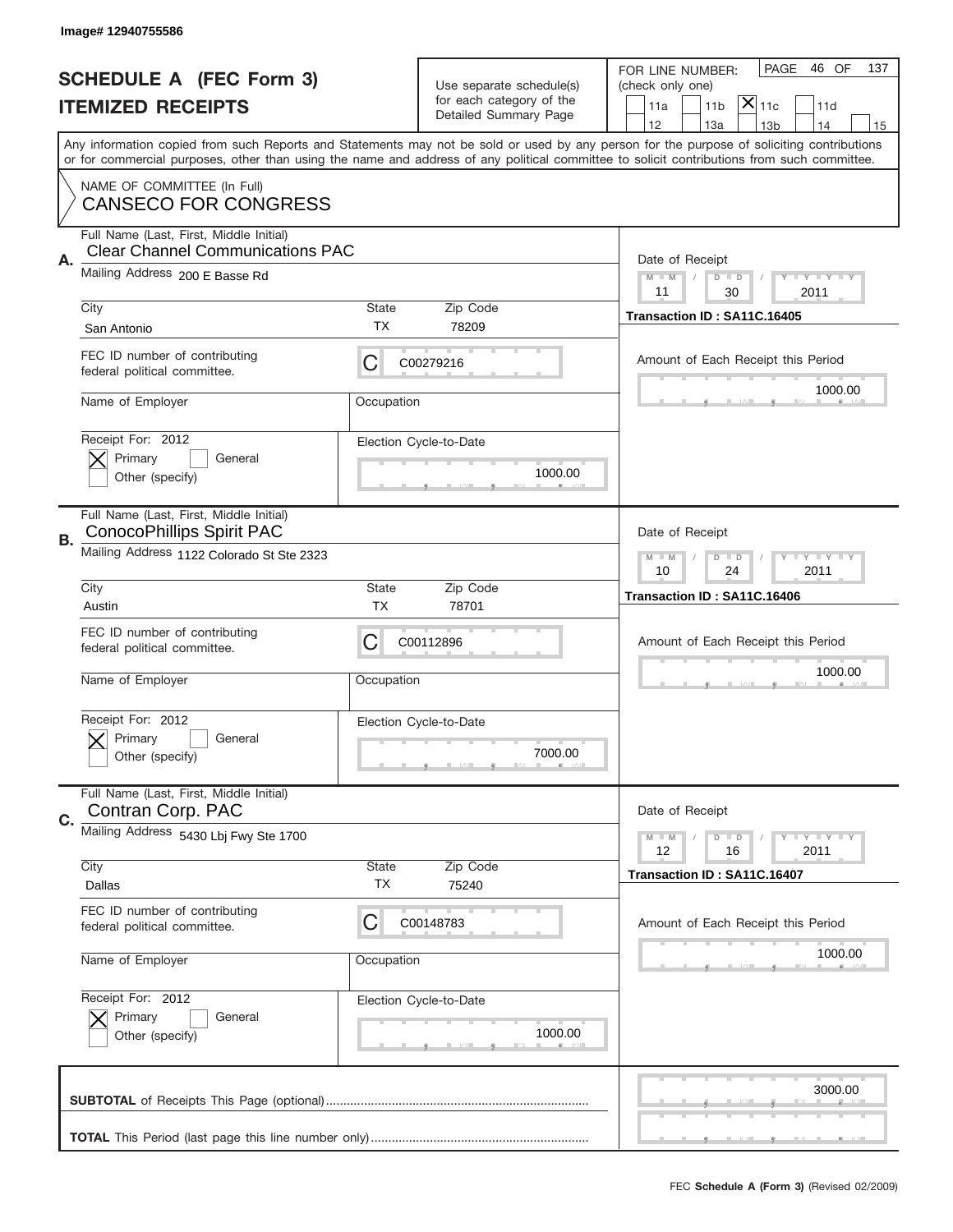Image# 12940755586

# SCHEDULE A (FEC Form 3)
## ITEMIZED RECEIPTS

Use separate schedule(s) for each category of the Detailed Summary Page

FOR LINE NUMBER: (check only one)

11a | 11b | [X] 11c | 11d | 12 | 13a | 13b | 14 | 15

Any information copied from such Reports and Statements may not be sold or used by any person for the purpose of soliciting contributions or for commercial purposes, other than using the name and address of any political committee to solicit contributions from such committee.

NAME OF COMMITTEE (In Full)
CANSECO FOR CONGRESS

**A.** Full Name (Last, First, Middle Initial): Clear Channel Communications PAC
Mailing Address: 200 E Basse Rd
City: San Antonio | State: TX | Zip Code: 78209
FEC ID number of contributing federal political committee: C00279216
Name of Employer: | Occupation:
Receipt For: 2012 — [X] Primary [ ] General [ ] Other (specify)
Election Cycle-to-Date: 1000.00
Date of Receipt: 11 / 30 / 2011
Transaction ID : SA11C.16405
Amount of Each Receipt this Period: 1000.00

**B.** Full Name (Last, First, Middle Initial): ConocoPhillips Spirit PAC
Mailing Address: 1122 Colorado St Ste 2323
City: Austin | State: TX | Zip Code: 78701
FEC ID number of contributing federal political committee: C00112896
Name of Employer: | Occupation:
Receipt For: 2012 — [X] Primary [ ] General [ ] Other (specify)
Election Cycle-to-Date: 7000.00
Date of Receipt: 10 / 24 / 2011
Transaction ID : SA11C.16406
Amount of Each Receipt this Period: 1000.00

**C.** Full Name (Last, First, Middle Initial): Contran Corp. PAC
Mailing Address: 5430 Lbj Fwy Ste 1700
City: Dallas | State: TX | Zip Code: 75240
FEC ID number of contributing federal political committee: C00148783
Name of Employer: | Occupation:
Receipt For: 2012 — [X] Primary [ ] General [ ] Other (specify)
Election Cycle-to-Date: 1000.00
Date of Receipt: 12 / 16 / 2011
Transaction ID : SA11C.16407
Amount of Each Receipt this Period: 1000.00

**SUBTOTAL** of Receipts This Page (optional): 3000.00

**TOTAL** This Period (last page this line number only):

FEC **Schedule A (Form 3)** (Revised 02/2009)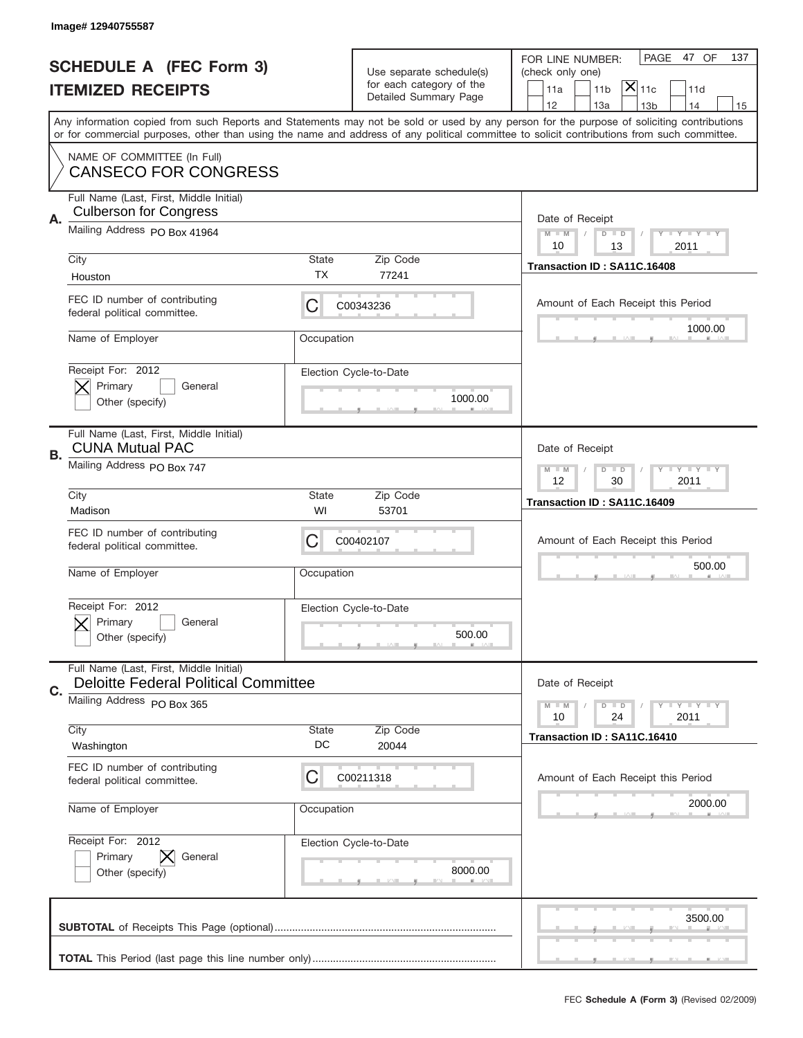Image# 12940755587

# SCHEDULE A (FEC Form 3)
# ITEMIZED RECEIPTS

Use separate schedule(s) for each category of the Detailed Summary Page

FOR LINE NUMBER: (check only one)

11a | 11b | [X] 11c | 11d | 12 | 13a | 13b | 14 | 15

PAGE 47 OF 137

Any information copied from such Reports and Statements may not be sold or used by any person for the purpose of soliciting contributions or for commercial purposes, other than using the name and address of any political committee to solicit contributions from such committee.

NAME OF COMMITTEE (In Full)
CANSECO FOR CONGRESS

**A.**
Full Name (Last, First, Middle Initial): Culberson for Congress
Mailing Address: PO Box 41964
City: Houston | State: TX | Zip Code: 77241
FEC ID number of contributing federal political committee: C C00343236
Name of Employer: | Occupation:
Receipt For: 2012 [X] Primary [ ] General [ ] Other (specify)
Election Cycle-to-Date: 1000.00
Date of Receipt: 10 13 2011
Transaction ID : SA11C.16408
Amount of Each Receipt this Period: 1000.00

**B.**
Full Name (Last, First, Middle Initial): CUNA Mutual PAC
Mailing Address: PO Box 747
City: Madison | State: WI | Zip Code: 53701
FEC ID number of contributing federal political committee: C C00402107
Name of Employer: | Occupation:
Receipt For: 2012 [X] Primary [ ] General [ ] Other (specify)
Election Cycle-to-Date: 500.00
Date of Receipt: 12 30 2011
Transaction ID : SA11C.16409
Amount of Each Receipt this Period: 500.00

**C.**
Full Name (Last, First, Middle Initial): Deloitte Federal Political Committee
Mailing Address: PO Box 365
City: Washington | State: DC | Zip Code: 20044
FEC ID number of contributing federal political committee: C C00211318
Name of Employer: | Occupation:
Receipt For: 2012 [ ] Primary [X] General [ ] Other (specify)
Election Cycle-to-Date: 8000.00
Date of Receipt: 10 24 2011
Transaction ID : SA11C.16410
Amount of Each Receipt this Period: 2000.00

**SUBTOTAL** of Receipts This Page (optional): 3500.00

**TOTAL** This Period (last page this line number only):

FEC **Schedule A (Form 3)** (Revised 02/2009)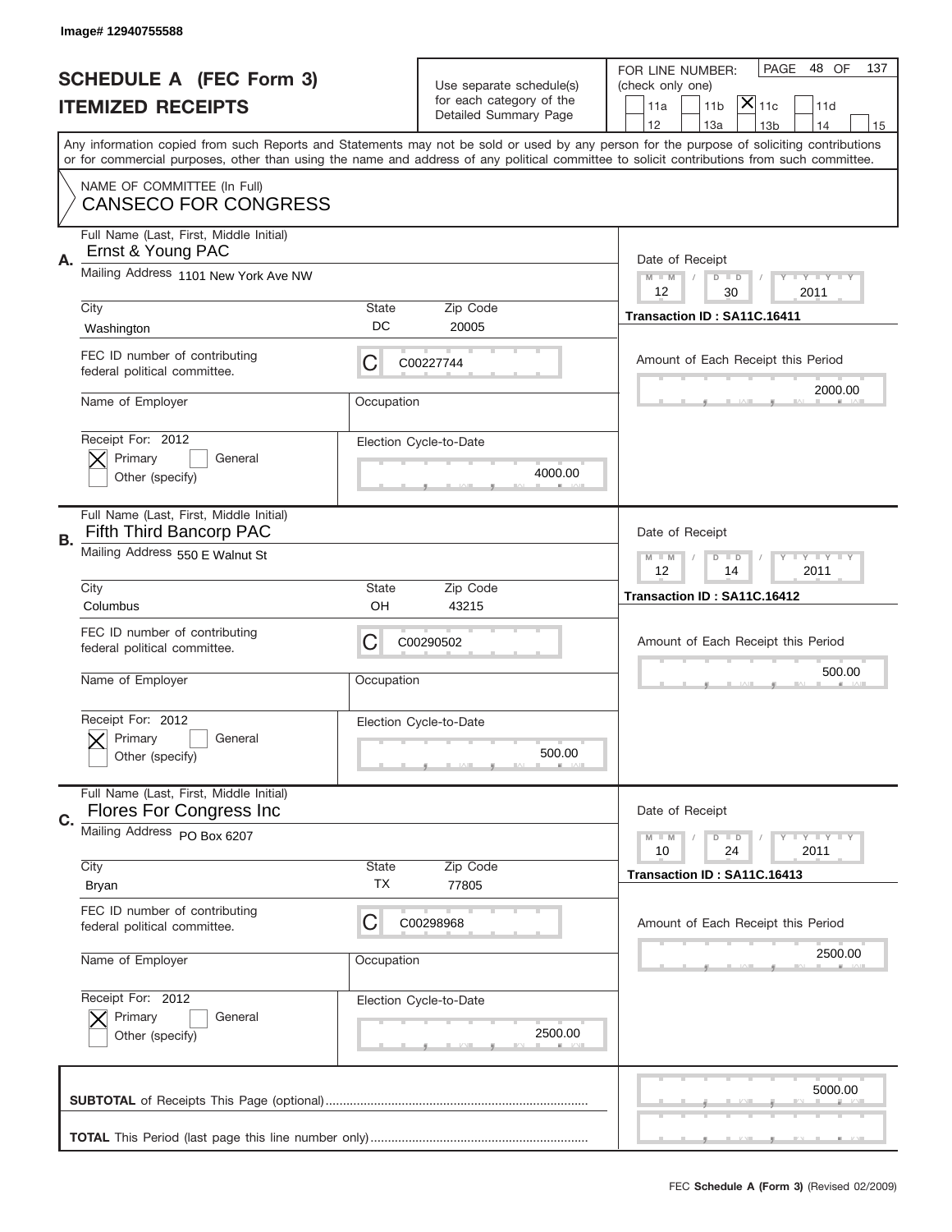Image# 12940755588

# SCHEDULE A (FEC Form 3)
## ITEMIZED RECEIPTS

Use separate schedule(s) for each category of the Detailed Summary Page

FOR LINE NUMBER: (check only one)
11a | 11b | [X] 11c | 11d | 12 | 13a | 13b | 14 | 15

PAGE 48 OF 137

Any information copied from such Reports and Statements may not be sold or used by any person for the purpose of soliciting contributions or for commercial purposes, other than using the name and address of any political committee to solicit contributions from such committee.

NAME OF COMMITTEE (In Full)
CANSECO FOR CONGRESS

---

**A.** Full Name (Last, First, Middle Initial): Ernst & Young PAC

Mailing Address: 1101 New York Ave NW

City: Washington | State: DC | Zip Code: 20005

FEC ID number of contributing federal political committee: C C00227744

Name of Employer: | Occupation:

Receipt For: 2012 — [X] Primary [ ] General [ ] Other (specify)

Election Cycle-to-Date: 4000.00

Date of Receipt: 12 / 30 / 2011

Transaction ID : SA11C.16411

Amount of Each Receipt this Period: 2000.00

---

**B.** Full Name (Last, First, Middle Initial): Fifth Third Bancorp PAC

Mailing Address: 550 E Walnut St

City: Columbus | State: OH | Zip Code: 43215

FEC ID number of contributing federal political committee: C C00290502

Name of Employer: | Occupation:

Receipt For: 2012 — [X] Primary [ ] General [ ] Other (specify)

Election Cycle-to-Date: 500.00

Date of Receipt: 12 / 14 / 2011

Transaction ID : SA11C.16412

Amount of Each Receipt this Period: 500.00

---

**C.** Full Name (Last, First, Middle Initial): Flores For Congress Inc

Mailing Address: PO Box 6207

City: Bryan | State: TX | Zip Code: 77805

FEC ID number of contributing federal political committee: C C00298968

Name of Employer: | Occupation:

Receipt For: 2012 — [X] Primary [ ] General [ ] Other (specify)

Election Cycle-to-Date: 2500.00

Date of Receipt: 10 / 24 / 2011

Transaction ID : SA11C.16413

Amount of Each Receipt this Period: 2500.00

---

**SUBTOTAL** of Receipts This Page (optional): 5000.00

**TOTAL** This Period (last page this line number only):

FEC **Schedule A (Form 3)** (Revised 02/2009)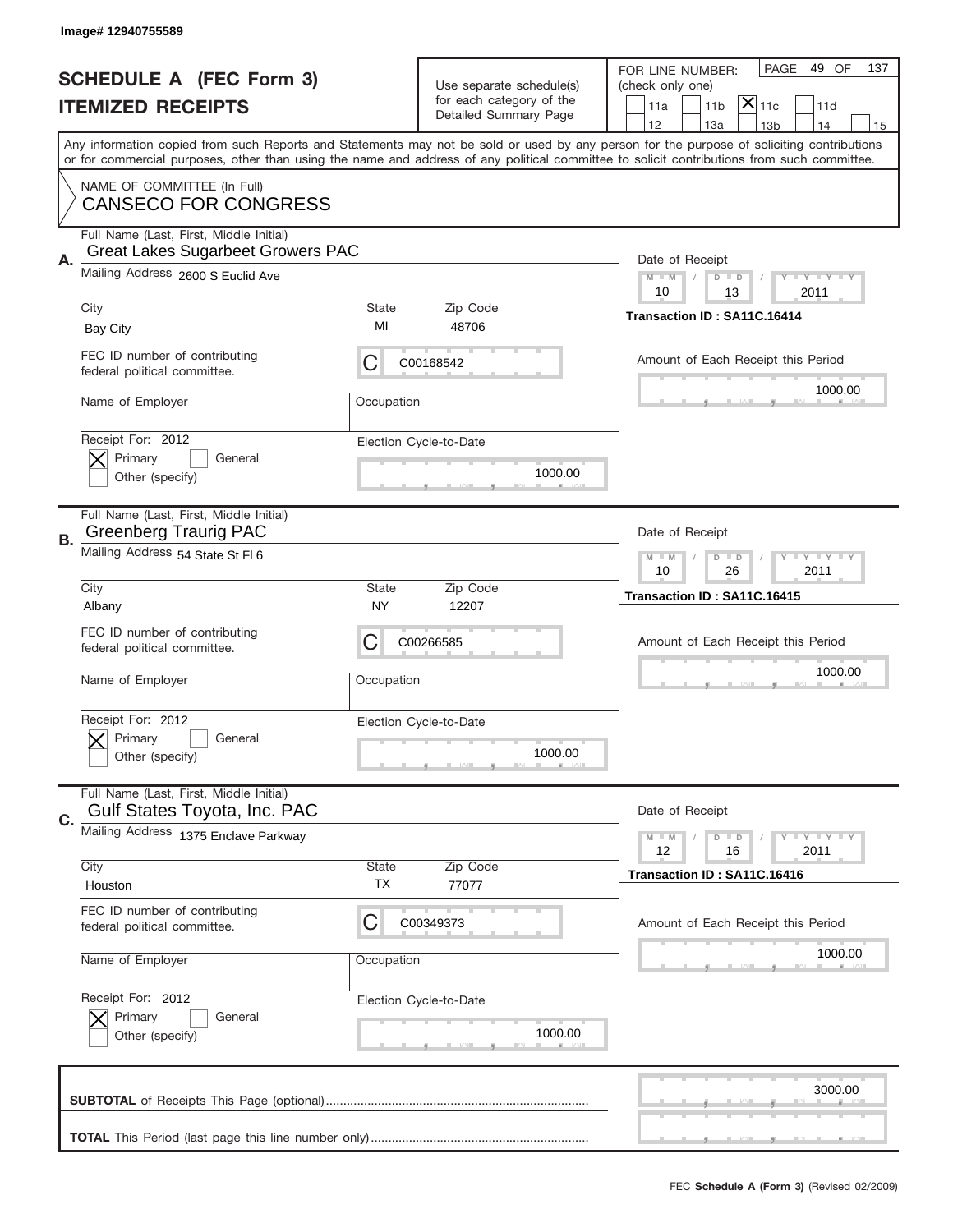Image# 12940755589

# SCHEDULE A (FEC Form 3)
# ITEMIZED RECEIPTS

Use separate schedule(s) for each category of the Detailed Summary Page

FOR LINE NUMBER: (check only one)

11a | 11b | [X] 11c | 11d | 12 | 13a | 13b | 14 | 15

PAGE 49 OF 137

Any information copied from such Reports and Statements may not be sold or used by any person for the purpose of soliciting contributions or for commercial purposes, other than using the name and address of any political committee to solicit contributions from such committee.

NAME OF COMMITTEE (In Full)
CANSECO FOR CONGRESS

**A.** Full Name (Last, First, Middle Initial): Great Lakes Sugarbeet Growers PAC

Mailing Address: 2600 S Euclid Ave

City: Bay City | State: MI | Zip Code: 48706

FEC ID number of contributing federal political committee: C00168542

Name of Employer: | Occupation:

Receipt For: 2012 — [X] Primary [ ] General [ ] Other (specify)

Election Cycle-to-Date: 1000.00

Date of Receipt: 10 / 13 / 2011

Transaction ID : SA11C.16414

Amount of Each Receipt this Period: 1000.00

**B.** Full Name (Last, First, Middle Initial): Greenberg Traurig PAC

Mailing Address: 54 State St Fl 6

City: Albany | State: NY | Zip Code: 12207

FEC ID number of contributing federal political committee: C00266585

Name of Employer: | Occupation:

Receipt For: 2012 — [X] Primary [ ] General [ ] Other (specify)

Election Cycle-to-Date: 1000.00

Date of Receipt: 10 / 26 / 2011

Transaction ID : SA11C.16415

Amount of Each Receipt this Period: 1000.00

**C.** Full Name (Last, First, Middle Initial): Gulf States Toyota, Inc. PAC

Mailing Address: 1375 Enclave Parkway

City: Houston | State: TX | Zip Code: 77077

FEC ID number of contributing federal political committee: C00349373

Name of Employer: | Occupation:

Receipt For: 2012 — [X] Primary [ ] General [ ] Other (specify)

Election Cycle-to-Date: 1000.00

Date of Receipt: 12 / 16 / 2011

Transaction ID : SA11C.16416

Amount of Each Receipt this Period: 1000.00

**SUBTOTAL** of Receipts This Page (optional): 3000.00

**TOTAL** This Period (last page this line number only):

FEC **Schedule A (Form 3)** (Revised 02/2009)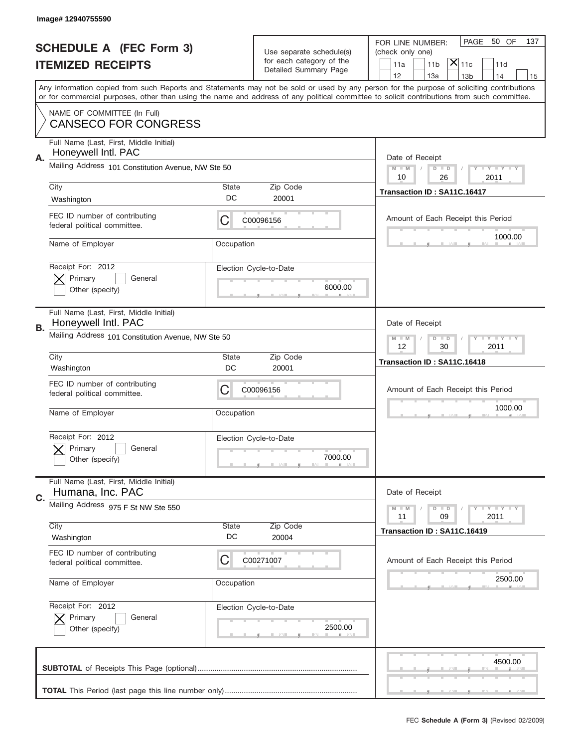Image# 12940755590

# SCHEDULE A (FEC Form 3)
## ITEMIZED RECEIPTS

Use separate schedule(s) for each category of the Detailed Summary Page

FOR LINE NUMBER: (check only one)

11a | 11b | [X] 11c | 11d | 12 | 13a | 13b | 14 | 15

PAGE 50 OF 137

Any information copied from such Reports and Statements may not be sold or used by any person for the purpose of soliciting contributions or for commercial purposes, other than using the name and address of any political committee to solicit contributions from such committee.

NAME OF COMMITTEE (In Full)
CANSECO FOR CONGRESS

**A.**
Full Name (Last, First, Middle Initial): Honeywell Intl. PAC
Mailing Address: 101 Constitution Avenue, NW Ste 50
City: Washington | State: DC | Zip Code: 20001
FEC ID number of contributing federal political committee: C C00096156
Name of Employer: | Occupation:
Receipt For: 2012 — [X] Primary [ ] General [ ] Other (specify)
Election Cycle-to-Date: 6000.00
Date of Receipt: 10 / 26 / 2011
Transaction ID : SA11C.16417
Amount of Each Receipt this Period: 1000.00

**B.**
Full Name (Last, First, Middle Initial): Honeywell Intl. PAC
Mailing Address: 101 Constitution Avenue, NW Ste 50
City: Washington | State: DC | Zip Code: 20001
FEC ID number of contributing federal political committee: C C00096156
Name of Employer: | Occupation:
Receipt For: 2012 — [X] Primary [ ] General [ ] Other (specify)
Election Cycle-to-Date: 7000.00
Date of Receipt: 12 / 30 / 2011
Transaction ID : SA11C.16418
Amount of Each Receipt this Period: 1000.00

**C.**
Full Name (Last, First, Middle Initial): Humana, Inc. PAC
Mailing Address: 975 F St NW Ste 550
City: Washington | State: DC | Zip Code: 20004
FEC ID number of contributing federal political committee: C C00271007
Name of Employer: | Occupation:
Receipt For: 2012 — [X] Primary [ ] General [ ] Other (specify)
Election Cycle-to-Date: 2500.00
Date of Receipt: 11 / 09 / 2011
Transaction ID : SA11C.16419
Amount of Each Receipt this Period: 2500.00

**SUBTOTAL** of Receipts This Page (optional): 4500.00

**TOTAL** This Period (last page this line number only):

FEC **Schedule A (Form 3)** (Revised 02/2009)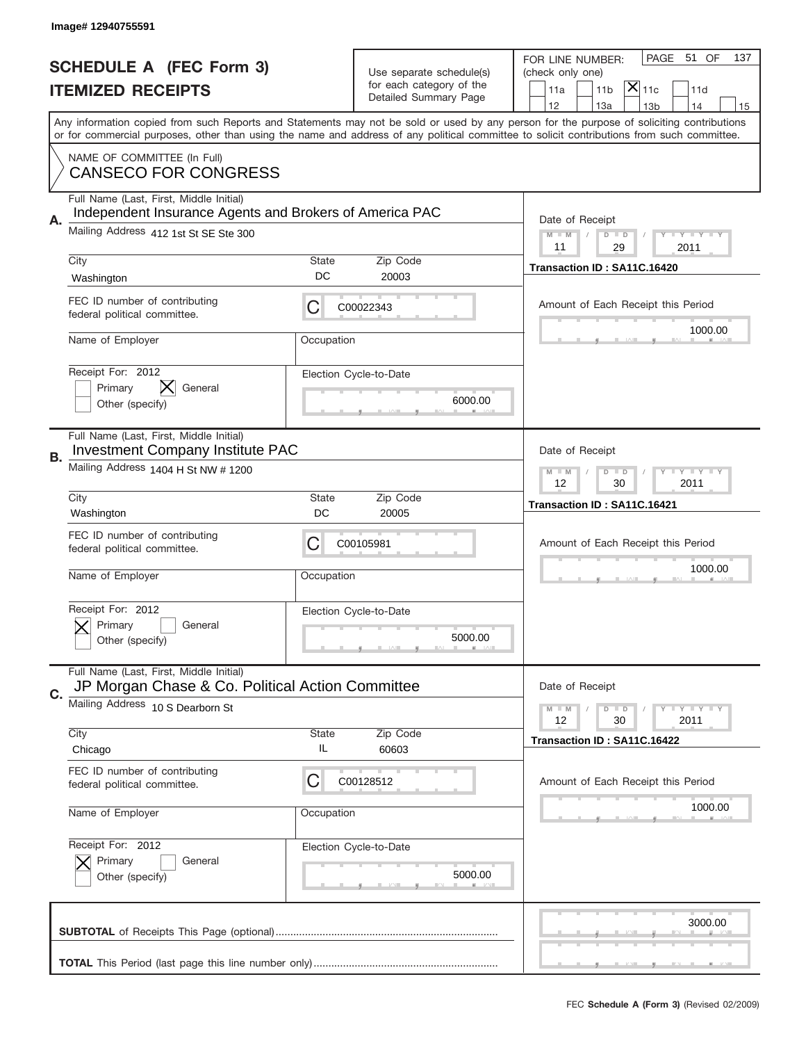Image# 12940755591

# SCHEDULE A (FEC Form 3)
## ITEMIZED RECEIPTS

Use separate schedule(s) for each category of the Detailed Summary Page

FOR LINE NUMBER: (check only one)

11a | 11b | [X] 11c | 11d | 12 | 13a | 13b | 14 | 15

PAGE 51 OF 137

Any information copied from such Reports and Statements may not be sold or used by any person for the purpose of soliciting contributions or for commercial purposes, other than using the name and address of any political committee to solicit contributions from such committee.

NAME OF COMMITTEE (In Full)
CANSECO FOR CONGRESS

---

**A.** Full Name (Last, First, Middle Initial): Independent Insurance Agents and Brokers of America PAC

Mailing Address: 412 1st St SE Ste 300

City: Washington | State: DC | Zip Code: 20003

FEC ID number of contributing federal political committee: C C00022343

Name of Employer: | Occupation:

Receipt For: 2012 — Primary [ ] General [X] Other (specify) [ ]

Election Cycle-to-Date: 6000.00

Date of Receipt: 11 / 29 / 2011

Transaction ID : SA11C.16420

Amount of Each Receipt this Period: 1000.00

---

**B.** Full Name (Last, First, Middle Initial): Investment Company Institute PAC

Mailing Address: 1404 H St NW # 1200

City: Washington | State: DC | Zip Code: 20005

FEC ID number of contributing federal political committee: C C00105981

Name of Employer: | Occupation:

Receipt For: 2012 — Primary [X] General [ ] Other (specify) [ ]

Election Cycle-to-Date: 5000.00

Date of Receipt: 12 / 30 / 2011

Transaction ID : SA11C.16421

Amount of Each Receipt this Period: 1000.00

---

**C.** Full Name (Last, First, Middle Initial): JP Morgan Chase & Co. Political Action Committee

Mailing Address: 10 S Dearborn St

City: Chicago | State: IL | Zip Code: 60603

FEC ID number of contributing federal political committee: C C00128512

Name of Employer: | Occupation:

Receipt For: 2012 — Primary [X] General [ ] Other (specify) [ ]

Election Cycle-to-Date: 5000.00

Date of Receipt: 12 / 30 / 2011

Transaction ID : SA11C.16422

Amount of Each Receipt this Period: 1000.00

---

**SUBTOTAL** of Receipts This Page (optional): 3000.00

**TOTAL** This Period (last page this line number only):

FEC **Schedule A (Form 3)** (Revised 02/2009)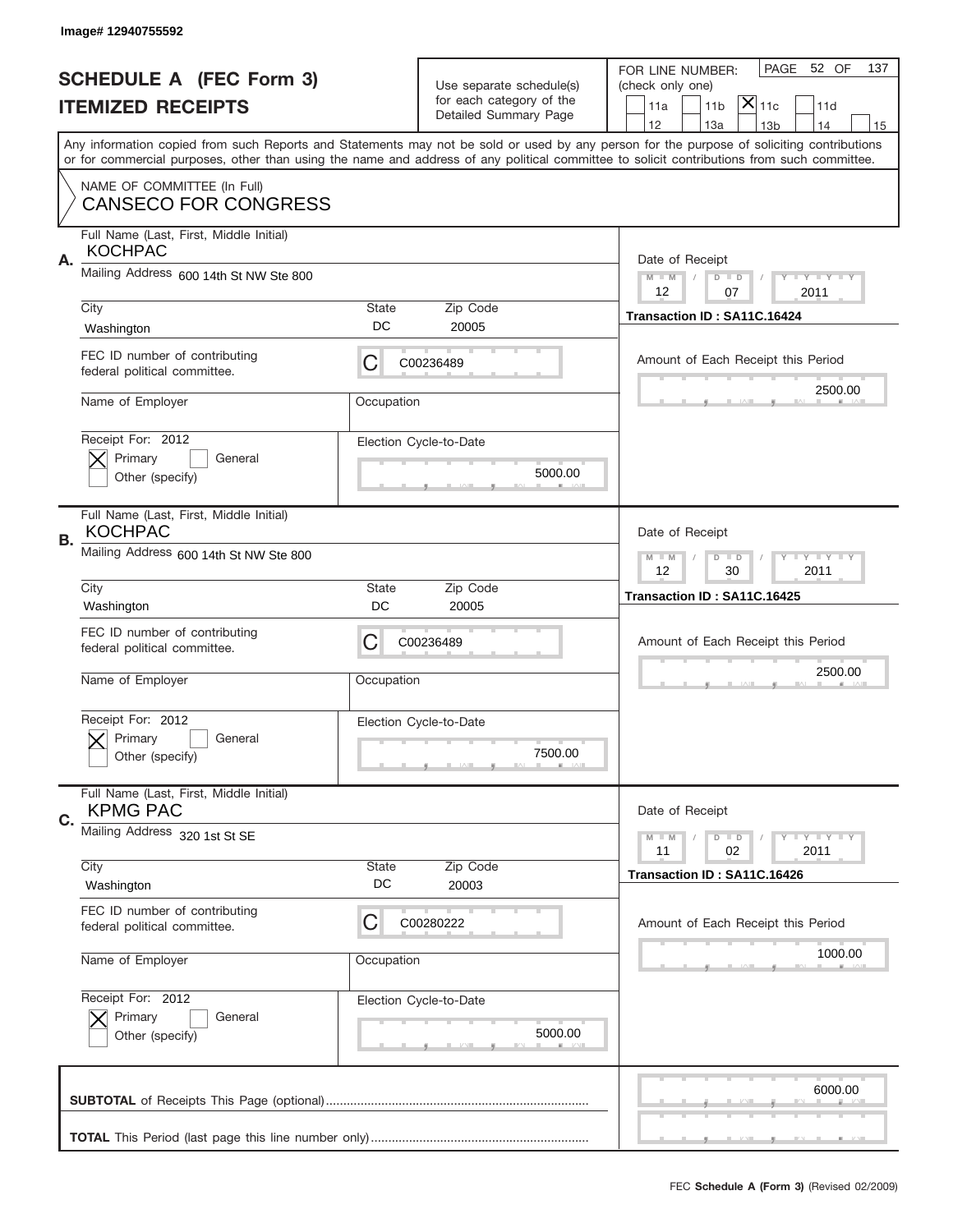Image# 12940755592

# SCHEDULE A (FEC Form 3)
## ITEMIZED RECEIPTS

Use separate schedule(s) for each category of the Detailed Summary Page

FOR LINE NUMBER: (check only one)

11a | 11b | [X] 11c | 11d | 12 | 13a | 13b | 14 | 15

PAGE 52 OF 137

Any information copied from such Reports and Statements may not be sold or used by any person for the purpose of soliciting contributions or for commercial purposes, other than using the name and address of any political committee to solicit contributions from such committee.

NAME OF COMMITTEE (In Full)
CANSECO FOR CONGRESS

---

**A.**

Full Name (Last, First, Middle Initial): KOCHPAC

Mailing Address: 600 14th St NW Ste 800

City: Washington | State: DC | Zip Code: 20005

FEC ID number of contributing federal political committee: C C00236489

Name of Employer: | Occupation:

Receipt For: 2012 [X] Primary [ ] General [ ] Other (specify)

Election Cycle-to-Date: 5000.00

Date of Receipt: 12 / 07 / 2011

Transaction ID : SA11C.16424

Amount of Each Receipt this Period: 2500.00

---

**B.**

Full Name (Last, First, Middle Initial): KOCHPAC

Mailing Address: 600 14th St NW Ste 800

City: Washington | State: DC | Zip Code: 20005

FEC ID number of contributing federal political committee: C C00236489

Name of Employer: | Occupation:

Receipt For: 2012 [X] Primary [ ] General [ ] Other (specify)

Election Cycle-to-Date: 7500.00

Date of Receipt: 12 / 30 / 2011

Transaction ID : SA11C.16425

Amount of Each Receipt this Period: 2500.00

---

**C.**

Full Name (Last, First, Middle Initial): KPMG PAC

Mailing Address: 320 1st St SE

City: Washington | State: DC | Zip Code: 20003

FEC ID number of contributing federal political committee: C C00280222

Name of Employer: | Occupation:

Receipt For: 2012 [X] Primary [ ] General [ ] Other (specify)

Election Cycle-to-Date: 5000.00

Date of Receipt: 11 / 02 / 2011

Transaction ID : SA11C.16426

Amount of Each Receipt this Period: 1000.00

---

**SUBTOTAL** of Receipts This Page (optional): 6000.00

**TOTAL** This Period (last page this line number only):

FEC **Schedule A (Form 3)** (Revised 02/2009)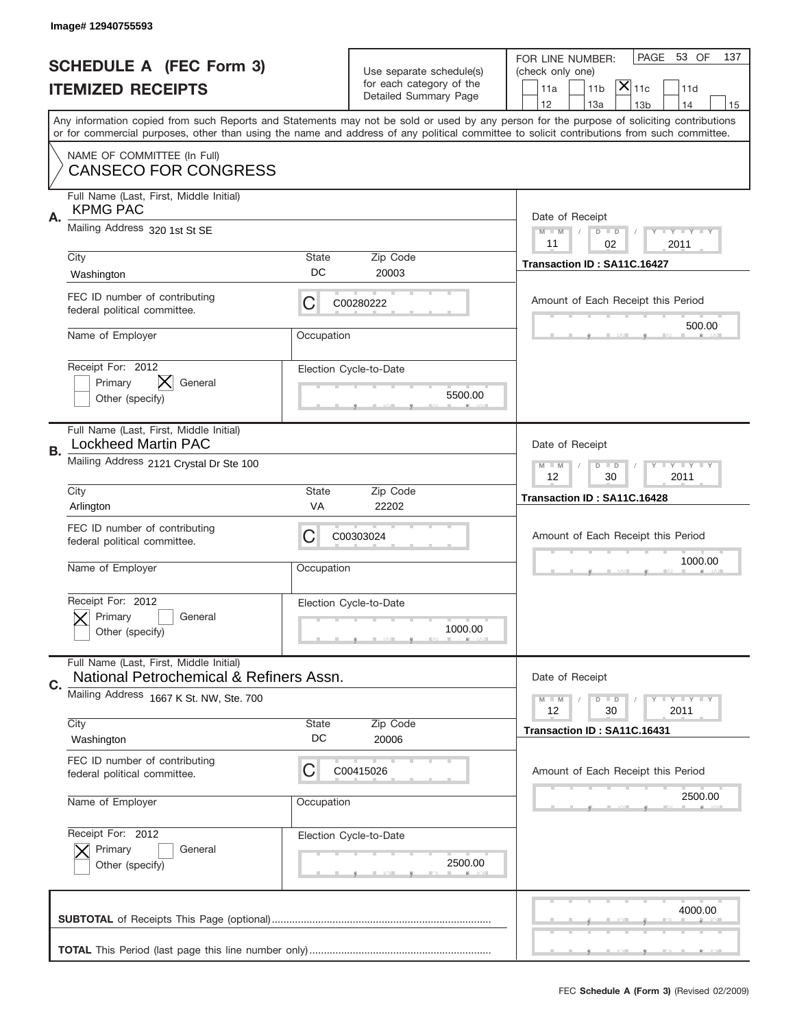Image# 12940755593

# SCHEDULE A (FEC Form 3)
## ITEMIZED RECEIPTS

Use separate schedule(s) for each category of the Detailed Summary Page

FOR LINE NUMBER: (check only one)
11a | 11b | [X] 11c | 11d | 12 | 13a | 13b | 14 | 15

PAGE 53 OF 137

Any information copied from such Reports and Statements may not be sold or used by any person for the purpose of soliciting contributions or for commercial purposes, other than using the name and address of any political committee to solicit contributions from such committee.

NAME OF COMMITTEE (In Full)
CANSECO FOR CONGRESS

---

**A.** Full Name (Last, First, Middle Initial): KPMG PAC

Mailing Address: 320 1st St SE

City: Washington | State: DC | Zip Code: 20003

FEC ID number of contributing federal political committee: C00280222

Name of Employer: | Occupation:

Receipt For: 2012 — [ ] Primary [X] General [ ] Other (specify)

Election Cycle-to-Date: 5500.00

Date of Receipt: 11 / 02 / 2011

Transaction ID : SA11C.16427

Amount of Each Receipt this Period: 500.00

---

**B.** Full Name (Last, First, Middle Initial): Lockheed Martin PAC

Mailing Address: 2121 Crystal Dr Ste 100

City: Arlington | State: VA | Zip Code: 22202

FEC ID number of contributing federal political committee: C00303024

Name of Employer: | Occupation:

Receipt For: 2012 — [X] Primary [ ] General [ ] Other (specify)

Election Cycle-to-Date: 1000.00

Date of Receipt: 12 / 30 / 2011

Transaction ID : SA11C.16428

Amount of Each Receipt this Period: 1000.00

---

**C.** Full Name (Last, First, Middle Initial): National Petrochemical & Refiners Assn.

Mailing Address: 1667 K St. NW, Ste. 700

City: Washington | State: DC | Zip Code: 20006

FEC ID number of contributing federal political committee: C00415026

Name of Employer: | Occupation:

Receipt For: 2012 — [X] Primary [ ] General [ ] Other (specify)

Election Cycle-to-Date: 2500.00

Date of Receipt: 12 / 30 / 2011

Transaction ID : SA11C.16431

Amount of Each Receipt this Period: 2500.00

---

**SUBTOTAL** of Receipts This Page (optional): 4000.00

**TOTAL** This Period (last page this line number only):

FEC **Schedule A (Form 3)** (Revised 02/2009)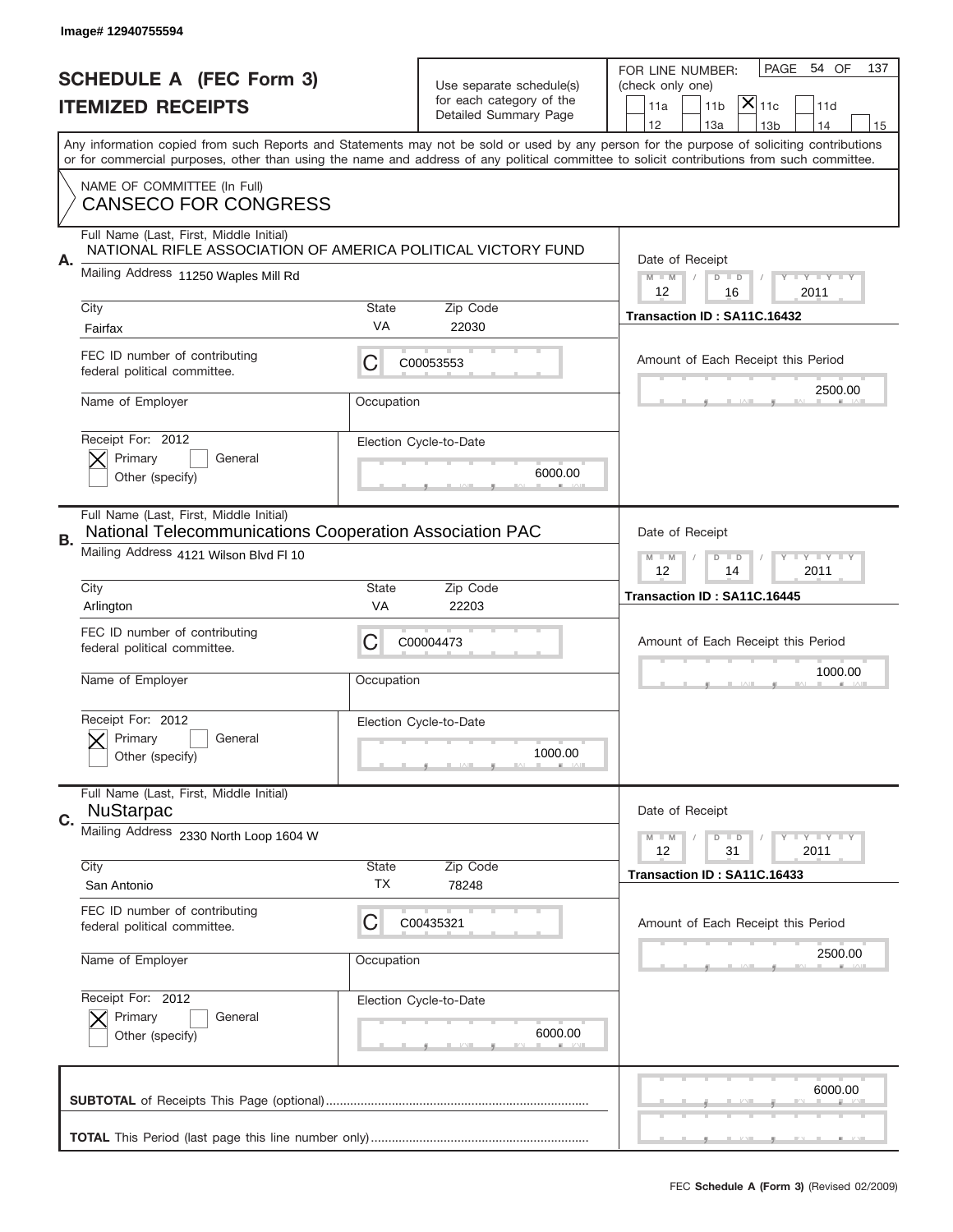Image# 12940755594

# SCHEDULE A (FEC Form 3)
# ITEMIZED RECEIPTS

Use separate schedule(s) for each category of the Detailed Summary Page

FOR LINE NUMBER: (check only one)
11a | 11b | [X] 11c | 11d | 12 | 13a | 13b | 14 | 15

PAGE 54 OF 137

Any information copied from such Reports and Statements may not be sold or used by any person for the purpose of soliciting contributions or for commercial purposes, other than using the name and address of any political committee to solicit contributions from such committee.

NAME OF COMMITTEE (In Full)
CANSECO FOR CONGRESS

---

**A.** Full Name (Last, First, Middle Initial)
NATIONAL RIFLE ASSOCIATION OF AMERICA POLITICAL VICTORY FUND

Mailing Address: 11250 Waples Mill Rd

City: Fairfax | State: VA | Zip Code: 22030

FEC ID number of contributing federal political committee: C C00053553

Name of Employer: | Occupation:

Receipt For: 2012 — [X] Primary [ ] General [ ] Other (specify)

Election Cycle-to-Date: 6000.00

Date of Receipt: 12 / 16 / 2011

Transaction ID : SA11C.16432

Amount of Each Receipt this Period: 2500.00

---

**B.** Full Name (Last, First, Middle Initial)
National Telecommunications Cooperation Association PAC

Mailing Address: 4121 Wilson Blvd Fl 10

City: Arlington | State: VA | Zip Code: 22203

FEC ID number of contributing federal political committee: C C00004473

Name of Employer: | Occupation:

Receipt For: 2012 — [X] Primary [ ] General [ ] Other (specify)

Election Cycle-to-Date: 1000.00

Date of Receipt: 12 / 14 / 2011

Transaction ID : SA11C.16445

Amount of Each Receipt this Period: 1000.00

---

**C.** Full Name (Last, First, Middle Initial)
NuStarpac

Mailing Address: 2330 North Loop 1604 W

City: San Antonio | State: TX | Zip Code: 78248

FEC ID number of contributing federal political committee: C C00435321

Name of Employer: | Occupation:

Receipt For: 2012 — [X] Primary [ ] General [ ] Other (specify)

Election Cycle-to-Date: 6000.00

Date of Receipt: 12 / 31 / 2011

Transaction ID : SA11C.16433

Amount of Each Receipt this Period: 2500.00

---

**SUBTOTAL** of Receipts This Page (optional): 6000.00

**TOTAL** This Period (last page this line number only):

FEC **Schedule A (Form 3)** (Revised 02/2009)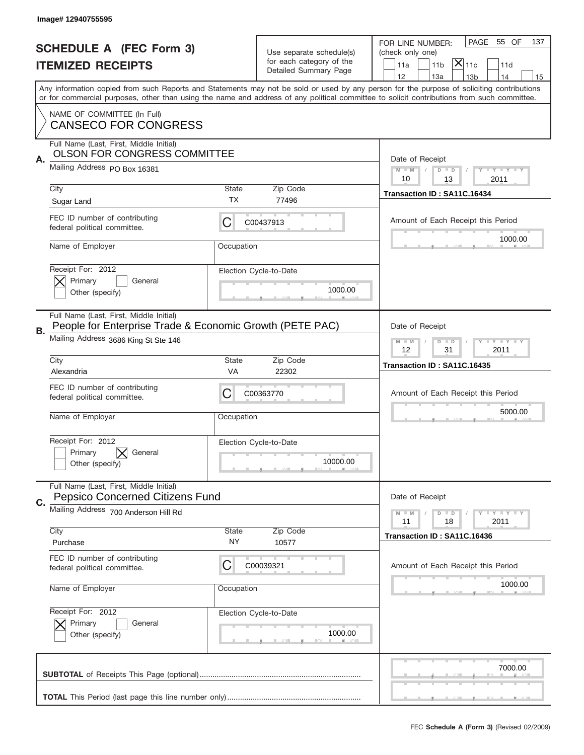Image# 12940755595

# SCHEDULE A (FEC Form 3)
## ITEMIZED RECEIPTS

Use separate schedule(s) for each category of the Detailed Summary Page

FOR LINE NUMBER: (check only one)

- [ ] 11a
- [ ] 11b
- [x] 11c
- [ ] 11d
- [ ] 12
- [ ] 13a
- [ ] 13b
- [ ] 14
- [ ] 15

PAGE 55 OF 137

Any information copied from such Reports and Statements may not be sold or used by any person for the purpose of soliciting contributions or for commercial purposes, other than using the name and address of any political committee to solicit contributions from such committee.

NAME OF COMMITTEE (In Full)
CANSECO FOR CONGRESS

---

**A.** Full Name (Last, First, Middle Initial): OLSON FOR CONGRESS COMMITTEE

Mailing Address: PO Box 16381

City: Sugar Land | State: TX | Zip Code: 77496

FEC ID number of contributing federal political committee: C C00437913

Name of Employer: | Occupation:

Receipt For: 2012
- [x] Primary
- [ ] General
- [ ] Other (specify)

Election Cycle-to-Date: 1000.00

Date of Receipt: 10 / 13 / 2011

Transaction ID : SA11C.16434

Amount of Each Receipt this Period: 1000.00

---

**B.** Full Name (Last, First, Middle Initial): People for Enterprise Trade & Economic Growth (PETE PAC)

Mailing Address: 3686 King St Ste 146

City: Alexandria | State: VA | Zip Code: 22302

FEC ID number of contributing federal political committee: C C00363770

Name of Employer: | Occupation:

Receipt For: 2012
- [ ] Primary
- [x] General
- [ ] Other (specify)

Election Cycle-to-Date: 10000.00

Date of Receipt: 12 / 31 / 2011

Transaction ID : SA11C.16435

Amount of Each Receipt this Period: 5000.00

---

**C.** Full Name (Last, First, Middle Initial): Pepsico Concerned Citizens Fund

Mailing Address: 700 Anderson Hill Rd

City: Purchase | State: NY | Zip Code: 10577

FEC ID number of contributing federal political committee: C C00039321

Name of Employer: | Occupation:

Receipt For: 2012
- [x] Primary
- [ ] General
- [ ] Other (specify)

Election Cycle-to-Date: 1000.00

Date of Receipt: 11 / 18 / 2011

Transaction ID : SA11C.16436

Amount of Each Receipt this Period: 1000.00

---

**SUBTOTAL** of Receipts This Page (optional): 7000.00

**TOTAL** This Period (last page this line number only):

FEC **Schedule A (Form 3)** (Revised 02/2009)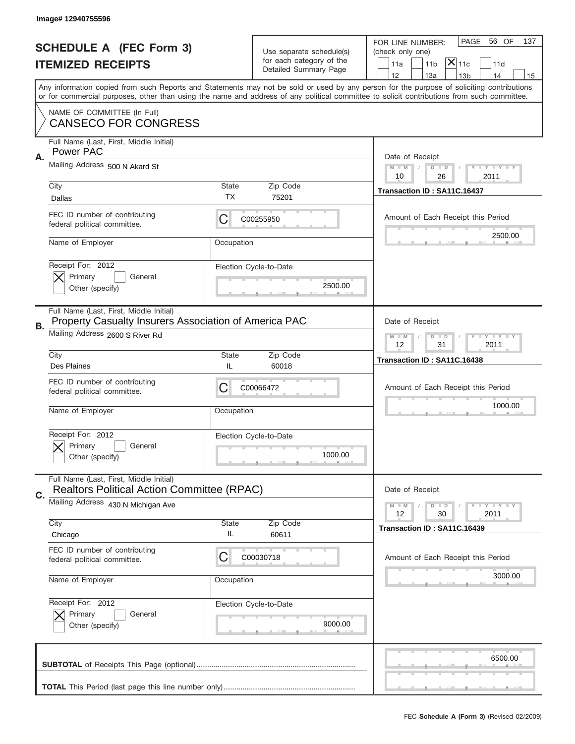Image# 12940755596

# SCHEDULE A (FEC Form 3)
## ITEMIZED RECEIPTS

Use separate schedule(s) for each category of the Detailed Summary Page

FOR LINE NUMBER: (check only one)

11a | 11b | [X] 11c | 11d | 12 | 13a | 13b | 14 | 15

PAGE 56 OF 137

Any information copied from such Reports and Statements may not be sold or used by any person for the purpose of soliciting contributions or for commercial purposes, other than using the name and address of any political committee to solicit contributions from such committee.

NAME OF COMMITTEE (In Full)
CANSECO FOR CONGRESS

---

**A.** Full Name (Last, First, Middle Initial): Power PAC

Mailing Address: 500 N Akard St

City: Dallas | State: TX | Zip Code: 75201

FEC ID number of contributing federal political committee: C00255950

Name of Employer: | Occupation:

Receipt For: 2012 — [X] Primary [ ] General [ ] Other (specify)

Election Cycle-to-Date: 2500.00

Date of Receipt: 10 / 26 / 2011

Transaction ID : SA11C.16437

Amount of Each Receipt this Period: 2500.00

---

**B.** Full Name (Last, First, Middle Initial): Property Casualty Insurers Association of America PAC

Mailing Address: 2600 S River Rd

City: Des Plaines | State: IL | Zip Code: 60018

FEC ID number of contributing federal political committee: C00066472

Name of Employer: | Occupation:

Receipt For: 2012 — [X] Primary [ ] General [ ] Other (specify)

Election Cycle-to-Date: 1000.00

Date of Receipt: 12 / 31 / 2011

Transaction ID : SA11C.16438

Amount of Each Receipt this Period: 1000.00

---

**C.** Full Name (Last, First, Middle Initial): Realtors Political Action Committee (RPAC)

Mailing Address: 430 N Michigan Ave

City: Chicago | State: IL | Zip Code: 60611

FEC ID number of contributing federal political committee: C00030718

Name of Employer: | Occupation:

Receipt For: 2012 — [X] Primary [ ] General [ ] Other (specify)

Election Cycle-to-Date: 9000.00

Date of Receipt: 12 / 30 / 2011

Transaction ID : SA11C.16439

Amount of Each Receipt this Period: 3000.00

---

**SUBTOTAL** of Receipts This Page (optional): 6500.00

**TOTAL** This Period (last page this line number only):

FEC **Schedule A (Form 3)** (Revised 02/2009)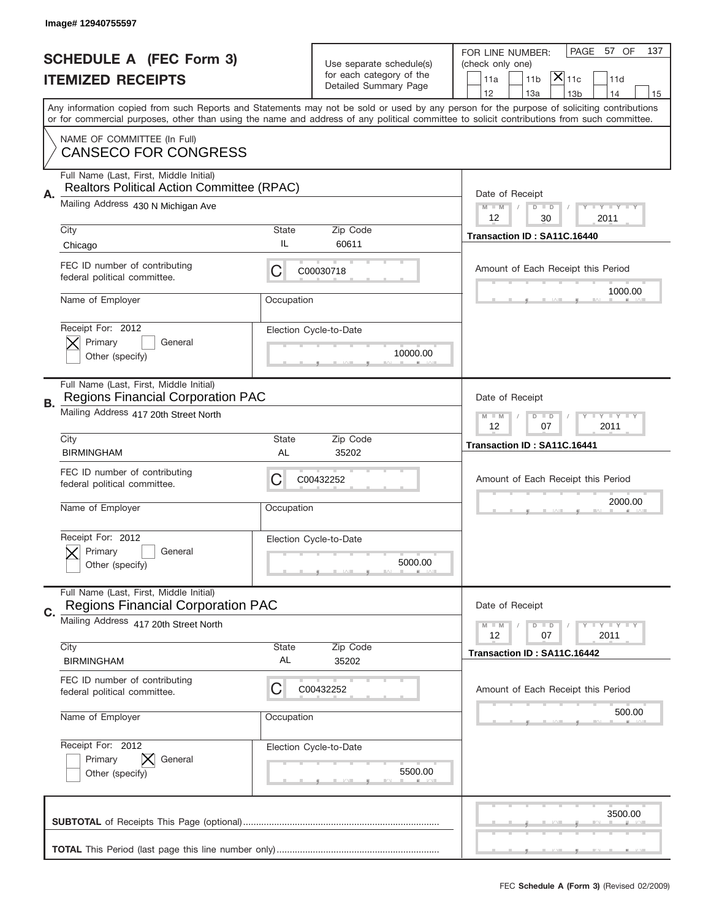Image# 12940755597

# SCHEDULE A (FEC Form 3)
## ITEMIZED RECEIPTS

Use separate schedule(s) for each category of the Detailed Summary Page

FOR LINE NUMBER: (check only one)
11a | 11b | [X] 11c | 11d | 12 | 13a | 13b | 14 | 15

PAGE 57 OF 137

Any information copied from such Reports and Statements may not be sold or used by any person for the purpose of soliciting contributions or for commercial purposes, other than using the name and address of any political committee to solicit contributions from such committee.

NAME OF COMMITTEE (In Full)
CANSECO FOR CONGRESS

---

**A.** Full Name (Last, First, Middle Initial): Realtors Political Action Committee (RPAC)

Mailing Address: 430 N Michigan Ave

City: Chicago | State: IL | Zip Code: 60611

FEC ID number of contributing federal political committee: C C00030718

Name of Employer: | Occupation:

Receipt For: 2012 — [X] Primary [ ] General [ ] Other (specify)

Election Cycle-to-Date: 10000.00

Date of Receipt: 12 / 30 / 2011

Transaction ID : SA11C.16440

Amount of Each Receipt this Period: 1000.00

---

**B.** Full Name (Last, First, Middle Initial): Regions Financial Corporation PAC

Mailing Address: 417 20th Street North

City: BIRMINGHAM | State: AL | Zip Code: 35202

FEC ID number of contributing federal political committee: C C00432252

Name of Employer: | Occupation:

Receipt For: 2012 — [X] Primary [ ] General [ ] Other (specify)

Election Cycle-to-Date: 5000.00

Date of Receipt: 12 / 07 / 2011

Transaction ID : SA11C.16441

Amount of Each Receipt this Period: 2000.00

---

**C.** Full Name (Last, First, Middle Initial): Regions Financial Corporation PAC

Mailing Address: 417 20th Street North

City: BIRMINGHAM | State: AL | Zip Code: 35202

FEC ID number of contributing federal political committee: C C00432252

Name of Employer: | Occupation:

Receipt For: 2012 — [ ] Primary [X] General [ ] Other (specify)

Election Cycle-to-Date: 5500.00

Date of Receipt: 12 / 07 / 2011

Transaction ID : SA11C.16442

Amount of Each Receipt this Period: 500.00

---

**SUBTOTAL** of Receipts This Page (optional): 3500.00

**TOTAL** This Period (last page this line number only):

FEC Schedule A (Form 3) (Revised 02/2009)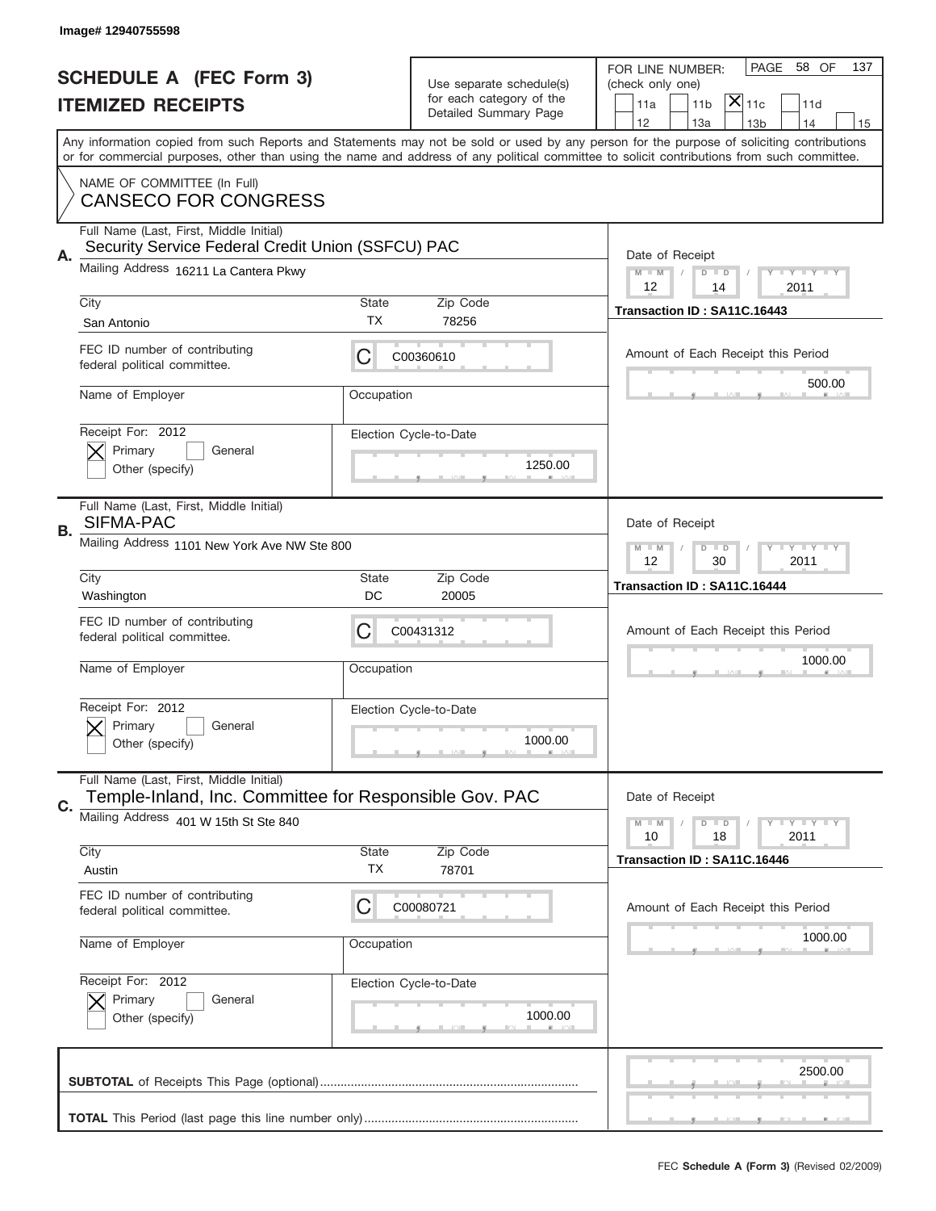Image# 12940755598

# SCHEDULE A (FEC Form 3)
## ITEMIZED RECEIPTS

Use separate schedule(s) for each category of the Detailed Summary Page

FOR LINE NUMBER: (check only one)
11a | 11b | [X] 11c | 11d | 12 | 13a | 13b | 14 | 15

PAGE 58 OF 137

Any information copied from such Reports and Statements may not be sold or used by any person for the purpose of soliciting contributions or for commercial purposes, other than using the name and address of any political committee to solicit contributions from such committee.

NAME OF COMMITTEE (In Full)
CANSECO FOR CONGRESS

**A.** Full Name (Last, First, Middle Initial): Security Service Federal Credit Union (SSFCU) PAC
Mailing Address: 16211 La Cantera Pkwy
City: San Antonio | State: TX | Zip Code: 78256
FEC ID number of contributing federal political committee: C C00360610
Name of Employer: | Occupation:
Receipt For: 2012 — [X] Primary [ ] General [ ] Other (specify)
Election Cycle-to-Date: 1250.00
Date of Receipt: 12 / 14 / 2011
Transaction ID : SA11C.16443
Amount of Each Receipt this Period: 500.00

**B.** Full Name (Last, First, Middle Initial): SIFMA-PAC
Mailing Address: 1101 New York Ave NW Ste 800
City: Washington | State: DC | Zip Code: 20005
FEC ID number of contributing federal political committee: C C00431312
Name of Employer: | Occupation:
Receipt For: 2012 — [X] Primary [ ] General [ ] Other (specify)
Election Cycle-to-Date: 1000.00
Date of Receipt: 12 / 30 / 2011
Transaction ID : SA11C.16444
Amount of Each Receipt this Period: 1000.00

**C.** Full Name (Last, First, Middle Initial): Temple-Inland, Inc. Committee for Responsible Gov. PAC
Mailing Address: 401 W 15th St Ste 840
City: Austin | State: TX | Zip Code: 78701
FEC ID number of contributing federal political committee: C C00080721
Name of Employer: | Occupation:
Receipt For: 2012 — [X] Primary [ ] General [ ] Other (specify)
Election Cycle-to-Date: 1000.00
Date of Receipt: 10 / 18 / 2011
Transaction ID : SA11C.16446
Amount of Each Receipt this Period: 1000.00

**SUBTOTAL** of Receipts This Page (optional): 2500.00

**TOTAL** This Period (last page this line number only):

FEC **Schedule A (Form 3)** (Revised 02/2009)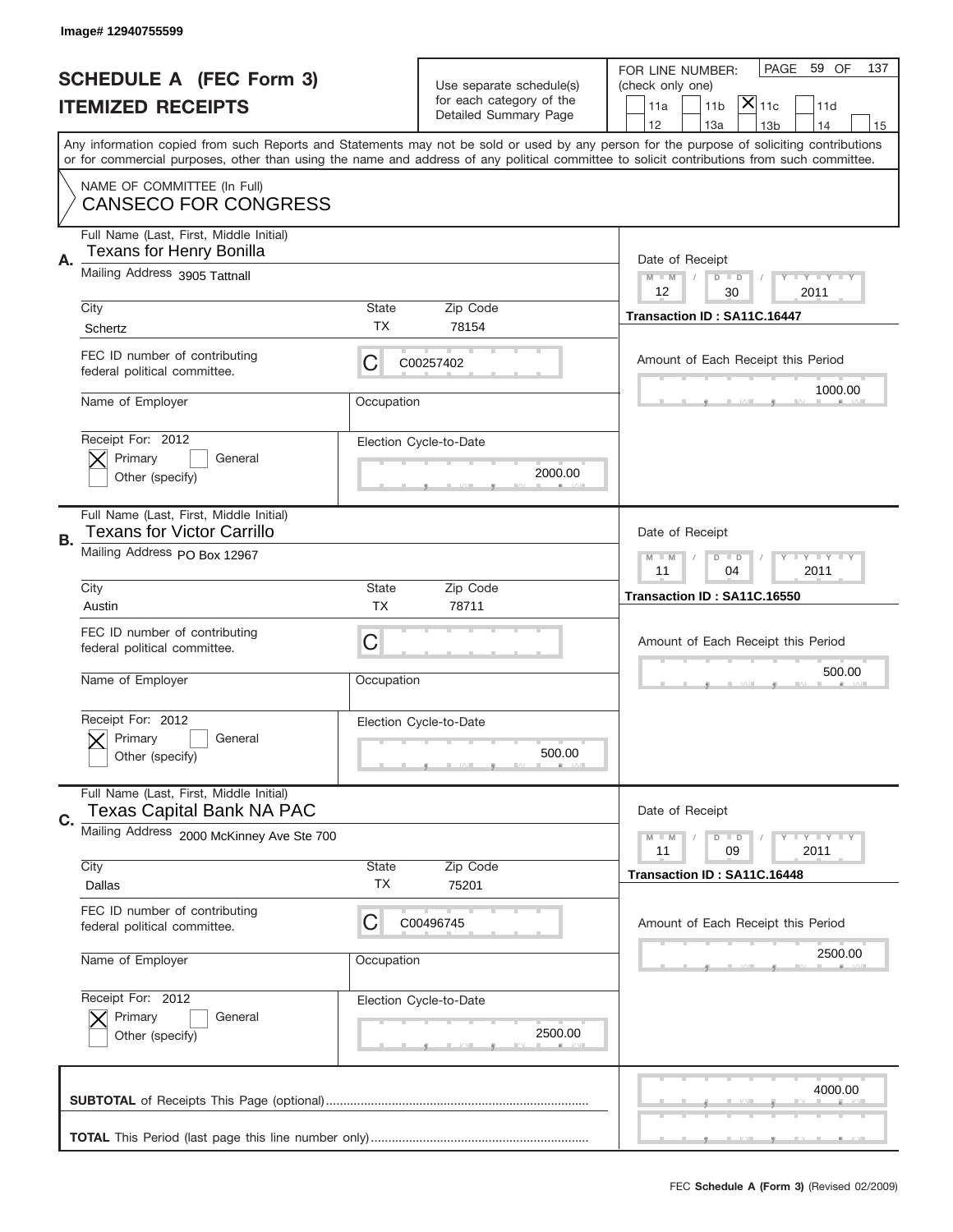Image# 12940755599

# SCHEDULE A (FEC Form 3)
## ITEMIZED RECEIPTS

Use separate schedule(s) for each category of the Detailed Summary Page

FOR LINE NUMBER: (check only one)

11a | 11b | [X] 11c | 11d | 12 | 13a | 13b | 14 | 15

PAGE 59 OF 137

Any information copied from such Reports and Statements may not be sold or used by any person for the purpose of soliciting contributions or for commercial purposes, other than using the name and address of any political committee to solicit contributions from such committee.

NAME OF COMMITTEE (In Full)
CANSECO FOR CONGRESS

---

**A.** Full Name (Last, First, Middle Initial): Texans for Henry Bonilla

Mailing Address: 3905 Tattnall

City: Schertz | State: TX | Zip Code: 78154

FEC ID number of contributing federal political committee: C00257402

Name of Employer: | Occupation:

Receipt For: 2012 — [X] Primary [ ] General [ ] Other (specify)

Election Cycle-to-Date: 2000.00

Date of Receipt: 12 / 30 / 2011

Transaction ID : SA11C.16447

Amount of Each Receipt this Period: 1000.00

---

**B.** Full Name (Last, First, Middle Initial): Texans for Victor Carrillo

Mailing Address: PO Box 12967

City: Austin | State: TX | Zip Code: 78711

FEC ID number of contributing federal political committee: C

Name of Employer: | Occupation:

Receipt For: 2012 — [X] Primary [ ] General [ ] Other (specify)

Election Cycle-to-Date: 500.00

Date of Receipt: 11 / 04 / 2011

Transaction ID : SA11C.16550

Amount of Each Receipt this Period: 500.00

---

**C.** Full Name (Last, First, Middle Initial): Texas Capital Bank NA PAC

Mailing Address: 2000 McKinney Ave Ste 700

City: Dallas | State: TX | Zip Code: 75201

FEC ID number of contributing federal political committee: C00496745

Name of Employer: | Occupation:

Receipt For: 2012 — [X] Primary [ ] General [ ] Other (specify)

Election Cycle-to-Date: 2500.00

Date of Receipt: 11 / 09 / 2011

Transaction ID : SA11C.16448

Amount of Each Receipt this Period: 2500.00

---

**SUBTOTAL** of Receipts This Page (optional): 4000.00

**TOTAL** This Period (last page this line number only):

FEC **Schedule A (Form 3)** (Revised 02/2009)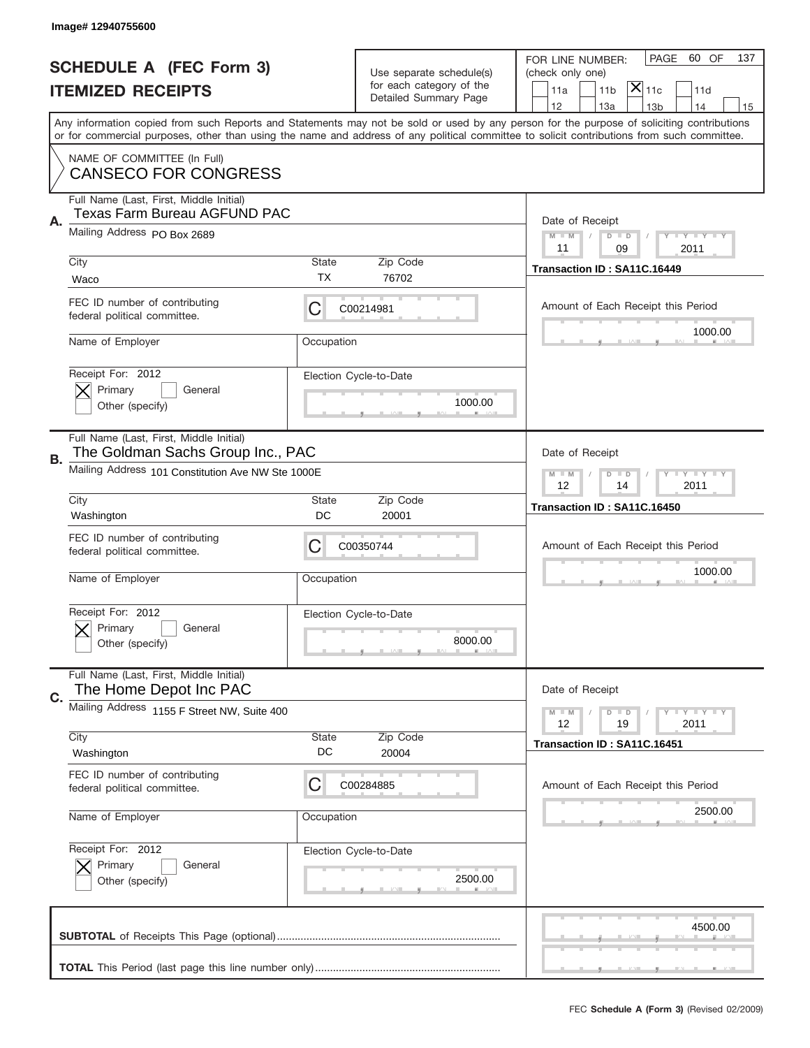Image# 12940755600

# SCHEDULE A (FEC Form 3)
# ITEMIZED RECEIPTS

Use separate schedule(s) for each category of the Detailed Summary Page

FOR LINE NUMBER: (check only one)

- [ ] 11a
- [ ] 11b
- [x] 11c
- [ ] 11d
- [ ] 12
- [ ] 13a
- [ ] 13b
- [ ] 14
- [ ] 15

PAGE 60 OF 137

Any information copied from such Reports and Statements may not be sold or used by any person for the purpose of soliciting contributions or for commercial purposes, other than using the name and address of any political committee to solicit contributions from such committee.

NAME OF COMMITTEE (In Full)
CANSECO FOR CONGRESS

---

**A.** Full Name (Last, First, Middle Initial): Texas Farm Bureau AGFUND PAC

Mailing Address: PO Box 2689

City: Waco | State: TX | Zip Code: 76702

FEC ID number of contributing federal political committee: C C00214981

Name of Employer: | Occupation:

Receipt For: 2012 — [x] Primary [ ] General [ ] Other (specify)

Election Cycle-to-Date: 1000.00

Date of Receipt: 11 / 09 / 2011

Transaction ID : SA11C.16449

Amount of Each Receipt this Period: 1000.00

---

**B.** Full Name (Last, First, Middle Initial): The Goldman Sachs Group Inc., PAC

Mailing Address: 101 Constitution Ave NW Ste 1000E

City: Washington | State: DC | Zip Code: 20001

FEC ID number of contributing federal political committee: C C00350744

Name of Employer: | Occupation:

Receipt For: 2012 — [x] Primary [ ] General [ ] Other (specify)

Election Cycle-to-Date: 8000.00

Date of Receipt: 12 / 14 / 2011

Transaction ID : SA11C.16450

Amount of Each Receipt this Period: 1000.00

---

**C.** Full Name (Last, First, Middle Initial): The Home Depot Inc PAC

Mailing Address: 1155 F Street NW, Suite 400

City: Washington | State: DC | Zip Code: 20004

FEC ID number of contributing federal political committee: C C00284885

Name of Employer: | Occupation:

Receipt For: 2012 — [x] Primary [ ] General [ ] Other (specify)

Election Cycle-to-Date: 2500.00

Date of Receipt: 12 / 19 / 2011

Transaction ID : SA11C.16451

Amount of Each Receipt this Period: 2500.00

---

**SUBTOTAL** of Receipts This Page (optional): 4500.00

**TOTAL** This Period (last page this line number only):

FEC **Schedule A (Form 3)** (Revised 02/2009)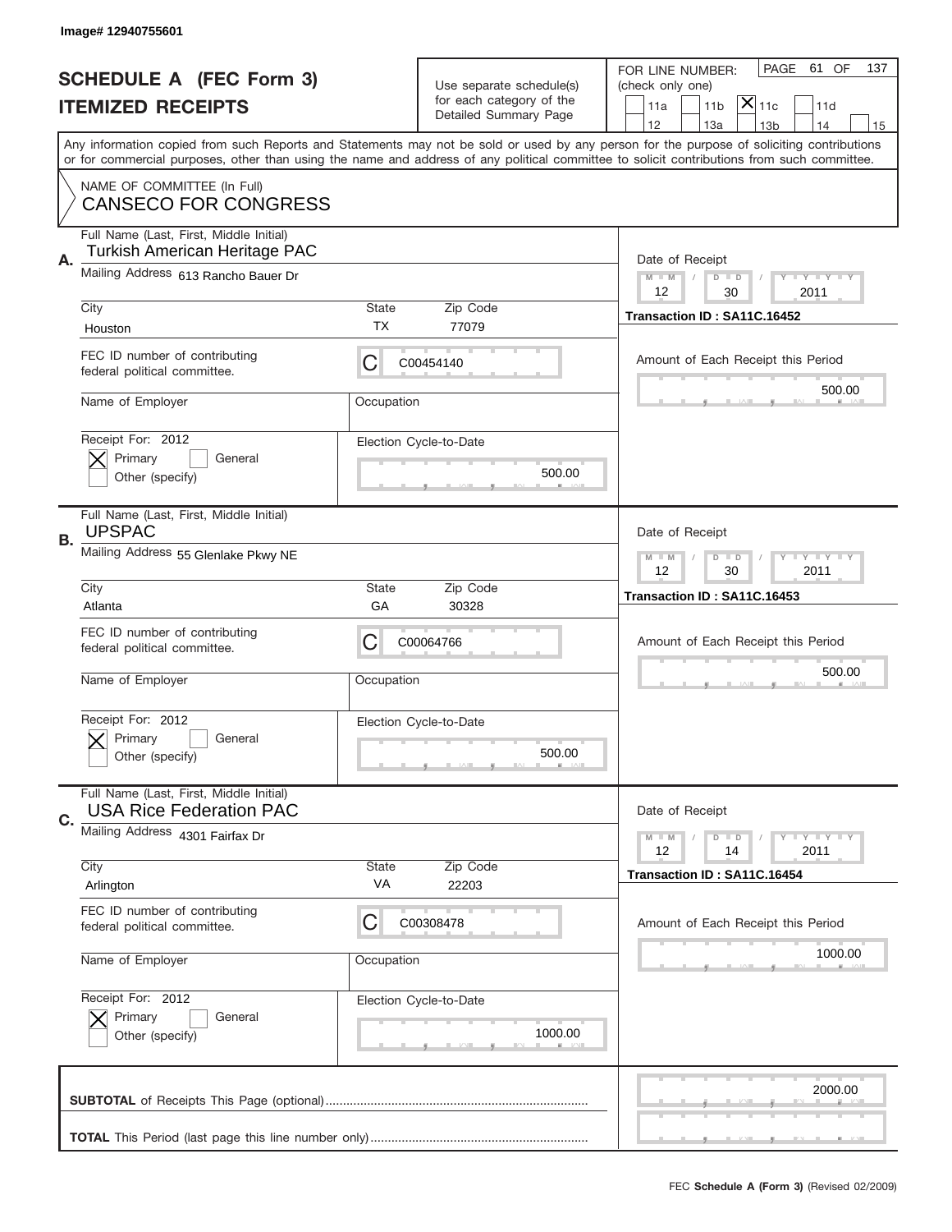Image# 12940755601

# SCHEDULE A (FEC Form 3)
## ITEMIZED RECEIPTS

Use separate schedule(s) for each category of the Detailed Summary Page

FOR LINE NUMBER: (check only one)

11a | 11b | [X] 11c | 11d | 12 | 13a | 13b | 14 | 15

PAGE 61 OF 137

Any information copied from such Reports and Statements may not be sold or used by any person for the purpose of soliciting contributions or for commercial purposes, other than using the name and address of any political committee to solicit contributions from such committee.

NAME OF COMMITTEE (In Full)
CANSECO FOR CONGRESS

**A.** Full Name (Last, First, Middle Initial): Turkish American Heritage PAC

Mailing Address: 613 Rancho Bauer Dr

City: Houston | State: TX | Zip Code: 77079

FEC ID number of contributing federal political committee: C C00454140

Name of Employer: | Occupation:

Receipt For: 2012 [X] Primary [ ] General [ ] Other (specify)

Election Cycle-to-Date: 500.00

Date of Receipt: 12 / 30 / 2011

Transaction ID : SA11C.16452

Amount of Each Receipt this Period: 500.00

**B.** Full Name (Last, First, Middle Initial): UPSPAC

Mailing Address: 55 Glenlake Pkwy NE

City: Atlanta | State: GA | Zip Code: 30328

FEC ID number of contributing federal political committee: C C00064766

Name of Employer: | Occupation:

Receipt For: 2012 [X] Primary [ ] General [ ] Other (specify)

Election Cycle-to-Date: 500.00

Date of Receipt: 12 / 30 / 2011

Transaction ID : SA11C.16453

Amount of Each Receipt this Period: 500.00

**C.** Full Name (Last, First, Middle Initial): USA Rice Federation PAC

Mailing Address: 4301 Fairfax Dr

City: Arlington | State: VA | Zip Code: 22203

FEC ID number of contributing federal political committee: C C00308478

Name of Employer: | Occupation:

Receipt For: 2012 [X] Primary [ ] General [ ] Other (specify)

Election Cycle-to-Date: 1000.00

Date of Receipt: 12 / 14 / 2011

Transaction ID : SA11C.16454

Amount of Each Receipt this Period: 1000.00

**SUBTOTAL** of Receipts This Page (optional): 2000.00

**TOTAL** This Period (last page this line number only):

FEC **Schedule A (Form 3)** (Revised 02/2009)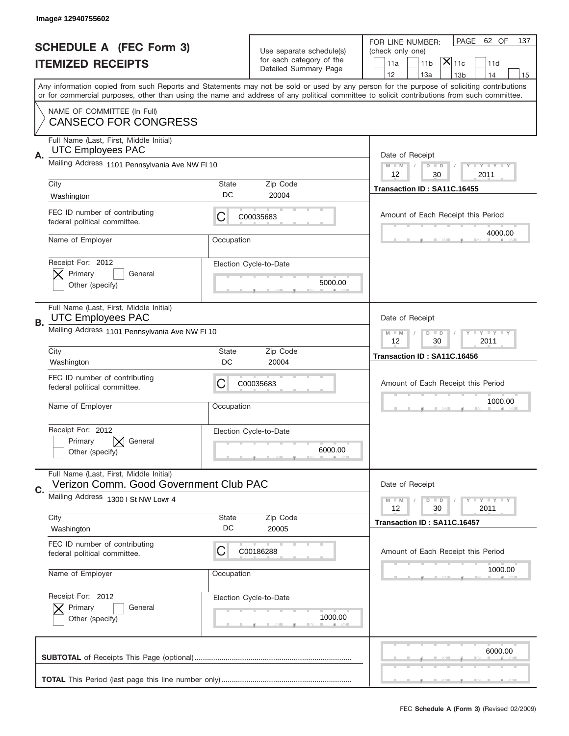Image# 12940755602

# SCHEDULE A (FEC Form 3)
## ITEMIZED RECEIPTS

Use separate schedule(s) for each category of the Detailed Summary Page

FOR LINE NUMBER: (check only one)
11a | 11b | [X] 11c | 11d | 12 | 13a | 13b | 14 | 15

PAGE 62 OF 137

Any information copied from such Reports and Statements may not be sold or used by any person for the purpose of soliciting contributions or for commercial purposes, other than using the name and address of any political committee to solicit contributions from such committee.

NAME OF COMMITTEE (In Full)
CANSECO FOR CONGRESS

---

**A.** Full Name (Last, First, Middle Initial): UTC Employees PAC

Mailing Address: 1101 Pennsylvania Ave NW Fl 10

City: Washington | State: DC | Zip Code: 20004

FEC ID number of contributing federal political committee: C00035683

Name of Employer: | Occupation:

Receipt For: 2012 — [X] Primary [ ] General [ ] Other (specify)

Election Cycle-to-Date: 5000.00

Date of Receipt: 12 / 30 / 2011

Transaction ID : SA11C.16455

Amount of Each Receipt this Period: 4000.00

---

**B.** Full Name (Last, First, Middle Initial): UTC Employees PAC

Mailing Address: 1101 Pennsylvania Ave NW Fl 10

City: Washington | State: DC | Zip Code: 20004

FEC ID number of contributing federal political committee: C00035683

Name of Employer: | Occupation:

Receipt For: 2012 — [ ] Primary [X] General [ ] Other (specify)

Election Cycle-to-Date: 6000.00

Date of Receipt: 12 / 30 / 2011

Transaction ID : SA11C.16456

Amount of Each Receipt this Period: 1000.00

---

**C.** Full Name (Last, First, Middle Initial): Verizon Comm. Good Government Club PAC

Mailing Address: 1300 I St NW Lowr 4

City: Washington | State: DC | Zip Code: 20005

FEC ID number of contributing federal political committee: C00186288

Name of Employer: | Occupation:

Receipt For: 2012 — [X] Primary [ ] General [ ] Other (specify)

Election Cycle-to-Date: 1000.00

Date of Receipt: 12 / 30 / 2011

Transaction ID : SA11C.16457

Amount of Each Receipt this Period: 1000.00

---

**SUBTOTAL** of Receipts This Page (optional): 6000.00

**TOTAL** This Period (last page this line number only):

FEC **Schedule A (Form 3)** (Revised 02/2009)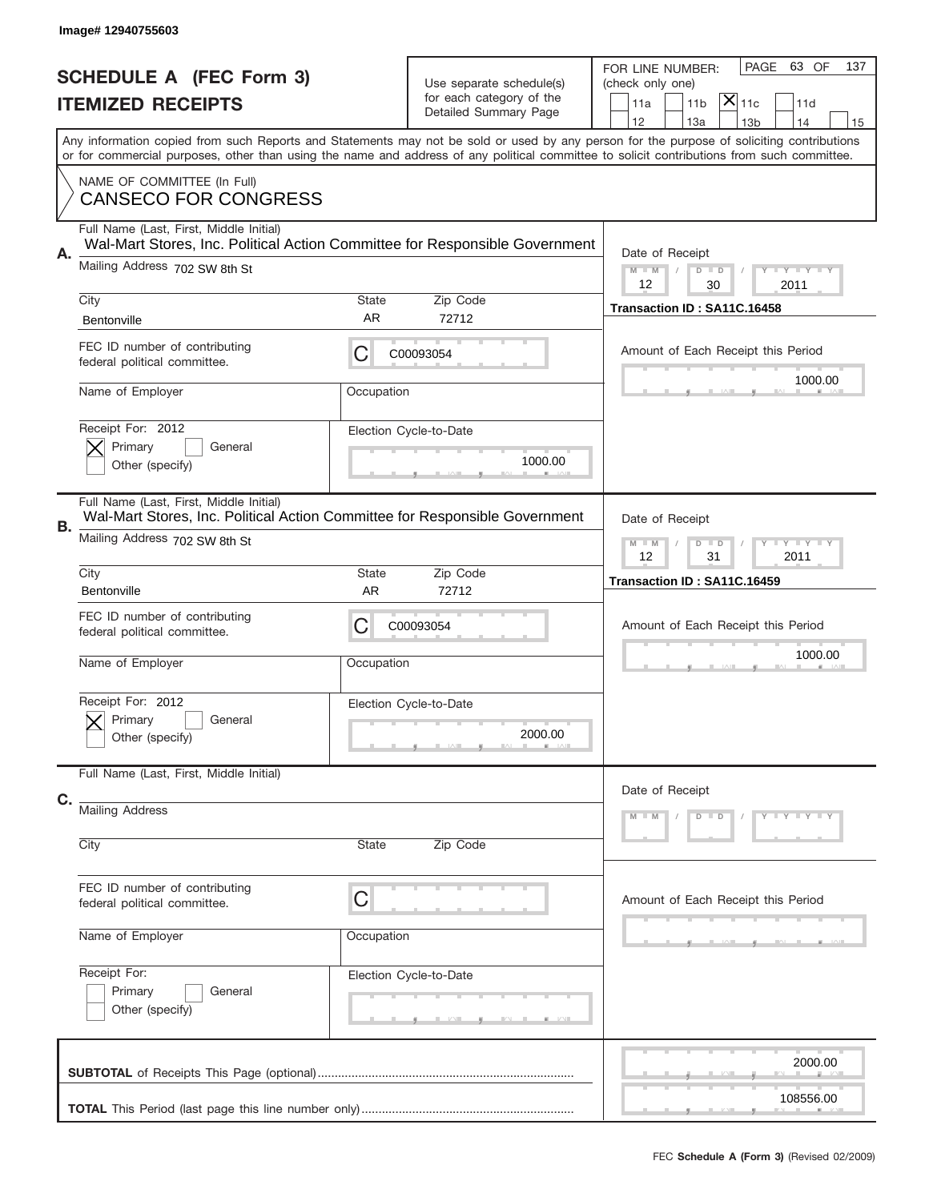Image# 12940755603

# SCHEDULE A (FEC Form 3)
## ITEMIZED RECEIPTS

Use separate schedule(s) for each category of the Detailed Summary Page

FOR LINE NUMBER: (check only one)
11a | 11b | [X] 11c | 11d
12 | 13a | 13b | 14 | 15

PAGE 63 OF 137

Any information copied from such Reports and Statements may not be sold or used by any person for the purpose of soliciting contributions or for commercial purposes, other than using the name and address of any political committee to solicit contributions from such committee.

NAME OF COMMITTEE (In Full)
CANSECO FOR CONGRESS

**A.**
Full Name (Last, First, Middle Initial): Wal-Mart Stores, Inc. Political Action Committee for Responsible Government
Mailing Address: 702 SW 8th St
City: Bentonville | State: AR | Zip Code: 72712
FEC ID number of contributing federal political committee: C C00093054
Name of Employer:
Occupation:
Receipt For: 2012 — [X] Primary [ ] General [ ] Other (specify)
Election Cycle-to-Date: 1000.00
Date of Receipt: 12 / 30 / 2011
Transaction ID : SA11C.16458
Amount of Each Receipt this Period: 1000.00

**B.**
Full Name (Last, First, Middle Initial): Wal-Mart Stores, Inc. Political Action Committee for Responsible Government
Mailing Address: 702 SW 8th St
City: Bentonville | State: AR | Zip Code: 72712
FEC ID number of contributing federal political committee: C C00093054
Name of Employer:
Occupation:
Receipt For: 2012 — [X] Primary [ ] General [ ] Other (specify)
Election Cycle-to-Date: 2000.00
Date of Receipt: 12 / 31 / 2011
Transaction ID : SA11C.16459
Amount of Each Receipt this Period: 1000.00

**C.**
Full Name (Last, First, Middle Initial):
Mailing Address:
City: | State: | Zip Code:
FEC ID number of contributing federal political committee: C
Name of Employer:
Occupation:
Receipt For: [ ] Primary [ ] General [ ] Other (specify)
Election Cycle-to-Date:
Date of Receipt: M M / D D / Y Y Y Y
Amount of Each Receipt this Period:

**SUBTOTAL** of Receipts This Page (optional): 2000.00

**TOTAL** This Period (last page this line number only): 108556.00

FEC **Schedule A (Form 3)** (Revised 02/2009)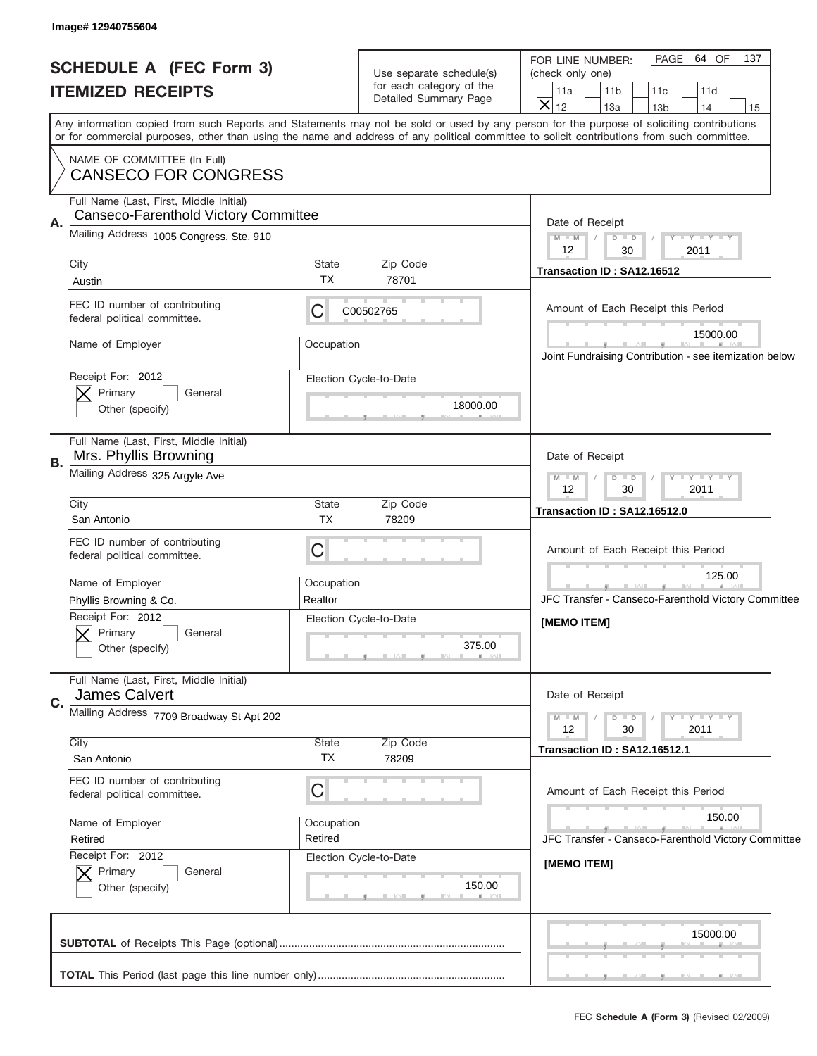Image# 12940755604

# SCHEDULE A (FEC Form 3)
## ITEMIZED RECEIPTS

Use separate schedule(s) for each category of the Detailed Summary Page

FOR LINE NUMBER: (check only one)

11a | 11b | 11c | 11d | **X** 12 | 13a | 13b | 14 | 15

PAGE 64 OF 137

Any information copied from such Reports and Statements may not be sold or used by any person for the purpose of soliciting contributions or for commercial purposes, other than using the name and address of any political committee to solicit contributions from such committee.

NAME OF COMMITTEE (In Full)
**CANSECO FOR CONGRESS**

---

**A.** Full Name (Last, First, Middle Initial): Canseco-Farenthold Victory Committee

Mailing Address: 1005 Congress, Ste. 910

City: Austin | State: TX | Zip Code: 78701

FEC ID number of contributing federal political committee: C C00502765

Name of Employer: | Occupation:

Receipt For: 2012 — [X] Primary [ ] General [ ] Other (specify)

Election Cycle-to-Date: 18000.00

Date of Receipt: 12 / 30 / 2011

Transaction ID : SA12.16512

Amount of Each Receipt this Period: 15000.00

Joint Fundraising Contribution - see itemization below

---

**B.** Full Name (Last, First, Middle Initial): Mrs. Phyllis Browning

Mailing Address: 325 Argyle Ave

City: San Antonio | State: TX | Zip Code: 78209

FEC ID number of contributing federal political committee: C

Name of Employer: Phyllis Browning & Co. | Occupation: Realtor

Receipt For: 2012 — [X] Primary [ ] General [ ] Other (specify)

Election Cycle-to-Date: 375.00

Date of Receipt: 12 / 30 / 2011

Transaction ID : SA12.16512.0

Amount of Each Receipt this Period: 125.00

JFC Transfer - Canseco-Farenthold Victory Committee

[MEMO ITEM]

---

**C.** Full Name (Last, First, Middle Initial): James Calvert

Mailing Address: 7709 Broadway St Apt 202

City: San Antonio | State: TX | Zip Code: 78209

FEC ID number of contributing federal political committee: C

Name of Employer: Retired | Occupation: Retired

Receipt For: 2012 — [X] Primary [ ] General [ ] Other (specify)

Election Cycle-to-Date: 150.00

Date of Receipt: 12 / 30 / 2011

Transaction ID : SA12.16512.1

Amount of Each Receipt this Period: 150.00

JFC Transfer - Canseco-Farenthold Victory Committee

[MEMO ITEM]

---

**SUBTOTAL** of Receipts This Page (optional): 15000.00

**TOTAL** This Period (last page this line number only):

FEC **Schedule A (Form 3)** (Revised 02/2009)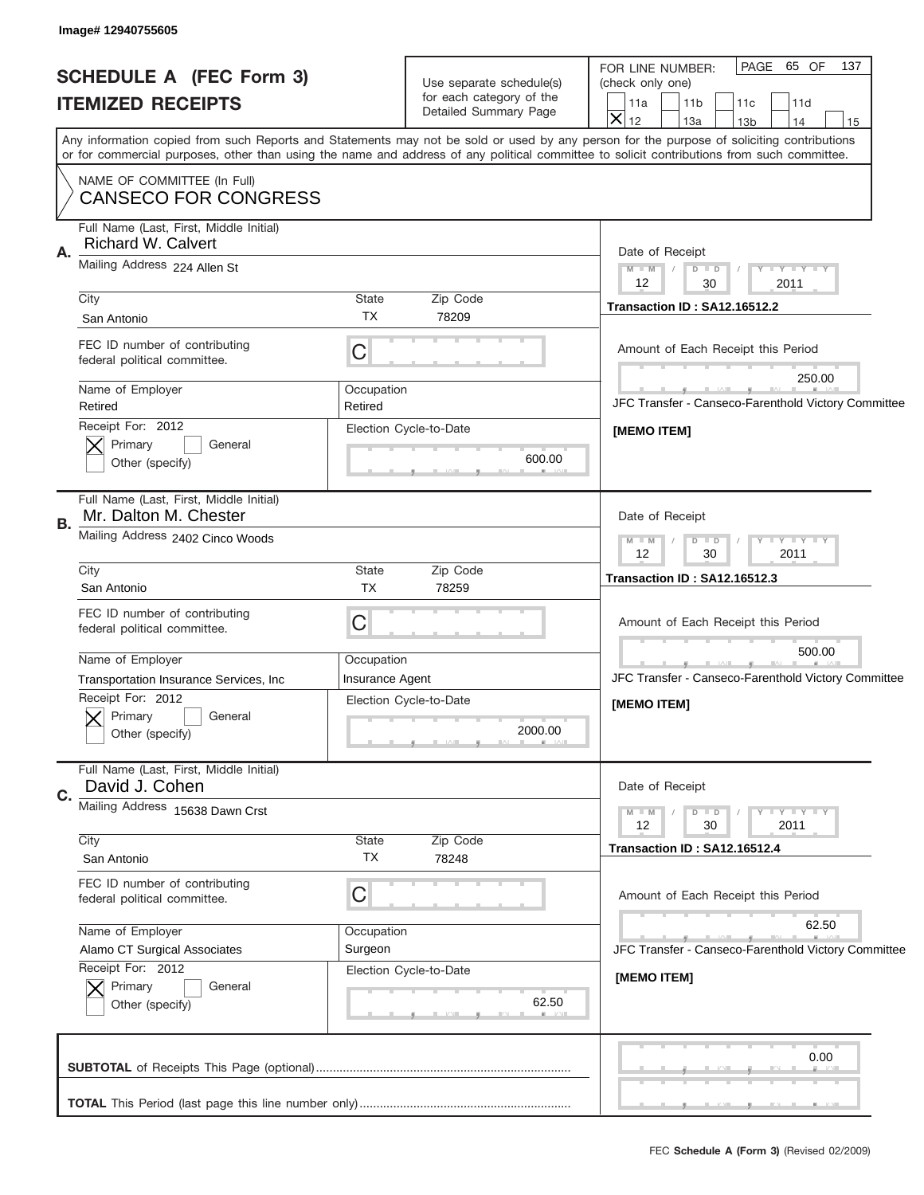Image# 12940755605

# SCHEDULE A (FEC Form 3)
## ITEMIZED RECEIPTS

Use separate schedule(s) for each category of the Detailed Summary Page

FOR LINE NUMBER: (check only one)
11a | 11b | 11c | 11d | X 12 | 13a | 13b | 14 | 15

PAGE 65 OF 137

Any information copied from such Reports and Statements may not be sold or used by any person for the purpose of soliciting contributions or for commercial purposes, other than using the name and address of any political committee to solicit contributions from such committee.

NAME OF COMMITTEE (In Full)
CANSECO FOR CONGRESS

**A.** Full Name (Last, First, Middle Initial): Richard W. Calvert
Mailing Address: 224 Allen St
City: San Antonio | State: TX | Zip Code: 78209
FEC ID number of contributing federal political committee: C
Name of Employer: Retired | Occupation: Retired
Receipt For: 2012 — X Primary | General | Other (specify)
Election Cycle-to-Date: 600.00
Date of Receipt: 12 / 30 / 2011
Transaction ID : SA12.16512.2
Amount of Each Receipt this Period: 250.00
JFC Transfer - Canseco-Farenthold Victory Committee
[MEMO ITEM]

**B.** Full Name (Last, First, Middle Initial): Mr. Dalton M. Chester
Mailing Address: 2402 Cinco Woods
City: San Antonio | State: TX | Zip Code: 78259
FEC ID number of contributing federal political committee: C
Name of Employer: Transportation Insurance Services, Inc | Occupation: Insurance Agent
Receipt For: 2012 — X Primary | General | Other (specify)
Election Cycle-to-Date: 2000.00
Date of Receipt: 12 / 30 / 2011
Transaction ID : SA12.16512.3
Amount of Each Receipt this Period: 500.00
JFC Transfer - Canseco-Farenthold Victory Committee
[MEMO ITEM]

**C.** Full Name (Last, First, Middle Initial): David J. Cohen
Mailing Address: 15638 Dawn Crst
City: San Antonio | State: TX | Zip Code: 78248
FEC ID number of contributing federal political committee: C
Name of Employer: Alamo CT Surgical Associates | Occupation: Surgeon
Receipt For: 2012 — X Primary | General | Other (specify)
Election Cycle-to-Date: 62.50
Date of Receipt: 12 / 30 / 2011
Transaction ID : SA12.16512.4
Amount of Each Receipt this Period: 62.50
JFC Transfer - Canseco-Farenthold Victory Committee
[MEMO ITEM]

**SUBTOTAL** of Receipts This Page (optional): 0.00

**TOTAL** This Period (last page this line number only):

FEC **Schedule A (Form 3)** (Revised 02/2009)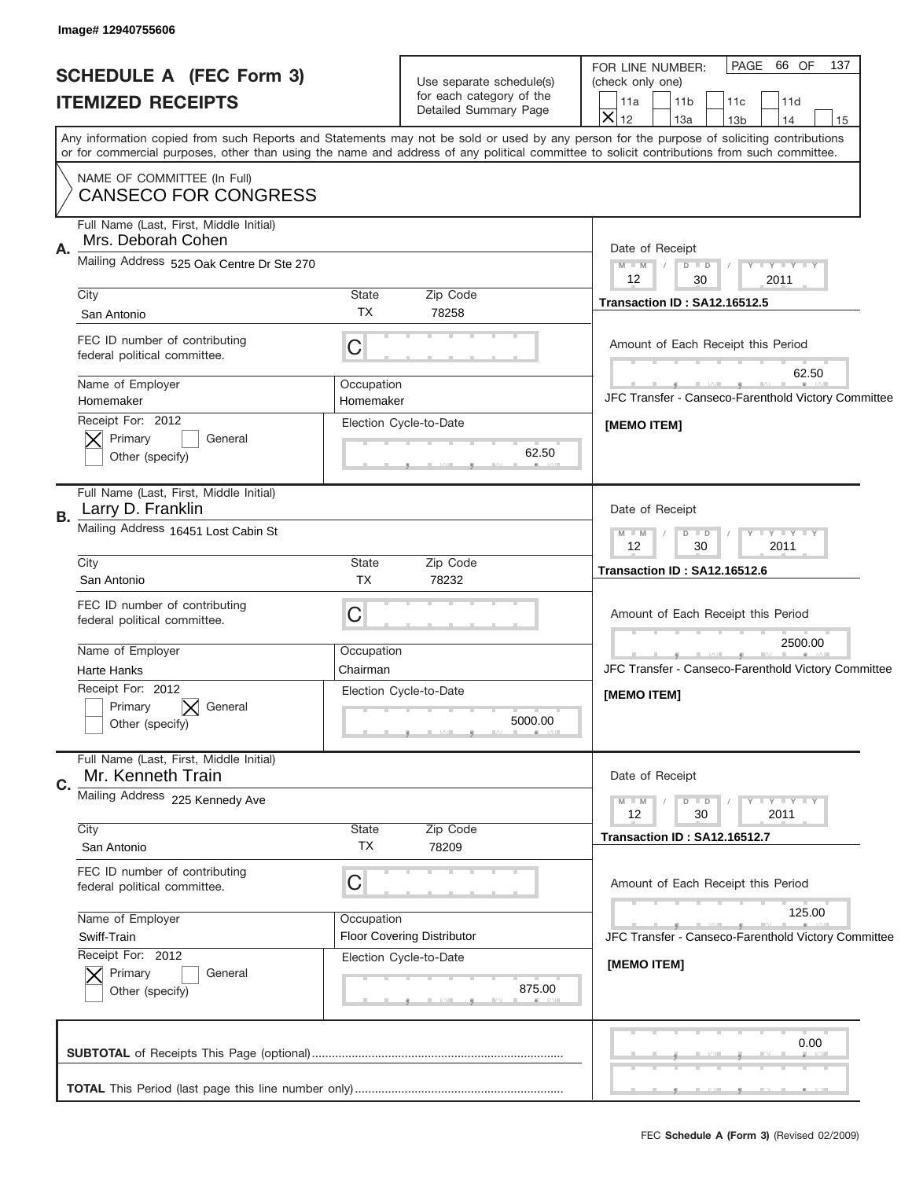Image# 12940755606

# SCHEDULE A (FEC Form 3)
## ITEMIZED RECEIPTS

Use separate schedule(s) for each category of the Detailed Summary Page

FOR LINE NUMBER: (check only one)
11a | 11b | 11c | 11d
[X] 12 | 13a | 13b | 14 | 15

PAGE 66 OF 137

Any information copied from such Reports and Statements may not be sold or used by any person for the purpose of soliciting contributions or for commercial purposes, other than using the name and address of any political committee to solicit contributions from such committee.

NAME OF COMMITTEE (In Full)
CANSECO FOR CONGRESS

---

**A.** Full Name (Last, First, Middle Initial): Mrs. Deborah Cohen

Mailing Address: 525 Oak Centre Dr Ste 270

City: San Antonio | State: TX | Zip Code: 78258

FEC ID number of contributing federal political committee: C

Name of Employer: Homemaker

Occupation: Homemaker

Receipt For: 2012 — [X] Primary [ ] General [ ] Other (specify)

Election Cycle-to-Date: 62.50

Date of Receipt: 12 / 30 / 2011

Transaction ID : SA12.16512.5

Amount of Each Receipt this Period: 62.50

JFC Transfer - Canseco-Farenthold Victory Committee

[MEMO ITEM]

---

**B.** Full Name (Last, First, Middle Initial): Larry D. Franklin

Mailing Address: 16451 Lost Cabin St

City: San Antonio | State: TX | Zip Code: 78232

FEC ID number of contributing federal political committee: C

Name of Employer: Harte Hanks

Occupation: Chairman

Receipt For: 2012 — [ ] Primary [X] General [ ] Other (specify)

Election Cycle-to-Date: 5000.00

Date of Receipt: 12 / 30 / 2011

Transaction ID : SA12.16512.6

Amount of Each Receipt this Period: 2500.00

JFC Transfer - Canseco-Farenthold Victory Committee

[MEMO ITEM]

---

**C.** Full Name (Last, First, Middle Initial): Mr. Kenneth Train

Mailing Address: 225 Kennedy Ave

City: San Antonio | State: TX | Zip Code: 78209

FEC ID number of contributing federal political committee: C

Name of Employer: Swiff-Train

Occupation: Floor Covering Distributor

Receipt For: 2012 — [X] Primary [ ] General [ ] Other (specify)

Election Cycle-to-Date: 875.00

Date of Receipt: 12 / 30 / 2011

Transaction ID : SA12.16512.7

Amount of Each Receipt this Period: 125.00

JFC Transfer - Canseco-Farenthold Victory Committee

[MEMO ITEM]

---

**SUBTOTAL** of Receipts This Page (optional): 0.00

**TOTAL** This Period (last page this line number only):

FEC **Schedule A (Form 3)** (Revised 02/2009)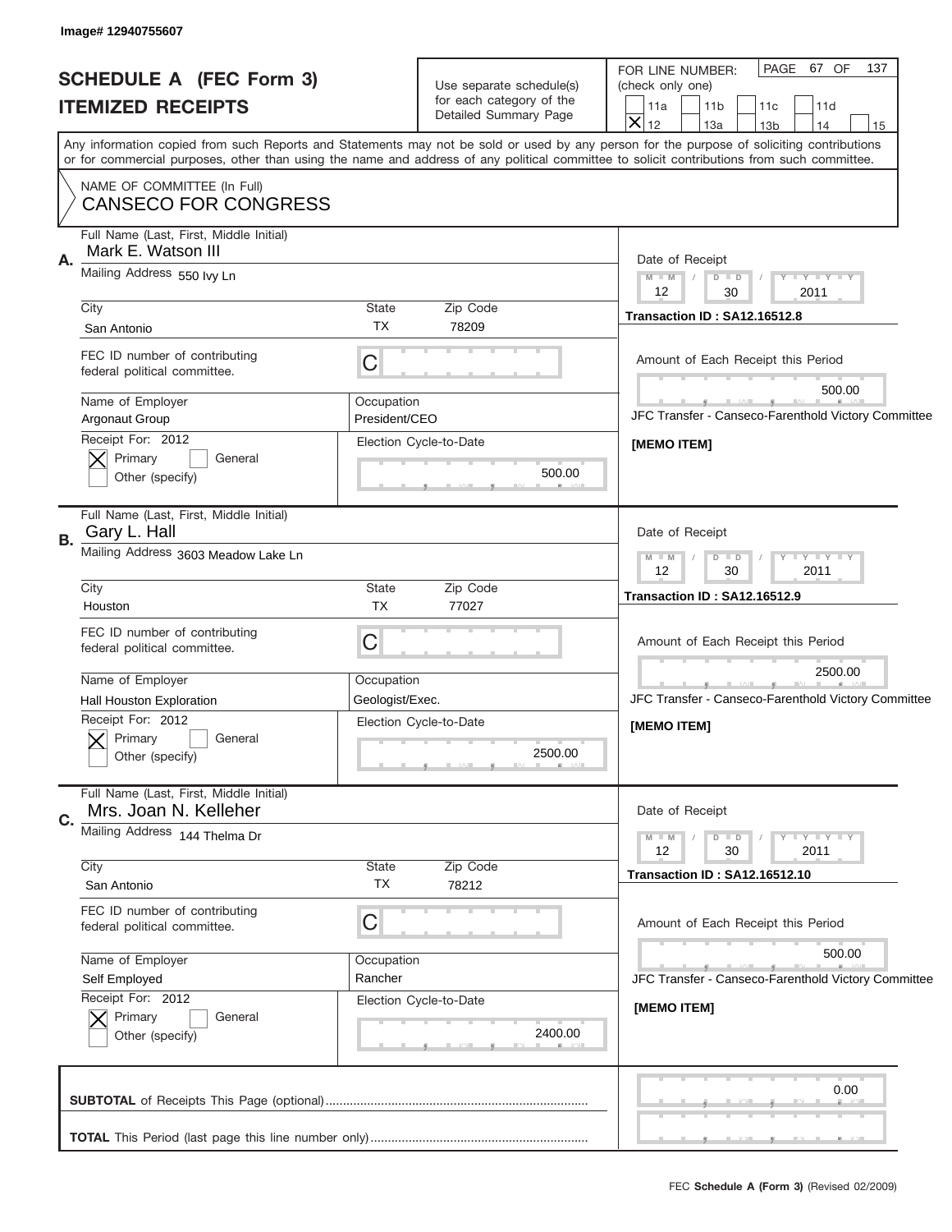Image# 12940755607

# SCHEDULE A (FEC Form 3)
## ITEMIZED RECEIPTS

Use separate schedule(s) for each category of the Detailed Summary Page

FOR LINE NUMBER: (check only one)

11a | 11b | 11c | 11d | X 12 | 13a | 13b | 14 | 15

PAGE 67 OF 137

Any information copied from such Reports and Statements may not be sold or used by any person for the purpose of soliciting contributions or for commercial purposes, other than using the name and address of any political committee to solicit contributions from such committee.

NAME OF COMMITTEE (In Full)
CANSECO FOR CONGRESS

**A.** Full Name (Last, First, Middle Initial): Mark E. Watson III
Mailing Address: 550 Ivy Ln
City: San Antonio | State: TX | Zip Code: 78209
FEC ID number of contributing federal political committee: C
Name of Employer: Argonaut Group
Occupation: President/CEO
Receipt For: 2012 — [X] Primary [ ] General [ ] Other (specify)
Election Cycle-to-Date: 500.00
Date of Receipt: 12 / 30 / 2011
Transaction ID : SA12.16512.8
Amount of Each Receipt this Period: 500.00
JFC Transfer - Canseco-Farenthold Victory Committee
[MEMO ITEM]

**B.** Full Name (Last, First, Middle Initial): Gary L. Hall
Mailing Address: 3603 Meadow Lake Ln
City: Houston | State: TX | Zip Code: 77027
FEC ID number of contributing federal political committee: C
Name of Employer: Hall Houston Exploration
Occupation: Geologist/Exec.
Receipt For: 2012 — [X] Primary [ ] General [ ] Other (specify)
Election Cycle-to-Date: 2500.00
Date of Receipt: 12 / 30 / 2011
Transaction ID : SA12.16512.9
Amount of Each Receipt this Period: 2500.00
JFC Transfer - Canseco-Farenthold Victory Committee
[MEMO ITEM]

**C.** Full Name (Last, First, Middle Initial): Mrs. Joan N. Kelleher
Mailing Address: 144 Thelma Dr
City: San Antonio | State: TX | Zip Code: 78212
FEC ID number of contributing federal political committee: C
Name of Employer: Self Employed
Occupation: Rancher
Receipt For: 2012 — [X] Primary [ ] General [ ] Other (specify)
Election Cycle-to-Date: 2400.00
Date of Receipt: 12 / 30 / 2011
Transaction ID : SA12.16512.10
Amount of Each Receipt this Period: 500.00
JFC Transfer - Canseco-Farenthold Victory Committee
[MEMO ITEM]

**SUBTOTAL** of Receipts This Page (optional): 0.00

**TOTAL** This Period (last page this line number only):

FEC **Schedule A (Form 3)** (Revised 02/2009)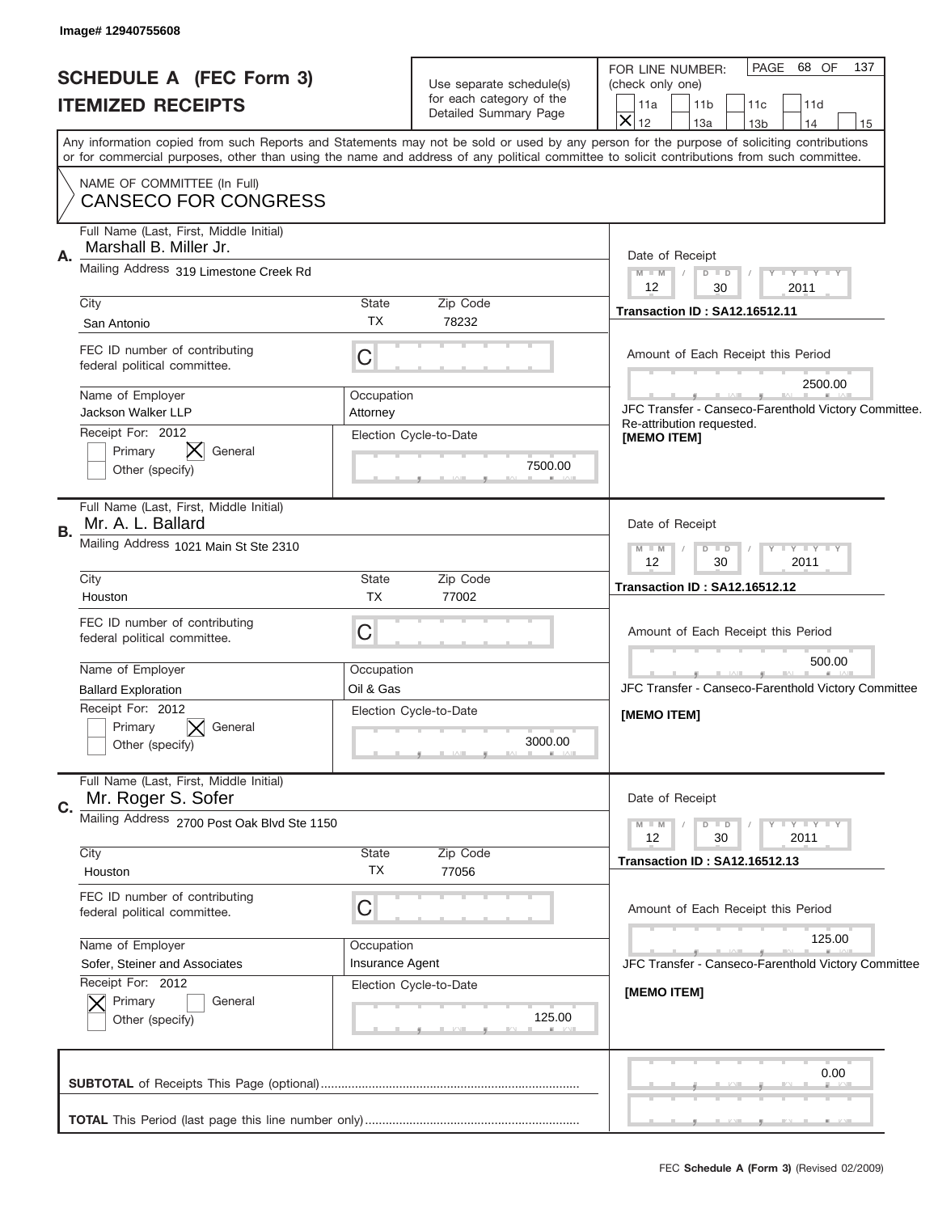Image# 12940755608

# SCHEDULE A (FEC Form 3)
## ITEMIZED RECEIPTS

Use separate schedule(s) for each category of the Detailed Summary Page

FOR LINE NUMBER: (check only one)

11a | 11b | 11c | 11d | X 12 | 13a | 13b | 14 | 15

PAGE 68 OF 137

Any information copied from such Reports and Statements may not be sold or used by any person for the purpose of soliciting contributions or for commercial purposes, other than using the name and address of any political committee to solicit contributions from such committee.

NAME OF COMMITTEE (In Full)
CANSECO FOR CONGRESS

---

**A.**

Full Name (Last, First, Middle Initial): Marshall B. Miller Jr.

Mailing Address: 319 Limestone Creek Rd

City: San Antonio | State: TX | Zip Code: 78232

FEC ID number of contributing federal political committee: C

Name of Employer: Jackson Walker LLP

Occupation: Attorney

Receipt For: 2012 — [ ] Primary [X] General [ ] Other (specify)

Election Cycle-to-Date: 7500.00

Date of Receipt: 12 / 30 / 2011

Transaction ID : SA12.16512.11

Amount of Each Receipt this Period: 2500.00

JFC Transfer - Canseco-Farenthold Victory Committee. Re-attribution requested.
[MEMO ITEM]

---

**B.**

Full Name (Last, First, Middle Initial): Mr. A. L. Ballard

Mailing Address: 1021 Main St Ste 2310

City: Houston | State: TX | Zip Code: 77002

FEC ID number of contributing federal political committee: C

Name of Employer: Ballard Exploration

Occupation: Oil & Gas

Receipt For: 2012 — [ ] Primary [X] General [ ] Other (specify)

Election Cycle-to-Date: 3000.00

Date of Receipt: 12 / 30 / 2011

Transaction ID : SA12.16512.12

Amount of Each Receipt this Period: 500.00

JFC Transfer - Canseco-Farenthold Victory Committee

[MEMO ITEM]

---

**C.**

Full Name (Last, First, Middle Initial): Mr. Roger S. Sofer

Mailing Address: 2700 Post Oak Blvd Ste 1150

City: Houston | State: TX | Zip Code: 77056

FEC ID number of contributing federal political committee: C

Name of Employer: Sofer, Steiner and Associates

Occupation: Insurance Agent

Receipt For: 2012 — [X] Primary [ ] General [ ] Other (specify)

Election Cycle-to-Date: 125.00

Date of Receipt: 12 / 30 / 2011

Transaction ID : SA12.16512.13

Amount of Each Receipt this Period: 125.00

JFC Transfer - Canseco-Farenthold Victory Committee

[MEMO ITEM]

---

**SUBTOTAL** of Receipts This Page (optional): 0.00

**TOTAL** This Period (last page this line number only):

FEC Schedule A (Form 3) (Revised 02/2009)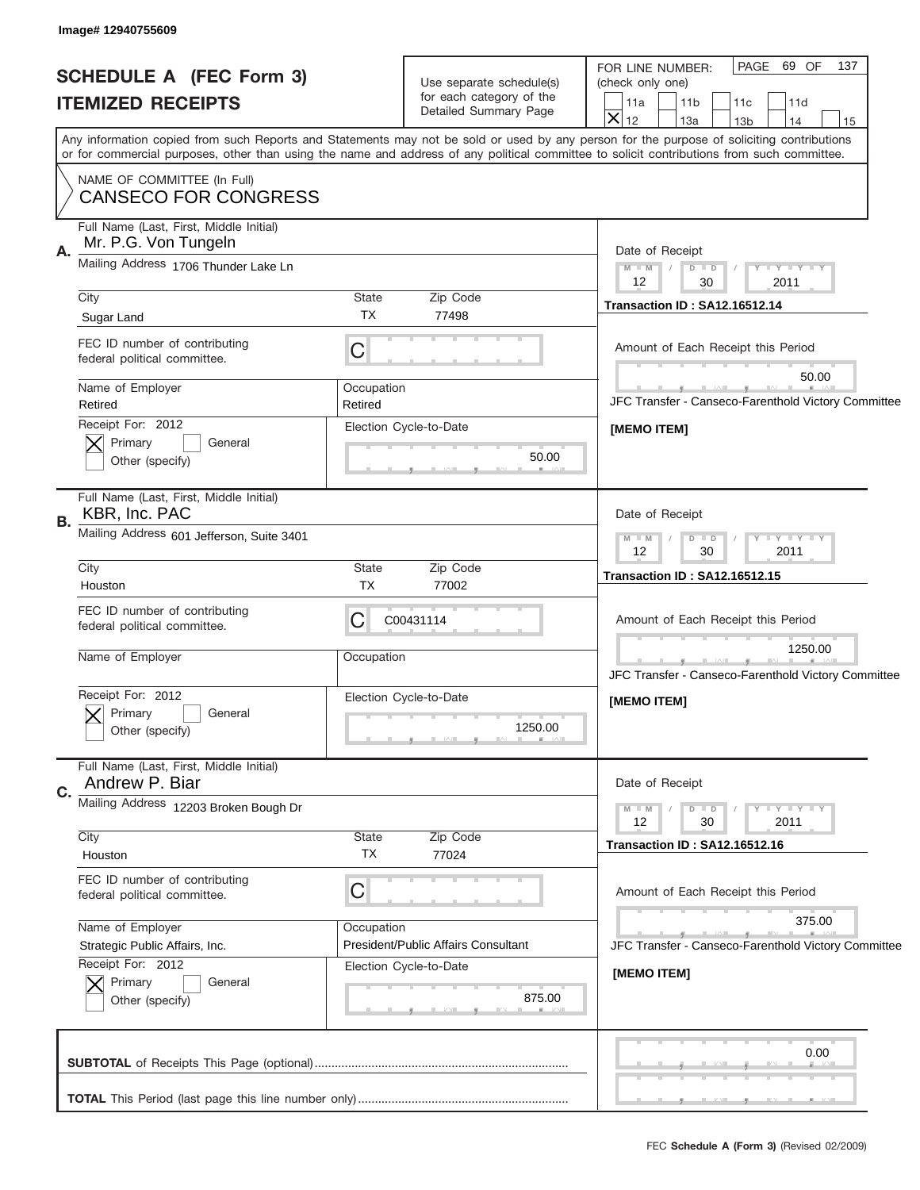Image# 12940755609

# SCHEDULE A (FEC Form 3)
# ITEMIZED RECEIPTS

Use separate schedule(s) for each category of the Detailed Summary Page

FOR LINE NUMBER: (check only one)

PAGE 69 OF 137

- [ ] 11a
- [ ] 11b
- [ ] 11c
- [ ] 11d
- [x] 12
- [ ] 13a
- [ ] 13b
- [ ] 14
- [ ] 15

Any information copied from such Reports and Statements may not be sold or used by any person for the purpose of soliciting contributions or for commercial purposes, other than using the name and address of any political committee to solicit contributions from such committee.

NAME OF COMMITTEE (In Full)
CANSECO FOR CONGRESS

---

**A.** Full Name (Last, First, Middle Initial): Mr. P.G. Von Tungeln

Mailing Address: 1706 Thunder Lake Ln

City: Sugar Land | State: TX | Zip Code: 77498

FEC ID number of contributing federal political committee: C

Name of Employer: Retired | Occupation: Retired

Receipt For: 2012
- [x] Primary
- [ ] General
- [ ] Other (specify)

Election Cycle-to-Date: 50.00

Date of Receipt: 12 / 30 / 2011

Transaction ID : SA12.16512.14

Amount of Each Receipt this Period: 50.00

JFC Transfer - Canseco-Farenthold Victory Committee

[MEMO ITEM]

---

**B.** Full Name (Last, First, Middle Initial): KBR, Inc. PAC

Mailing Address: 601 Jefferson, Suite 3401

City: Houston | State: TX | Zip Code: 77002

FEC ID number of contributing federal political committee: C C00431114

Name of Employer: | Occupation:

Receipt For: 2012
- [x] Primary
- [ ] General
- [ ] Other (specify)

Election Cycle-to-Date: 1250.00

Date of Receipt: 12 / 30 / 2011

Transaction ID : SA12.16512.15

Amount of Each Receipt this Period: 1250.00

JFC Transfer - Canseco-Farenthold Victory Committee

[MEMO ITEM]

---

**C.** Full Name (Last, First, Middle Initial): Andrew P. Biar

Mailing Address: 12203 Broken Bough Dr

City: Houston | State: TX | Zip Code: 77024

FEC ID number of contributing federal political committee: C

Name of Employer: Strategic Public Affairs, Inc. | Occupation: President/Public Affairs Consultant

Receipt For: 2012
- [x] Primary
- [ ] General
- [ ] Other (specify)

Election Cycle-to-Date: 875.00

Date of Receipt: 12 / 30 / 2011

Transaction ID : SA12.16512.16

Amount of Each Receipt this Period: 375.00

JFC Transfer - Canseco-Farenthold Victory Committee

[MEMO ITEM]

---

**SUBTOTAL** of Receipts This Page (optional): 0.00

**TOTAL** This Period (last page this line number only):

FEC **Schedule A (Form 3)** (Revised 02/2009)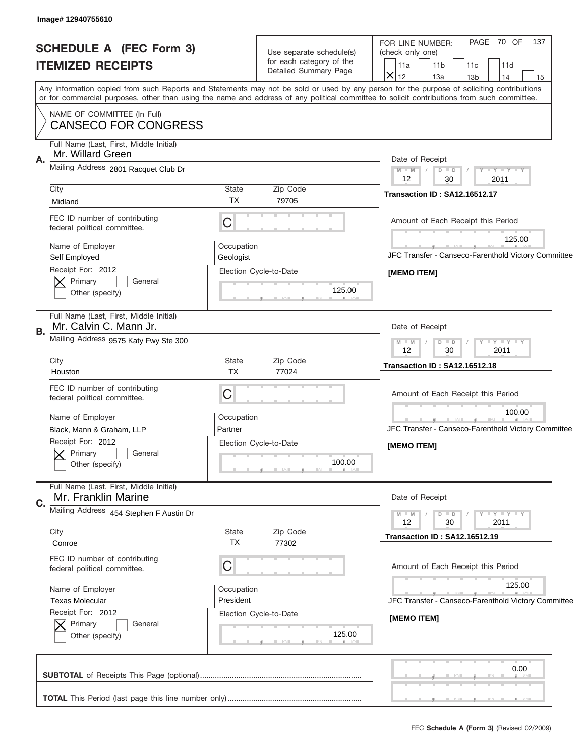Image# 12940755610

# SCHEDULE A (FEC Form 3)
## ITEMIZED RECEIPTS

Use separate schedule(s) for each category of the Detailed Summary Page

FOR LINE NUMBER: (check only one)

11a | 11b | 11c | 11d | X 12 | 13a | 13b | 14 | 15

PAGE 70 OF 137

Any information copied from such Reports and Statements may not be sold or used by any person for the purpose of soliciting contributions or for commercial purposes, other than using the name and address of any political committee to solicit contributions from such committee.

NAME OF COMMITTEE (In Full)
CANSECO FOR CONGRESS

---

**A.** Full Name (Last, First, Middle Initial): Mr. Willard Green

Mailing Address: 2801 Racquet Club Dr

City: Midland | State: TX | Zip Code: 79705

FEC ID number of contributing federal political committee: C

Name of Employer: Self Employed | Occupation: Geologist

Receipt For: 2012 — [X] Primary [ ] General — Other (specify)

Election Cycle-to-Date: 125.00

Date of Receipt: 12 / 30 / 2011

Transaction ID : SA12.16512.17

Amount of Each Receipt this Period: 125.00

JFC Transfer - Canseco-Farenthold Victory Committee

[MEMO ITEM]

---

**B.** Full Name (Last, First, Middle Initial): Mr. Calvin C. Mann Jr.

Mailing Address: 9575 Katy Fwy Ste 300

City: Houston | State: TX | Zip Code: 77024

FEC ID number of contributing federal political committee: C

Name of Employer: Black, Mann & Graham, LLP | Occupation: Partner

Receipt For: 2012 — [X] Primary [ ] General — Other (specify)

Election Cycle-to-Date: 100.00

Date of Receipt: 12 / 30 / 2011

Transaction ID : SA12.16512.18

Amount of Each Receipt this Period: 100.00

JFC Transfer - Canseco-Farenthold Victory Committee

[MEMO ITEM]

---

**C.** Full Name (Last, First, Middle Initial): Mr. Franklin Marine

Mailing Address: 454 Stephen F Austin Dr

City: Conroe | State: TX | Zip Code: 77302

FEC ID number of contributing federal political committee: C

Name of Employer: Texas Molecular | Occupation: President

Receipt For: 2012 — [X] Primary [ ] General — Other (specify)

Election Cycle-to-Date: 125.00

Date of Receipt: 12 / 30 / 2011

Transaction ID : SA12.16512.19

Amount of Each Receipt this Period: 125.00

JFC Transfer - Canseco-Farenthold Victory Committee

[MEMO ITEM]

---

**SUBTOTAL** of Receipts This Page (optional): 0.00

**TOTAL** This Period (last page this line number only):

FEC Schedule A (Form 3) (Revised 02/2009)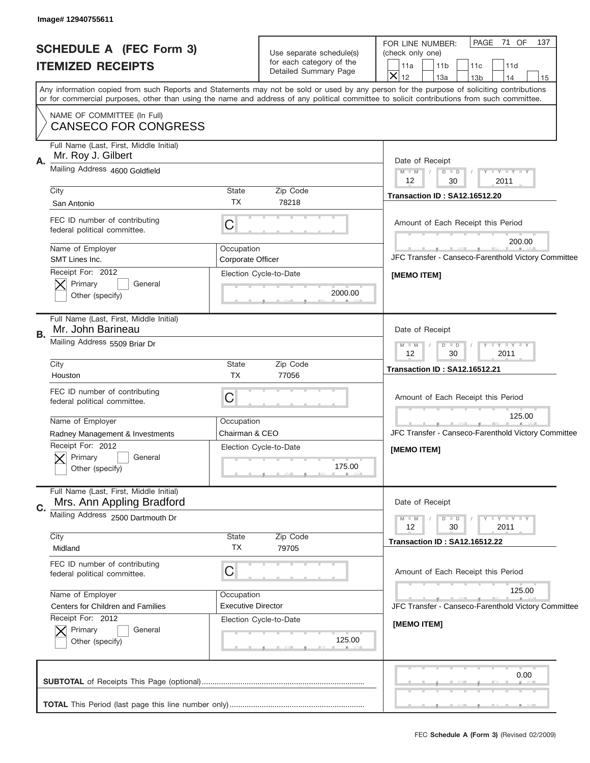Image# 12940755611

# SCHEDULE A (FEC Form 3)
## ITEMIZED RECEIPTS

Use separate schedule(s) for each category of the Detailed Summary Page

FOR LINE NUMBER: (check only one)
11a | 11b | 11c | 11d
X 12 | 13a | 13b | 14 | 15

PAGE 71 OF 137

Any information copied from such Reports and Statements may not be sold or used by any person for the purpose of soliciting contributions or for commercial purposes, other than using the name and address of any political committee to solicit contributions from such committee.

NAME OF COMMITTEE (In Full)
CANSECO FOR CONGRESS

---

**A.** Full Name (Last, First, Middle Initial): Mr. Roy J. Gilbert
Mailing Address: 4600 Goldfield
City: San Antonio | State: TX | Zip Code: 78218
FEC ID number of contributing federal political committee: C
Name of Employer: SMT Lines Inc.
Occupation: Corporate Officer
Receipt For: 2012 — [X] Primary [ ] General [ ] Other (specify)
Election Cycle-to-Date: 2000.00
Date of Receipt: 12/30/2011
Transaction ID : SA12.16512.20
Amount of Each Receipt this Period: 200.00
JFC Transfer - Canseco-Farenthold Victory Committee
[MEMO ITEM]

---

**B.** Full Name (Last, First, Middle Initial): Mr. John Barineau
Mailing Address: 5509 Briar Dr
City: Houston | State: TX | Zip Code: 77056
FEC ID number of contributing federal political committee: C
Name of Employer: Radney Management & Investments
Occupation: Chairman & CEO
Receipt For: 2012 — [X] Primary [ ] General [ ] Other (specify)
Election Cycle-to-Date: 175.00
Date of Receipt: 12/30/2011
Transaction ID : SA12.16512.21
Amount of Each Receipt this Period: 125.00
JFC Transfer - Canseco-Farenthold Victory Committee
[MEMO ITEM]

---

**C.** Full Name (Last, First, Middle Initial): Mrs. Ann Appling Bradford
Mailing Address: 2500 Dartmouth Dr
City: Midland | State: TX | Zip Code: 79705
FEC ID number of contributing federal political committee: C
Name of Employer: Centers for Children and Families
Occupation: Executive Director
Receipt For: 2012 — [X] Primary [ ] General [ ] Other (specify)
Election Cycle-to-Date: 125.00
Date of Receipt: 12/30/2011
Transaction ID : SA12.16512.22
Amount of Each Receipt this Period: 125.00
JFC Transfer - Canseco-Farenthold Victory Committee
[MEMO ITEM]

---

**SUBTOTAL** of Receipts This Page (optional): 0.00

**TOTAL** This Period (last page this line number only):

FEC Schedule A (Form 3) (Revised 02/2009)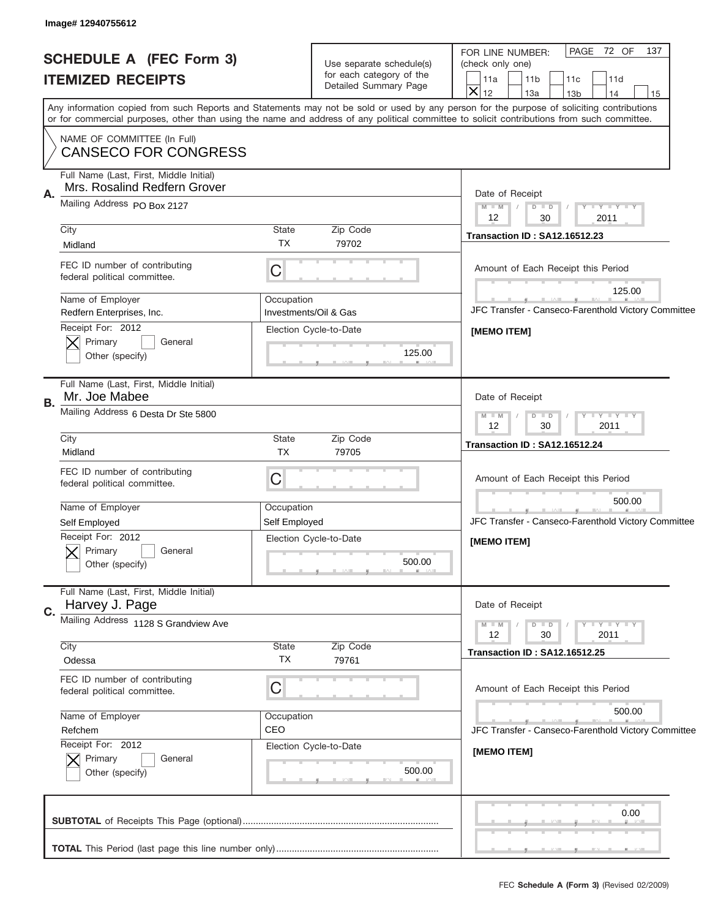Image# 12940755612

# SCHEDULE A (FEC Form 3)
## ITEMIZED RECEIPTS

Use separate schedule(s) for each category of the Detailed Summary Page

FOR LINE NUMBER: (check only one)
11a | 11b | 11c | 11d
[X] 12 | 13a | 13b | 14 | 15

PAGE 72 OF 137

Any information copied from such Reports and Statements may not be sold or used by any person for the purpose of soliciting contributions or for commercial purposes, other than using the name and address of any political committee to solicit contributions from such committee.

NAME OF COMMITTEE (In Full)
CANSECO FOR CONGRESS

---

**A.**

Full Name (Last, First, Middle Initial): Mrs. Rosalind Redfern Grover

Mailing Address: PO Box 2127

City: Midland | State: TX | Zip Code: 79702

FEC ID number of contributing federal political committee: C

Name of Employer: Redfern Enterprises, Inc.

Occupation: Investments/Oil & Gas

Receipt For: 2012 — [X] Primary [ ] General [ ] Other (specify)

Election Cycle-to-Date: 125.00

Date of Receipt: 12 / 30 / 2011

Transaction ID : SA12.16512.23

Amount of Each Receipt this Period: 125.00

JFC Transfer - Canseco-Farenthold Victory Committee

[MEMO ITEM]

---

**B.**

Full Name (Last, First, Middle Initial): Mr. Joe Mabee

Mailing Address: 6 Desta Dr Ste 5800

City: Midland | State: TX | Zip Code: 79705

FEC ID number of contributing federal political committee: C

Name of Employer: Self Employed

Occupation: Self Employed

Receipt For: 2012 — [X] Primary [ ] General [ ] Other (specify)

Election Cycle-to-Date: 500.00

Date of Receipt: 12 / 30 / 2011

Transaction ID : SA12.16512.24

Amount of Each Receipt this Period: 500.00

JFC Transfer - Canseco-Farenthold Victory Committee

[MEMO ITEM]

---

**C.**

Full Name (Last, First, Middle Initial): Harvey J. Page

Mailing Address: 1128 S Grandview Ave

City: Odessa | State: TX | Zip Code: 79761

FEC ID number of contributing federal political committee: C

Name of Employer: Refchem

Occupation: CEO

Receipt For: 2012 — [X] Primary [ ] General [ ] Other (specify)

Election Cycle-to-Date: 500.00

Date of Receipt: 12 / 30 / 2011

Transaction ID : SA12.16512.25

Amount of Each Receipt this Period: 500.00

JFC Transfer - Canseco-Farenthold Victory Committee

[MEMO ITEM]

---

**SUBTOTAL** of Receipts This Page (optional): 0.00

**TOTAL** This Period (last page this line number only):

FEC **Schedule A (Form 3)** (Revised 02/2009)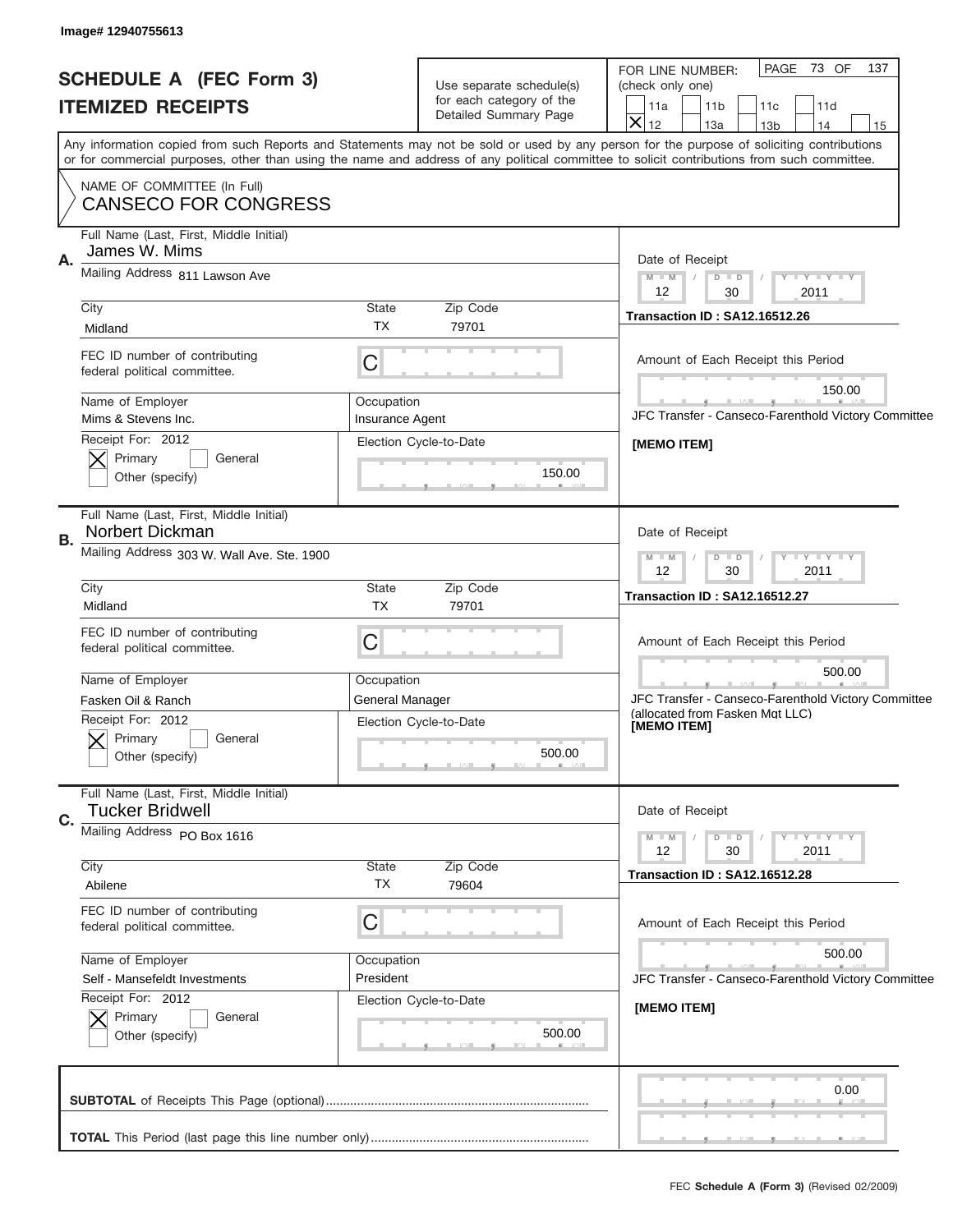Image# 12940755613

# SCHEDULE A (FEC Form 3)
# ITEMIZED RECEIPTS

Use separate schedule(s) for each category of the Detailed Summary Page

FOR LINE NUMBER: (check only one)
11a | 11b | 11c | 11d
[X] 12 | 13a | 13b | 14 | 15

Any information copied from such Reports and Statements may not be sold or used by any person for the purpose of soliciting contributions or for commercial purposes, other than using the name and address of any political committee to solicit contributions from such committee.

NAME OF COMMITTEE (In Full)
**CANSECO FOR CONGRESS**

---

**A.** Full Name (Last, First, Middle Initial): James W. Mims

Mailing Address: 811 Lawson Ave

City: Midland | State: TX | Zip Code: 79701

FEC ID number of contributing federal political committee: C

Name of Employer: Mims & Stevens Inc.
Occupation: Insurance Agent

Receipt For: 2012
[X] Primary [ ] General
Other (specify)

Election Cycle-to-Date: 150.00

Date of Receipt: 12 / 30 / 2011
Transaction ID : SA12.16512.26

Amount of Each Receipt this Period: 150.00

JFC Transfer - Canseco-Farenthold Victory Committee

[MEMO ITEM]

---

**B.** Full Name (Last, First, Middle Initial): Norbert Dickman

Mailing Address: 303 W. Wall Ave. Ste. 1900

City: Midland | State: TX | Zip Code: 79701

FEC ID number of contributing federal political committee: C

Name of Employer: Fasken Oil & Ranch
Occupation: General Manager

Receipt For: 2012
[X] Primary [ ] General
Other (specify)

Election Cycle-to-Date: 500.00

Date of Receipt: 12 / 30 / 2011
Transaction ID : SA12.16512.27

Amount of Each Receipt this Period: 500.00

JFC Transfer - Canseco-Farenthold Victory Committee
(allocated from Fasken Mgt LLC)
[MEMO ITEM]

---

**C.** Full Name (Last, First, Middle Initial): Tucker Bridwell

Mailing Address: PO Box 1616

City: Abilene | State: TX | Zip Code: 79604

FEC ID number of contributing federal political committee: C

Name of Employer: Self - Mansefeldt Investments
Occupation: President

Receipt For: 2012
[X] Primary [ ] General
Other (specify)

Election Cycle-to-Date: 500.00

Date of Receipt: 12 / 30 / 2011
Transaction ID : SA12.16512.28

Amount of Each Receipt this Period: 500.00

JFC Transfer - Canseco-Farenthold Victory Committee

[MEMO ITEM]

---

**SUBTOTAL** of Receipts This Page (optional): 0.00

**TOTAL** This Period (last page this line number only):

FEC **Schedule A (Form 3)** (Revised 02/2009)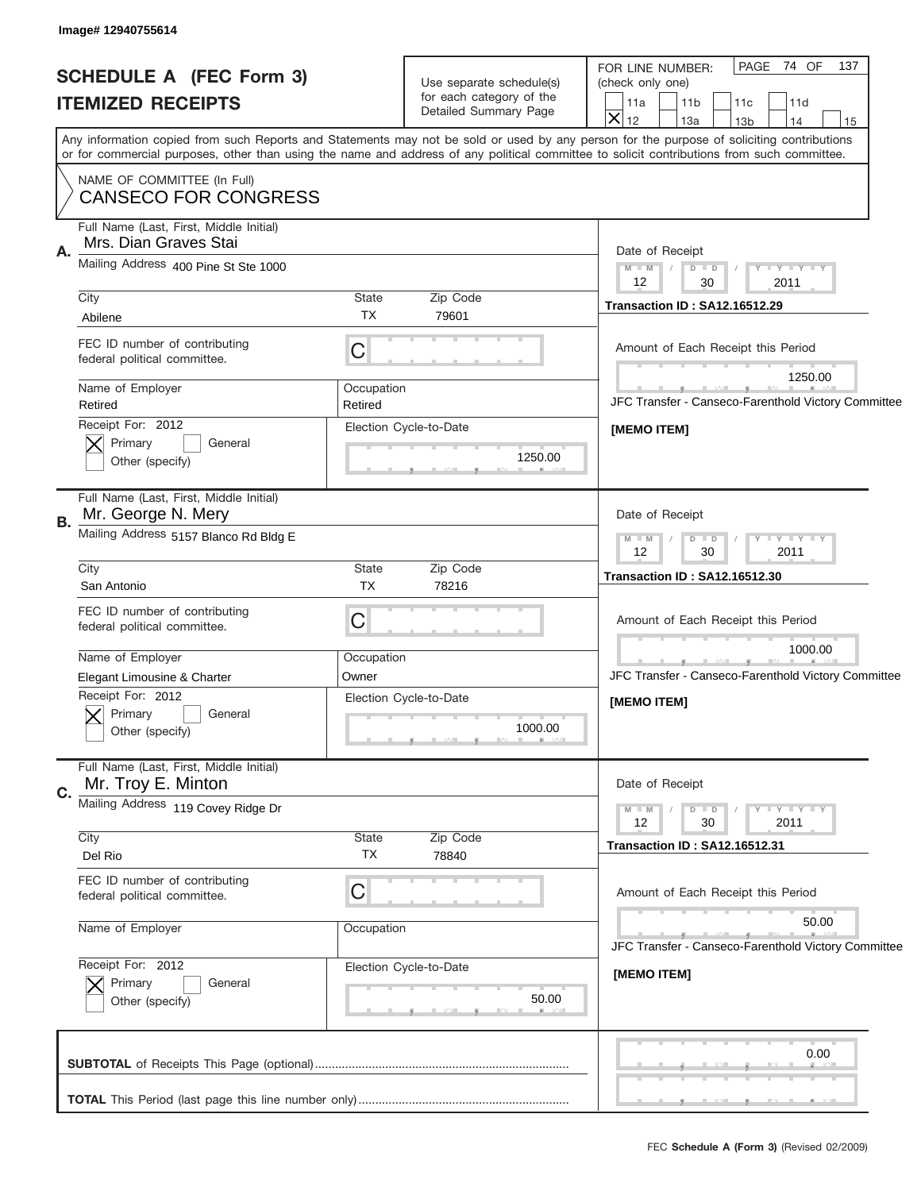Image# 12940755614

# SCHEDULE A (FEC Form 3)
## ITEMIZED RECEIPTS

Use separate schedule(s) for each category of the Detailed Summary Page

FOR LINE NUMBER: (check only one)
- [ ] 11a
- [ ] 11b
- [ ] 11c
- [ ] 11d
- [X] 12
- [ ] 13a
- [ ] 13b
- [ ] 14
- [ ] 15

PAGE 74 OF 137

Any information copied from such Reports and Statements may not be sold or used by any person for the purpose of soliciting contributions or for commercial purposes, other than using the name and address of any political committee to solicit contributions from such committee.

NAME OF COMMITTEE (In Full)
**CANSECO FOR CONGRESS**

---

**A.**
Full Name (Last, First, Middle Initial): Mrs. Dian Graves Stai
Mailing Address: 400 Pine St Ste 1000
City: Abilene | State: TX | Zip Code: 79601
FEC ID number of contributing federal political committee: C
Name of Employer: Retired | Occupation: Retired
Receipt For: 2012 — [X] Primary [ ] General [ ] Other (specify)
Election Cycle-to-Date: 1250.00

Date of Receipt: 12 / 30 / 2011
Transaction ID : SA12.16512.29
Amount of Each Receipt this Period: 1250.00
JFC Transfer - Canseco-Farenthold Victory Committee
[MEMO ITEM]

---

**B.**
Full Name (Last, First, Middle Initial): Mr. George N. Mery
Mailing Address: 5157 Blanco Rd Bldg E
City: San Antonio | State: TX | Zip Code: 78216
FEC ID number of contributing federal political committee: C
Name of Employer: Elegant Limousine & Charter | Occupation: Owner
Receipt For: 2012 — [X] Primary [ ] General [ ] Other (specify)
Election Cycle-to-Date: 1000.00

Date of Receipt: 12 / 30 / 2011
Transaction ID : SA12.16512.30
Amount of Each Receipt this Period: 1000.00
JFC Transfer - Canseco-Farenthold Victory Committee
[MEMO ITEM]

---

**C.**
Full Name (Last, First, Middle Initial): Mr. Troy E. Minton
Mailing Address: 119 Covey Ridge Dr
City: Del Rio | State: TX | Zip Code: 78840
FEC ID number of contributing federal political committee: C
Name of Employer: | Occupation:
Receipt For: 2012 — [X] Primary [ ] General [ ] Other (specify)
Election Cycle-to-Date: 50.00

Date of Receipt: 12 / 30 / 2011
Transaction ID : SA12.16512.31
Amount of Each Receipt this Period: 50.00
JFC Transfer - Canseco-Farenthold Victory Committee
[MEMO ITEM]

---

**SUBTOTAL** of Receipts This Page (optional): 0.00

**TOTAL** This Period (last page this line number only):

FEC **Schedule A (Form 3)** (Revised 02/2009)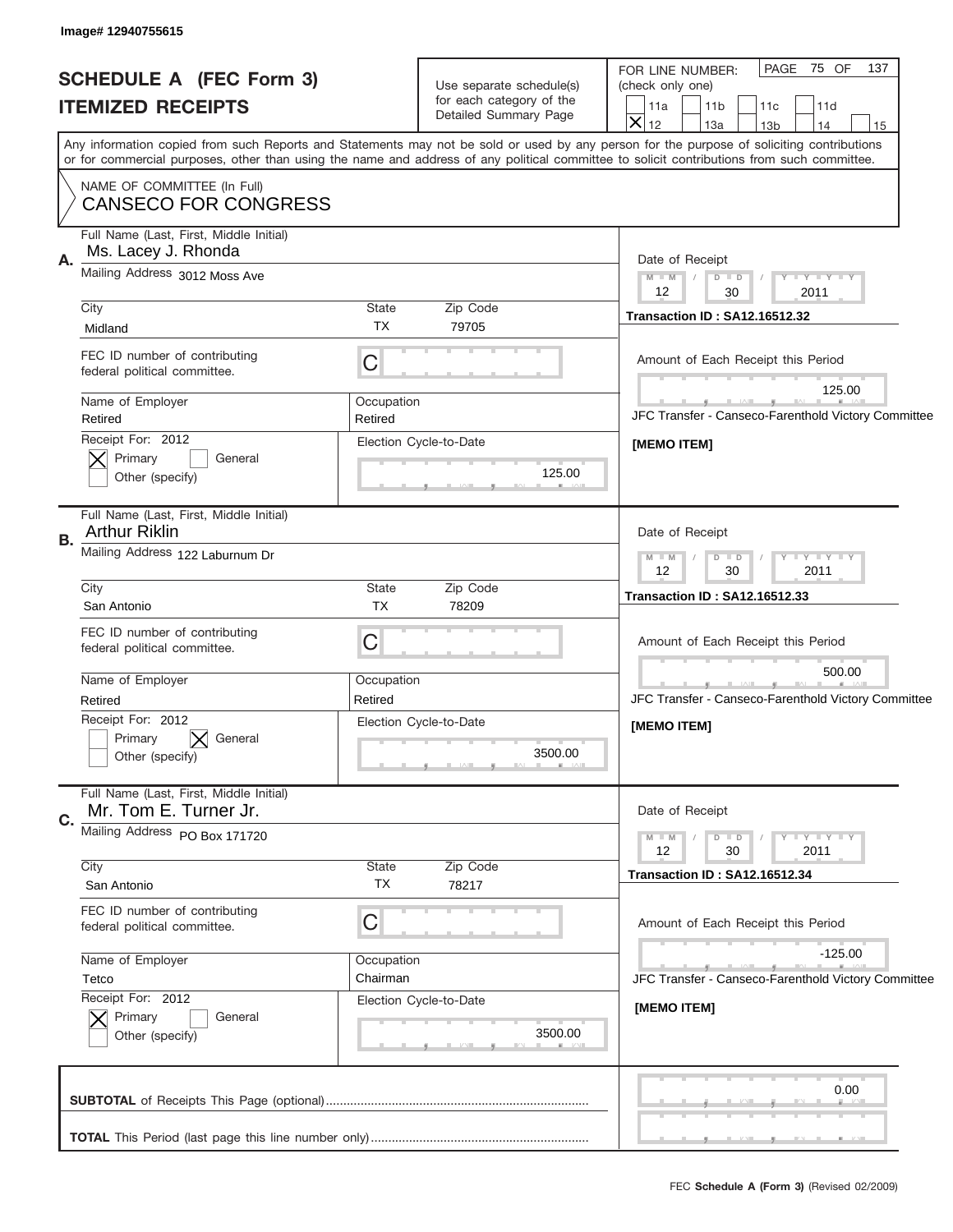Image# 12940755615

# SCHEDULE A (FEC Form 3)
## ITEMIZED RECEIPTS

Use separate schedule(s) for each category of the Detailed Summary Page

FOR LINE NUMBER: (check only one)
11a | 11b | 11c | 11d | X 12 | 13a | 13b | 14 | 15

PAGE 75 OF 137

Any information copied from such Reports and Statements may not be sold or used by any person for the purpose of soliciting contributions or for commercial purposes, other than using the name and address of any political committee to solicit contributions from such committee.

NAME OF COMMITTEE (In Full)
CANSECO FOR CONGRESS

**A.** Full Name (Last, First, Middle Initial): Ms. Lacey J. Rhonda
Mailing Address: 3012 Moss Ave
City: Midland | State: TX | Zip Code: 79705
FEC ID number of contributing federal political committee: C
Name of Employer: Retired | Occupation: Retired
Receipt For: 2012 — [X] Primary [ ] General [ ] Other (specify)
Election Cycle-to-Date: 125.00
Date of Receipt: 12 / 30 / 2011
Transaction ID : SA12.16512.32
Amount of Each Receipt this Period: 125.00
JFC Transfer - Canseco-Farenthold Victory Committee
[MEMO ITEM]

**B.** Full Name (Last, First, Middle Initial): Arthur Riklin
Mailing Address: 122 Laburnum Dr
City: San Antonio | State: TX | Zip Code: 78209
FEC ID number of contributing federal political committee: C
Name of Employer: Retired | Occupation: Retired
Receipt For: 2012 — [ ] Primary [X] General [ ] Other (specify)
Election Cycle-to-Date: 3500.00
Date of Receipt: 12 / 30 / 2011
Transaction ID : SA12.16512.33
Amount of Each Receipt this Period: 500.00
JFC Transfer - Canseco-Farenthold Victory Committee
[MEMO ITEM]

**C.** Full Name (Last, First, Middle Initial): Mr. Tom E. Turner Jr.
Mailing Address: PO Box 171720
City: San Antonio | State: TX | Zip Code: 78217
FEC ID number of contributing federal political committee: C
Name of Employer: Tetco | Occupation: Chairman
Receipt For: 2012 — [X] Primary [ ] General [ ] Other (specify)
Election Cycle-to-Date: 3500.00
Date of Receipt: 12 / 30 / 2011
Transaction ID : SA12.16512.34
Amount of Each Receipt this Period: -125.00
JFC Transfer - Canseco-Farenthold Victory Committee
[MEMO ITEM]

**SUBTOTAL** of Receipts This Page (optional): 0.00

**TOTAL** This Period (last page this line number only):

FEC **Schedule A (Form 3)** (Revised 02/2009)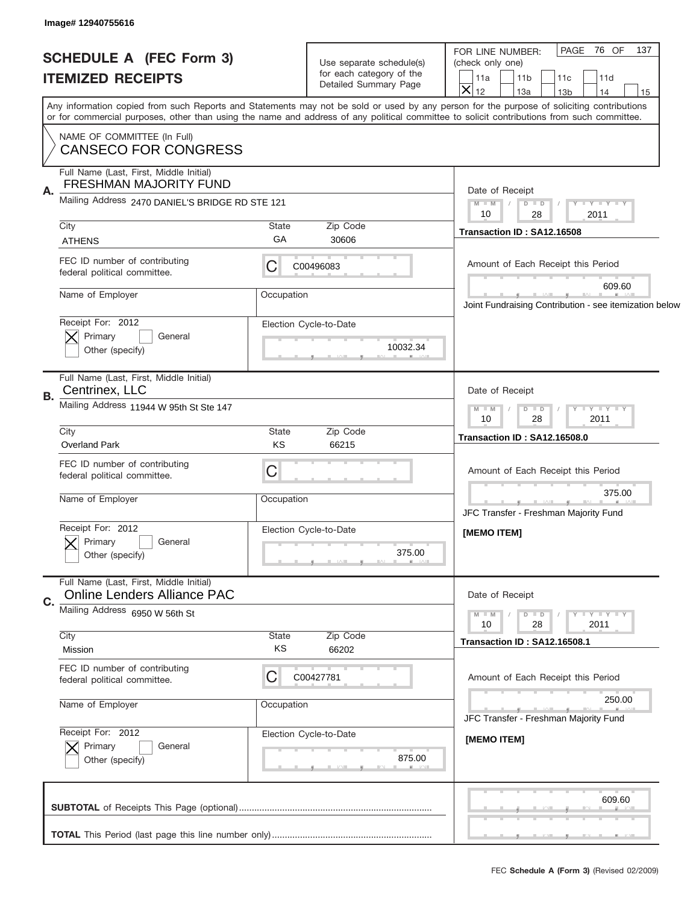Image# 12940755616

# SCHEDULE A (FEC Form 3)
## ITEMIZED RECEIPTS

Use separate schedule(s) for each category of the Detailed Summary Page

FOR LINE NUMBER: (check only one)
11a | 11b | 11c | 11d | [X] 12 | 13a | 13b | 14 | 15

PAGE 76 OF 137

Any information copied from such Reports and Statements may not be sold or used by any person for the purpose of soliciting contributions or for commercial purposes, other than using the name and address of any political committee to solicit contributions from such committee.

NAME OF COMMITTEE (In Full)
CANSECO FOR CONGRESS

---

**A.** Full Name (Last, First, Middle Initial): FRESHMAN MAJORITY FUND

Mailing Address: 2470 DANIEL'S BRIDGE RD STE 121

City: ATHENS | State: GA | Zip Code: 30606

FEC ID number of contributing federal political committee: C C00496083

Name of Employer: | Occupation:

Receipt For: 2012 — [X] Primary [ ] General [ ] Other (specify)

Election Cycle-to-Date: 10032.34

Date of Receipt: 10 / 28 / 2011

Transaction ID : SA12.16508

Amount of Each Receipt this Period: 609.60

Joint Fundraising Contribution - see itemization below

---

**B.** Full Name (Last, First, Middle Initial): Centrinex, LLC

Mailing Address: 11944 W 95th St Ste 147

City: Overland Park | State: KS | Zip Code: 66215

FEC ID number of contributing federal political committee: C

Name of Employer: | Occupation:

Receipt For: 2012 — [X] Primary [ ] General [ ] Other (specify)

Election Cycle-to-Date: 375.00

Date of Receipt: 10 / 28 / 2011

Transaction ID : SA12.16508.0

Amount of Each Receipt this Period: 375.00

JFC Transfer - Freshman Majority Fund

[MEMO ITEM]

---

**C.** Full Name (Last, First, Middle Initial): Online Lenders Alliance PAC

Mailing Address: 6950 W 56th St

City: Mission | State: KS | Zip Code: 66202

FEC ID number of contributing federal political committee: C C00427781

Name of Employer: | Occupation:

Receipt For: 2012 — [X] Primary [ ] General [ ] Other (specify)

Election Cycle-to-Date: 875.00

Date of Receipt: 10 / 28 / 2011

Transaction ID : SA12.16508.1

Amount of Each Receipt this Period: 250.00

JFC Transfer - Freshman Majority Fund

[MEMO ITEM]

---

**SUBTOTAL** of Receipts This Page (optional): 609.60

**TOTAL** This Period (last page this line number only):

FEC **Schedule A (Form 3)** (Revised 02/2009)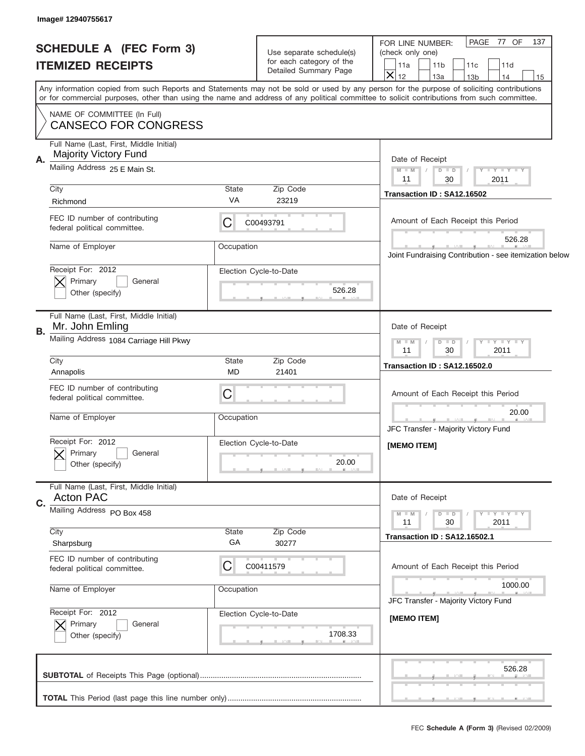Image# 12940755617

# SCHEDULE A (FEC Form 3)
## ITEMIZED RECEIPTS

Use separate schedule(s) for each category of the Detailed Summary Page

FOR LINE NUMBER: (check only one)
11a | 11b | 11c | 11d | X 12 | 13a | 13b | 14 | 15

PAGE 77 OF 137

Any information copied from such Reports and Statements may not be sold or used by any person for the purpose of soliciting contributions or for commercial purposes, other than using the name and address of any political committee to solicit contributions from such committee.

NAME OF COMMITTEE (In Full)
CANSECO FOR CONGRESS

---

**A.** Full Name (Last, First, Middle Initial): Majority Victory Fund
Mailing Address: 25 E Main St.
City: Richmond | State: VA | Zip Code: 23219
FEC ID number of contributing federal political committee: C C00493791
Name of Employer: | Occupation:
Receipt For: 2012 — [X] Primary [ ] General [ ] Other (specify)
Election Cycle-to-Date: 526.28

Date of Receipt: 11 / 30 / 2011
Transaction ID : SA12.16502
Amount of Each Receipt this Period: 526.28
Joint Fundraising Contribution - see itemization below

---

**B.** Full Name (Last, First, Middle Initial): Mr. John Emling
Mailing Address: 1084 Carriage Hill Pkwy
City: Annapolis | State: MD | Zip Code: 21401
FEC ID number of contributing federal political committee: C
Name of Employer: | Occupation:
Receipt For: 2012 — [X] Primary [ ] General [ ] Other (specify)
Election Cycle-to-Date: 20.00

Date of Receipt: 11 / 30 / 2011
Transaction ID : SA12.16502.0
Amount of Each Receipt this Period: 20.00
JFC Transfer - Majority Victory Fund
[MEMO ITEM]

---

**C.** Full Name (Last, First, Middle Initial): Acton PAC
Mailing Address: PO Box 458
City: Sharpsburg | State: GA | Zip Code: 30277
FEC ID number of contributing federal political committee: C C00411579
Name of Employer: | Occupation:
Receipt For: 2012 — [X] Primary [ ] General [ ] Other (specify)
Election Cycle-to-Date: 1708.33

Date of Receipt: 11 / 30 / 2011
Transaction ID : SA12.16502.1
Amount of Each Receipt this Period: 1000.00
JFC Transfer - Majority Victory Fund
[MEMO ITEM]

---

**SUBTOTAL** of Receipts This Page (optional): 526.28

**TOTAL** This Period (last page this line number only):

FEC Schedule A (Form 3) (Revised 02/2009)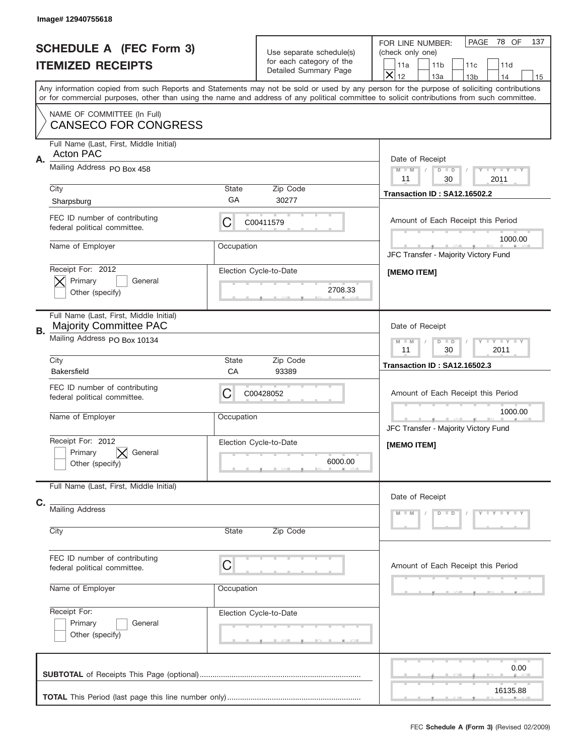Image# 12940755618

# SCHEDULE A (FEC Form 3)
## ITEMIZED RECEIPTS

Use separate schedule(s) for each category of the Detailed Summary Page

FOR LINE NUMBER: (check only one)

- [ ] 11a
- [ ] 11b
- [ ] 11c
- [ ] 11d
- [x] 12
- [ ] 13a
- [ ] 13b
- [ ] 14
- [ ] 15

PAGE 78 OF 137

Any information copied from such Reports and Statements may not be sold or used by any person for the purpose of soliciting contributions or for commercial purposes, other than using the name and address of any political committee to solicit contributions from such committee.

NAME OF COMMITTEE (In Full)
CANSECO FOR CONGRESS

---

**A.**

Full Name (Last, First, Middle Initial): Acton PAC

Mailing Address: PO Box 458

City: Sharpsburg | State: GA | Zip Code: 30277

FEC ID number of contributing federal political committee: C00411579

Name of Employer: | Occupation:

Receipt For: 2012
- [x] Primary
- [ ] General
- [ ] Other (specify)

Election Cycle-to-Date: 2708.33

Date of Receipt: 11 / 30 / 2011

Transaction ID : SA12.16502.2

Amount of Each Receipt this Period: 1000.00

JFC Transfer - Majority Victory Fund

[MEMO ITEM]

---

**B.**

Full Name (Last, First, Middle Initial): Majority Committee PAC

Mailing Address: PO Box 10134

City: Bakersfield | State: CA | Zip Code: 93389

FEC ID number of contributing federal political committee: C00428052

Name of Employer: | Occupation:

Receipt For: 2012
- [ ] Primary
- [x] General
- [ ] Other (specify)

Election Cycle-to-Date: 6000.00

Date of Receipt: 11 / 30 / 2011

Transaction ID : SA12.16502.3

Amount of Each Receipt this Period: 1000.00

JFC Transfer - Majority Victory Fund

[MEMO ITEM]

---

**C.**

Full Name (Last, First, Middle Initial):

Mailing Address:

City: | State: | Zip Code:

FEC ID number of contributing federal political committee: C

Name of Employer: | Occupation:

Receipt For:
- [ ] Primary
- [ ] General
- [ ] Other (specify)

Election Cycle-to-Date:

Date of Receipt:

Amount of Each Receipt this Period:

---

**SUBTOTAL** of Receipts This Page (optional): 0.00

**TOTAL** This Period (last page this line number only): 16135.88

FEC **Schedule A (Form 3)** (Revised 02/2009)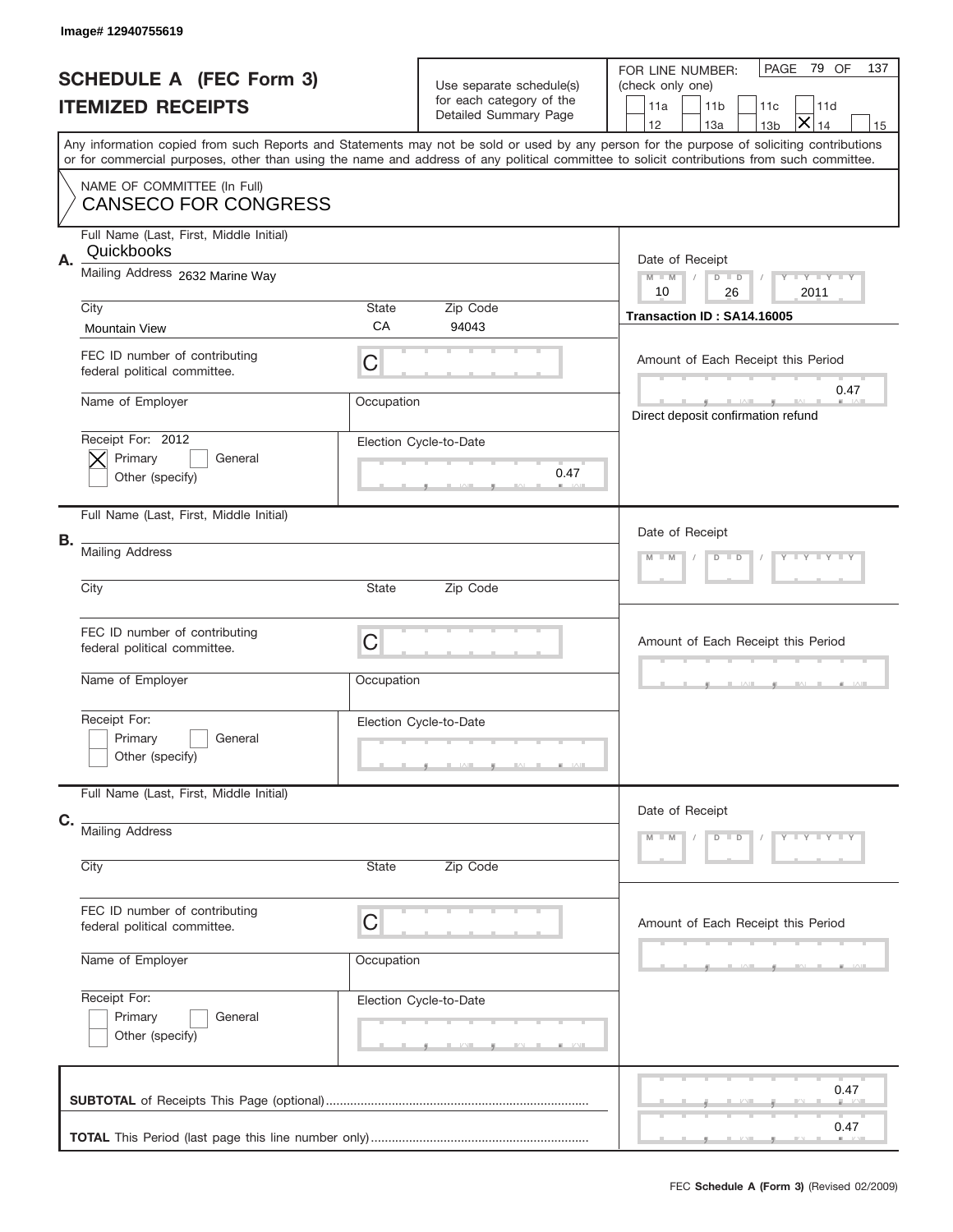Image# 12940755619

# SCHEDULE A (FEC Form 3)
## ITEMIZED RECEIPTS

Use separate schedule(s) for each category of the Detailed Summary Page

FOR LINE NUMBER: (check only one)

11a | 11b | 11c | 11d | 12 | 13a | 13b | [X] 14 | 15

PAGE 79 OF 137

Any information copied from such Reports and Statements may not be sold or used by any person for the purpose of soliciting contributions or for commercial purposes, other than using the name and address of any political committee to solicit contributions from such committee.

NAME OF COMMITTEE (In Full)
CANSECO FOR CONGRESS

**A.**

Full Name (Last, First, Middle Initial): Quickbooks

Mailing Address: 2632 Marine Way

| City | State | Zip Code |
|---|---|---|
| Mountain View | CA | 94043 |

FEC ID number of contributing federal political committee: C

Name of Employer:

Occupation:

Receipt For: 2012
[X] Primary [ ] General
[ ] Other (specify)

Election Cycle-to-Date: 0.47

Date of Receipt: 10 / 26 / 2011

Transaction ID : SA14.16005

Amount of Each Receipt this Period: 0.47

Direct deposit confirmation refund

**B.**

Full Name (Last, First, Middle Initial):

Mailing Address:

| City | State | Zip Code |
|---|---|---|
| | | |

FEC ID number of contributing federal political committee: C

Name of Employer:

Occupation:

Receipt For:
[ ] Primary [ ] General
[ ] Other (specify)

Election Cycle-to-Date:

Date of Receipt:

Amount of Each Receipt this Period:

**C.**

Full Name (Last, First, Middle Initial):

Mailing Address:

| City | State | Zip Code |
|---|---|---|
| | | |

FEC ID number of contributing federal political committee: C

Name of Employer:

Occupation:

Receipt For:
[ ] Primary [ ] General
[ ] Other (specify)

Election Cycle-to-Date:

Date of Receipt:

Amount of Each Receipt this Period:

**SUBTOTAL** of Receipts This Page (optional): 0.47

**TOTAL** This Period (last page this line number only): 0.47

FEC **Schedule A (Form 3)** (Revised 02/2009)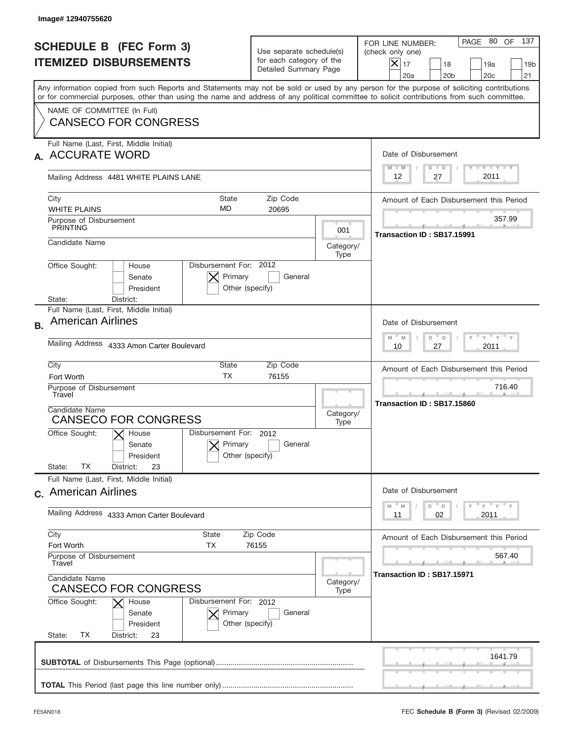Image# 12940755620

# SCHEDULE B (FEC Form 3)
## ITEMIZED DISBURSEMENTS

Use separate schedule(s) for each category of the Detailed Summary Page

FOR LINE NUMBER: (check only one)
[X] 17 [ ] 18 [ ] 19a [ ] 19b [ ] 20a [ ] 20b [ ] 20c [ ] 21

PAGE 80 OF 137

Any information copied from such Reports and Statements may not be sold or used by any person for the purpose of soliciting contributions or for commercial purposes, other than using the name and address of any political committee to solicit contributions from such committee.

NAME OF COMMITTEE (In Full)
CANSECO FOR CONGRESS

---

**A.** Full Name (Last, First, Middle Initial): ACCURATE WORD

Mailing Address: 4481 WHITE PLAINS LANE

City: WHITE PLAINS | State: MD | Zip Code: 20695

Purpose of Disbursement: PRINTING

Category/Type: 001

Candidate Name:

Office Sought: [ ] House [ ] Senate [ ] President

State: District:

Disbursement For: 2012 [X] Primary [ ] General [ ] Other (specify)

Date of Disbursement: 12 / 27 / 2011

Amount of Each Disbursement this Period: 357.99

Transaction ID : SB17.15991

---

**B.** Full Name (Last, First, Middle Initial): American Airlines

Mailing Address: 4333 Amon Carter Boulevard

City: Fort Worth | State: TX | Zip Code: 76155

Purpose of Disbursement: Travel

Category/Type:

Candidate Name: CANSECO FOR CONGRESS

Office Sought: [X] House [ ] Senate [ ] President

State: TX District: 23

Disbursement For: 2012 [X] Primary [ ] General [ ] Other (specify)

Date of Disbursement: 10 / 27 / 2011

Amount of Each Disbursement this Period: 716.40

Transaction ID : SB17.15860

---

**C.** Full Name (Last, First, Middle Initial): American Airlines

Mailing Address: 4333 Amon Carter Boulevard

City: Fort Worth | State: TX | Zip Code: 76155

Purpose of Disbursement: Travel

Category/Type:

Candidate Name: CANSECO FOR CONGRESS

Office Sought: [X] House [ ] Senate [ ] President

State: TX District: 23

Disbursement For: 2012 [X] Primary [ ] General [ ] Other (specify)

Date of Disbursement: 11 / 02 / 2011

Amount of Each Disbursement this Period: 567.40

Transaction ID : SB17.15971

---

**SUBTOTAL** of Disbursements This Page (optional): 1641.79

**TOTAL** This Period (last page this line number only):

FE5AN018 — FEC **Schedule B (Form 3)** (Revised 02/2009)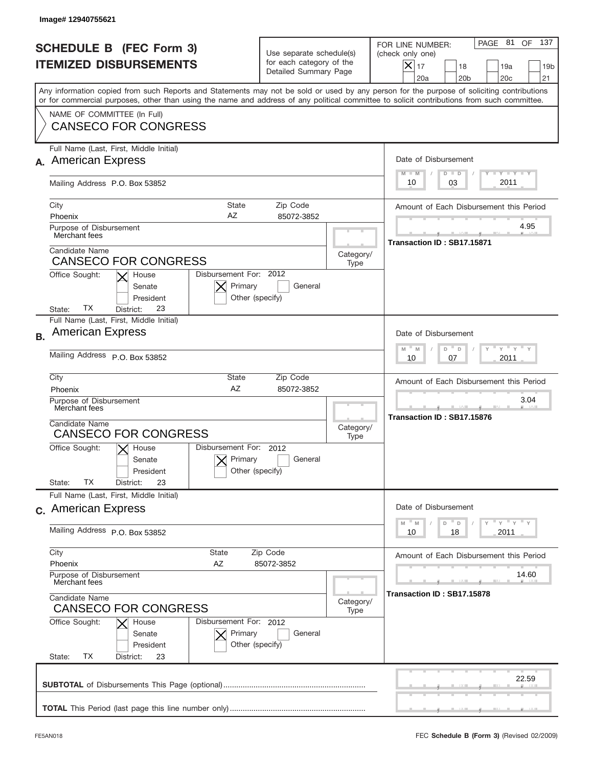Image# 12940755621

# SCHEDULE B (FEC Form 3)
## ITEMIZED DISBURSEMENTS

Use separate schedule(s) for each category of the Detailed Summary Page

FOR LINE NUMBER: (check only one)

- [X] 17
- [ ] 18
- [ ] 19a
- [ ] 19b
- [ ] 20a
- [ ] 20b
- [ ] 20c
- [ ] 21

PAGE 81 OF 137

Any information copied from such Reports and Statements may not be sold or used by any person for the purpose of soliciting contributions or for commercial purposes, other than using the name and address of any political committee to solicit contributions from such committee.

NAME OF COMMITTEE (In Full)
CANSECO FOR CONGRESS

---

**A.** Full Name (Last, First, Middle Initial): American Express

Mailing Address: P.O. Box 53852

City: Phoenix | State: AZ | Zip Code: 85072-3852

Purpose of Disbursement: Merchant fees

Candidate Name: CANSECO FOR CONGRESS

Category/Type:

Office Sought: [X] House [ ] Senate [ ] President

State: TX District: 23

Disbursement For: 2012 [X] Primary [ ] General [ ] Other (specify)

Date of Disbursement: 10/03/2011

Amount of Each Disbursement this Period: 4.95

Transaction ID : SB17.15871

---

**B.** Full Name (Last, First, Middle Initial): American Express

Mailing Address: P.O. Box 53852

City: Phoenix | State: AZ | Zip Code: 85072-3852

Purpose of Disbursement: Merchant fees

Candidate Name: CANSECO FOR CONGRESS

Category/Type:

Office Sought: [X] House [ ] Senate [ ] President

State: TX District: 23

Disbursement For: 2012 [X] Primary [ ] General [ ] Other (specify)

Date of Disbursement: 10/07/2011

Amount of Each Disbursement this Period: 3.04

Transaction ID : SB17.15876

---

**C.** Full Name (Last, First, Middle Initial): American Express

Mailing Address: P.O. Box 53852

City: Phoenix | State: AZ | Zip Code: 85072-3852

Purpose of Disbursement: Merchant fees

Candidate Name: CANSECO FOR CONGRESS

Category/Type:

Office Sought: [X] House [ ] Senate [ ] President

State: TX District: 23

Disbursement For: 2012 [X] Primary [ ] General [ ] Other (specify)

Date of Disbursement: 10/18/2011

Amount of Each Disbursement this Period: 14.60

Transaction ID : SB17.15878

---

**SUBTOTAL** of Disbursements This Page (optional): 22.59

**TOTAL** This Period (last page this line number only):

FE5AN018 FEC **Schedule B (Form 3)** (Revised 02/2009)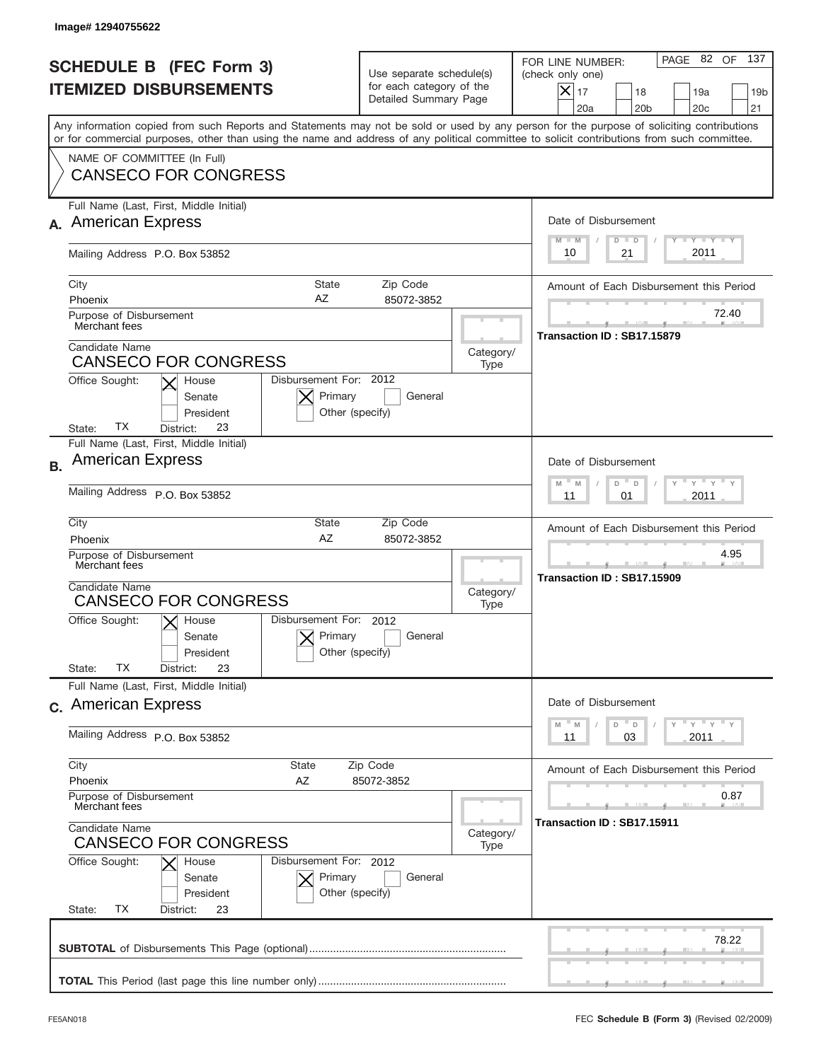Image# 12940755622

# SCHEDULE B (FEC Form 3)
## ITEMIZED DISBURSEMENTS

Use separate schedule(s) for each category of the Detailed Summary Page

FOR LINE NUMBER: (check only one)
[X] 17 [ ] 18 [ ] 19a [ ] 19b [ ] 20a [ ] 20b [ ] 20c [ ] 21

PAGE 82 OF 137

Any information copied from such Reports and Statements may not be sold or used by any person for the purpose of soliciting contributions or for commercial purposes, other than using the name and address of any political committee to solicit contributions from such committee.

NAME OF COMMITTEE (In Full)
CANSECO FOR CONGRESS

---

**A.** Full Name (Last, First, Middle Initial): American Express

Mailing Address: P.O. Box 53852

City: Phoenix | State: AZ | Zip Code: 85072-3852

Purpose of Disbursement: Merchant fees

Candidate Name: CANSECO FOR CONGRESS

Category/Type:

Office Sought: [X] House [ ] Senate [ ] President

State: TX District: 23

Disbursement For: 2012 [X] Primary [ ] General [ ] Other (specify)

Date of Disbursement: 10/21/2011

Amount of Each Disbursement this Period: 72.40

Transaction ID : SB17.15879

---

**B.** Full Name (Last, First, Middle Initial): American Express

Mailing Address: P.O. Box 53852

City: Phoenix | State: AZ | Zip Code: 85072-3852

Purpose of Disbursement: Merchant fees

Candidate Name: CANSECO FOR CONGRESS

Category/Type:

Office Sought: [X] House [ ] Senate [ ] President

State: TX District: 23

Disbursement For: 2012 [X] Primary [ ] General [ ] Other (specify)

Date of Disbursement: 11/01/2011

Amount of Each Disbursement this Period: 4.95

Transaction ID : SB17.15909

---

**C.** Full Name (Last, First, Middle Initial): American Express

Mailing Address: P.O. Box 53852

City: Phoenix | State: AZ | Zip Code: 85072-3852

Purpose of Disbursement: Merchant fees

Candidate Name: CANSECO FOR CONGRESS

Category/Type:

Office Sought: [X] House [ ] Senate [ ] President

State: TX District: 23

Disbursement For: 2012 [X] Primary [ ] General [ ] Other (specify)

Date of Disbursement: 11/03/2011

Amount of Each Disbursement this Period: 0.87

Transaction ID : SB17.15911

---

**SUBTOTAL** of Disbursements This Page (optional): 78.22

**TOTAL** This Period (last page this line number only):

FE5AN018 — FEC **Schedule B (Form 3)** (Revised 02/2009)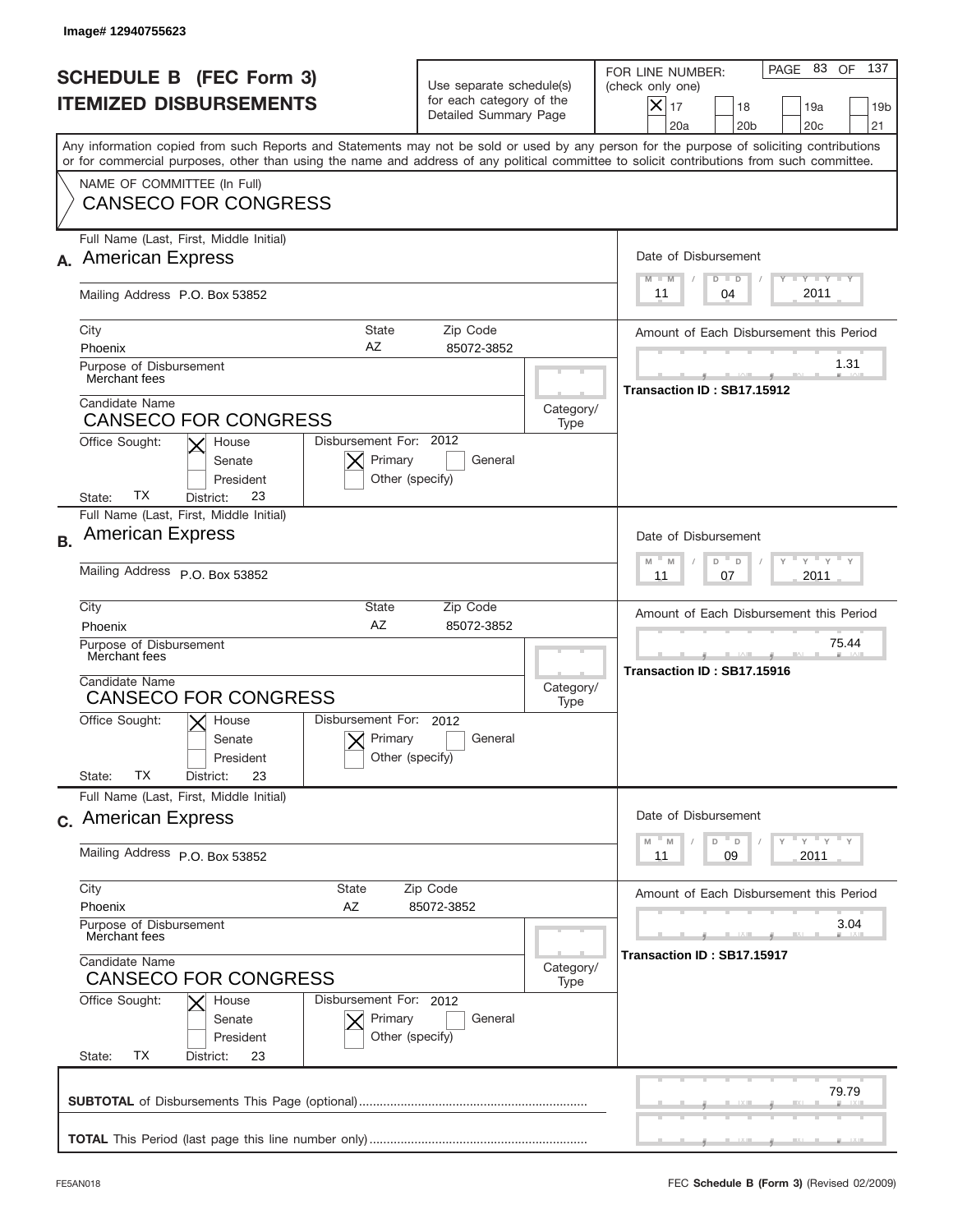Image# 12940755623

# SCHEDULE B (FEC Form 3)
## ITEMIZED DISBURSEMENTS

Use separate schedule(s) for each category of the Detailed Summary Page

FOR LINE NUMBER: (check only one)
[X] 17 [ ] 18 [ ] 19a [ ] 19b [ ] 20a [ ] 20b [ ] 20c [ ] 21

PAGE 83 OF 137

Any information copied from such Reports and Statements may not be sold or used by any person for the purpose of soliciting contributions or for commercial purposes, other than using the name and address of any political committee to solicit contributions from such committee.

NAME OF COMMITTEE (In Full)
CANSECO FOR CONGRESS

---

**A.** Full Name (Last, First, Middle Initial): American Express

Mailing Address: P.O. Box 53852

City: Phoenix | State: AZ | Zip Code: 85072-3852

Purpose of Disbursement: Merchant fees

Candidate Name: CANSECO FOR CONGRESS

Category/Type:

Office Sought: [X] House [ ] Senate [ ] President

State: TX District: 23

Disbursement For: 2012 [X] Primary [ ] General [ ] Other (specify)

Date of Disbursement: 11 / 04 / 2011

Amount of Each Disbursement this Period: 1.31

Transaction ID : SB17.15912

---

**B.** Full Name (Last, First, Middle Initial): American Express

Mailing Address: P.O. Box 53852

City: Phoenix | State: AZ | Zip Code: 85072-3852

Purpose of Disbursement: Merchant fees

Candidate Name: CANSECO FOR CONGRESS

Category/Type:

Office Sought: [X] House [ ] Senate [ ] President

State: TX District: 23

Disbursement For: 2012 [X] Primary [ ] General [ ] Other (specify)

Date of Disbursement: 11 / 07 / 2011

Amount of Each Disbursement this Period: 75.44

Transaction ID : SB17.15916

---

**C.** Full Name (Last, First, Middle Initial): American Express

Mailing Address: P.O. Box 53852

City: Phoenix | State: AZ | Zip Code: 85072-3852

Purpose of Disbursement: Merchant fees

Candidate Name: CANSECO FOR CONGRESS

Category/Type:

Office Sought: [X] House [ ] Senate [ ] President

State: TX District: 23

Disbursement For: 2012 [X] Primary [ ] General [ ] Other (specify)

Date of Disbursement: 11 / 09 / 2011

Amount of Each Disbursement this Period: 3.04

Transaction ID : SB17.15917

---

**SUBTOTAL** of Disbursements This Page (optional): 79.79

**TOTAL** This Period (last page this line number only):

FE5AN018 — FEC **Schedule B (Form 3)** (Revised 02/2009)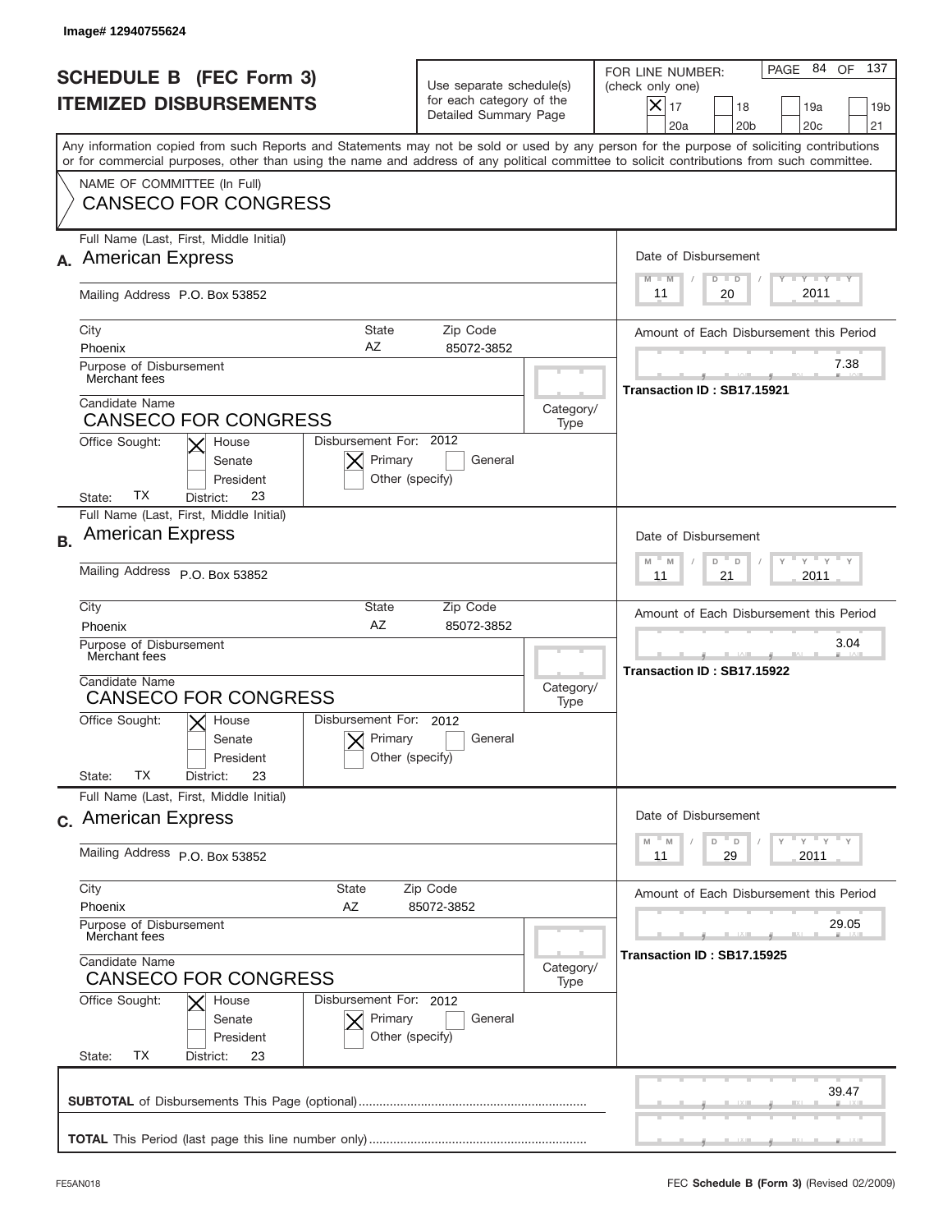Image# 12940755624

# SCHEDULE B (FEC Form 3)
## ITEMIZED DISBURSEMENTS

Use separate schedule(s) for each category of the Detailed Summary Page

FOR LINE NUMBER: (check only one)
- [X] 17
- [ ] 18
- [ ] 19a
- [ ] 19b
- [ ] 20a
- [ ] 20b
- [ ] 20c
- [ ] 21

PAGE 84 OF 137

Any information copied from such Reports and Statements may not be sold or used by any person for the purpose of soliciting contributions or for commercial purposes, other than using the name and address of any political committee to solicit contributions from such committee.

NAME OF COMMITTEE (In Full)
CANSECO FOR CONGRESS

---

**A.** Full Name (Last, First, Middle Initial): American Express

Mailing Address: P.O. Box 53852

City: Phoenix | State: AZ | Zip Code: 85072-3852

Purpose of Disbursement: Merchant fees

Candidate Name: CANSECO FOR CONGRESS

Category/Type:

Office Sought: [X] House [ ] Senate [ ] President

State: TX District: 23

Disbursement For: 2012 [X] Primary [ ] General [ ] Other (specify)

Date of Disbursement: 11 / 20 / 2011

Amount of Each Disbursement this Period: 7.38

Transaction ID : SB17.15921

---

**B.** Full Name (Last, First, Middle Initial): American Express

Mailing Address: P.O. Box 53852

City: Phoenix | State: AZ | Zip Code: 85072-3852

Purpose of Disbursement: Merchant fees

Candidate Name: CANSECO FOR CONGRESS

Category/Type:

Office Sought: [X] House [ ] Senate [ ] President

State: TX District: 23

Disbursement For: 2012 [X] Primary [ ] General [ ] Other (specify)

Date of Disbursement: 11 / 21 / 2011

Amount of Each Disbursement this Period: 3.04

Transaction ID : SB17.15922

---

**C.** Full Name (Last, First, Middle Initial): American Express

Mailing Address: P.O. Box 53852

City: Phoenix | State: AZ | Zip Code: 85072-3852

Purpose of Disbursement: Merchant fees

Candidate Name: CANSECO FOR CONGRESS

Category/Type:

Office Sought: [X] House [ ] Senate [ ] President

State: TX District: 23

Disbursement For: 2012 [X] Primary [ ] General [ ] Other (specify)

Date of Disbursement: 11 / 29 / 2011

Amount of Each Disbursement this Period: 29.05

Transaction ID : SB17.15925

---

**SUBTOTAL** of Disbursements This Page (optional): 39.47

**TOTAL** This Period (last page this line number only):

FE5AN018 FEC **Schedule B (Form 3)** (Revised 02/2009)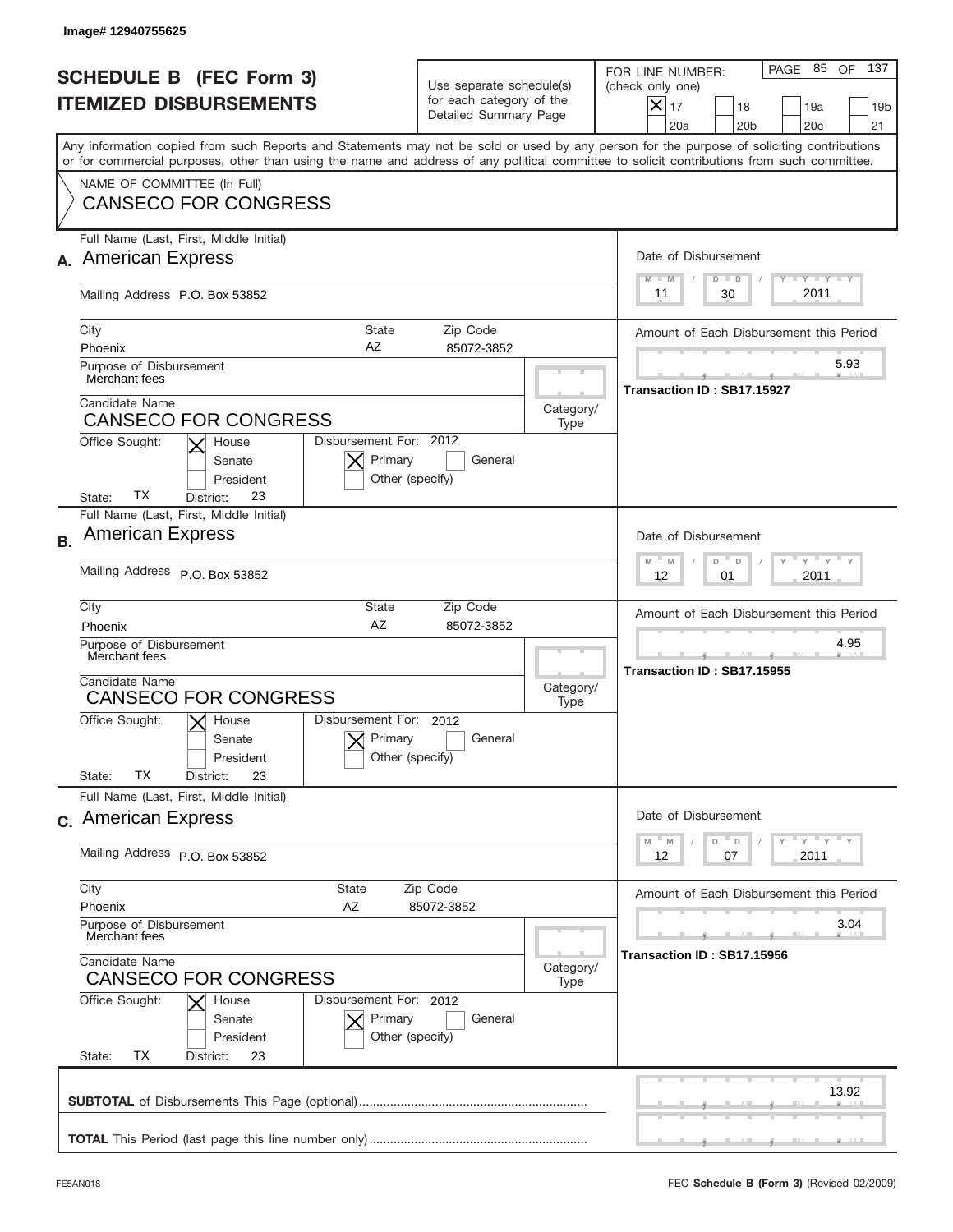Image# 12940755625

# SCHEDULE B (FEC Form 3)
# ITEMIZED DISBURSEMENTS

Use separate schedule(s) for each category of the Detailed Summary Page

FOR LINE NUMBER: (check only one)

- [X] 17
- [ ] 18
- [ ] 19a
- [ ] 19b
- [ ] 20a
- [ ] 20b
- [ ] 20c
- [ ] 21

PAGE 85 OF 137

Any information copied from such Reports and Statements may not be sold or used by any person for the purpose of soliciting contributions or for commercial purposes, other than using the name and address of any political committee to solicit contributions from such committee.

NAME OF COMMITTEE (In Full)
CANSECO FOR CONGRESS

---

## A.

Full Name (Last, First, Middle Initial): American Express

Mailing Address: P.O. Box 53852

City: Phoenix | State: AZ | Zip Code: 85072-3852

Purpose of Disbursement: Merchant fees

Candidate Name: CANSECO FOR CONGRESS

Category/Type:

Office Sought: [X] House [ ] Senate [ ] President

State: TX | District: 23

Disbursement For: 2012 [X] Primary [ ] General [ ] Other (specify)

Date of Disbursement: 11 / 30 / 2011

Amount of Each Disbursement this Period: 5.93

Transaction ID : SB17.15927

---

## B.

Full Name (Last, First, Middle Initial): American Express

Mailing Address: P.O. Box 53852

City: Phoenix | State: AZ | Zip Code: 85072-3852

Purpose of Disbursement: Merchant fees

Candidate Name: CANSECO FOR CONGRESS

Category/Type:

Office Sought: [X] House [ ] Senate [ ] President

State: TX | District: 23

Disbursement For: 2012 [X] Primary [ ] General [ ] Other (specify)

Date of Disbursement: 12 / 01 / 2011

Amount of Each Disbursement this Period: 4.95

Transaction ID : SB17.15955

---

## C.

Full Name (Last, First, Middle Initial): American Express

Mailing Address: P.O. Box 53852

City: Phoenix | State: AZ | Zip Code: 85072-3852

Purpose of Disbursement: Merchant fees

Candidate Name: CANSECO FOR CONGRESS

Category/Type:

Office Sought: [X] House [ ] Senate [ ] President

State: TX | District: 23

Disbursement For: 2012 [X] Primary [ ] General [ ] Other (specify)

Date of Disbursement: 12 / 07 / 2011

Amount of Each Disbursement this Period: 3.04

Transaction ID : SB17.15956

---

**SUBTOTAL** of Disbursements This Page (optional): 13.92

**TOTAL** This Period (last page this line number only):

FE5AN018 FEC **Schedule B (Form 3)** (Revised 02/2009)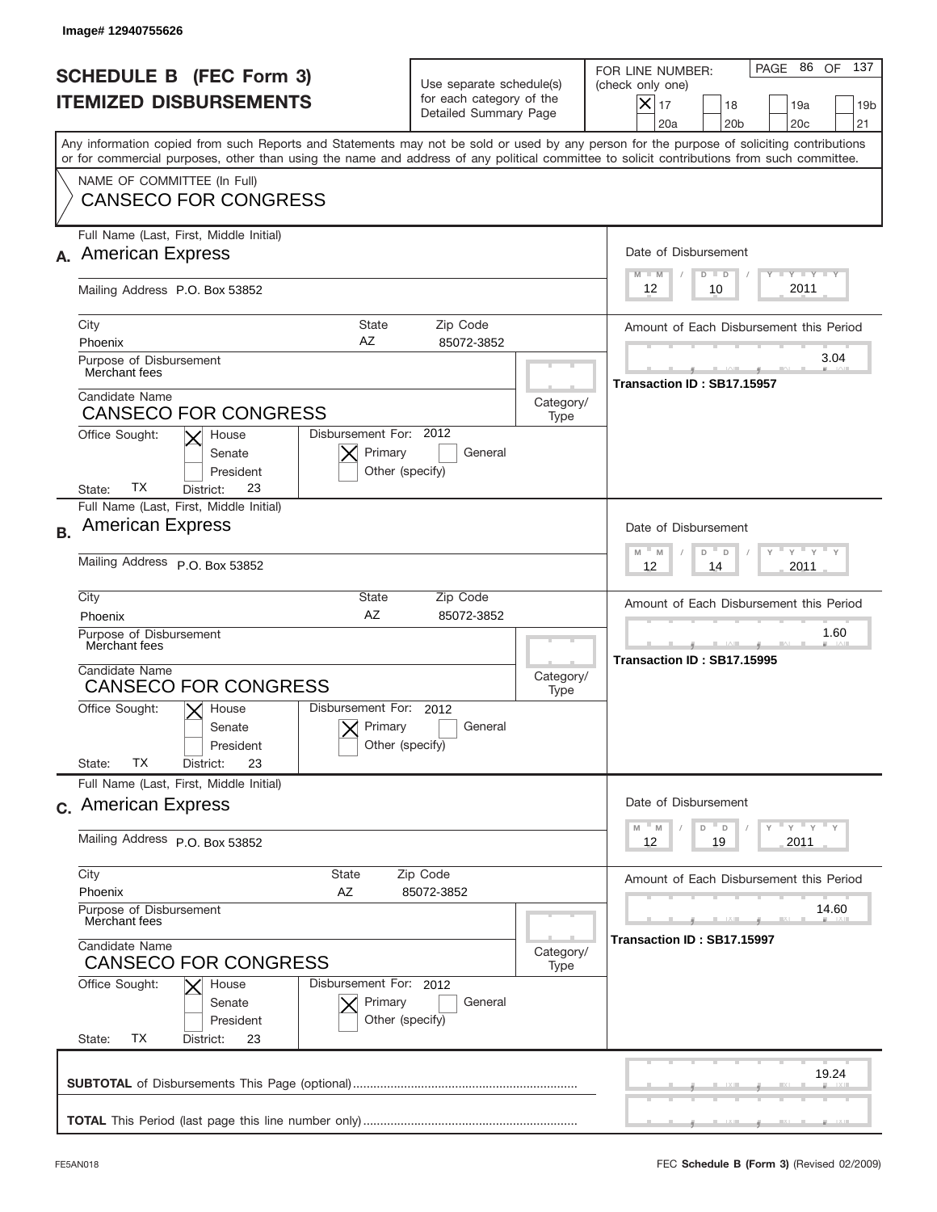Image# 12940755626

# SCHEDULE B (FEC Form 3)
## ITEMIZED DISBURSEMENTS

Use separate schedule(s) for each category of the Detailed Summary Page

FOR LINE NUMBER: (check only one)

[X] 17 [ ] 18 [ ] 19a [ ] 19b [ ] 20a [ ] 20b [ ] 20c [ ] 21

PAGE 86 OF 137

Any information copied from such Reports and Statements may not be sold or used by any person for the purpose of soliciting contributions or for commercial purposes, other than using the name and address of any political committee to solicit contributions from such committee.

NAME OF COMMITTEE (In Full)
CANSECO FOR CONGRESS

---

**A.** Full Name (Last, First, Middle Initial): American Express

Mailing Address: P.O. Box 53852

City: Phoenix | State: AZ | Zip Code: 85072-3852

Purpose of Disbursement: Merchant fees

Candidate Name: CANSECO FOR CONGRESS

Category/Type:

Office Sought: [X] House [ ] Senate [ ] President

State: TX District: 23

Disbursement For: 2012 [X] Primary [ ] General [ ] Other (specify)

Date of Disbursement: 12/10/2011

Amount of Each Disbursement this Period: 3.04

Transaction ID : SB17.15957

---

**B.** Full Name (Last, First, Middle Initial): American Express

Mailing Address: P.O. Box 53852

City: Phoenix | State: AZ | Zip Code: 85072-3852

Purpose of Disbursement: Merchant fees

Candidate Name: CANSECO FOR CONGRESS

Category/Type:

Office Sought: [X] House [ ] Senate [ ] President

State: TX District: 23

Disbursement For: 2012 [X] Primary [ ] General [ ] Other (specify)

Date of Disbursement: 12/14/2011

Amount of Each Disbursement this Period: 1.60

Transaction ID : SB17.15995

---

**C.** Full Name (Last, First, Middle Initial): American Express

Mailing Address: P.O. Box 53852

City: Phoenix | State: AZ | Zip Code: 85072-3852

Purpose of Disbursement: Merchant fees

Candidate Name: CANSECO FOR CONGRESS

Category/Type:

Office Sought: [X] House [ ] Senate [ ] President

State: TX District: 23

Disbursement For: 2012 [X] Primary [ ] General [ ] Other (specify)

Date of Disbursement: 12/19/2011

Amount of Each Disbursement this Period: 14.60

Transaction ID : SB17.15997

---

**SUBTOTAL** of Disbursements This Page (optional): 19.24

**TOTAL** This Period (last page this line number only):

FE5AN018 — FEC **Schedule B (Form 3)** (Revised 02/2009)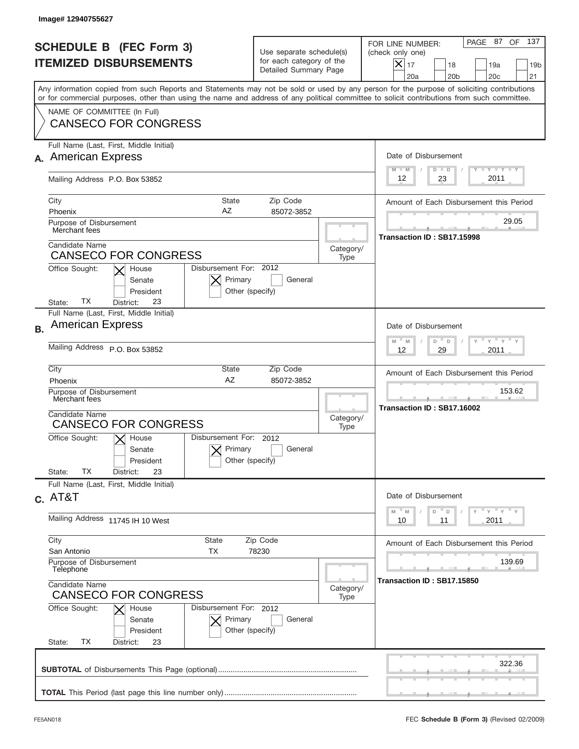Image# 12940755627

# SCHEDULE B (FEC Form 3)
## ITEMIZED DISBURSEMENTS

Use separate schedule(s) for each category of the Detailed Summary Page

FOR LINE NUMBER: (check only one)
[X] 17 [ ] 18 [ ] 19a [ ] 19b [ ] 20a [ ] 20b [ ] 20c [ ] 21

PAGE 87 OF 137

Any information copied from such Reports and Statements may not be sold or used by any person for the purpose of soliciting contributions or for commercial purposes, other than using the name and address of any political committee to solicit contributions from such committee.

NAME OF COMMITTEE (In Full)
CANSECO FOR CONGRESS

---

**A.** Full Name (Last, First, Middle Initial): American Express

Mailing Address: P.O. Box 53852

City: Phoenix | State: AZ | Zip Code: 85072-3852

Purpose of Disbursement: Merchant fees

Candidate Name: CANSECO FOR CONGRESS

Category/Type:

Office Sought: [X] House [ ] Senate [ ] President
State: TX District: 23

Disbursement For: 2012 [X] Primary [ ] General [ ] Other (specify)

Date of Disbursement: 12 / 23 / 2011

Amount of Each Disbursement this Period: 29.05

Transaction ID : SB17.15998

---

**B.** Full Name (Last, First, Middle Initial): American Express

Mailing Address: P.O. Box 53852

City: Phoenix | State: AZ | Zip Code: 85072-3852

Purpose of Disbursement: Merchant fees

Candidate Name: CANSECO FOR CONGRESS

Category/Type:

Office Sought: [X] House [ ] Senate [ ] President
State: TX District: 23

Disbursement For: 2012 [X] Primary [ ] General [ ] Other (specify)

Date of Disbursement: 12 / 29 / 2011

Amount of Each Disbursement this Period: 153.62

Transaction ID : SB17.16002

---

**C.** Full Name (Last, First, Middle Initial): AT&T

Mailing Address: 11745 IH 10 West

City: San Antonio | State: TX | Zip Code: 78230

Purpose of Disbursement: Telephone

Candidate Name: CANSECO FOR CONGRESS

Category/Type:

Office Sought: [X] House [ ] Senate [ ] President
State: TX District: 23

Disbursement For: 2012 [X] Primary [ ] General [ ] Other (specify)

Date of Disbursement: 10 / 11 / 2011

Amount of Each Disbursement this Period: 139.69

Transaction ID : SB17.15850

---

**SUBTOTAL** of Disbursements This Page (optional): 322.36

**TOTAL** This Period (last page this line number only):

FE5AN018 — FEC **Schedule B (Form 3)** (Revised 02/2009)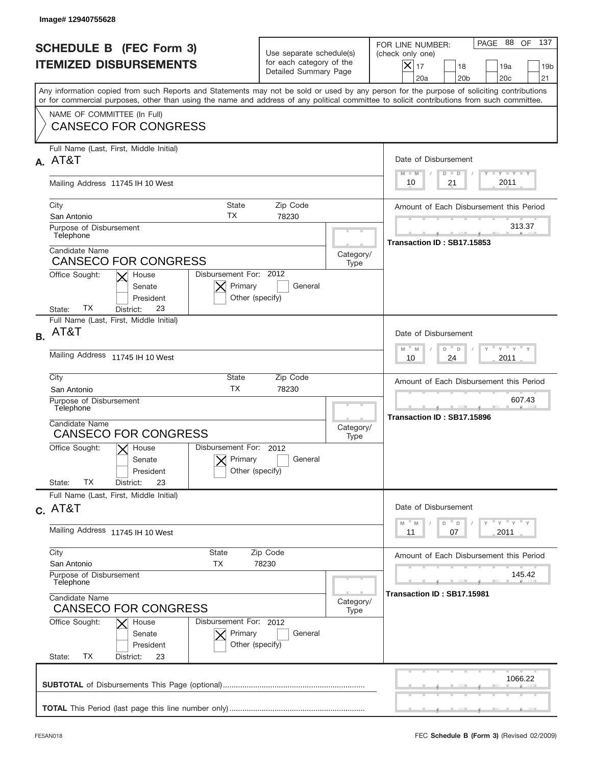Image# 12940755628

# SCHEDULE B (FEC Form 3)
## ITEMIZED DISBURSEMENTS

Use separate schedule(s) for each category of the Detailed Summary Page

FOR LINE NUMBER: (check only one)

- [X] 17
- [ ] 18
- [ ] 19a
- [ ] 19b
- [ ] 20a
- [ ] 20b
- [ ] 20c
- [ ] 21

PAGE 88 OF 137

Any information copied from such Reports and Statements may not be sold or used by any person for the purpose of soliciting contributions or for commercial purposes, other than using the name and address of any political committee to solicit contributions from such committee.

NAME OF COMMITTEE (In Full)
CANSECO FOR CONGRESS

---

**A.** Full Name (Last, First, Middle Initial): AT&T

Mailing Address: 11745 IH 10 West

City: San Antonio | State: TX | Zip Code: 78230

Purpose of Disbursement: Telephone

Candidate Name: CANSECO FOR CONGRESS

Category/Type:

Office Sought: [X] House [ ] Senate [ ] President

State: TX District: 23

Disbursement For: 2012 [X] Primary [ ] General [ ] Other (specify)

Date of Disbursement: 10 / 21 / 2011

Amount of Each Disbursement this Period: 313.37

Transaction ID : SB17.15853

---

**B.** Full Name (Last, First, Middle Initial): AT&T

Mailing Address: 11745 IH 10 West

City: San Antonio | State: TX | Zip Code: 78230

Purpose of Disbursement: Telephone

Candidate Name: CANSECO FOR CONGRESS

Category/Type:

Office Sought: [X] House [ ] Senate [ ] President

State: TX District: 23

Disbursement For: 2012 [X] Primary [ ] General [ ] Other (specify)

Date of Disbursement: 10 / 24 / 2011

Amount of Each Disbursement this Period: 607.43

Transaction ID : SB17.15896

---

**C.** Full Name (Last, First, Middle Initial): AT&T

Mailing Address: 11745 IH 10 West

City: San Antonio | State: TX | Zip Code: 78230

Purpose of Disbursement: Telephone

Candidate Name: CANSECO FOR CONGRESS

Category/Type:

Office Sought: [X] House [ ] Senate [ ] President

State: TX District: 23

Disbursement For: 2012 [X] Primary [ ] General [ ] Other (specify)

Date of Disbursement: 11 / 07 / 2011

Amount of Each Disbursement this Period: 145.42

Transaction ID : SB17.15981

---

**SUBTOTAL** of Disbursements This Page (optional): 1066.22

**TOTAL** This Period (last page this line number only):

FE5AN018 — FEC **Schedule B (Form 3)** (Revised 02/2009)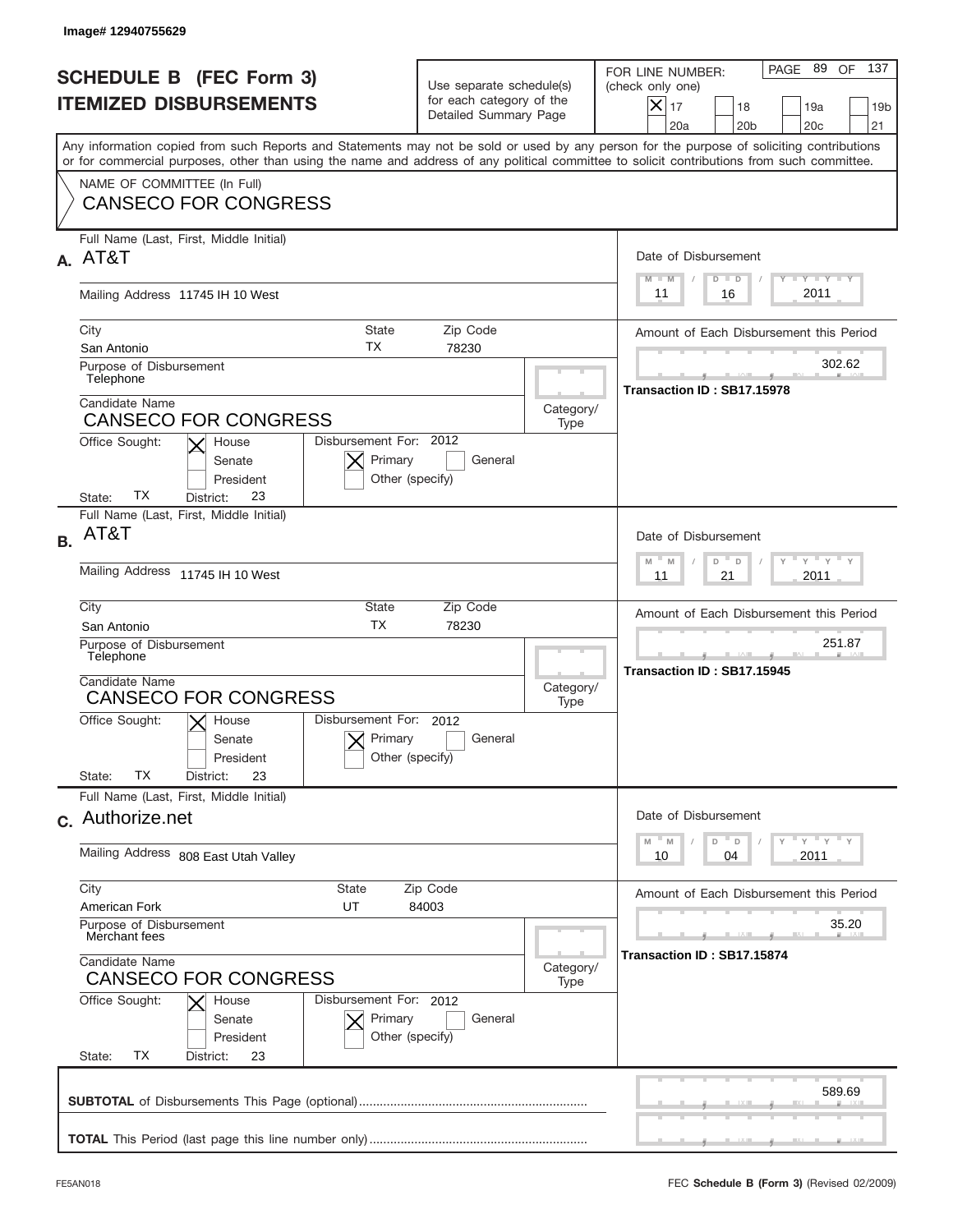Image# 12940755629

# SCHEDULE B (FEC Form 3)
## ITEMIZED DISBURSEMENTS

Use separate schedule(s) for each category of the Detailed Summary Page

FOR LINE NUMBER: (check only one)

- [X] 17
- [ ] 18
- [ ] 19a
- [ ] 19b
- [ ] 20a
- [ ] 20b
- [ ] 20c
- [ ] 21

PAGE 89 OF 137

Any information copied from such Reports and Statements may not be sold or used by any person for the purpose of soliciting contributions or for commercial purposes, other than using the name and address of any political committee to solicit contributions from such committee.

NAME OF COMMITTEE (In Full)
CANSECO FOR CONGRESS

---

**A.** Full Name (Last, First, Middle Initial): AT&T

Mailing Address: 11745 IH 10 West

City: San Antonio | State: TX | Zip Code: 78230

Purpose of Disbursement: Telephone

Candidate Name: CANSECO FOR CONGRESS

Category/Type:

Office Sought: [X] House [ ] Senate [ ] President

State: TX District: 23

Disbursement For: 2012 [X] Primary [ ] General [ ] Other (specify)

Date of Disbursement: 11 / 16 / 2011

Amount of Each Disbursement this Period: 302.62

Transaction ID : SB17.15978

---

**B.** Full Name (Last, First, Middle Initial): AT&T

Mailing Address: 11745 IH 10 West

City: San Antonio | State: TX | Zip Code: 78230

Purpose of Disbursement: Telephone

Candidate Name: CANSECO FOR CONGRESS

Category/Type:

Office Sought: [X] House [ ] Senate [ ] President

State: TX District: 23

Disbursement For: 2012 [X] Primary [ ] General [ ] Other (specify)

Date of Disbursement: 11 / 21 / 2011

Amount of Each Disbursement this Period: 251.87

Transaction ID : SB17.15945

---

**C.** Full Name (Last, First, Middle Initial): Authorize.net

Mailing Address: 808 East Utah Valley

City: American Fork | State: UT | Zip Code: 84003

Purpose of Disbursement: Merchant fees

Candidate Name: CANSECO FOR CONGRESS

Category/Type:

Office Sought: [X] House [ ] Senate [ ] President

State: TX District: 23

Disbursement For: 2012 [X] Primary [ ] General [ ] Other (specify)

Date of Disbursement: 10 / 04 / 2011

Amount of Each Disbursement this Period: 35.20

Transaction ID : SB17.15874

---

**SUBTOTAL** of Disbursements This Page (optional): 589.69

**TOTAL** This Period (last page this line number only):

FE5AN018

FEC **Schedule B (Form 3)** (Revised 02/2009)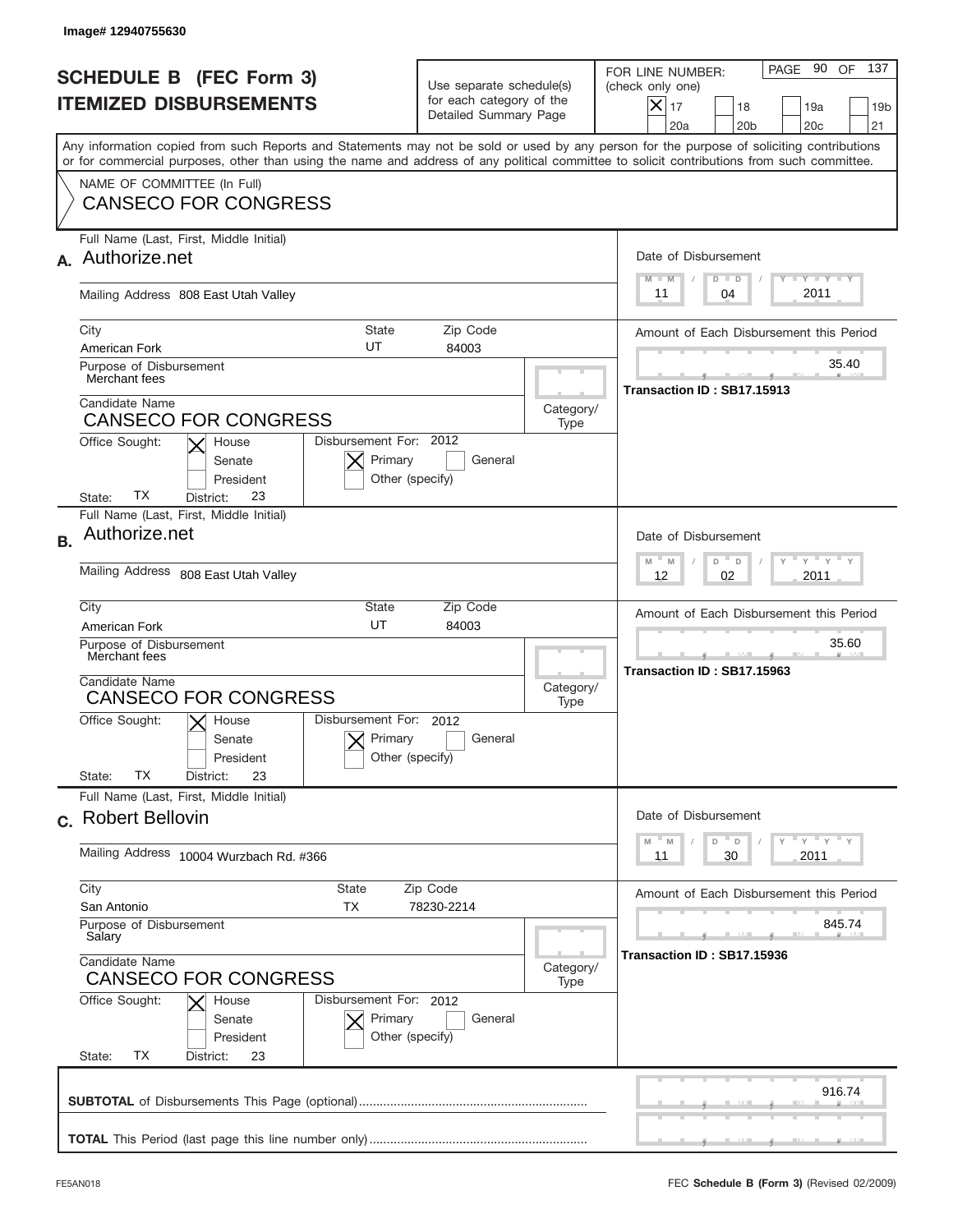Image# 12940755630

# SCHEDULE B (FEC Form 3)
# ITEMIZED DISBURSEMENTS

Use separate schedule(s) for each category of the Detailed Summary Page

FOR LINE NUMBER: (check only one)

- [X] 17
- [ ] 18
- [ ] 19a
- [ ] 19b
- [ ] 20a
- [ ] 20b
- [ ] 20c
- [ ] 21

PAGE 90 OF 137

Any information copied from such Reports and Statements may not be sold or used by any person for the purpose of soliciting contributions or for commercial purposes, other than using the name and address of any political committee to solicit contributions from such committee.

NAME OF COMMITTEE (In Full)
CANSECO FOR CONGRESS

---

**A.** Full Name (Last, First, Middle Initial): Authorize.net

Mailing Address: 808 East Utah Valley

City: American Fork | State: UT | Zip Code: 84003

Purpose of Disbursement: Merchant fees

Candidate Name: CANSECO FOR CONGRESS

Category/Type:

Office Sought: [X] House [ ] Senate [ ] President

State: TX District: 23

Disbursement For: 2012 [X] Primary [ ] General [ ] Other (specify)

Date of Disbursement: 11 / 04 / 2011

Amount of Each Disbursement this Period: 35.40

Transaction ID : SB17.15913

---

**B.** Full Name (Last, First, Middle Initial): Authorize.net

Mailing Address: 808 East Utah Valley

City: American Fork | State: UT | Zip Code: 84003

Purpose of Disbursement: Merchant fees

Candidate Name: CANSECO FOR CONGRESS

Category/Type:

Office Sought: [X] House [ ] Senate [ ] President

State: TX District: 23

Disbursement For: 2012 [X] Primary [ ] General [ ] Other (specify)

Date of Disbursement: 12 / 02 / 2011

Amount of Each Disbursement this Period: 35.60

Transaction ID : SB17.15963

---

**C.** Full Name (Last, First, Middle Initial): Robert Bellovin

Mailing Address: 10004 Wurzbach Rd. #366

City: San Antonio | State: TX | Zip Code: 78230-2214

Purpose of Disbursement: Salary

Candidate Name: CANSECO FOR CONGRESS

Category/Type:

Office Sought: [X] House [ ] Senate [ ] President

State: TX District: 23

Disbursement For: 2012 [X] Primary [ ] General [ ] Other (specify)

Date of Disbursement: 11 / 30 / 2011

Amount of Each Disbursement this Period: 845.74

Transaction ID : SB17.15936

---

**SUBTOTAL** of Disbursements This Page (optional): 916.74

**TOTAL** This Period (last page this line number only):

FE5AN018 — FEC **Schedule B (Form 3)** (Revised 02/2009)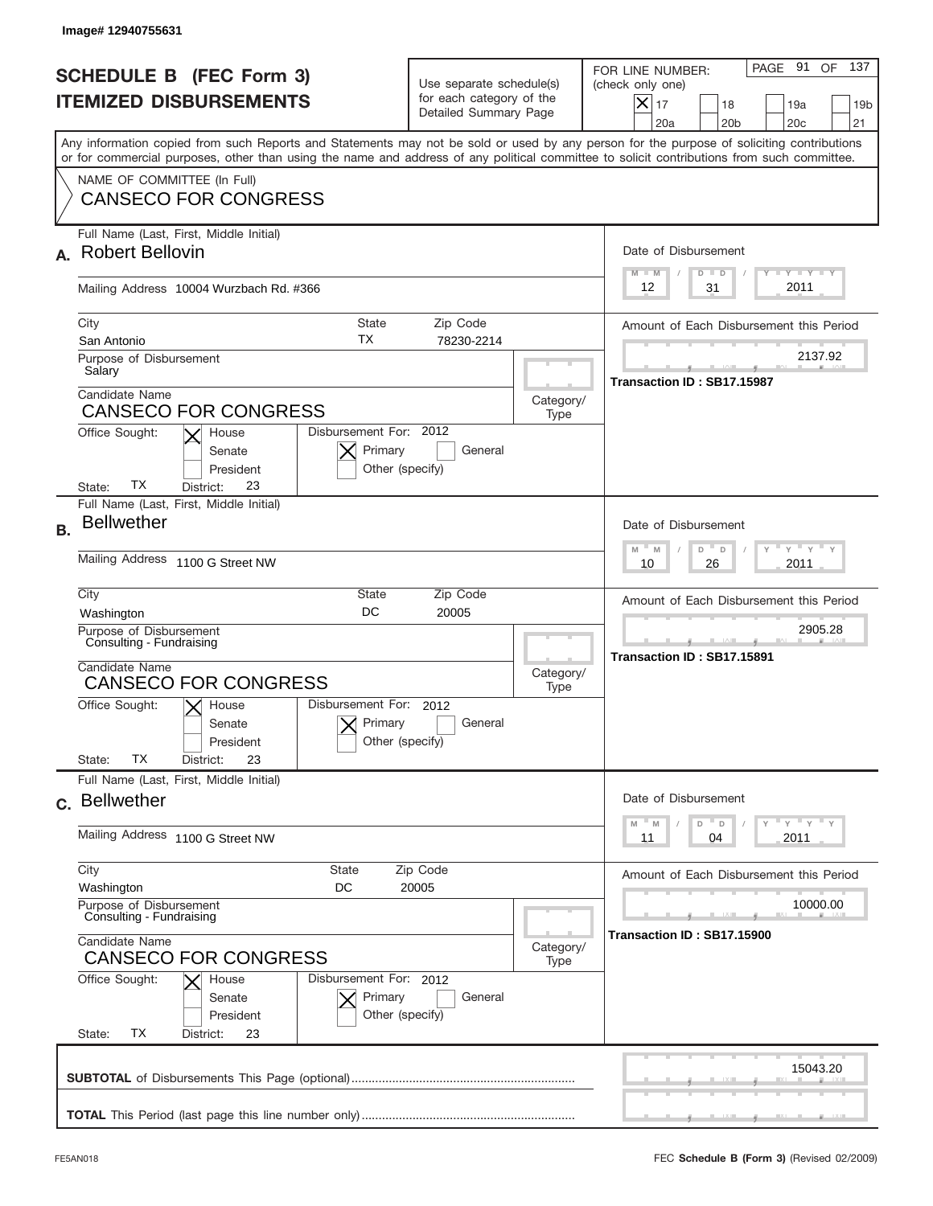Image# 12940755631

# SCHEDULE B (FEC Form 3)
## ITEMIZED DISBURSEMENTS

Use separate schedule(s) for each category of the Detailed Summary Page

FOR LINE NUMBER: (check only one)
[X] 17 [ ] 18 [ ] 19a [ ] 19b [ ] 20a [ ] 20b [ ] 20c [ ] 21

PAGE 91 OF 137

Any information copied from such Reports and Statements may not be sold or used by any person for the purpose of soliciting contributions or for commercial purposes, other than using the name and address of any political committee to solicit contributions from such committee.

NAME OF COMMITTEE (In Full)
CANSECO FOR CONGRESS

---

**A.** Full Name (Last, First, Middle Initial): Robert Bellovin

Mailing Address: 10004 Wurzbach Rd. #366

City: San Antonio | State: TX | Zip Code: 78230-2214

Purpose of Disbursement: Salary

Candidate Name: CANSECO FOR CONGRESS

Category/Type:

Office Sought: [X] House [ ] Senate [ ] President

State: TX District: 23

Disbursement For: 2012 [X] Primary [ ] General [ ] Other (specify)

Date of Disbursement: 12/31/2011

Amount of Each Disbursement this Period: 2137.92

Transaction ID : SB17.15987

---

**B.** Full Name (Last, First, Middle Initial): Bellwether

Mailing Address: 1100 G Street NW

City: Washington | State: DC | Zip Code: 20005

Purpose of Disbursement: Consulting - Fundraising

Candidate Name: CANSECO FOR CONGRESS

Category/Type:

Office Sought: [X] House [ ] Senate [ ] President

State: TX District: 23

Disbursement For: 2012 [X] Primary [ ] General [ ] Other (specify)

Date of Disbursement: 10/26/2011

Amount of Each Disbursement this Period: 2905.28

Transaction ID : SB17.15891

---

**C.** Full Name (Last, First, Middle Initial): Bellwether

Mailing Address: 1100 G Street NW

City: Washington | State: DC | Zip Code: 20005

Purpose of Disbursement: Consulting - Fundraising

Candidate Name: CANSECO FOR CONGRESS

Category/Type:

Office Sought: [X] House [ ] Senate [ ] President

State: TX District: 23

Disbursement For: 2012 [X] Primary [ ] General [ ] Other (specify)

Date of Disbursement: 11/04/2011

Amount of Each Disbursement this Period: 10000.00

Transaction ID : SB17.15900

---

**SUBTOTAL** of Disbursements This Page (optional): 15043.20

**TOTAL** This Period (last page this line number only):

FE5AN018 FEC **Schedule B (Form 3)** (Revised 02/2009)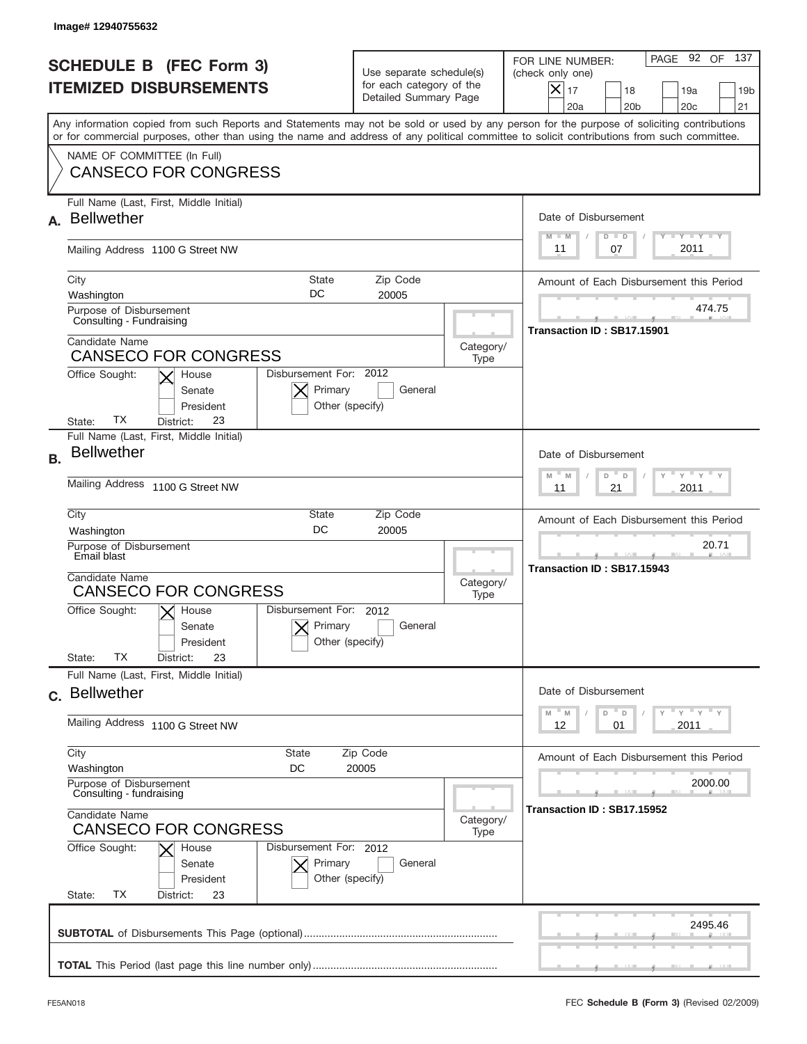Image# 12940755632

# SCHEDULE B (FEC Form 3)
## ITEMIZED DISBURSEMENTS

Use separate schedule(s) for each category of the Detailed Summary Page

FOR LINE NUMBER: (check only one)

- [X] 17
- [ ] 18
- [ ] 19a
- [ ] 19b
- [ ] 20a
- [ ] 20b
- [ ] 20c
- [ ] 21

Any information copied from such Reports and Statements may not be sold or used by any person for the purpose of soliciting contributions or for commercial purposes, other than using the name and address of any political committee to solicit contributions from such committee.

NAME OF COMMITTEE (In Full)
**CANSECO FOR CONGRESS**

---

**A.** Full Name (Last, First, Middle Initial): **Bellwether**

Mailing Address: 1100 G Street NW

City: Washington | State: DC | Zip Code: 20005

Purpose of Disbursement: Consulting - Fundraising

Candidate Name: CANSECO FOR CONGRESS

Category/Type:

Office Sought: [X] House [ ] Senate [ ] President

State: TX District: 23

Disbursement For: 2012 [X] Primary [ ] General [ ] Other (specify)

Date of Disbursement: 11/07/2011

Amount of Each Disbursement this Period: 474.75

Transaction ID : SB17.15901

---

**B.** Full Name (Last, First, Middle Initial): **Bellwether**

Mailing Address: 1100 G Street NW

City: Washington | State: DC | Zip Code: 20005

Purpose of Disbursement: Email blast

Candidate Name: CANSECO FOR CONGRESS

Category/Type:

Office Sought: [X] House [ ] Senate [ ] President

State: TX District: 23

Disbursement For: 2012 [X] Primary [ ] General [ ] Other (specify)

Date of Disbursement: 11/21/2011

Amount of Each Disbursement this Period: 20.71

Transaction ID : SB17.15943

---

**C.** Full Name (Last, First, Middle Initial): **Bellwether**

Mailing Address: 1100 G Street NW

City: Washington | State: DC | Zip Code: 20005

Purpose of Disbursement: Consulting - fundraising

Candidate Name: CANSECO FOR CONGRESS

Category/Type:

Office Sought: [X] House [ ] Senate [ ] President

State: TX District: 23

Disbursement For: 2012 [X] Primary [ ] General [ ] Other (specify)

Date of Disbursement: 12/01/2011

Amount of Each Disbursement this Period: 2000.00

Transaction ID : SB17.15952

---

**SUBTOTAL** of Disbursements This Page (optional): 2495.46

**TOTAL** This Period (last page this line number only):

FE5AN018 FEC **Schedule B (Form 3)** (Revised 02/2009)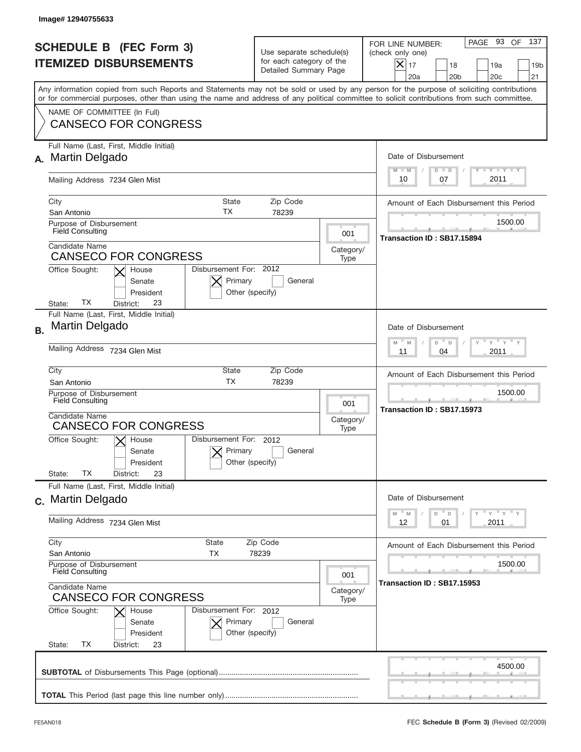Image# 12940755633

# SCHEDULE B (FEC Form 3)
## ITEMIZED DISBURSEMENTS

Use separate schedule(s) for each category of the Detailed Summary Page

FOR LINE NUMBER: (check only one)

[X] 17 [ ] 18 [ ] 19a [ ] 19b [ ] 20a [ ] 20b [ ] 20c [ ] 21

PAGE 93 OF 137

Any information copied from such Reports and Statements may not be sold or used by any person for the purpose of soliciting contributions or for commercial purposes, other than using the name and address of any political committee to solicit contributions from such committee.

NAME OF COMMITTEE (In Full)
CANSECO FOR CONGRESS

---

**A.** Full Name (Last, First, Middle Initial): Martin Delgado

Mailing Address: 7234 Glen Mist

City: San Antonio | State: TX | Zip Code: 78239

Purpose of Disbursement: Field Consulting

Category/Type: 001

Candidate Name: CANSECO FOR CONGRESS

Office Sought: [X] House [ ] Senate [ ] President

State: TX District: 23

Disbursement For: 2012 [X] Primary [ ] General [ ] Other (specify)

Date of Disbursement: 10 / 07 / 2011

Amount of Each Disbursement this Period: 1500.00

Transaction ID : SB17.15894

---

**B.** Full Name (Last, First, Middle Initial): Martin Delgado

Mailing Address: 7234 Glen Mist

City: San Antonio | State: TX | Zip Code: 78239

Purpose of Disbursement: Field Consulting

Category/Type: 001

Candidate Name: CANSECO FOR CONGRESS

Office Sought: [X] House [ ] Senate [ ] President

State: TX District: 23

Disbursement For: 2012 [X] Primary [ ] General [ ] Other (specify)

Date of Disbursement: 11 / 04 / 2011

Amount of Each Disbursement this Period: 1500.00

Transaction ID : SB17.15973

---

**C.** Full Name (Last, First, Middle Initial): Martin Delgado

Mailing Address: 7234 Glen Mist

City: San Antonio | State: TX | Zip Code: 78239

Purpose of Disbursement: Field Consulting

Category/Type: 001

Candidate Name: CANSECO FOR CONGRESS

Office Sought: [X] House [ ] Senate [ ] President

State: TX District: 23

Disbursement For: 2012 [X] Primary [ ] General [ ] Other (specify)

Date of Disbursement: 12 / 01 / 2011

Amount of Each Disbursement this Period: 1500.00

Transaction ID : SB17.15953

---

**SUBTOTAL** of Disbursements This Page (optional): 4500.00

**TOTAL** This Period (last page this line number only):

FE5AN018 — FEC **Schedule B (Form 3)** (Revised 02/2009)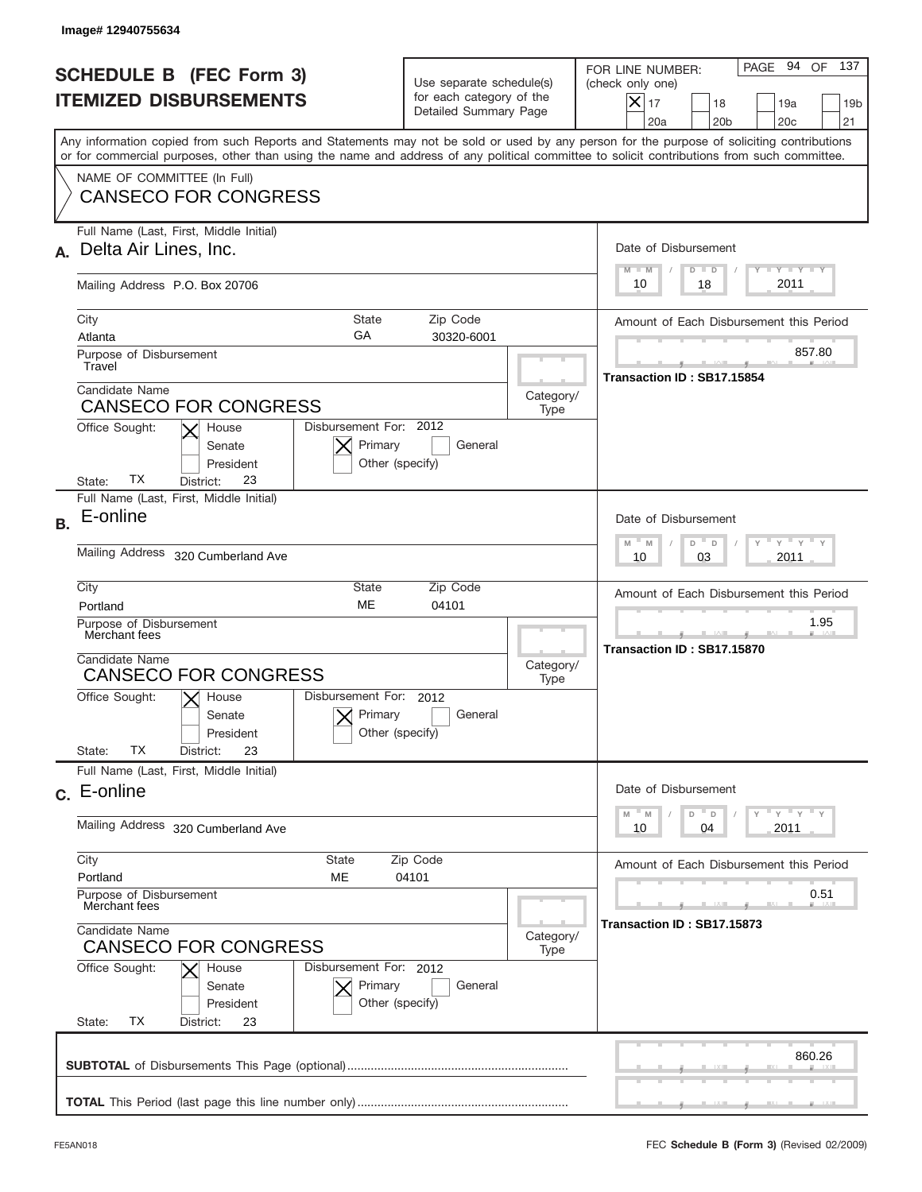Image# 12940755634

# SCHEDULE B (FEC Form 3)
## ITEMIZED DISBURSEMENTS

Use separate schedule(s) for each category of the Detailed Summary Page

FOR LINE NUMBER: (check only one)

- [X] 17
- [ ] 18
- [ ] 19a
- [ ] 19b
- [ ] 20a
- [ ] 20b
- [ ] 20c
- [ ] 21

PAGE 94 OF 137

Any information copied from such Reports and Statements may not be sold or used by any person for the purpose of soliciting contributions or for commercial purposes, other than using the name and address of any political committee to solicit contributions from such committee.

NAME OF COMMITTEE (In Full)
**CANSECO FOR CONGRESS**

---

**A.** Full Name (Last, First, Middle Initial): Delta Air Lines, Inc.

Mailing Address: P.O. Box 20706

City: Atlanta | State: GA | Zip Code: 30320-6001

Purpose of Disbursement: Travel

Candidate Name: CANSECO FOR CONGRESS

Category/Type:

Office Sought: [X] House [ ] Senate [ ] President

State: TX District: 23

Disbursement For: 2012 [X] Primary [ ] General [ ] Other (specify)

Date of Disbursement: 10 / 18 / 2011

Amount of Each Disbursement this Period: 857.80

Transaction ID : SB17.15854

---

**B.** Full Name (Last, First, Middle Initial): E-online

Mailing Address: 320 Cumberland Ave

City: Portland | State: ME | Zip Code: 04101

Purpose of Disbursement: Merchant fees

Candidate Name: CANSECO FOR CONGRESS

Category/Type:

Office Sought: [X] House [ ] Senate [ ] President

State: TX District: 23

Disbursement For: 2012 [X] Primary [ ] General [ ] Other (specify)

Date of Disbursement: 10 / 03 / 2011

Amount of Each Disbursement this Period: 1.95

Transaction ID : SB17.15870

---

**C.** Full Name (Last, First, Middle Initial): E-online

Mailing Address: 320 Cumberland Ave

City: Portland | State: ME | Zip Code: 04101

Purpose of Disbursement: Merchant fees

Candidate Name: CANSECO FOR CONGRESS

Category/Type:

Office Sought: [X] House [ ] Senate [ ] President

State: TX District: 23

Disbursement For: 2012 [X] Primary [ ] General [ ] Other (specify)

Date of Disbursement: 10 / 04 / 2011

Amount of Each Disbursement this Period: 0.51

Transaction ID : SB17.15873

---

**SUBTOTAL** of Disbursements This Page (optional): 860.26

**TOTAL** This Period (last page this line number only):

FE5AN018 — FEC **Schedule B (Form 3)** (Revised 02/2009)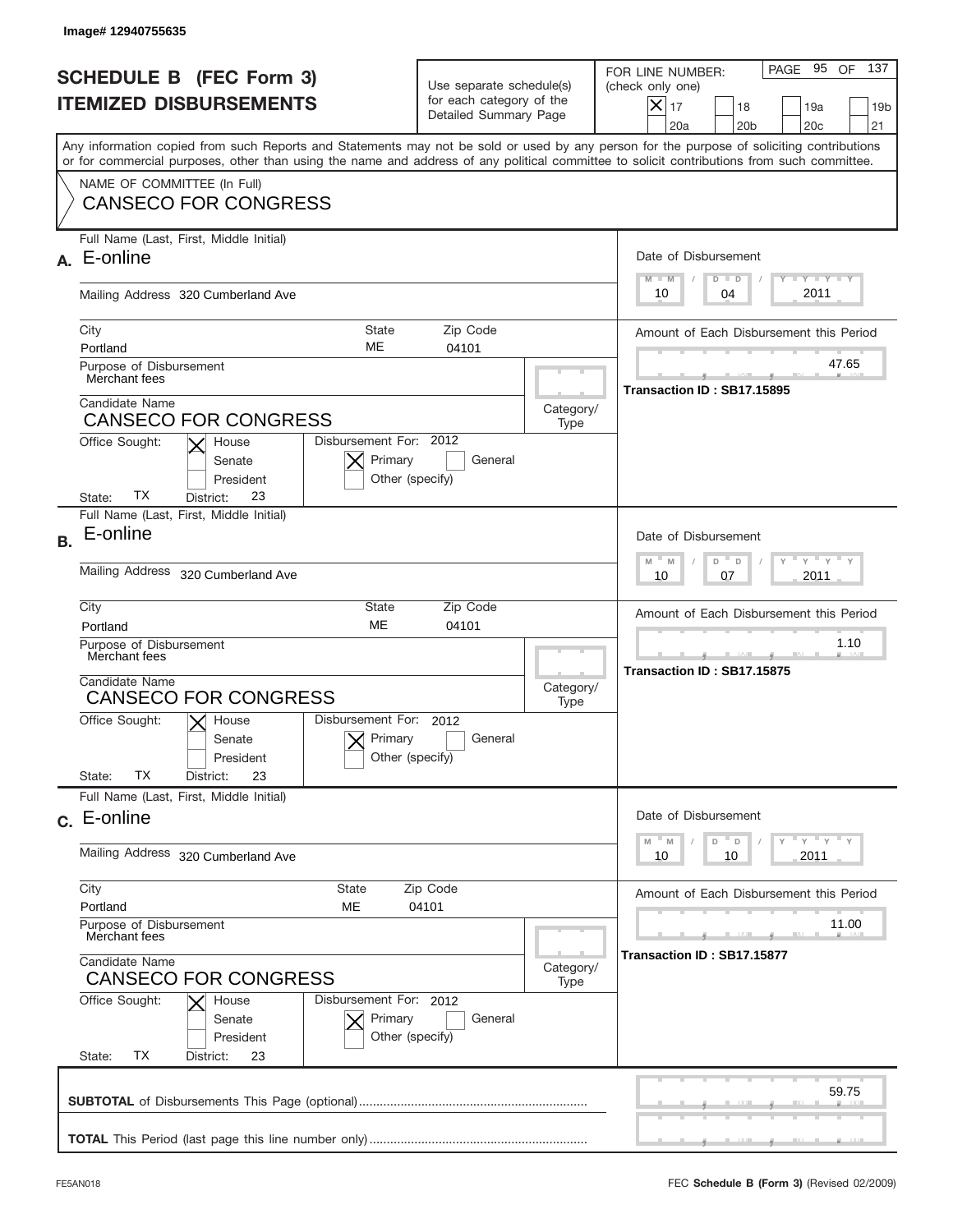Image# 12940755635

# SCHEDULE B (FEC Form 3)
# ITEMIZED DISBURSEMENTS

Use separate schedule(s) for each category of the Detailed Summary Page

FOR LINE NUMBER: (check only one)
[X] 17 [ ] 18 [ ] 19a [ ] 19b [ ] 20a [ ] 20b [ ] 20c [ ] 21

Any information copied from such Reports and Statements may not be sold or used by any person for the purpose of soliciting contributions or for commercial purposes, other than using the name and address of any political committee to solicit contributions from such committee.

NAME OF COMMITTEE (In Full)
CANSECO FOR CONGRESS

## A.

Full Name (Last, First, Middle Initial): E-online
Mailing Address: 320 Cumberland Ave
City: Portland | State: ME | Zip Code: 04101
Purpose of Disbursement: Merchant fees
Candidate Name: CANSECO FOR CONGRESS
Category/Type:
Office Sought: [X] House [ ] Senate [ ] President
State: TX District: 23
Disbursement For: 2012 [X] Primary [ ] General [ ] Other (specify)

Date of Disbursement: 10 / 04 / 2011
Amount of Each Disbursement this Period: 47.65
Transaction ID : SB17.15895

## B.

Full Name (Last, First, Middle Initial): E-online
Mailing Address: 320 Cumberland Ave
City: Portland | State: ME | Zip Code: 04101
Purpose of Disbursement: Merchant fees
Candidate Name: CANSECO FOR CONGRESS
Category/Type:
Office Sought: [X] House [ ] Senate [ ] President
State: TX District: 23
Disbursement For: 2012 [X] Primary [ ] General [ ] Other (specify)

Date of Disbursement: 10 / 07 / 2011
Amount of Each Disbursement this Period: 1.10
Transaction ID : SB17.15875

## C.

Full Name (Last, First, Middle Initial): E-online
Mailing Address: 320 Cumberland Ave
City: Portland | State: ME | Zip Code: 04101
Purpose of Disbursement: Merchant fees
Candidate Name: CANSECO FOR CONGRESS
Category/Type:
Office Sought: [X] House [ ] Senate [ ] President
State: TX District: 23
Disbursement For: 2012 [X] Primary [ ] General [ ] Other (specify)

Date of Disbursement: 10 / 10 / 2011
Amount of Each Disbursement this Period: 11.00
Transaction ID : SB17.15877

**SUBTOTAL** of Disbursements This Page (optional): 59.75

**TOTAL** This Period (last page this line number only):

FE5AN018 FEC **Schedule B (Form 3)** (Revised 02/2009)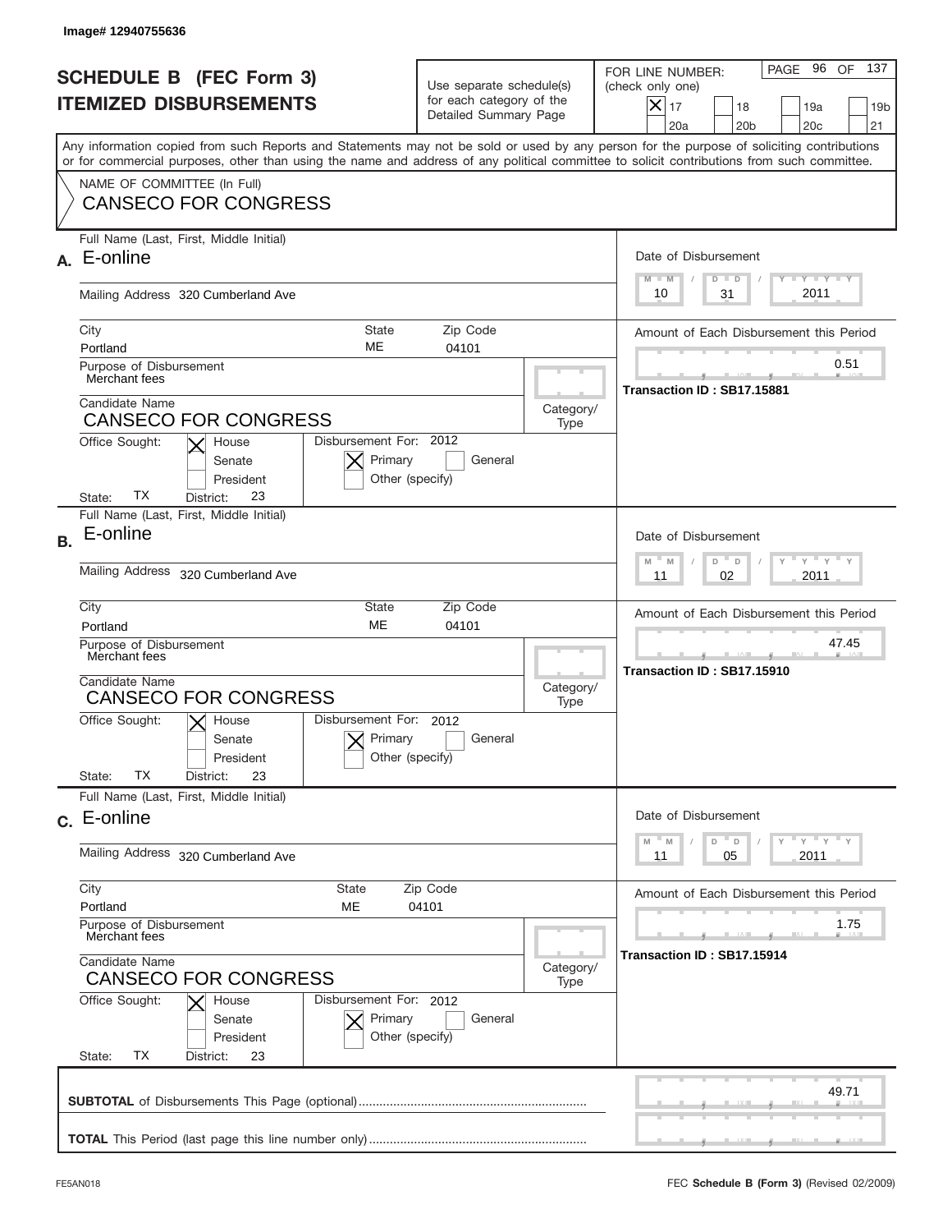Image# 12940755636

# SCHEDULE B (FEC Form 3)
## ITEMIZED DISBURSEMENTS

Use separate schedule(s) for each category of the Detailed Summary Page

FOR LINE NUMBER: (check only one)
[X] 17  [ ] 18  [ ] 19a  [ ] 19b  [ ] 20a  [ ] 20b  [ ] 20c  [ ] 21

PAGE 96 OF 137

Any information copied from such Reports and Statements may not be sold or used by any person for the purpose of soliciting contributions or for commercial purposes, other than using the name and address of any political committee to solicit contributions from such committee.

NAME OF COMMITTEE (In Full)
CANSECO FOR CONGRESS

---

**A.** Full Name (Last, First, Middle Initial): E-online

Mailing Address: 320 Cumberland Ave

City: Portland | State: ME | Zip Code: 04101

Purpose of Disbursement: Merchant fees

Candidate Name: CANSECO FOR CONGRESS

Category/Type:

Office Sought: [X] House [ ] Senate [ ] President
State: TX  District: 23

Disbursement For: 2012  [X] Primary [ ] General [ ] Other (specify)

Date of Disbursement: 10/31/2011

Amount of Each Disbursement this Period: 0.51

Transaction ID : SB17.15881

---

**B.** Full Name (Last, First, Middle Initial): E-online

Mailing Address: 320 Cumberland Ave

City: Portland | State: ME | Zip Code: 04101

Purpose of Disbursement: Merchant fees

Candidate Name: CANSECO FOR CONGRESS

Category/Type:

Office Sought: [X] House [ ] Senate [ ] President
State: TX  District: 23

Disbursement For: 2012  [X] Primary [ ] General [ ] Other (specify)

Date of Disbursement: 11/02/2011

Amount of Each Disbursement this Period: 47.45

Transaction ID : SB17.15910

---

**C.** Full Name (Last, First, Middle Initial): E-online

Mailing Address: 320 Cumberland Ave

City: Portland | State: ME | Zip Code: 04101

Purpose of Disbursement: Merchant fees

Candidate Name: CANSECO FOR CONGRESS

Category/Type:

Office Sought: [X] House [ ] Senate [ ] President
State: TX  District: 23

Disbursement For: 2012  [X] Primary [ ] General [ ] Other (specify)

Date of Disbursement: 11/05/2011

Amount of Each Disbursement this Period: 1.75

Transaction ID : SB17.15914

---

**SUBTOTAL** of Disbursements This Page (optional): 49.71

**TOTAL** This Period (last page this line number only):

FE5AN018 — FEC **Schedule B (Form 3)** (Revised 02/2009)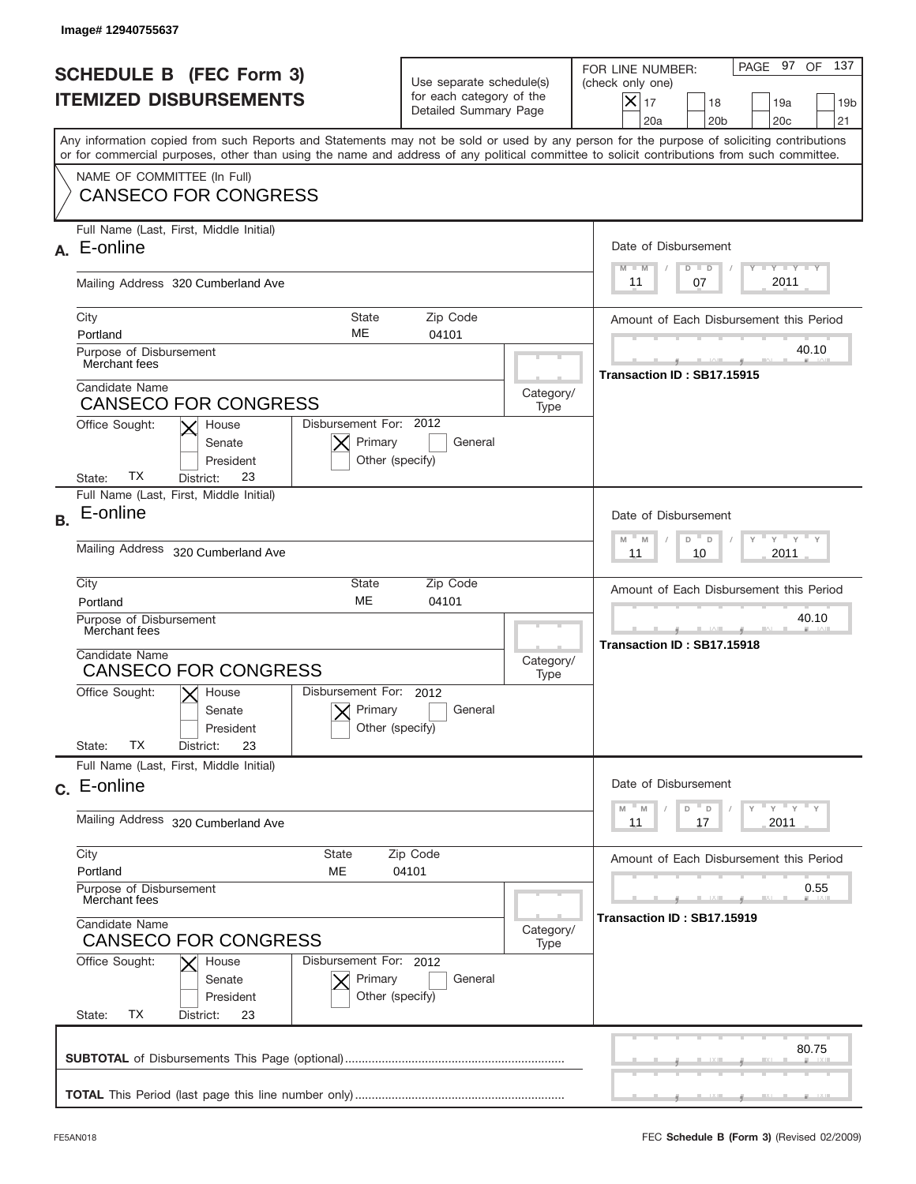Image# 12940755637

# SCHEDULE B (FEC Form 3)
# ITEMIZED DISBURSEMENTS

Use separate schedule(s) for each category of the Detailed Summary Page

FOR LINE NUMBER: (check only one)

- [x] 17
- [ ] 18
- [ ] 19a
- [ ] 19b
- [ ] 20a
- [ ] 20b
- [ ] 20c
- [ ] 21

Any information copied from such Reports and Statements may not be sold or used by any person for the purpose of soliciting contributions or for commercial purposes, other than using the name and address of any political committee to solicit contributions from such committee.

NAME OF COMMITTEE (In Full)
CANSECO FOR CONGRESS

## A.

Full Name (Last, First, Middle Initial): E-online

Mailing Address: 320 Cumberland Ave

City: Portland | State: ME | Zip Code: 04101

Purpose of Disbursement: Merchant fees

Candidate Name: CANSECO FOR CONGRESS

Category/Type:

Office Sought: [x] House [ ] Senate [ ] President

State: TX District: 23

Disbursement For: 2012 [x] Primary [ ] General [ ] Other (specify)

Date of Disbursement: 11 / 07 / 2011

Amount of Each Disbursement this Period: 40.10

Transaction ID : SB17.15915

## B.

Full Name (Last, First, Middle Initial): E-online

Mailing Address: 320 Cumberland Ave

City: Portland | State: ME | Zip Code: 04101

Purpose of Disbursement: Merchant fees

Candidate Name: CANSECO FOR CONGRESS

Category/Type:

Office Sought: [x] House [ ] Senate [ ] President

State: TX District: 23

Disbursement For: 2012 [x] Primary [ ] General [ ] Other (specify)

Date of Disbursement: 11 / 10 / 2011

Amount of Each Disbursement this Period: 40.10

Transaction ID : SB17.15918

## C.

Full Name (Last, First, Middle Initial): E-online

Mailing Address: 320 Cumberland Ave

City: Portland | State: ME | Zip Code: 04101

Purpose of Disbursement: Merchant fees

Candidate Name: CANSECO FOR CONGRESS

Category/Type:

Office Sought: [x] House [ ] Senate [ ] President

State: TX District: 23

Disbursement For: 2012 [x] Primary [ ] General [ ] Other (specify)

Date of Disbursement: 11 / 17 / 2011

Amount of Each Disbursement this Period: 0.55

Transaction ID : SB17.15919

**SUBTOTAL** of Disbursements This Page (optional): 80.75

**TOTAL** This Period (last page this line number only):

FE5AN018

FEC **Schedule B (Form 3)** (Revised 02/2009)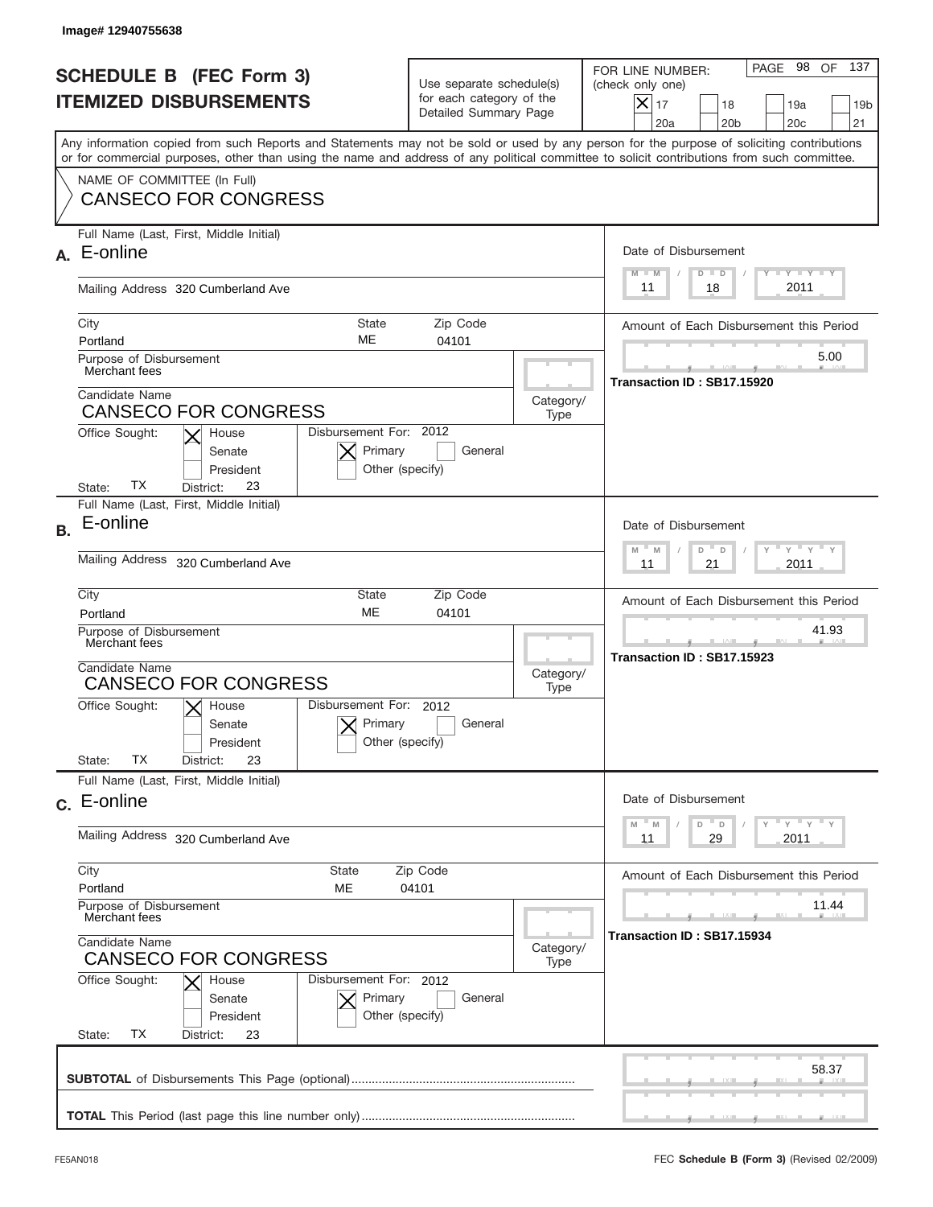Image# 12940755638

# SCHEDULE B (FEC Form 3)
# ITEMIZED DISBURSEMENTS

Use separate schedule(s) for each category of the Detailed Summary Page

FOR LINE NUMBER: (check only one)

- [X] 17
- [ ] 18
- [ ] 19a
- [ ] 19b
- [ ] 20a
- [ ] 20b
- [ ] 20c
- [ ] 21

PAGE 98 OF 137

Any information copied from such Reports and Statements may not be sold or used by any person for the purpose of soliciting contributions or for commercial purposes, other than using the name and address of any political committee to solicit contributions from such committee.

NAME OF COMMITTEE (In Full)
CANSECO FOR CONGRESS

---

**A.** Full Name (Last, First, Middle Initial): E-online

Mailing Address: 320 Cumberland Ave

City: Portland | State: ME | Zip Code: 04101

Purpose of Disbursement: Merchant fees

Candidate Name: CANSECO FOR CONGRESS

Category/Type:

Office Sought: [X] House [ ] Senate [ ] President

State: TX District: 23

Disbursement For: 2012 [X] Primary [ ] General [ ] Other (specify)

Date of Disbursement: 11 / 18 / 2011

Amount of Each Disbursement this Period: 5.00

Transaction ID : SB17.15920

---

**B.** Full Name (Last, First, Middle Initial): E-online

Mailing Address: 320 Cumberland Ave

City: Portland | State: ME | Zip Code: 04101

Purpose of Disbursement: Merchant fees

Candidate Name: CANSECO FOR CONGRESS

Category/Type:

Office Sought: [X] House [ ] Senate [ ] President

State: TX District: 23

Disbursement For: 2012 [X] Primary [ ] General [ ] Other (specify)

Date of Disbursement: 11 / 21 / 2011

Amount of Each Disbursement this Period: 41.93

Transaction ID : SB17.15923

---

**C.** Full Name (Last, First, Middle Initial): E-online

Mailing Address: 320 Cumberland Ave

City: Portland | State: ME | Zip Code: 04101

Purpose of Disbursement: Merchant fees

Candidate Name: CANSECO FOR CONGRESS

Category/Type:

Office Sought: [X] House [ ] Senate [ ] President

State: TX District: 23

Disbursement For: 2012 [X] Primary [ ] General [ ] Other (specify)

Date of Disbursement: 11 / 29 / 2011

Amount of Each Disbursement this Period: 11.44

Transaction ID : SB17.15934

---

**SUBTOTAL** of Disbursements This Page (optional): 58.37

**TOTAL** This Period (last page this line number only):

FE5AN018

FEC **Schedule B (Form 3)** (Revised 02/2009)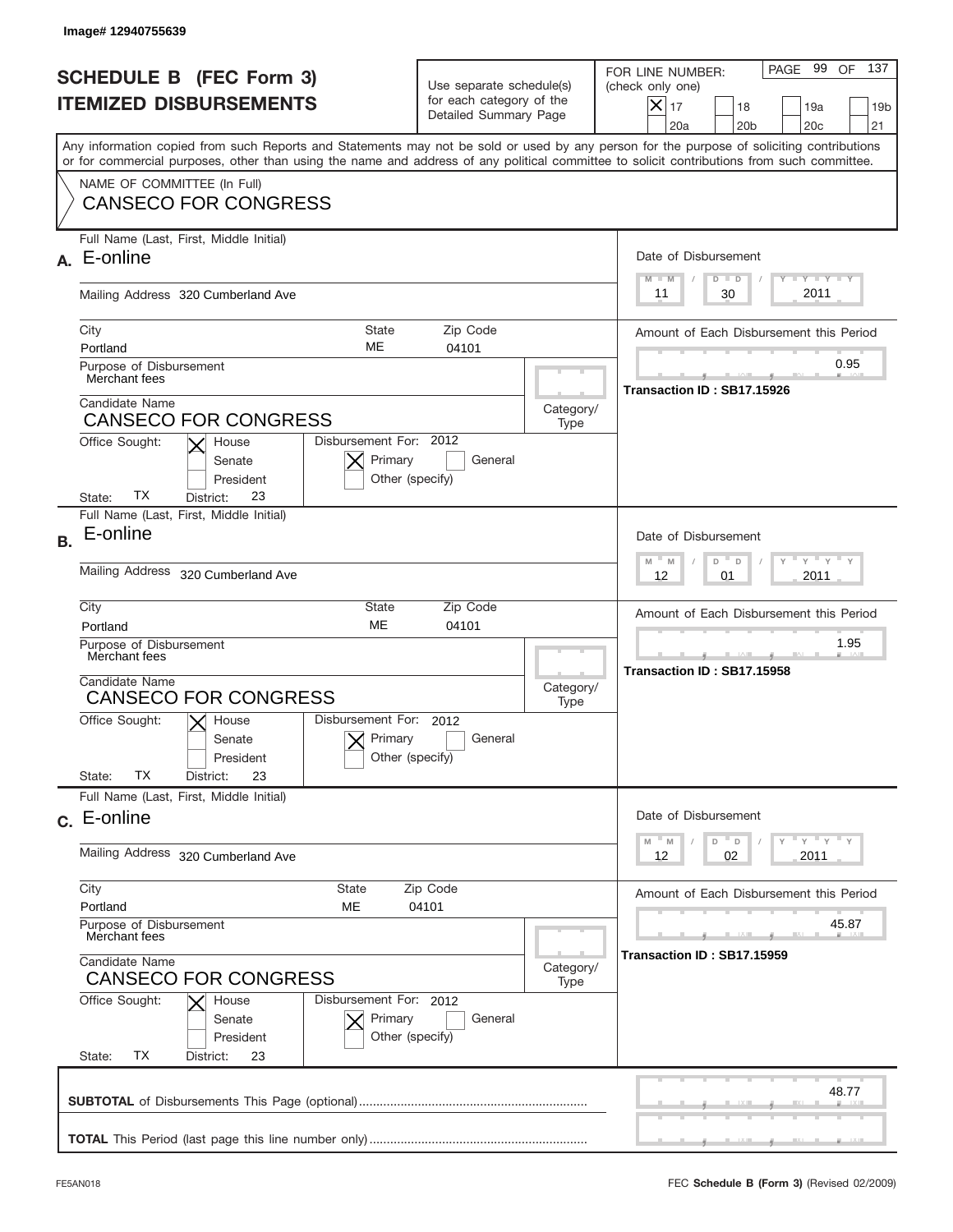Image# 12940755639

# SCHEDULE B (FEC Form 3)
## ITEMIZED DISBURSEMENTS

Use separate schedule(s) for each category of the Detailed Summary Page

FOR LINE NUMBER: (check only one)

- [X] 17
- [ ] 18
- [ ] 19a
- [ ] 19b
- [ ] 20a
- [ ] 20b
- [ ] 20c
- [ ] 21

Any information copied from such Reports and Statements may not be sold or used by any person for the purpose of soliciting contributions or for commercial purposes, other than using the name and address of any political committee to solicit contributions from such committee.

NAME OF COMMITTEE (In Full)
CANSECO FOR CONGRESS

---

**A.** Full Name (Last, First, Middle Initial): E-online

Mailing Address: 320 Cumberland Ave

City: Portland | State: ME | Zip Code: 04101

Purpose of Disbursement: Merchant fees

Candidate Name: CANSECO FOR CONGRESS

Category/Type:

Office Sought: [X] House [ ] Senate [ ] President

State: TX District: 23

Disbursement For: 2012 [X] Primary [ ] General [ ] Other (specify)

Date of Disbursement: 11 / 30 / 2011

Amount of Each Disbursement this Period: 0.95

Transaction ID : SB17.15926

---

**B.** Full Name (Last, First, Middle Initial): E-online

Mailing Address: 320 Cumberland Ave

City: Portland | State: ME | Zip Code: 04101

Purpose of Disbursement: Merchant fees

Candidate Name: CANSECO FOR CONGRESS

Category/Type:

Office Sought: [X] House [ ] Senate [ ] President

State: TX District: 23

Disbursement For: 2012 [X] Primary [ ] General [ ] Other (specify)

Date of Disbursement: 12 / 01 / 2011

Amount of Each Disbursement this Period: 1.95

Transaction ID : SB17.15958

---

**C.** Full Name (Last, First, Middle Initial): E-online

Mailing Address: 320 Cumberland Ave

City: Portland | State: ME | Zip Code: 04101

Purpose of Disbursement: Merchant fees

Candidate Name: CANSECO FOR CONGRESS

Category/Type:

Office Sought: [X] House [ ] Senate [ ] President

State: TX District: 23

Disbursement For: 2012 [X] Primary [ ] General [ ] Other (specify)

Date of Disbursement: 12 / 02 / 2011

Amount of Each Disbursement this Period: 45.87

Transaction ID : SB17.15959

---

**SUBTOTAL** of Disbursements This Page (optional): 48.77

**TOTAL** This Period (last page this line number only):

FE5AN018

FEC **Schedule B (Form 3)** (Revised 02/2009)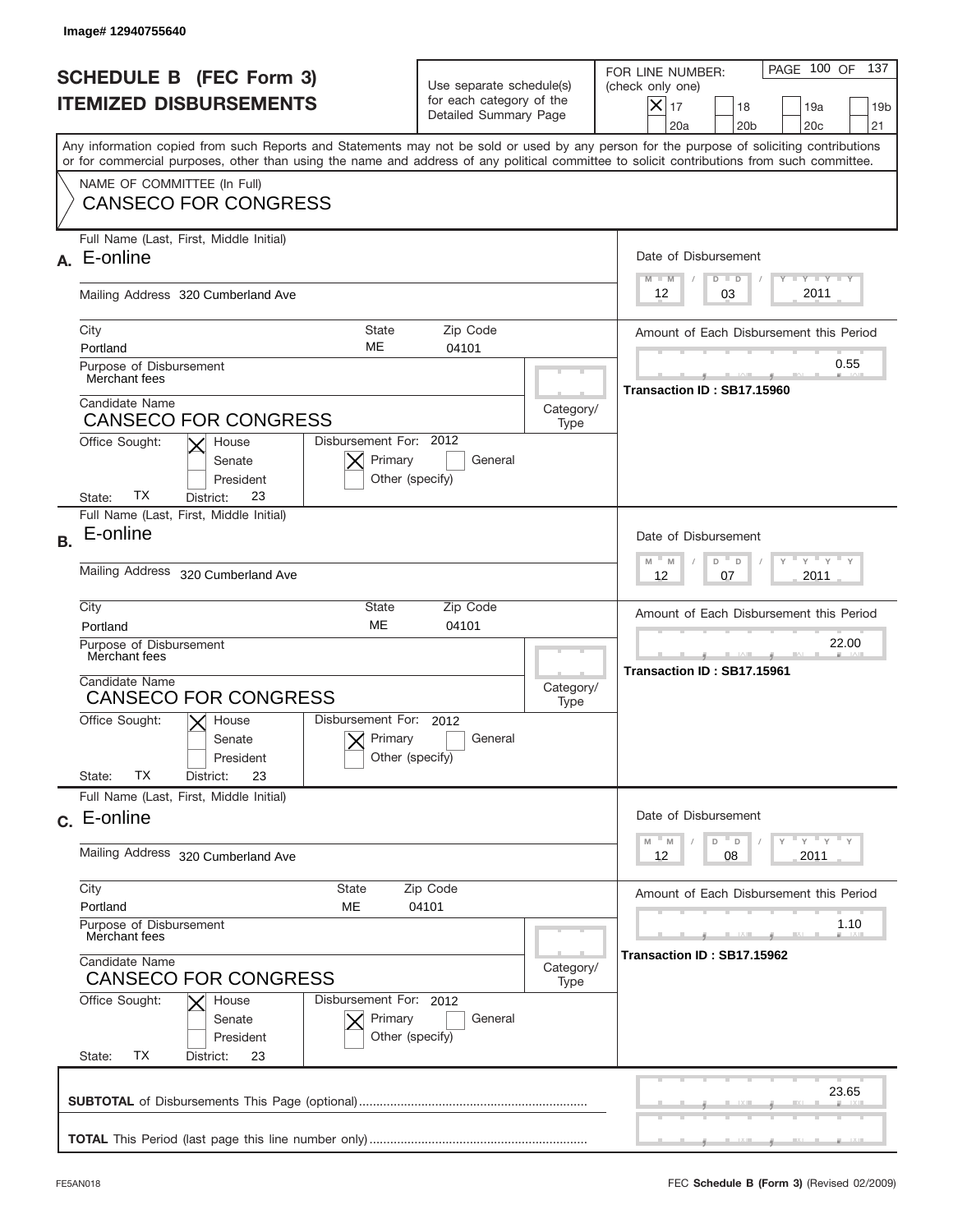Image# 12940755640

# SCHEDULE B (FEC Form 3)
## ITEMIZED DISBURSEMENTS

Use separate schedule(s) for each category of the Detailed Summary Page

FOR LINE NUMBER: (check only one)
[X] 17 [ ] 18 [ ] 19a [ ] 19b [ ] 20a [ ] 20b [ ] 20c [ ] 21

PAGE 100 OF 137

Any information copied from such Reports and Statements may not be sold or used by any person for the purpose of soliciting contributions or for commercial purposes, other than using the name and address of any political committee to solicit contributions from such committee.

NAME OF COMMITTEE (In Full)
CANSECO FOR CONGRESS

---

**A.** Full Name (Last, First, Middle Initial): E-online

Mailing Address: 320 Cumberland Ave

City: Portland | State: ME | Zip Code: 04101

Purpose of Disbursement: Merchant fees

Candidate Name: CANSECO FOR CONGRESS

Category/Type:

Office Sought: [X] House [ ] Senate [ ] President

State: TX District: 23

Disbursement For: 2012 [X] Primary [ ] General [ ] Other (specify)

Date of Disbursement: 12 / 03 / 2011

Amount of Each Disbursement this Period: 0.55

Transaction ID : SB17.15960

---

**B.** Full Name (Last, First, Middle Initial): E-online

Mailing Address: 320 Cumberland Ave

City: Portland | State: ME | Zip Code: 04101

Purpose of Disbursement: Merchant fees

Candidate Name: CANSECO FOR CONGRESS

Category/Type:

Office Sought: [X] House [ ] Senate [ ] President

State: TX District: 23

Disbursement For: 2012 [X] Primary [ ] General [ ] Other (specify)

Date of Disbursement: 12 / 07 / 2011

Amount of Each Disbursement this Period: 22.00

Transaction ID : SB17.15961

---

**C.** Full Name (Last, First, Middle Initial): E-online

Mailing Address: 320 Cumberland Ave

City: Portland | State: ME | Zip Code: 04101

Purpose of Disbursement: Merchant fees

Candidate Name: CANSECO FOR CONGRESS

Category/Type:

Office Sought: [X] House [ ] Senate [ ] President

State: TX District: 23

Disbursement For: 2012 [X] Primary [ ] General [ ] Other (specify)

Date of Disbursement: 12 / 08 / 2011

Amount of Each Disbursement this Period: 1.10

Transaction ID : SB17.15962

---

**SUBTOTAL** of Disbursements This Page (optional): 23.65

**TOTAL** This Period (last page this line number only):

FE5AN018 FEC **Schedule B (Form 3)** (Revised 02/2009)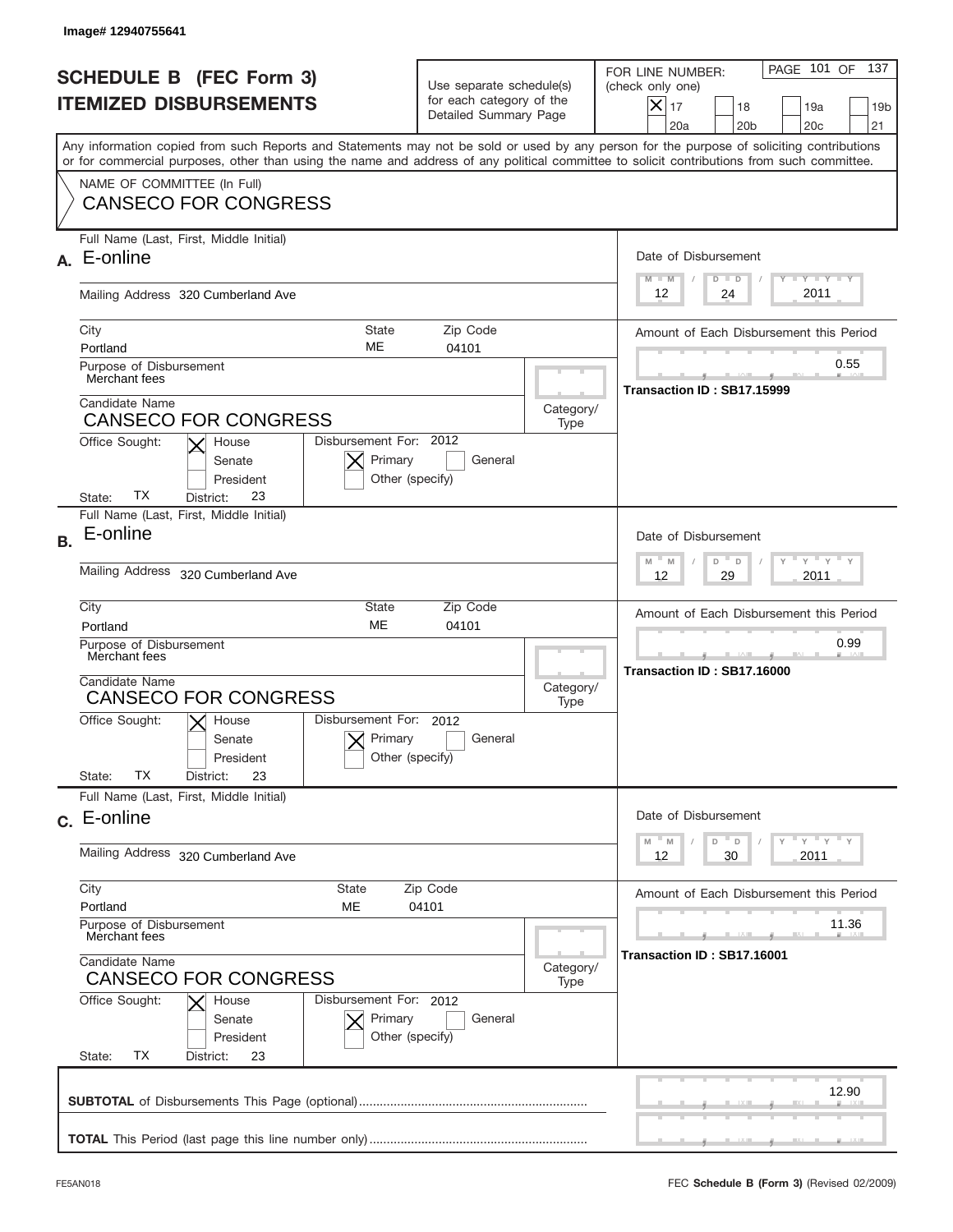Image# 12940755641

# SCHEDULE B (FEC Form 3)
## ITEMIZED DISBURSEMENTS

Use separate schedule(s) for each category of the Detailed Summary Page

FOR LINE NUMBER: (check only one)
[X] 17 [ ] 18 [ ] 19a [ ] 19b [ ] 20a [ ] 20b [ ] 20c [ ] 21

Any information copied from such Reports and Statements may not be sold or used by any person for the purpose of soliciting contributions or for commercial purposes, other than using the name and address of any political committee to solicit contributions from such committee.

NAME OF COMMITTEE (In Full)
CANSECO FOR CONGRESS

---

**A.** Full Name (Last, First, Middle Initial): E-online

Mailing Address: 320 Cumberland Ave

City: Portland | State: ME | Zip Code: 04101

Purpose of Disbursement: Merchant fees

Candidate Name: CANSECO FOR CONGRESS

Category/Type:

Office Sought: [X] House [ ] Senate [ ] President

State: TX District: 23

Disbursement For: 2012 [X] Primary [ ] General [ ] Other (specify)

Date of Disbursement: 12 / 24 / 2011

Amount of Each Disbursement this Period: 0.55

Transaction ID : SB17.15999

---

**B.** Full Name (Last, First, Middle Initial): E-online

Mailing Address: 320 Cumberland Ave

City: Portland | State: ME | Zip Code: 04101

Purpose of Disbursement: Merchant fees

Candidate Name: CANSECO FOR CONGRESS

Category/Type:

Office Sought: [X] House [ ] Senate [ ] President

State: TX District: 23

Disbursement For: 2012 [X] Primary [ ] General [ ] Other (specify)

Date of Disbursement: 12 / 29 / 2011

Amount of Each Disbursement this Period: 0.99

Transaction ID : SB17.16000

---

**C.** Full Name (Last, First, Middle Initial): E-online

Mailing Address: 320 Cumberland Ave

City: Portland | State: ME | Zip Code: 04101

Purpose of Disbursement: Merchant fees

Candidate Name: CANSECO FOR CONGRESS

Category/Type:

Office Sought: [X] House [ ] Senate [ ] President

State: TX District: 23

Disbursement For: 2012 [X] Primary [ ] General [ ] Other (specify)

Date of Disbursement: 12 / 30 / 2011

Amount of Each Disbursement this Period: 11.36

Transaction ID : SB17.16001

---

**SUBTOTAL** of Disbursements This Page (optional): 12.90

**TOTAL** This Period (last page this line number only):

FE5AN018 FEC **Schedule B (Form 3)** (Revised 02/2009)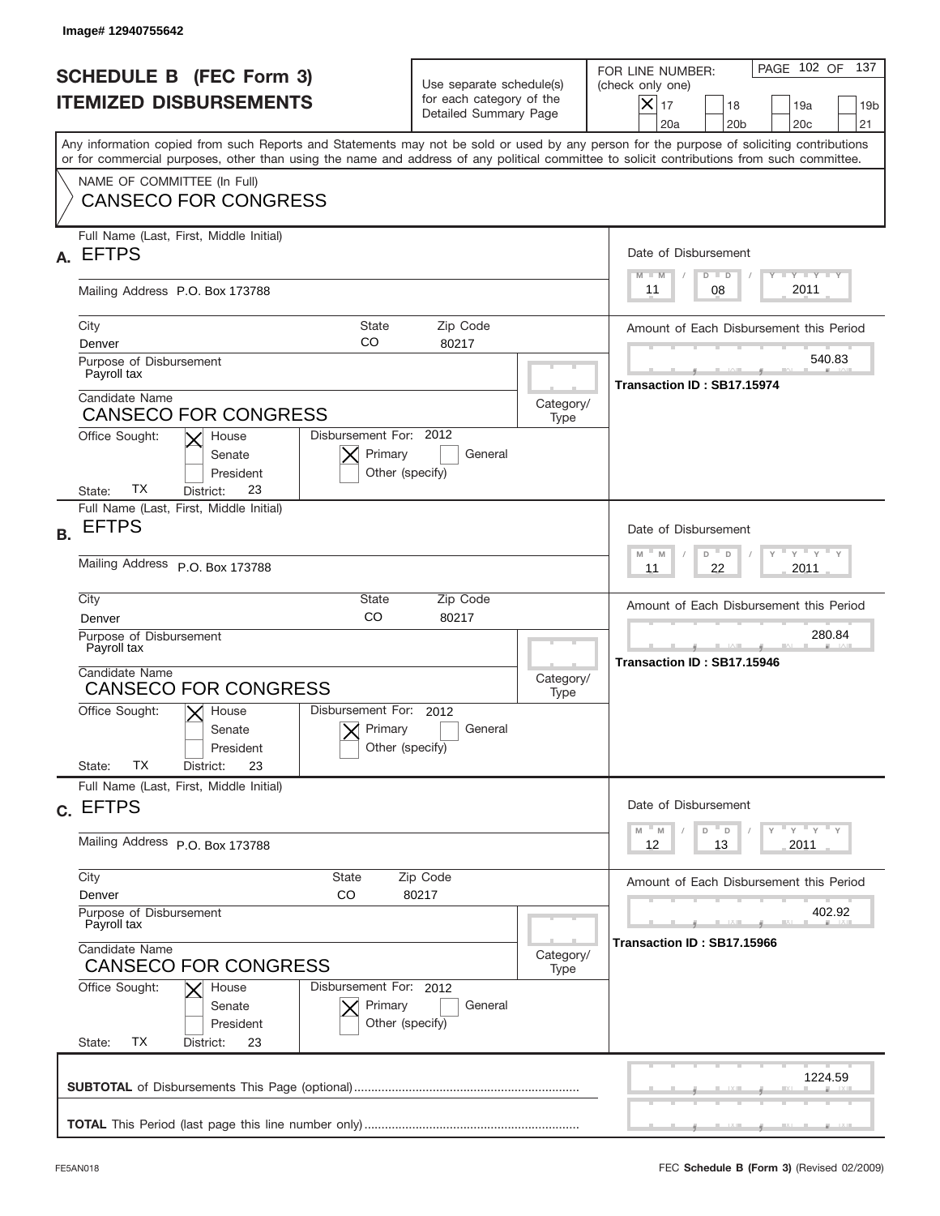Image# 12940755642

# SCHEDULE B (FEC Form 3)
# ITEMIZED DISBURSEMENTS

Use separate schedule(s) for each category of the Detailed Summary Page

FOR LINE NUMBER: (check only one)
[X] 17 [ ] 18 [ ] 19a [ ] 19b [ ] 20a [ ] 20b [ ] 20c [ ] 21

PAGE 102 OF 137

Any information copied from such Reports and Statements may not be sold or used by any person for the purpose of soliciting contributions or for commercial purposes, other than using the name and address of any political committee to solicit contributions from such committee.

NAME OF COMMITTEE (In Full)
CANSECO FOR CONGRESS

---

**A.** Full Name (Last, First, Middle Initial): EFTPS

Mailing Address: P.O. Box 173788

City: Denver | State: CO | Zip Code: 80217

Purpose of Disbursement: Payroll tax

Candidate Name: CANSECO FOR CONGRESS

Category/Type:

Office Sought: [X] House [ ] Senate [ ] President
State: TX District: 23

Disbursement For: 2012 [X] Primary [ ] General [ ] Other (specify)

Date of Disbursement: 11 / 08 / 2011

Amount of Each Disbursement this Period: 540.83

Transaction ID : SB17.15974

---

**B.** Full Name (Last, First, Middle Initial): EFTPS

Mailing Address: P.O. Box 173788

City: Denver | State: CO | Zip Code: 80217

Purpose of Disbursement: Payroll tax

Candidate Name: CANSECO FOR CONGRESS

Category/Type:

Office Sought: [X] House [ ] Senate [ ] President
State: TX District: 23

Disbursement For: 2012 [X] Primary [ ] General [ ] Other (specify)

Date of Disbursement: 11 / 22 / 2011

Amount of Each Disbursement this Period: 280.84

Transaction ID : SB17.15946

---

**C.** Full Name (Last, First, Middle Initial): EFTPS

Mailing Address: P.O. Box 173788

City: Denver | State: CO | Zip Code: 80217

Purpose of Disbursement: Payroll tax

Candidate Name: CANSECO FOR CONGRESS

Category/Type:

Office Sought: [X] House [ ] Senate [ ] President
State: TX District: 23

Disbursement For: 2012 [X] Primary [ ] General [ ] Other (specify)

Date of Disbursement: 12 / 13 / 2011

Amount of Each Disbursement this Period: 402.92

Transaction ID : SB17.15966

---

**SUBTOTAL** of Disbursements This Page (optional): 1224.59

**TOTAL** This Period (last page this line number only):

FE5AN018 — FEC **Schedule B (Form 3)** (Revised 02/2009)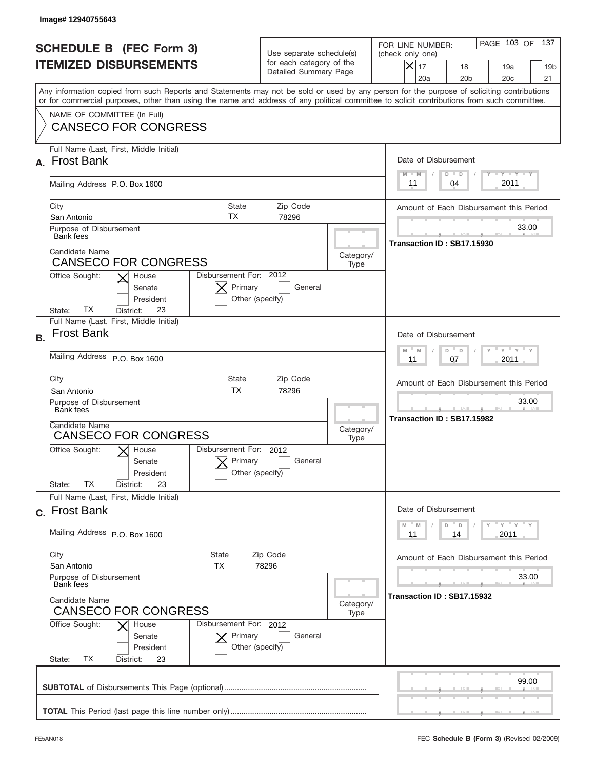Image# 12940755643

# SCHEDULE B (FEC Form 3)
## ITEMIZED DISBURSEMENTS

Use separate schedule(s) for each category of the Detailed Summary Page

FOR LINE NUMBER: (check only one)

- [X] 17
- [ ] 18
- [ ] 19a
- [ ] 19b
- [ ] 20a
- [ ] 20b
- [ ] 20c
- [ ] 21

PAGE 103 OF 137

Any information copied from such Reports and Statements may not be sold or used by any person for the purpose of soliciting contributions or for commercial purposes, other than using the name and address of any political committee to solicit contributions from such committee.

NAME OF COMMITTEE (In Full)
CANSECO FOR CONGRESS

---

**A.** Full Name (Last, First, Middle Initial): Frost Bank

Mailing Address: P.O. Box 1600

City: San Antonio | State: TX | Zip Code: 78296

Purpose of Disbursement: Bank fees

Candidate Name: CANSECO FOR CONGRESS

Category/Type:

Office Sought: [X] House [ ] Senate [ ] President

State: TX District: 23

Disbursement For: 2012 [X] Primary [ ] General [ ] Other (specify)

Date of Disbursement: 11 / 04 / 2011

Amount of Each Disbursement this Period: 33.00

Transaction ID : SB17.15930

---

**B.** Full Name (Last, First, Middle Initial): Frost Bank

Mailing Address: P.O. Box 1600

City: San Antonio | State: TX | Zip Code: 78296

Purpose of Disbursement: Bank fees

Candidate Name: CANSECO FOR CONGRESS

Category/Type:

Office Sought: [X] House [ ] Senate [ ] President

State: TX District: 23

Disbursement For: 2012 [X] Primary [ ] General [ ] Other (specify)

Date of Disbursement: 11 / 07 / 2011

Amount of Each Disbursement this Period: 33.00

Transaction ID : SB17.15982

---

**C.** Full Name (Last, First, Middle Initial): Frost Bank

Mailing Address: P.O. Box 1600

City: San Antonio | State: TX | Zip Code: 78296

Purpose of Disbursement: Bank fees

Candidate Name: CANSECO FOR CONGRESS

Category/Type:

Office Sought: [X] House [ ] Senate [ ] President

State: TX District: 23

Disbursement For: 2012 [X] Primary [ ] General [ ] Other (specify)

Date of Disbursement: 11 / 14 / 2011

Amount of Each Disbursement this Period: 33.00

Transaction ID : SB17.15932

---

**SUBTOTAL** of Disbursements This Page (optional): 99.00

**TOTAL** This Period (last page this line number only):

FE5AN018

FEC **Schedule B (Form 3)** (Revised 02/2009)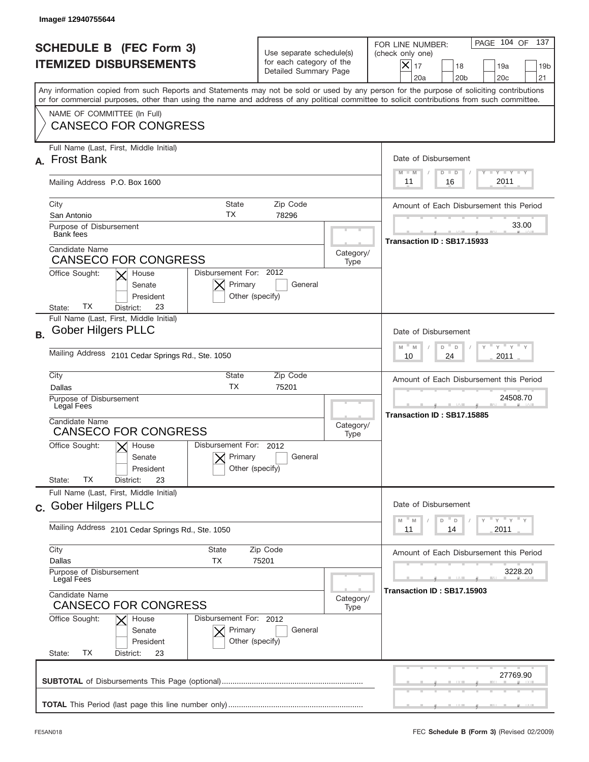Image# 12940755644

# SCHEDULE B (FEC Form 3)
## ITEMIZED DISBURSEMENTS

Use separate schedule(s) for each category of the Detailed Summary Page

FOR LINE NUMBER: (check only one)

- [X] 17
- [ ] 18
- [ ] 19a
- [ ] 19b
- [ ] 20a
- [ ] 20b
- [ ] 20c
- [ ] 21

Any information copied from such Reports and Statements may not be sold or used by any person for the purpose of soliciting contributions or for commercial purposes, other than using the name and address of any political committee to solicit contributions from such committee.

NAME OF COMMITTEE (In Full)
CANSECO FOR CONGRESS

---

**A.** Full Name (Last, First, Middle Initial): **Frost Bank**

Mailing Address: P.O. Box 1600

City: San Antonio | State: TX | Zip Code: 78296

Purpose of Disbursement: Bank fees

Candidate Name: CANSECO FOR CONGRESS

Category/Type:

Office Sought: [X] House [ ] Senate [ ] President

State: TX District: 23

Disbursement For: 2012 [X] Primary [ ] General [ ] Other (specify)

Date of Disbursement: 11 / 16 / 2011

Amount of Each Disbursement this Period: 33.00

Transaction ID : SB17.15933

---

**B.** Full Name (Last, First, Middle Initial): **Gober Hilgers PLLC**

Mailing Address: 2101 Cedar Springs Rd., Ste. 1050

City: Dallas | State: TX | Zip Code: 75201

Purpose of Disbursement: Legal Fees

Candidate Name: CANSECO FOR CONGRESS

Category/Type:

Office Sought: [X] House [ ] Senate [ ] President

State: TX District: 23

Disbursement For: 2012 [X] Primary [ ] General [ ] Other (specify)

Date of Disbursement: 10 / 24 / 2011

Amount of Each Disbursement this Period: 24508.70

Transaction ID : SB17.15885

---

**C.** Full Name (Last, First, Middle Initial): **Gober Hilgers PLLC**

Mailing Address: 2101 Cedar Springs Rd., Ste. 1050

City: Dallas | State: TX | Zip Code: 75201

Purpose of Disbursement: Legal Fees

Candidate Name: CANSECO FOR CONGRESS

Category/Type:

Office Sought: [X] House [ ] Senate [ ] President

State: TX District: 23

Disbursement For: 2012 [X] Primary [ ] General [ ] Other (specify)

Date of Disbursement: 11 / 14 / 2011

Amount of Each Disbursement this Period: 3228.20

Transaction ID : SB17.15903

---

**SUBTOTAL** of Disbursements This Page (optional): 27769.90

**TOTAL** This Period (last page this line number only):

FE5AN018 FEC **Schedule B (Form 3)** (Revised 02/2009)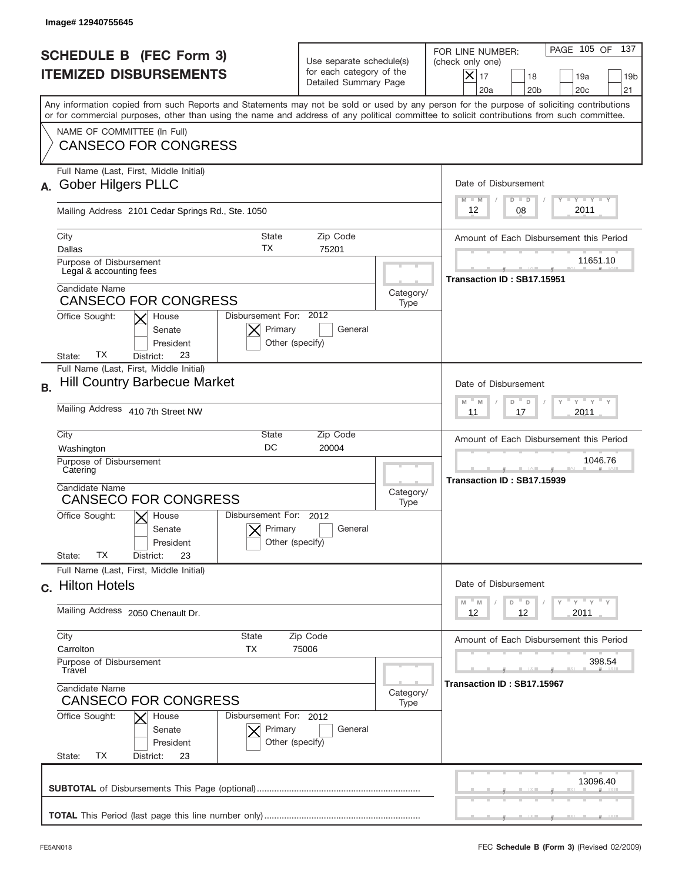Image# 12940755645

# SCHEDULE B (FEC Form 3)
# ITEMIZED DISBURSEMENTS

Use separate schedule(s) for each category of the Detailed Summary Page

FOR LINE NUMBER: (check only one)

[X] 17 [ ] 18 [ ] 19a [ ] 19b [ ] 20a [ ] 20b [ ] 20c [ ] 21

PAGE 105 OF 137

Any information copied from such Reports and Statements may not be sold or used by any person for the purpose of soliciting contributions or for commercial purposes, other than using the name and address of any political committee to solicit contributions from such committee.

NAME OF COMMITTEE (In Full)
CANSECO FOR CONGRESS

---

**A.** Full Name (Last, First, Middle Initial): Gober Hilgers PLLC

Mailing Address: 2101 Cedar Springs Rd., Ste. 1050

City: Dallas | State: TX | Zip Code: 75201

Purpose of Disbursement: Legal & accounting fees

Candidate Name: CANSECO FOR CONGRESS

Category/Type:

Office Sought: [X] House [ ] Senate [ ] President

State: TX | District: 23

Disbursement For: 2012 [X] Primary [ ] General [ ] Other (specify)

Date of Disbursement: 12/08/2011

Amount of Each Disbursement this Period: 11651.10

Transaction ID : SB17.15951

---

**B.** Full Name (Last, First, Middle Initial): Hill Country Barbecue Market

Mailing Address: 410 7th Street NW

City: Washington | State: DC | Zip Code: 20004

Purpose of Disbursement: Catering

Candidate Name: CANSECO FOR CONGRESS

Category/Type:

Office Sought: [X] House [ ] Senate [ ] President

State: TX | District: 23

Disbursement For: 2012 [X] Primary [ ] General [ ] Other (specify)

Date of Disbursement: 11/17/2011

Amount of Each Disbursement this Period: 1046.76

Transaction ID : SB17.15939

---

**C.** Full Name (Last, First, Middle Initial): Hilton Hotels

Mailing Address: 2050 Chenault Dr.

City: Carrolton | State: TX | Zip Code: 75006

Purpose of Disbursement: Travel

Candidate Name: CANSECO FOR CONGRESS

Category/Type:

Office Sought: [X] House [ ] Senate [ ] President

State: TX | District: 23

Disbursement For: 2012 [X] Primary [ ] General [ ] Other (specify)

Date of Disbursement: 12/12/2011

Amount of Each Disbursement this Period: 398.54

Transaction ID : SB17.15967

---

**SUBTOTAL** of Disbursements This Page (optional): 13096.40

**TOTAL** This Period (last page this line number only):

FE5AN018 — FEC **Schedule B (Form 3)** (Revised 02/2009)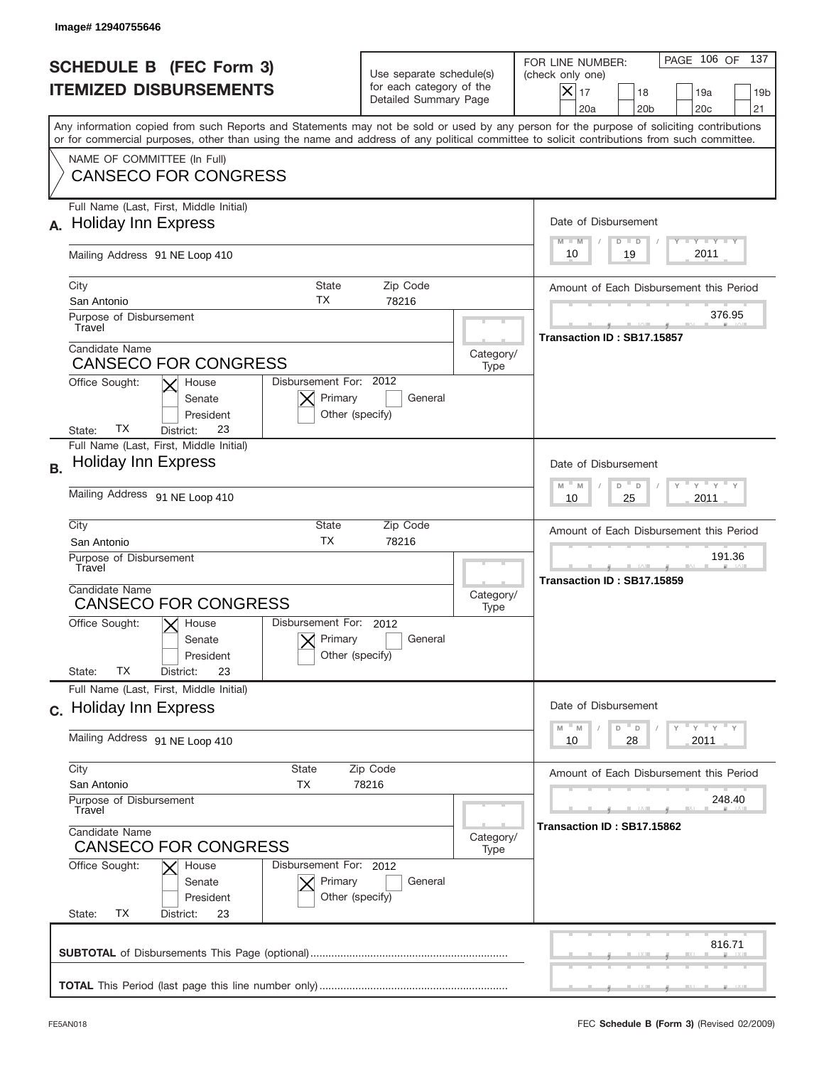Image# 12940755646

# SCHEDULE B (FEC Form 3)
# ITEMIZED DISBURSEMENTS

Use separate schedule(s) for each category of the Detailed Summary Page

FOR LINE NUMBER: (check only one)
[X] 17 [ ] 18 [ ] 19a [ ] 19b [ ] 20a [ ] 20b [ ] 20c [ ] 21

Any information copied from such Reports and Statements may not be sold or used by any person for the purpose of soliciting contributions or for commercial purposes, other than using the name and address of any political committee to solicit contributions from such committee.

NAME OF COMMITTEE (In Full)
CANSECO FOR CONGRESS

---

**A.** Full Name (Last, First, Middle Initial): Holiday Inn Express

Mailing Address: 91 NE Loop 410

City: San Antonio | State: TX | Zip Code: 78216

Purpose of Disbursement: Travel

Candidate Name: CANSECO FOR CONGRESS

Category/Type:

Office Sought: [X] House [ ] Senate [ ] President

State: TX District: 23

Disbursement For: 2012 [X] Primary [ ] General [ ] Other (specify)

Date of Disbursement: 10 / 19 / 2011

Amount of Each Disbursement this Period: 376.95

Transaction ID : SB17.15857

---

**B.** Full Name (Last, First, Middle Initial): Holiday Inn Express

Mailing Address: 91 NE Loop 410

City: San Antonio | State: TX | Zip Code: 78216

Purpose of Disbursement: Travel

Candidate Name: CANSECO FOR CONGRESS

Category/Type:

Office Sought: [X] House [ ] Senate [ ] President

State: TX District: 23

Disbursement For: 2012 [X] Primary [ ] General [ ] Other (specify)

Date of Disbursement: 10 / 25 / 2011

Amount of Each Disbursement this Period: 191.36

Transaction ID : SB17.15859

---

**C.** Full Name (Last, First, Middle Initial): Holiday Inn Express

Mailing Address: 91 NE Loop 410

City: San Antonio | State: TX | Zip Code: 78216

Purpose of Disbursement: Travel

Candidate Name: CANSECO FOR CONGRESS

Category/Type:

Office Sought: [X] House [ ] Senate [ ] President

State: TX District: 23

Disbursement For: 2012 [X] Primary [ ] General [ ] Other (specify)

Date of Disbursement: 10 / 28 / 2011

Amount of Each Disbursement this Period: 248.40

Transaction ID : SB17.15862

---

**SUBTOTAL** of Disbursements This Page (optional): 816.71

**TOTAL** This Period (last page this line number only):

FE5AN018 FEC **Schedule B (Form 3)** (Revised 02/2009)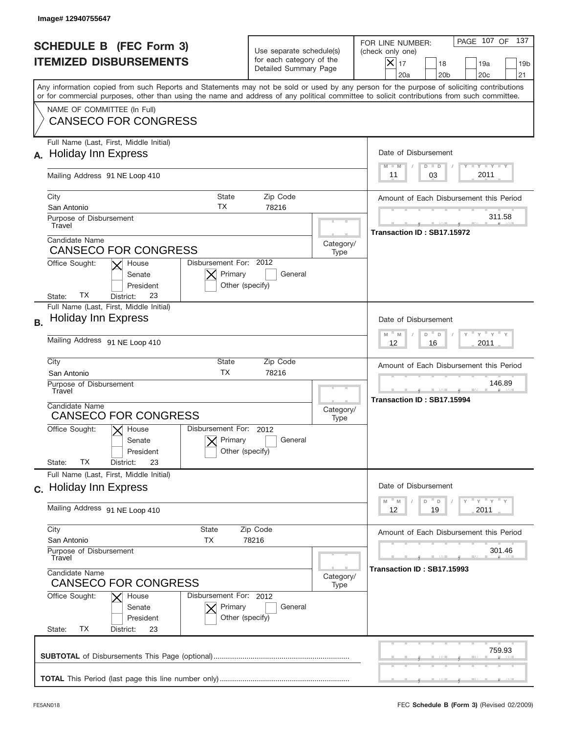Image# 12940755647

# SCHEDULE B (FEC Form 3)
# ITEMIZED DISBURSEMENTS

Use separate schedule(s) for each category of the Detailed Summary Page

FOR LINE NUMBER: (check only one)

[X] 17 [ ] 18 [ ] 19a [ ] 19b [ ] 20a [ ] 20b [ ] 20c [ ] 21

PAGE 107 OF 137

Any information copied from such Reports and Statements may not be sold or used by any person for the purpose of soliciting contributions or for commercial purposes, other than using the name and address of any political committee to solicit contributions from such committee.

NAME OF COMMITTEE (In Full)
CANSECO FOR CONGRESS

---

**A.** Full Name (Last, First, Middle Initial): Holiday Inn Express

Mailing Address: 91 NE Loop 410

City: San Antonio | State: TX | Zip Code: 78216

Purpose of Disbursement: Travel

Candidate Name: CANSECO FOR CONGRESS

Category/Type:

Office Sought: [X] House [ ] Senate [ ] President

State: TX District: 23

Disbursement For: 2012 [X] Primary [ ] General [ ] Other (specify)

Date of Disbursement: 11/03/2011

Amount of Each Disbursement this Period: 311.58

Transaction ID : SB17.15972

---

**B.** Full Name (Last, First, Middle Initial): Holiday Inn Express

Mailing Address: 91 NE Loop 410

City: San Antonio | State: TX | Zip Code: 78216

Purpose of Disbursement: Travel

Candidate Name: CANSECO FOR CONGRESS

Category/Type:

Office Sought: [X] House [ ] Senate [ ] President

State: TX District: 23

Disbursement For: 2012 [X] Primary [ ] General [ ] Other (specify)

Date of Disbursement: 12/16/2011

Amount of Each Disbursement this Period: 146.89

Transaction ID : SB17.15994

---

**C.** Full Name (Last, First, Middle Initial): Holiday Inn Express

Mailing Address: 91 NE Loop 410

City: San Antonio | State: TX | Zip Code: 78216

Purpose of Disbursement: Travel

Candidate Name: CANSECO FOR CONGRESS

Category/Type:

Office Sought: [X] House [ ] Senate [ ] President

State: TX District: 23

Disbursement For: 2012 [X] Primary [ ] General [ ] Other (specify)

Date of Disbursement: 12/19/2011

Amount of Each Disbursement this Period: 301.46

Transaction ID : SB17.15993

---

**SUBTOTAL** of Disbursements This Page (optional): 759.93

**TOTAL** This Period (last page this line number only):

FE5AN018

FEC **Schedule B (Form 3)** (Revised 02/2009)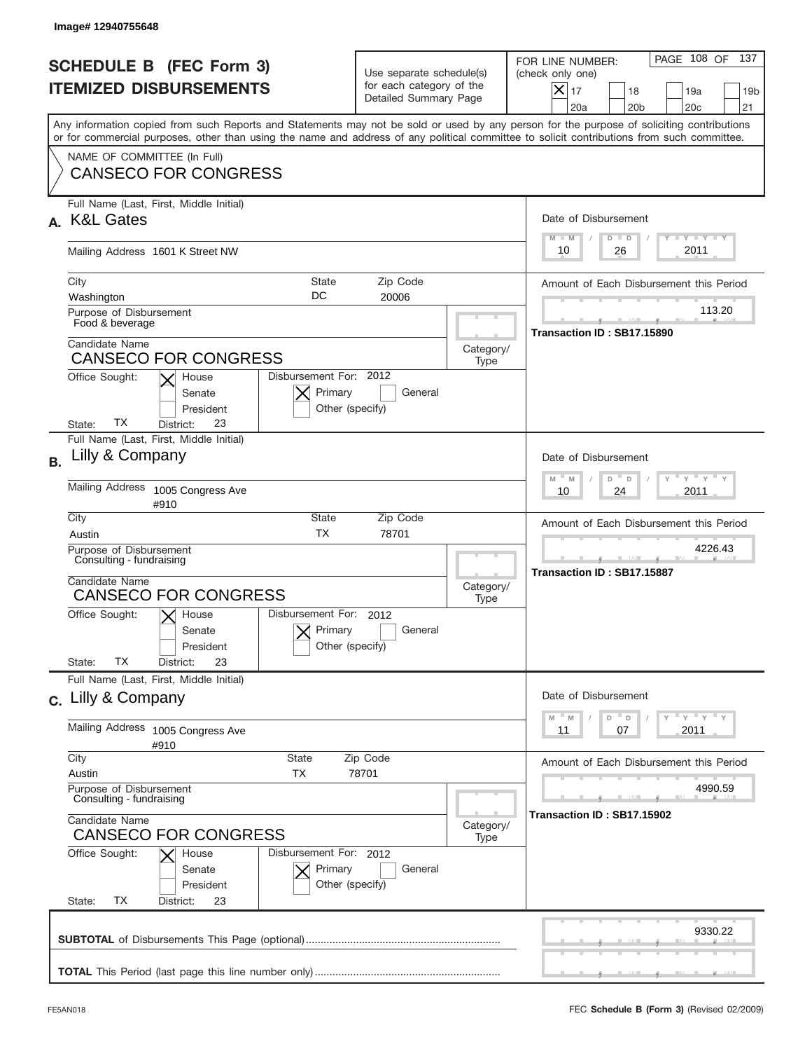Image# 12940755648

# SCHEDULE B (FEC Form 3)
# ITEMIZED DISBURSEMENTS

Use separate schedule(s) for each category of the Detailed Summary Page

FOR LINE NUMBER: (check only one)
[X] 17 [ ] 18 [ ] 19a [ ] 19b [ ] 20a [ ] 20b [ ] 20c [ ] 21

PAGE 108 OF 137

Any information copied from such Reports and Statements may not be sold or used by any person for the purpose of soliciting contributions or for commercial purposes, other than using the name and address of any political committee to solicit contributions from such committee.

NAME OF COMMITTEE (In Full)
CANSECO FOR CONGRESS

---

**A.** Full Name (Last, First, Middle Initial): K&L Gates

Mailing Address: 1601 K Street NW

City: Washington | State: DC | Zip Code: 20006

Purpose of Disbursement: Food & beverage

Candidate Name: CANSECO FOR CONGRESS

Category/Type:

Office Sought: [X] House [ ] Senate [ ] President

State: TX District: 23

Disbursement For: 2012 [X] Primary [ ] General [ ] Other (specify)

Date of Disbursement: 10 / 26 / 2011

Amount of Each Disbursement this Period: 113.20

Transaction ID : SB17.15890

---

**B.** Full Name (Last, First, Middle Initial): Lilly & Company

Mailing Address: 1005 Congress Ave #910

City: Austin | State: TX | Zip Code: 78701

Purpose of Disbursement: Consulting - fundraising

Candidate Name: CANSECO FOR CONGRESS

Category/Type:

Office Sought: [X] House [ ] Senate [ ] President

State: TX District: 23

Disbursement For: 2012 [X] Primary [ ] General [ ] Other (specify)

Date of Disbursement: 10 / 24 / 2011

Amount of Each Disbursement this Period: 4226.43

Transaction ID : SB17.15887

---

**C.** Full Name (Last, First, Middle Initial): Lilly & Company

Mailing Address: 1005 Congress Ave #910

City: Austin | State: TX | Zip Code: 78701

Purpose of Disbursement: Consulting - fundraising

Candidate Name: CANSECO FOR CONGRESS

Category/Type:

Office Sought: [X] House [ ] Senate [ ] President

State: TX District: 23

Disbursement For: 2012 [X] Primary [ ] General [ ] Other (specify)

Date of Disbursement: 11 / 07 / 2011

Amount of Each Disbursement this Period: 4990.59

Transaction ID : SB17.15902

---

**SUBTOTAL** of Disbursements This Page (optional): 9330.22

**TOTAL** This Period (last page this line number only):

FE5AN018 — FEC **Schedule B (Form 3)** (Revised 02/2009)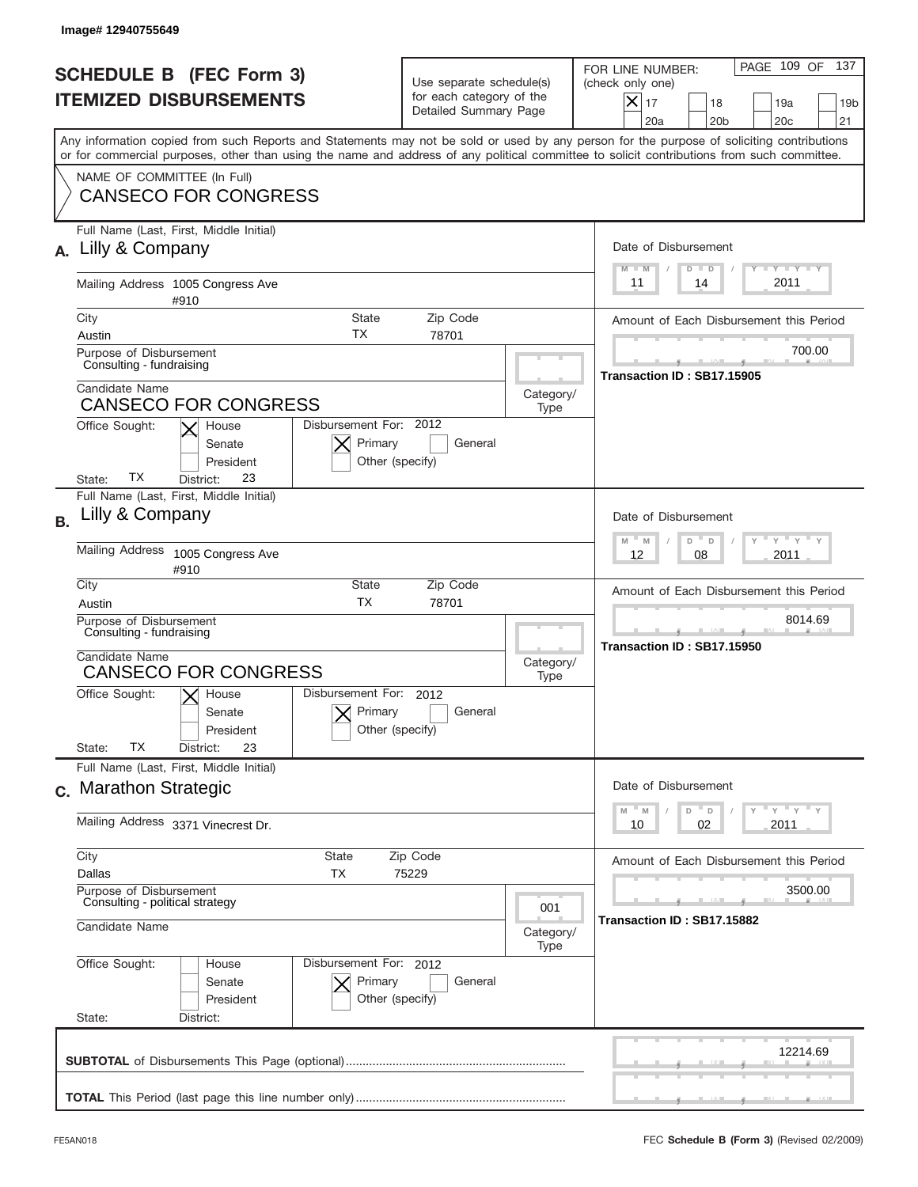Image# 12940755649

# SCHEDULE B (FEC Form 3)
## ITEMIZED DISBURSEMENTS

Use separate schedule(s) for each category of the Detailed Summary Page

FOR LINE NUMBER: (check only one)
[X] 17 [ ] 18 [ ] 19a [ ] 19b [ ] 20a [ ] 20b [ ] 20c [ ] 21

PAGE 109 OF 137

Any information copied from such Reports and Statements may not be sold or used by any person for the purpose of soliciting contributions or for commercial purposes, other than using the name and address of any political committee to solicit contributions from such committee.

NAME OF COMMITTEE (In Full)
CANSECO FOR CONGRESS

---

**A.** Full Name (Last, First, Middle Initial): Lilly & Company

Mailing Address: 1005 Congress Ave #910

City: Austin | State: TX | Zip Code: 78701

Purpose of Disbursement: Consulting - fundraising

Candidate Name: CANSECO FOR CONGRESS

Category/Type:

Office Sought: [X] House [ ] Senate [ ] President

State: TX District: 23

Disbursement For: 2012 [X] Primary [ ] General [ ] Other (specify)

Date of Disbursement: 11 / 14 / 2011

Amount of Each Disbursement this Period: 700.00

Transaction ID : SB17.15905

---

**B.** Full Name (Last, First, Middle Initial): Lilly & Company

Mailing Address: 1005 Congress Ave #910

City: Austin | State: TX | Zip Code: 78701

Purpose of Disbursement: Consulting - fundraising

Candidate Name: CANSECO FOR CONGRESS

Category/Type:

Office Sought: [X] House [ ] Senate [ ] President

State: TX District: 23

Disbursement For: 2012 [X] Primary [ ] General [ ] Other (specify)

Date of Disbursement: 12 / 08 / 2011

Amount of Each Disbursement this Period: 8014.69

Transaction ID : SB17.15950

---

**C.** Full Name (Last, First, Middle Initial): Marathon Strategic

Mailing Address: 3371 Vinecrest Dr.

City: Dallas | State: TX | Zip Code: 75229

Purpose of Disbursement: Consulting - political strategy

Category/Type: 001

Candidate Name:

Office Sought: [ ] House [ ] Senate [ ] President

State: District:

Disbursement For: 2012 [X] Primary [ ] General [ ] Other (specify)

Date of Disbursement: 10 / 02 / 2011

Amount of Each Disbursement this Period: 3500.00

Transaction ID : SB17.15882

---

**SUBTOTAL** of Disbursements This Page (optional): 12214.69

**TOTAL** This Period (last page this line number only):

FE5AN018

FEC **Schedule B (Form 3)** (Revised 02/2009)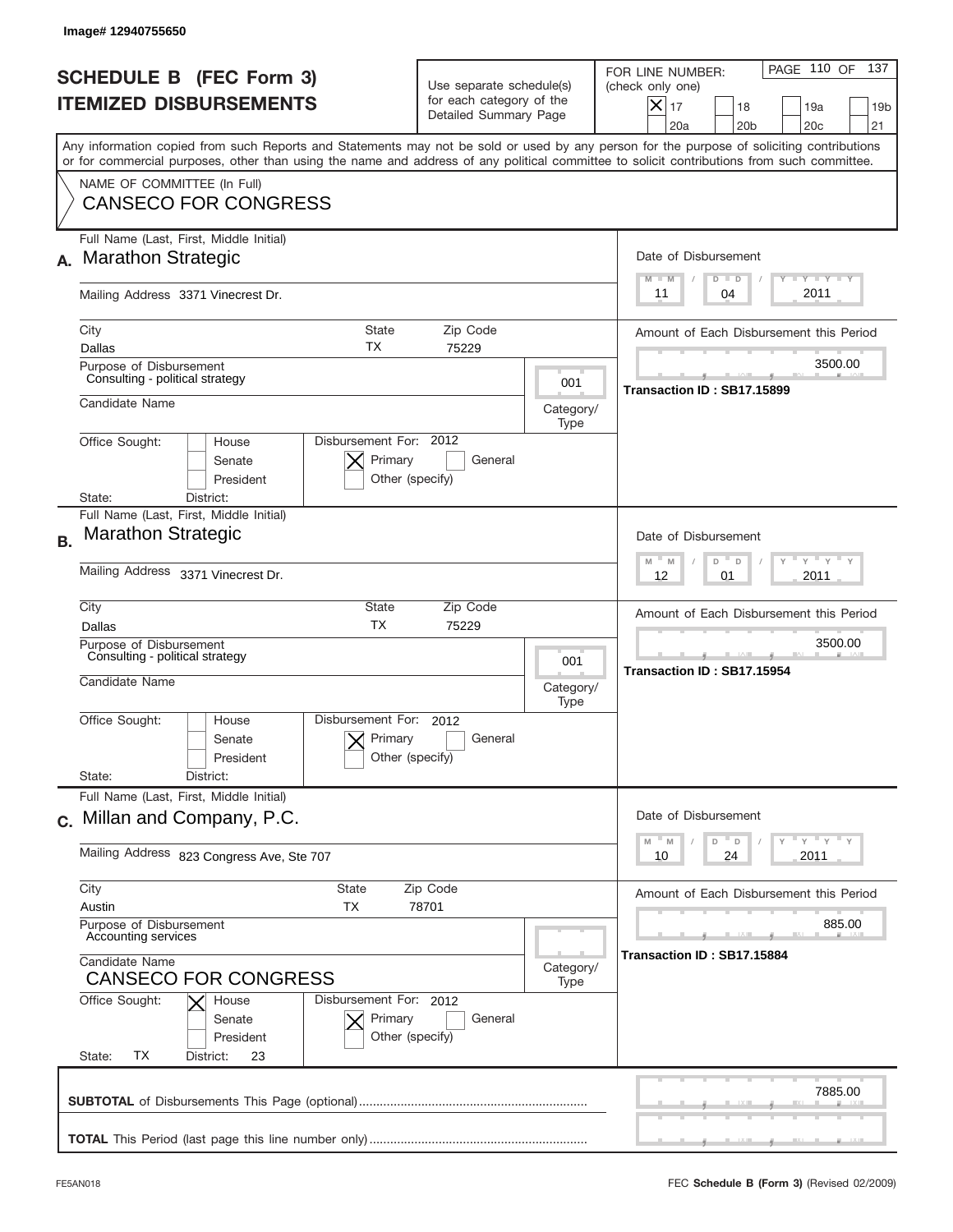Image# 12940755650

# SCHEDULE B (FEC Form 3)
# ITEMIZED DISBURSEMENTS

Use separate schedule(s) for each category of the Detailed Summary Page

FOR LINE NUMBER: (check only one)
[X] 17 [ ] 18 [ ] 19a [ ] 19b [ ] 20a [ ] 20b [ ] 20c [ ] 21

PAGE 110 OF 137

Any information copied from such Reports and Statements may not be sold or used by any person for the purpose of soliciting contributions or for commercial purposes, other than using the name and address of any political committee to solicit contributions from such committee.

NAME OF COMMITTEE (In Full)
CANSECO FOR CONGRESS

---

**A.** Full Name (Last, First, Middle Initial): Marathon Strategic

Mailing Address: 3371 Vinecrest Dr.

City: Dallas | State: TX | Zip Code: 75229

Purpose of Disbursement: Consulting - political strategy

Category/Type: 001

Candidate Name:

Office Sought: [ ] House [ ] Senate [ ] President

State: | District:

Disbursement For: 2012 [X] Primary [ ] General [ ] Other (specify)

Date of Disbursement: 11 / 04 / 2011

Amount of Each Disbursement this Period: 3500.00

Transaction ID : SB17.15899

---

**B.** Full Name (Last, First, Middle Initial): Marathon Strategic

Mailing Address: 3371 Vinecrest Dr.

City: Dallas | State: TX | Zip Code: 75229

Purpose of Disbursement: Consulting - political strategy

Category/Type: 001

Candidate Name:

Office Sought: [ ] House [ ] Senate [ ] President

State: | District:

Disbursement For: 2012 [X] Primary [ ] General [ ] Other (specify)

Date of Disbursement: 12 / 01 / 2011

Amount of Each Disbursement this Period: 3500.00

Transaction ID : SB17.15954

---

**C.** Full Name (Last, First, Middle Initial): Millan and Company, P.C.

Mailing Address: 823 Congress Ave, Ste 707

City: Austin | State: TX | Zip Code: 78701

Purpose of Disbursement: Accounting services

Category/Type:

Candidate Name: CANSECO FOR CONGRESS

Office Sought: [X] House [ ] Senate [ ] President

State: TX | District: 23

Disbursement For: 2012 [X] Primary [ ] General [ ] Other (specify)

Date of Disbursement: 10 / 24 / 2011

Amount of Each Disbursement this Period: 885.00

Transaction ID : SB17.15884

---

**SUBTOTAL** of Disbursements This Page (optional): 7885.00

**TOTAL** This Period (last page this line number only):

FE5AN018 | FEC **Schedule B (Form 3)** (Revised 02/2009)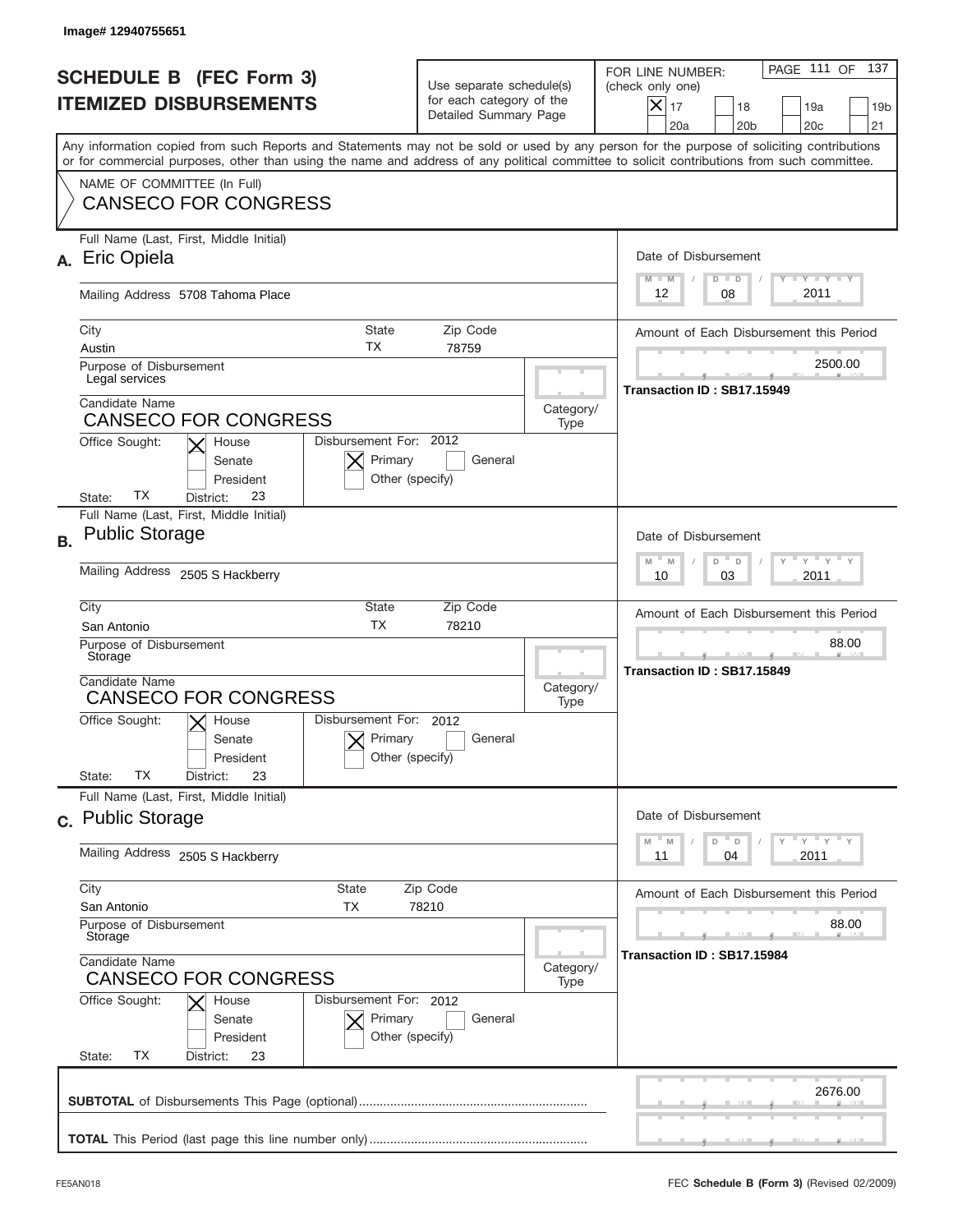Image# 12940755651

# SCHEDULE B (FEC Form 3)
## ITEMIZED DISBURSEMENTS

Use separate schedule(s) for each category of the Detailed Summary Page

FOR LINE NUMBER: (check only one)
[X] 17 [ ] 18 [ ] 19a [ ] 19b [ ] 20a [ ] 20b [ ] 20c [ ] 21

PAGE 111 OF 137

Any information copied from such Reports and Statements may not be sold or used by any person for the purpose of soliciting contributions or for commercial purposes, other than using the name and address of any political committee to solicit contributions from such committee.

NAME OF COMMITTEE (In Full)
CANSECO FOR CONGRESS

---

**A.** Full Name (Last, First, Middle Initial): Eric Opiela

Mailing Address: 5708 Tahoma Place

City: Austin | State: TX | Zip Code: 78759

Purpose of Disbursement: Legal services

Candidate Name: CANSECO FOR CONGRESS

Category/Type:

Office Sought: [X] House [ ] Senate [ ] President

State: TX District: 23

Disbursement For: 2012 [X] Primary [ ] General [ ] Other (specify)

Date of Disbursement: 12/08/2011

Amount of Each Disbursement this Period: 2500.00

Transaction ID : SB17.15949

---

**B.** Full Name (Last, First, Middle Initial): Public Storage

Mailing Address: 2505 S Hackberry

City: San Antonio | State: TX | Zip Code: 78210

Purpose of Disbursement: Storage

Candidate Name: CANSECO FOR CONGRESS

Category/Type:

Office Sought: [X] House [ ] Senate [ ] President

State: TX District: 23

Disbursement For: 2012 [X] Primary [ ] General [ ] Other (specify)

Date of Disbursement: 10/03/2011

Amount of Each Disbursement this Period: 88.00

Transaction ID : SB17.15849

---

**C.** Full Name (Last, First, Middle Initial): Public Storage

Mailing Address: 2505 S Hackberry

City: San Antonio | State: TX | Zip Code: 78210

Purpose of Disbursement: Storage

Candidate Name: CANSECO FOR CONGRESS

Category/Type:

Office Sought: [X] House [ ] Senate [ ] President

State: TX District: 23

Disbursement For: 2012 [X] Primary [ ] General [ ] Other (specify)

Date of Disbursement: 11/04/2011

Amount of Each Disbursement this Period: 88.00

Transaction ID : SB17.15984

---

**SUBTOTAL** of Disbursements This Page (optional): 2676.00

**TOTAL** This Period (last page this line number only):

FE5AN018 — FEC **Schedule B (Form 3)** (Revised 02/2009)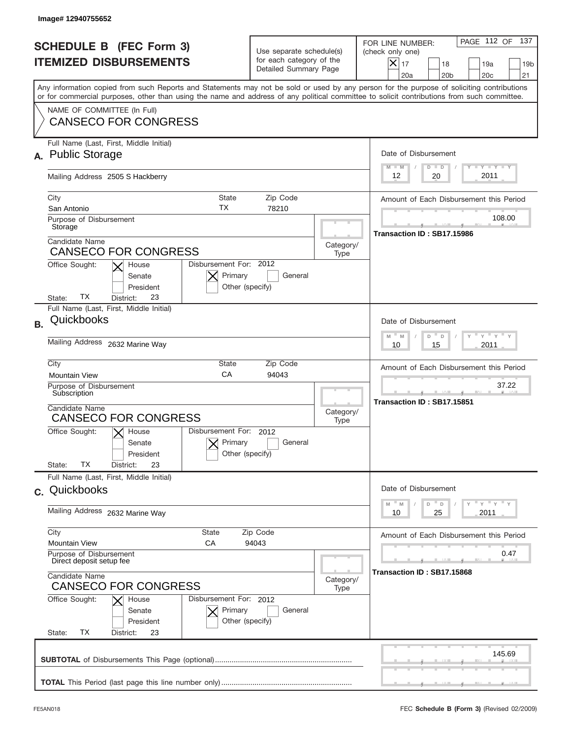Image# 12940755652

# SCHEDULE B (FEC Form 3)
## ITEMIZED DISBURSEMENTS

Use separate schedule(s) for each category of the Detailed Summary Page

FOR LINE NUMBER: (check only one)

[X] 17 [ ] 18 [ ] 19a [ ] 19b [ ] 20a [ ] 20b [ ] 20c [ ] 21

PAGE 112 OF 137

Any information copied from such Reports and Statements may not be sold or used by any person for the purpose of soliciting contributions or for commercial purposes, other than using the name and address of any political committee to solicit contributions from such committee.

NAME OF COMMITTEE (In Full)
**CANSECO FOR CONGRESS**

---

**A.** Full Name (Last, First, Middle Initial): **Public Storage**

Mailing Address: 2505 S Hackberry

City: San Antonio | State: TX | Zip Code: 78210

Purpose of Disbursement: Storage

Candidate Name: CANSECO FOR CONGRESS

Category/Type:

Office Sought: [X] House [ ] Senate [ ] President

State: TX District: 23

Disbursement For: 2012 [X] Primary [ ] General [ ] Other (specify)

Date of Disbursement: 12/20/2011

Amount of Each Disbursement this Period: 108.00

Transaction ID : SB17.15986

---

**B.** Full Name (Last, First, Middle Initial): **Quickbooks**

Mailing Address: 2632 Marine Way

City: Mountain View | State: CA | Zip Code: 94043

Purpose of Disbursement: Subscription

Candidate Name: CANSECO FOR CONGRESS

Category/Type:

Office Sought: [X] House [ ] Senate [ ] President

State: TX District: 23

Disbursement For: 2012 [X] Primary [ ] General [ ] Other (specify)

Date of Disbursement: 10/15/2011

Amount of Each Disbursement this Period: 37.22

Transaction ID : SB17.15851

---

**C.** Full Name (Last, First, Middle Initial): **Quickbooks**

Mailing Address: 2632 Marine Way

City: Mountain View | State: CA | Zip Code: 94043

Purpose of Disbursement: Direct deposit setup fee

Candidate Name: CANSECO FOR CONGRESS

Category/Type:

Office Sought: [X] House [ ] Senate [ ] President

State: TX District: 23

Disbursement For: 2012 [X] Primary [ ] General [ ] Other (specify)

Date of Disbursement: 10/25/2011

Amount of Each Disbursement this Period: 0.47

Transaction ID : SB17.15868

---

**SUBTOTAL** of Disbursements This Page (optional): 145.69

**TOTAL** This Period (last page this line number only):

FE5AN018 FEC **Schedule B (Form 3)** (Revised 02/2009)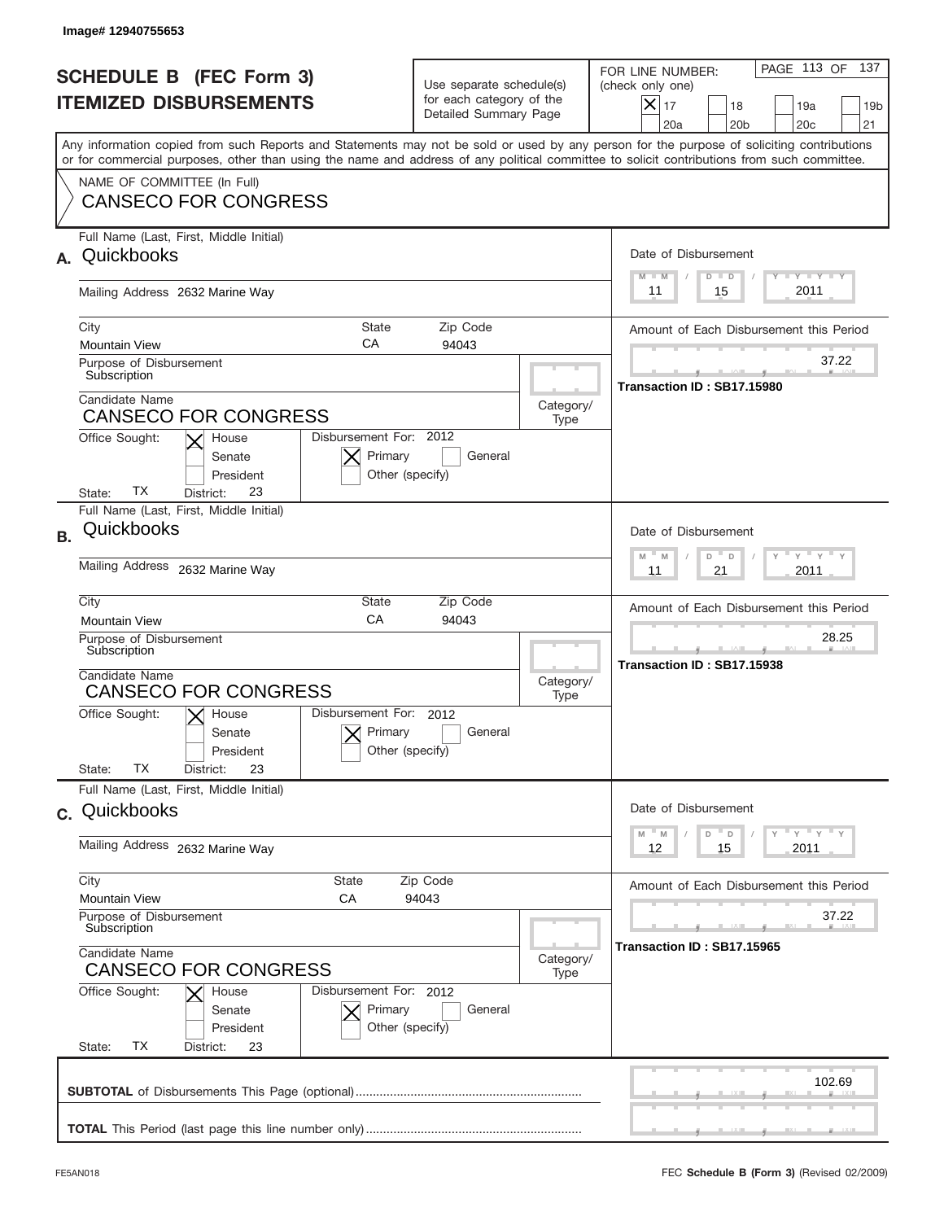Image# 12940755653

# SCHEDULE B (FEC Form 3)
# ITEMIZED DISBURSEMENTS

Use separate schedule(s) for each category of the Detailed Summary Page

FOR LINE NUMBER: (check only one)
[X] 17 [ ] 18 [ ] 19a [ ] 19b [ ] 20a [ ] 20b [ ] 20c [ ] 21

PAGE 113 OF 137

Any information copied from such Reports and Statements may not be sold or used by any person for the purpose of soliciting contributions or for commercial purposes, other than using the name and address of any political committee to solicit contributions from such committee.

NAME OF COMMITTEE (In Full)
CANSECO FOR CONGRESS

---

**A.** Full Name (Last, First, Middle Initial): Quickbooks

Mailing Address: 2632 Marine Way

City: Mountain View | State: CA | Zip Code: 94043

Purpose of Disbursement: Subscription

Candidate Name: CANSECO FOR CONGRESS

Category/Type:

Office Sought: [X] House [ ] Senate [ ] President

State: TX District: 23

Disbursement For: 2012 [X] Primary [ ] General [ ] Other (specify)

Date of Disbursement: 11/15/2011

Amount of Each Disbursement this Period: 37.22

Transaction ID : SB17.15980

---

**B.** Full Name (Last, First, Middle Initial): Quickbooks

Mailing Address: 2632 Marine Way

City: Mountain View | State: CA | Zip Code: 94043

Purpose of Disbursement: Subscription

Candidate Name: CANSECO FOR CONGRESS

Category/Type:

Office Sought: [X] House [ ] Senate [ ] President

State: TX District: 23

Disbursement For: 2012 [X] Primary [ ] General [ ] Other (specify)

Date of Disbursement: 11/21/2011

Amount of Each Disbursement this Period: 28.25

Transaction ID : SB17.15938

---

**C.** Full Name (Last, First, Middle Initial): Quickbooks

Mailing Address: 2632 Marine Way

City: Mountain View | State: CA | Zip Code: 94043

Purpose of Disbursement: Subscription

Candidate Name: CANSECO FOR CONGRESS

Category/Type:

Office Sought: [X] House [ ] Senate [ ] President

State: TX District: 23

Disbursement For: 2012 [X] Primary [ ] General [ ] Other (specify)

Date of Disbursement: 12/15/2011

Amount of Each Disbursement this Period: 37.22

Transaction ID : SB17.15965

---

**SUBTOTAL** of Disbursements This Page (optional): 102.69

**TOTAL** This Period (last page this line number only):

FE5AN018 FEC **Schedule B (Form 3)** (Revised 02/2009)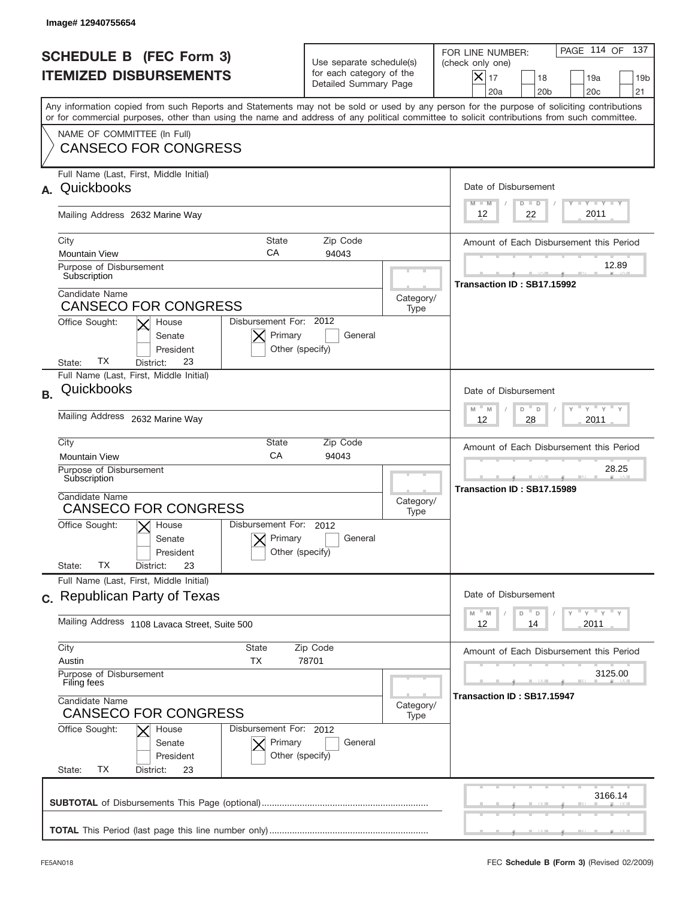Image# 12940755654

# SCHEDULE B (FEC Form 3)
## ITEMIZED DISBURSEMENTS

Use separate schedule(s) for each category of the Detailed Summary Page

FOR LINE NUMBER: (check only one)

- [X] 17
- [ ] 18
- [ ] 19a
- [ ] 19b
- [ ] 20a
- [ ] 20b
- [ ] 20c
- [ ] 21

Any information copied from such Reports and Statements may not be sold or used by any person for the purpose of soliciting contributions or for commercial purposes, other than using the name and address of any political committee to solicit contributions from such committee.

NAME OF COMMITTEE (In Full)
CANSECO FOR CONGRESS

---

**A.** Full Name (Last, First, Middle Initial): Quickbooks

Mailing Address: 2632 Marine Way

City: Mountain View | State: CA | Zip Code: 94043

Purpose of Disbursement: Subscription

Candidate Name: CANSECO FOR CONGRESS

Category/Type:

Office Sought: [X] House [ ] Senate [ ] President

State: TX District: 23

Disbursement For: 2012 [X] Primary [ ] General [ ] Other (specify)

Date of Disbursement: 12 / 22 / 2011

Amount of Each Disbursement this Period: 12.89

Transaction ID : SB17.15992

---

**B.** Full Name (Last, First, Middle Initial): Quickbooks

Mailing Address: 2632 Marine Way

City: Mountain View | State: CA | Zip Code: 94043

Purpose of Disbursement: Subscription

Candidate Name: CANSECO FOR CONGRESS

Category/Type:

Office Sought: [X] House [ ] Senate [ ] President

State: TX District: 23

Disbursement For: 2012 [X] Primary [ ] General [ ] Other (specify)

Date of Disbursement: 12 / 28 / 2011

Amount of Each Disbursement this Period: 28.25

Transaction ID : SB17.15989

---

**C.** Full Name (Last, First, Middle Initial): Republican Party of Texas

Mailing Address: 1108 Lavaca Street, Suite 500

City: Austin | State: TX | Zip Code: 78701

Purpose of Disbursement: Filing fees

Candidate Name: CANSECO FOR CONGRESS

Category/Type:

Office Sought: [X] House [ ] Senate [ ] President

State: TX District: 23

Disbursement For: 2012 [X] Primary [ ] General [ ] Other (specify)

Date of Disbursement: 12 / 14 / 2011

Amount of Each Disbursement this Period: 3125.00

Transaction ID : SB17.15947

---

**SUBTOTAL** of Disbursements This Page (optional): 3166.14

**TOTAL** This Period (last page this line number only):

FE5AN018

FEC **Schedule B (Form 3)** (Revised 02/2009)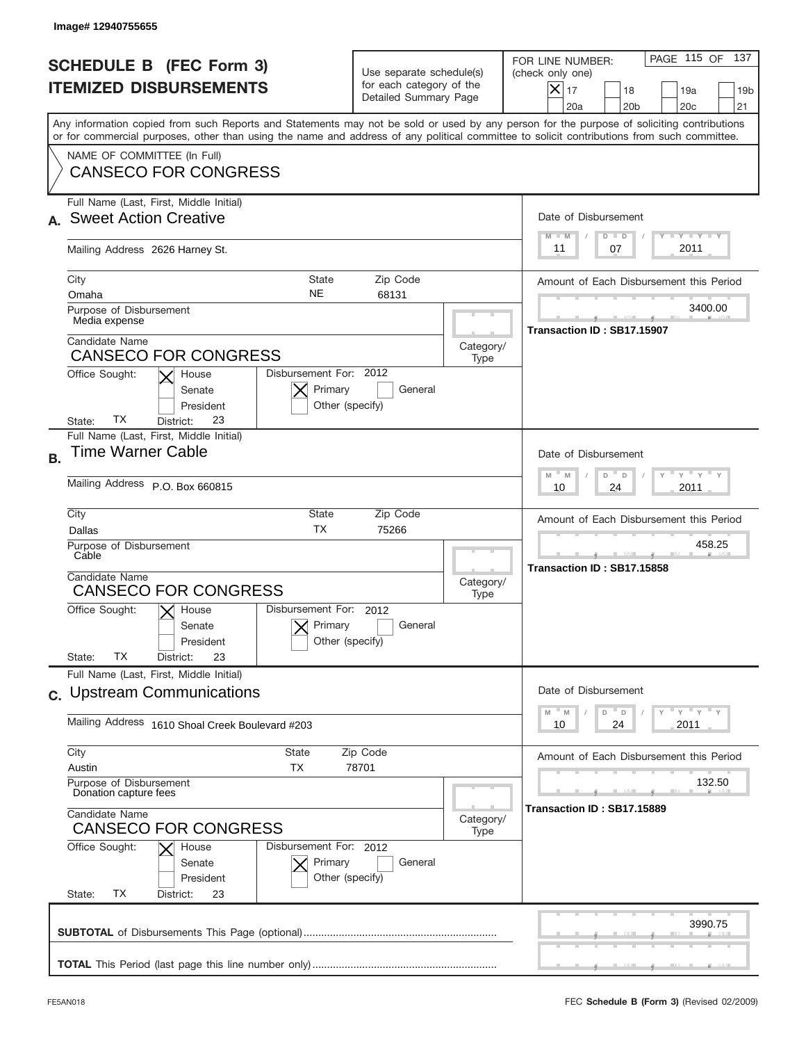Image# 12940755655

# SCHEDULE B (FEC Form 3)
# ITEMIZED DISBURSEMENTS

Use separate schedule(s) for each category of the Detailed Summary Page

FOR LINE NUMBER: (check only one)

[X] 17 [ ] 18 [ ] 19a [ ] 19b [ ] 20a [ ] 20b [ ] 20c [ ] 21

PAGE 115 OF 137

Any information copied from such Reports and Statements may not be sold or used by any person for the purpose of soliciting contributions or for commercial purposes, other than using the name and address of any political committee to solicit contributions from such committee.

NAME OF COMMITTEE (In Full)
**CANSECO FOR CONGRESS**

---

**A.** Full Name (Last, First, Middle Initial): **Sweet Action Creative**

Mailing Address: 2626 Harney St.

City: Omaha | State: NE | Zip Code: 68131

Purpose of Disbursement: Media expense

Candidate Name: CANSECO FOR CONGRESS

Category/Type:

Office Sought: [X] House [ ] Senate [ ] President

State: TX District: 23

Disbursement For: 2012 [X] Primary [ ] General [ ] Other (specify)

Date of Disbursement: 11/07/2011

Amount of Each Disbursement this Period: 3400.00

Transaction ID : SB17.15907

---

**B.** Full Name (Last, First, Middle Initial): **Time Warner Cable**

Mailing Address: P.O. Box 660815

City: Dallas | State: TX | Zip Code: 75266

Purpose of Disbursement: Cable

Candidate Name: CANSECO FOR CONGRESS

Category/Type:

Office Sought: [X] House [ ] Senate [ ] President

State: TX District: 23

Disbursement For: 2012 [X] Primary [ ] General [ ] Other (specify)

Date of Disbursement: 10/24/2011

Amount of Each Disbursement this Period: 458.25

Transaction ID : SB17.15858

---

**C.** Full Name (Last, First, Middle Initial): **Upstream Communications**

Mailing Address: 1610 Shoal Creek Boulevard #203

City: Austin | State: TX | Zip Code: 78701

Purpose of Disbursement: Donation capture fees

Candidate Name: CANSECO FOR CONGRESS

Category/Type:

Office Sought: [X] House [ ] Senate [ ] President

State: TX District: 23

Disbursement For: 2012 [X] Primary [ ] General [ ] Other (specify)

Date of Disbursement: 10/24/2011

Amount of Each Disbursement this Period: 132.50

Transaction ID : SB17.15889

---

**SUBTOTAL** of Disbursements This Page (optional): 3990.75

**TOTAL** This Period (last page this line number only):

FE5AN018 FEC **Schedule B (Form 3)** (Revised 02/2009)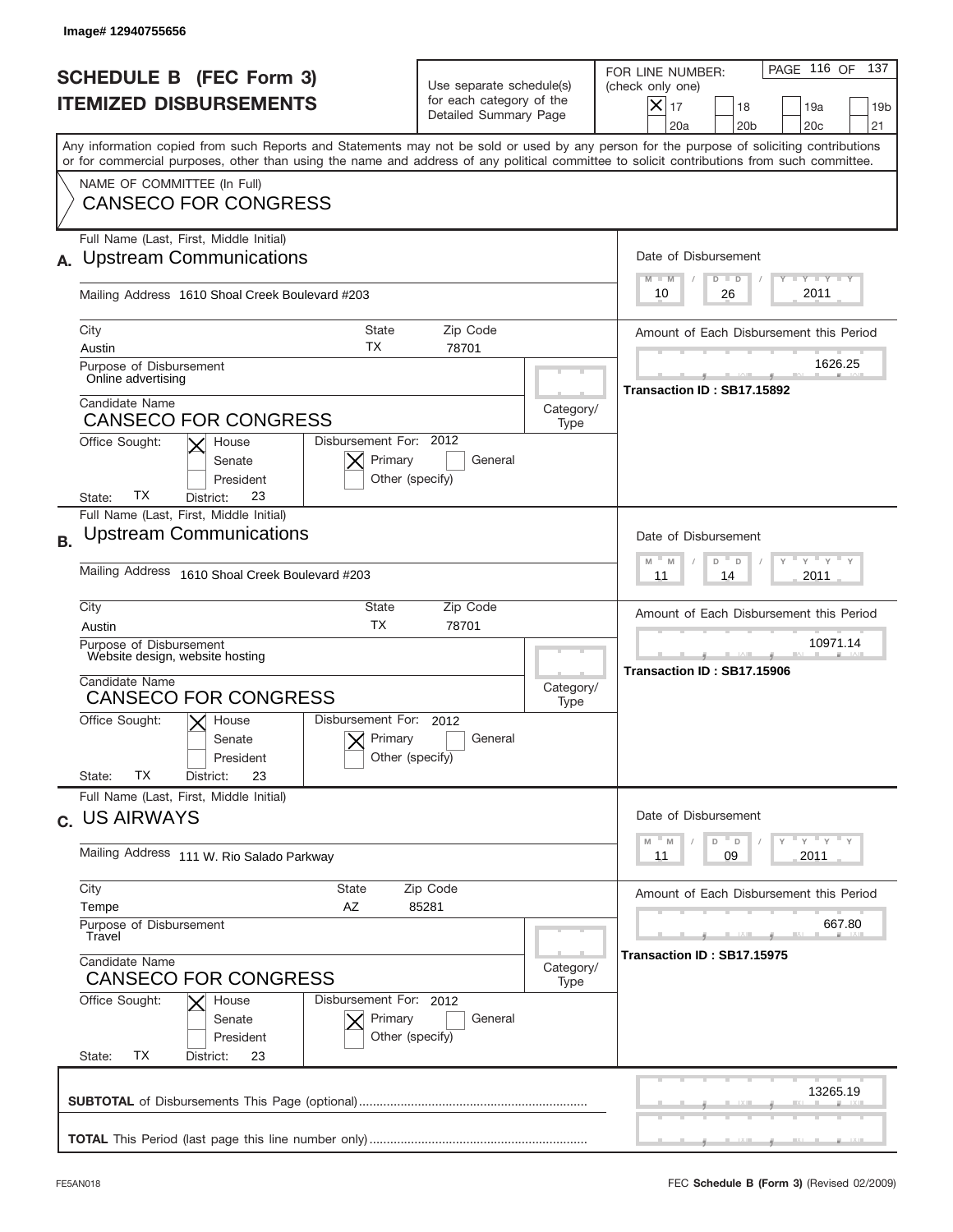Image# 12940755656

# SCHEDULE B (FEC Form 3)
## ITEMIZED DISBURSEMENTS

Use separate schedule(s) for each category of the Detailed Summary Page

FOR LINE NUMBER: (check only one)
[X] 17 [ ] 18 [ ] 19a [ ] 19b [ ] 20a [ ] 20b [ ] 20c [ ] 21

Any information copied from such Reports and Statements may not be sold or used by any person for the purpose of soliciting contributions or for commercial purposes, other than using the name and address of any political committee to solicit contributions from such committee.

NAME OF COMMITTEE (In Full)
**CANSECO FOR CONGRESS**

---

**A.** Full Name (Last, First, Middle Initial): **Upstream Communications**

Mailing Address: 1610 Shoal Creek Boulevard #203

City: Austin | State: TX | Zip Code: 78701

Purpose of Disbursement: Online advertising

Candidate Name: CANSECO FOR CONGRESS

Category/Type:

Office Sought: [X] House [ ] Senate [ ] President
State: TX District: 23

Disbursement For: 2012 [X] Primary [ ] General [ ] Other (specify)

Date of Disbursement: 10 / 26 / 2011

Amount of Each Disbursement this Period: 1626.25

Transaction ID : SB17.15892

---

**B.** Full Name (Last, First, Middle Initial): **Upstream Communications**

Mailing Address: 1610 Shoal Creek Boulevard #203

City: Austin | State: TX | Zip Code: 78701

Purpose of Disbursement: Website design, website hosting

Candidate Name: CANSECO FOR CONGRESS

Category/Type:

Office Sought: [X] House [ ] Senate [ ] President
State: TX District: 23

Disbursement For: 2012 [X] Primary [ ] General [ ] Other (specify)

Date of Disbursement: 11 / 14 / 2011

Amount of Each Disbursement this Period: 10971.14

Transaction ID : SB17.15906

---

**C.** Full Name (Last, First, Middle Initial): **US AIRWAYS**

Mailing Address: 111 W. Rio Salado Parkway

City: Tempe | State: AZ | Zip Code: 85281

Purpose of Disbursement: Travel

Candidate Name: CANSECO FOR CONGRESS

Category/Type:

Office Sought: [X] House [ ] Senate [ ] President
State: TX District: 23

Disbursement For: 2012 [X] Primary [ ] General [ ] Other (specify)

Date of Disbursement: 11 / 09 / 2011

Amount of Each Disbursement this Period: 667.80

Transaction ID : SB17.15975

---

**SUBTOTAL** of Disbursements This Page (optional): 13265.19

**TOTAL** This Period (last page this line number only):

FE5AN018

FEC **Schedule B (Form 3)** (Revised 02/2009)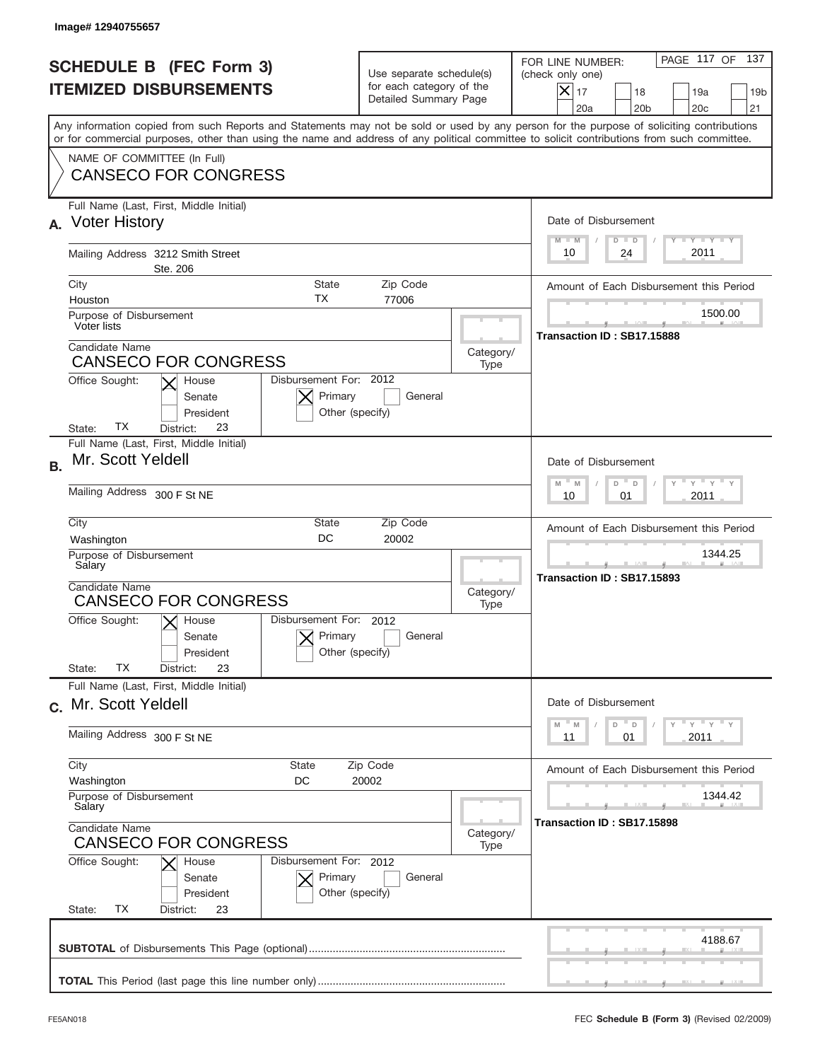Image# 12940755657

# SCHEDULE B (FEC Form 3)
## ITEMIZED DISBURSEMENTS

Use separate schedule(s) for each category of the Detailed Summary Page

FOR LINE NUMBER: (check only one)

[X] 17 [ ] 18 [ ] 19a [ ] 19b [ ] 20a [ ] 20b [ ] 20c [ ] 21

PAGE 117 OF 137

Any information copied from such Reports and Statements may not be sold or used by any person for the purpose of soliciting contributions or for commercial purposes, other than using the name and address of any political committee to solicit contributions from such committee.

NAME OF COMMITTEE (In Full)
CANSECO FOR CONGRESS

---

**A.** Full Name (Last, First, Middle Initial): Voter History

Mailing Address: 3212 Smith Street, Ste. 206

City: Houston | State: TX | Zip Code: 77006

Purpose of Disbursement: Voter lists

Candidate Name: CANSECO FOR CONGRESS

Category/Type:

Office Sought: [X] House [ ] Senate [ ] President

State: TX District: 23

Disbursement For: 2012 [X] Primary [ ] General [ ] Other (specify)

Date of Disbursement: 10/24/2011

Amount of Each Disbursement this Period: 1500.00

Transaction ID : SB17.15888

---

**B.** Full Name (Last, First, Middle Initial): Mr. Scott Yeldell

Mailing Address: 300 F St NE

City: Washington | State: DC | Zip Code: 20002

Purpose of Disbursement: Salary

Candidate Name: CANSECO FOR CONGRESS

Category/Type:

Office Sought: [X] House [ ] Senate [ ] President

State: TX District: 23

Disbursement For: 2012 [X] Primary [ ] General [ ] Other (specify)

Date of Disbursement: 10/01/2011

Amount of Each Disbursement this Period: 1344.25

Transaction ID : SB17.15893

---

**C.** Full Name (Last, First, Middle Initial): Mr. Scott Yeldell

Mailing Address: 300 F St NE

City: Washington | State: DC | Zip Code: 20002

Purpose of Disbursement: Salary

Candidate Name: CANSECO FOR CONGRESS

Category/Type:

Office Sought: [X] House [ ] Senate [ ] President

State: TX District: 23

Disbursement For: 2012 [X] Primary [ ] General [ ] Other (specify)

Date of Disbursement: 11/01/2011

Amount of Each Disbursement this Period: 1344.42

Transaction ID : SB17.15898

---

**SUBTOTAL** of Disbursements This Page (optional): 4188.67

**TOTAL** This Period (last page this line number only):

FE5AN018

FEC **Schedule B (Form 3)** (Revised 02/2009)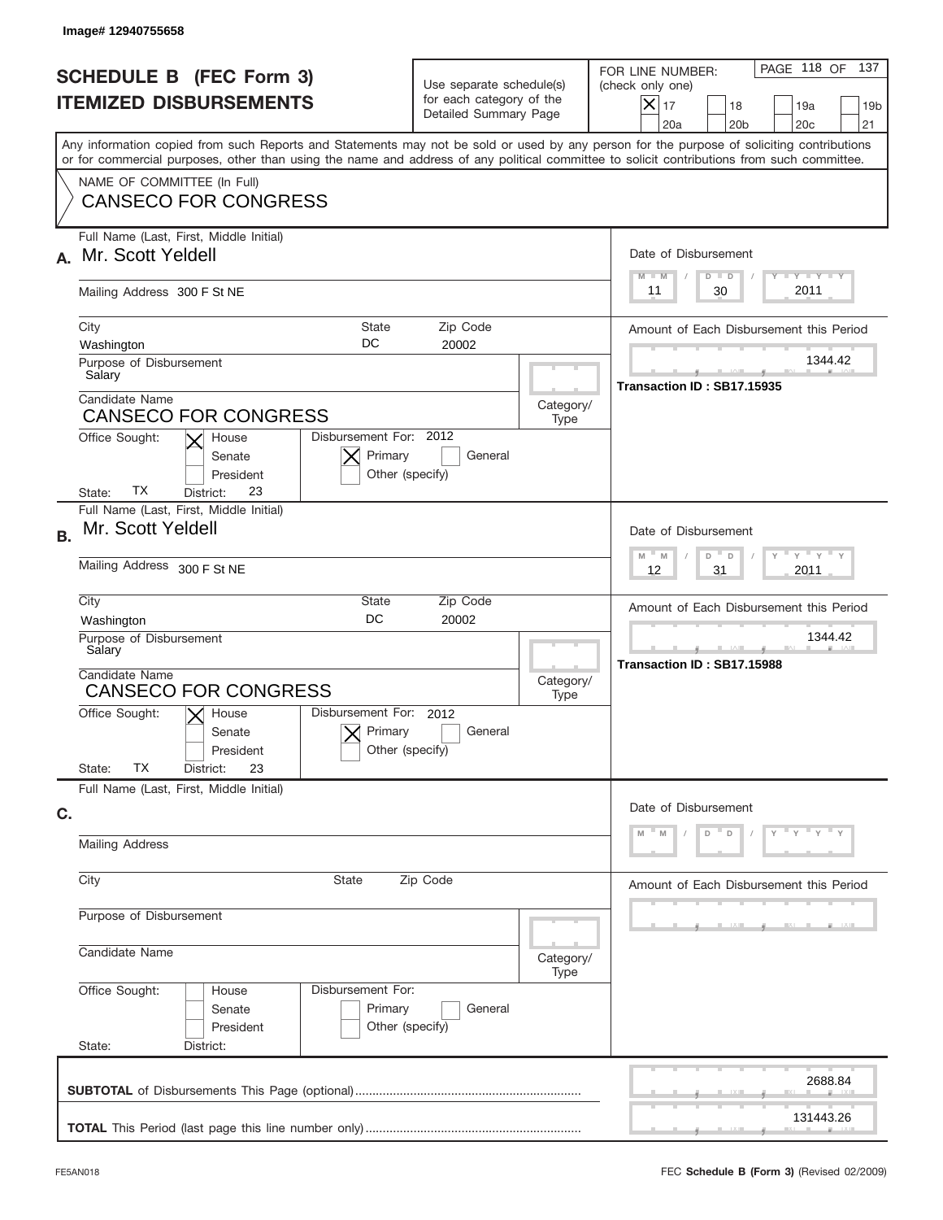Image# 12940755658

# SCHEDULE B (FEC Form 3)
## ITEMIZED DISBURSEMENTS

Use separate schedule(s) for each category of the Detailed Summary Page

FOR LINE NUMBER: (check only one)

- [X] 17
- [ ] 18
- [ ] 19a
- [ ] 19b
- [ ] 20a
- [ ] 20b
- [ ] 20c
- [ ] 21

Any information copied from such Reports and Statements may not be sold or used by any person for the purpose of soliciting contributions or for commercial purposes, other than using the name and address of any political committee to solicit contributions from such committee.

NAME OF COMMITTEE (In Full)
CANSECO FOR CONGRESS

---

**A.** Full Name (Last, First, Middle Initial): Mr. Scott Yeldell

Mailing Address: 300 F St NE

City: Washington | State: DC | Zip Code: 20002

Purpose of Disbursement: Salary

Candidate Name: CANSECO FOR CONGRESS

Category/Type:

Office Sought: [X] House [ ] Senate [ ] President

State: TX District: 23

Disbursement For: 2012 [X] Primary [ ] General [ ] Other (specify)

Date of Disbursement: 11/30/2011

Amount of Each Disbursement this Period: 1344.42

Transaction ID : SB17.15935

---

**B.** Full Name (Last, First, Middle Initial): Mr. Scott Yeldell

Mailing Address: 300 F St NE

City: Washington | State: DC | Zip Code: 20002

Purpose of Disbursement: Salary

Candidate Name: CANSECO FOR CONGRESS

Category/Type:

Office Sought: [X] House [ ] Senate [ ] President

State: TX District: 23

Disbursement For: 2012 [X] Primary [ ] General [ ] Other (specify)

Date of Disbursement: 12/31/2011

Amount of Each Disbursement this Period: 1344.42

Transaction ID : SB17.15988

---

**C.** Full Name (Last, First, Middle Initial):

Mailing Address:

City: | State: | Zip Code:

Purpose of Disbursement:

Candidate Name:

Category/Type:

Office Sought: [ ] House [ ] Senate [ ] President

State: District:

Disbursement For: [ ] Primary [ ] General [ ] Other (specify)

Date of Disbursement:

Amount of Each Disbursement this Period:

---

**SUBTOTAL** of Disbursements This Page (optional): 2688.84

**TOTAL** This Period (last page this line number only): 131443.26

FE5AN018

FEC **Schedule B** (Form 3) (Revised 02/2009)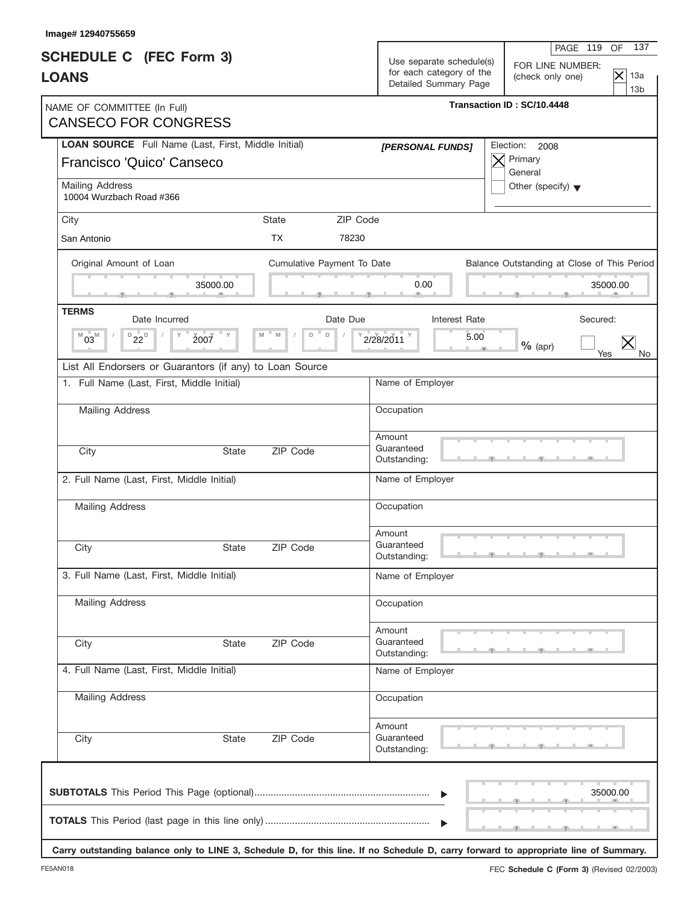Image# 12940755659

# SCHEDULE C (FEC Form 3)
# LOANS

Use separate schedule(s) for each category of the Detailed Summary Page

FOR LINE NUMBER: (check only one)
[X] 13a
[ ] 13b

Transaction ID : SC/10.4448

NAME OF COMMITTEE (In Full)
CANSECO FOR CONGRESS

**LOAN SOURCE** Full Name (Last, First, Middle Initial)
Francisco 'Quico' Canseco

*[PERSONAL FUNDS]*

Election: 2008
[X] Primary
[ ] General
[ ] Other (specify)

Mailing Address
10004 Wurzbach Road #366

| City | State | ZIP Code |
|---|---|---|
| San Antonio | TX | 78230 |

| Original Amount of Loan | Cumulative Payment To Date | Balance Outstanding at Close of This Period |
|---|---|---|
| 35000.00 | 0.00 | 35000.00 |

**TERMS**

| Date Incurred | Date Due | Interest Rate | Secured: |
|---|---|---|---|
| 03 / 22 / 2007 | 2/28/2011 | 5.00 % (apr) | [ ] Yes [X] No |

List All Endorsers or Guarantors (if any) to Loan Source

| 1. Full Name (Last, First, Middle Initial) | Name of Employer |
|---|---|
| Mailing Address | Occupation |
| City / State / ZIP Code | Amount Guaranteed Outstanding: |
| **2. Full Name (Last, First, Middle Initial)** | **Name of Employer** |
| Mailing Address | Occupation |
| City / State / ZIP Code | Amount Guaranteed Outstanding: |
| **3. Full Name (Last, First, Middle Initial)** | **Name of Employer** |
| Mailing Address | Occupation |
| City / State / ZIP Code | Amount Guaranteed Outstanding: |
| **4. Full Name (Last, First, Middle Initial)** | **Name of Employer** |
| Mailing Address | Occupation |
| City / State / ZIP Code | Amount Guaranteed Outstanding: |

**SUBTOTALS** This Period This Page (optional) ........ 35000.00

**TOTALS** This Period (last page in this line only) ........

**Carry outstanding balance only to LINE 3, Schedule D, for this line. If no Schedule D, carry forward to appropriate line of Summary.**

FE5AN018

FEC **Schedule C (Form 3)** (Revised 02/2003)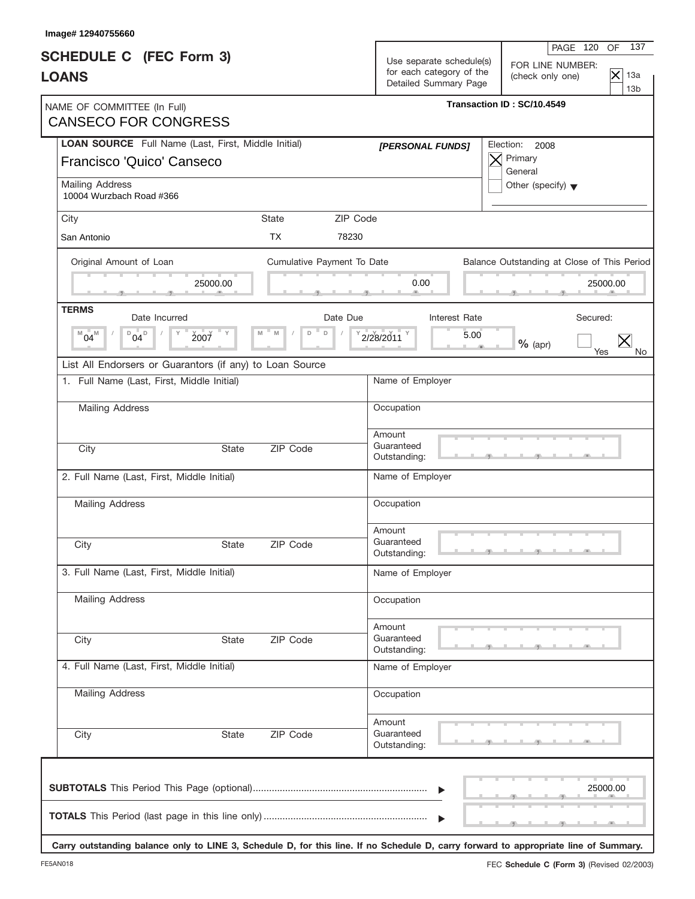Image# 12940755660

# SCHEDULE C (FEC Form 3)
## LOANS

Use separate schedule(s) for each category of the Detailed Summary Page

FOR LINE NUMBER: (check only one)
- [X] 13a
- [ ] 13b

Transaction ID : SC/10.4549

NAME OF COMMITTEE (In Full)
CANSECO FOR CONGRESS

**LOAN SOURCE** Full Name (Last, First, Middle Initial)
Francisco 'Quico' Canseco

*[PERSONAL FUNDS]*

Election: 2008
- [X] Primary
- [ ] General
- [ ] Other (specify)

Mailing Address
10004 Wurzbach Road #366

| City | State | ZIP Code |
|---|---|---|
| San Antonio | TX | 78230 |

| Original Amount of Loan | Cumulative Payment To Date | Balance Outstanding at Close of This Period |
|---|---|---|
| 25000.00 | 0.00 | 25000.00 |

**TERMS**

| Date Incurred | Date Due | Interest Rate | Secured |
|---|---|---|---|
| 04 / 04 / 2007 | 2/28/2011 | 5.00 % (apr) | [ ] Yes [X] No |

List All Endorsers or Guarantors (if any) to Loan Source

1. Full Name (Last, First, Middle Initial)
   Mailing Address
   City / State / ZIP Code
   Name of Employer
   Occupation
   Amount Guaranteed Outstanding:

2. Full Name (Last, First, Middle Initial)
   Mailing Address
   City / State / ZIP Code
   Name of Employer
   Occupation
   Amount Guaranteed Outstanding:

3. Full Name (Last, First, Middle Initial)
   Mailing Address
   City / State / ZIP Code
   Name of Employer
   Occupation
   Amount Guaranteed Outstanding:

4. Full Name (Last, First, Middle Initial)
   Mailing Address
   City / State / ZIP Code
   Name of Employer
   Occupation
   Amount Guaranteed Outstanding:

**SUBTOTALS** This Period This Page (optional)................................................................ ▶ 25000.00

**TOTALS** This Period (last page in this line only)............................................................ ▶

**Carry outstanding balance only to LINE 3, Schedule D, for this line. If no Schedule D, carry forward to appropriate line of Summary.**

FE5AN018

FEC **Schedule C (Form 3)** (Revised 02/2003)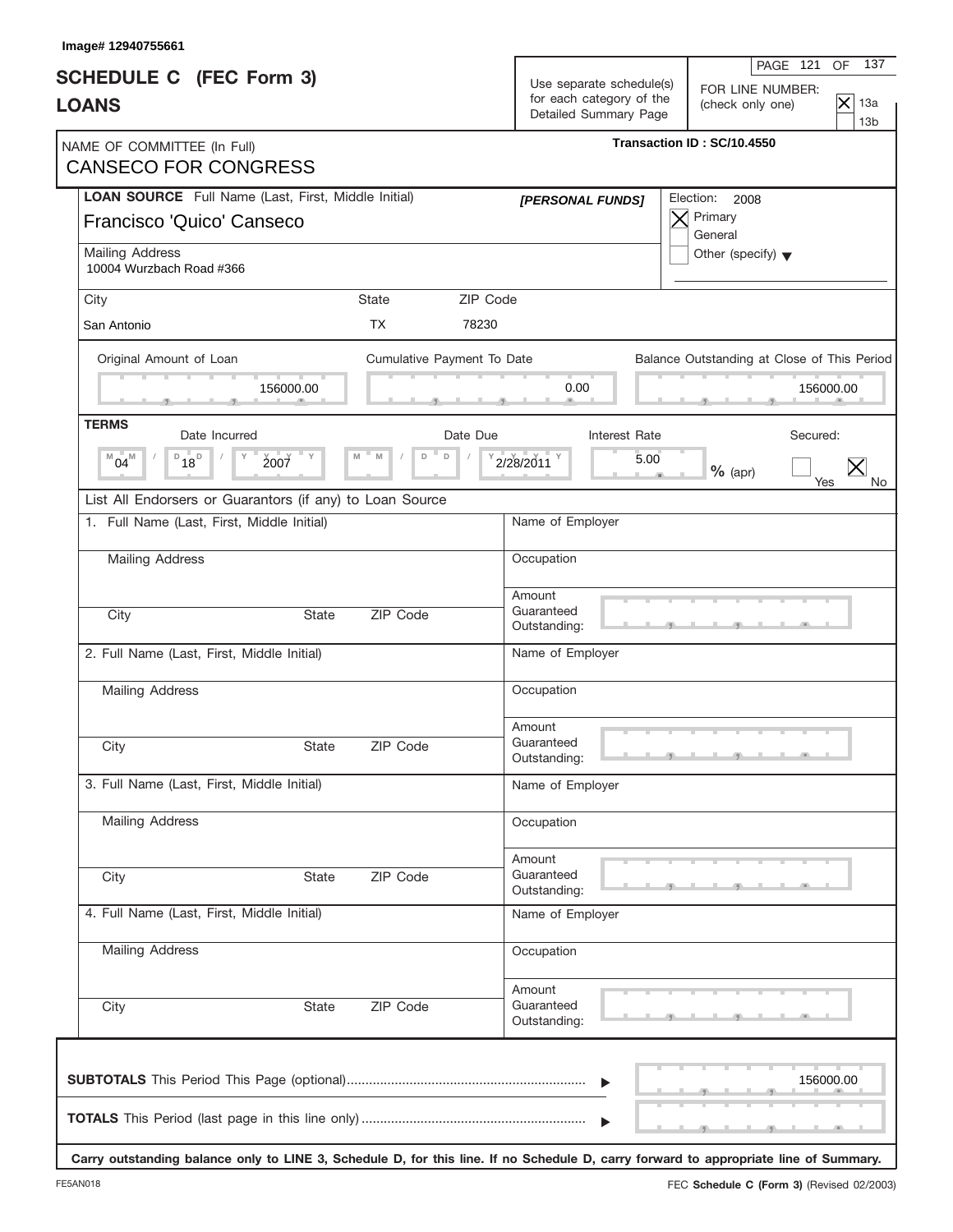Image# 12940755661

# SCHEDULE C (FEC Form 3)
# LOANS

Use separate schedule(s) for each category of the Detailed Summary Page

PAGE 121 OF 137

FOR LINE NUMBER: (check only one)
- [X] 13a
- [ ] 13b

NAME OF COMMITTEE (In Full)
CANSECO FOR CONGRESS

Transaction ID : SC/10.4550

**LOAN SOURCE** Full Name (Last, First, Middle Initial)
Francisco 'Quico' Canseco

*[PERSONAL FUNDS]*

Election: 2008
- [X] Primary
- [ ] General
- [ ] Other (specify)

Mailing Address
10004 Wurzbach Road #366

| City | State | ZIP Code |
|---|---|---|
| San Antonio | TX | 78230 |

| Original Amount of Loan | Cumulative Payment To Date | Balance Outstanding at Close of This Period |
|---|---|---|
| 156000.00 | 0.00 | 156000.00 |

**TERMS**

| Date Incurred | Date Due | Interest Rate | Secured: |
|---|---|---|---|
| 04/18/2007 | 2/28/2011 | 5.00 % (apr) | [ ] Yes [X] No |

List All Endorsers or Guarantors (if any) to Loan Source

| | |
|---|---|
| 1. Full Name (Last, First, Middle Initial) | Name of Employer |
| Mailing Address | Occupation |
| City / State / ZIP Code | Amount Guaranteed Outstanding: |
| 2. Full Name (Last, First, Middle Initial) | Name of Employer |
| Mailing Address | Occupation |
| City / State / ZIP Code | Amount Guaranteed Outstanding: |
| 3. Full Name (Last, First, Middle Initial) | Name of Employer |
| Mailing Address | Occupation |
| City / State / ZIP Code | Amount Guaranteed Outstanding: |
| 4. Full Name (Last, First, Middle Initial) | Name of Employer |
| Mailing Address | Occupation |
| City / State / ZIP Code | Amount Guaranteed Outstanding: |

**SUBTOTALS** This Period This Page (optional) ........ 156000.00

**TOTALS** This Period (last page in this line only) ........

**Carry outstanding balance only to LINE 3, Schedule D, for this line. If no Schedule D, carry forward to appropriate line of Summary.**

FE5AN018 FEC **Schedule C (Form 3)** (Revised 02/2003)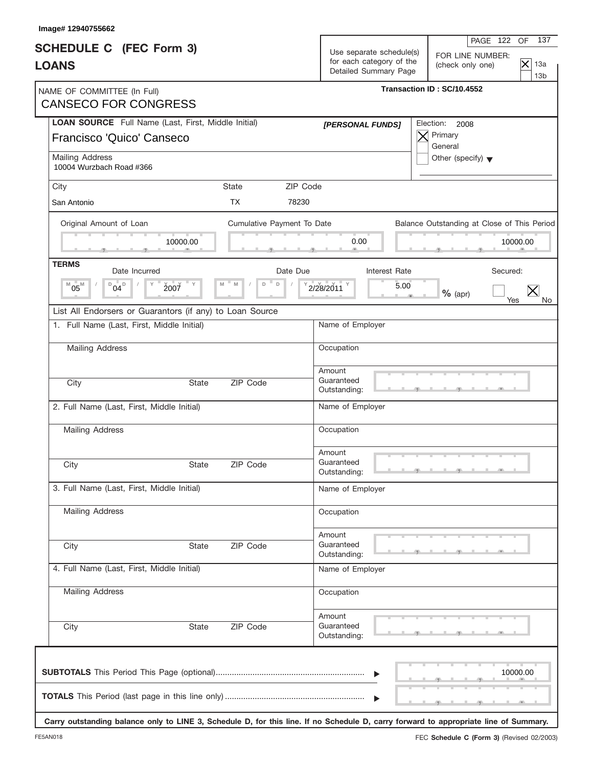Image# 12940755662

# SCHEDULE C (FEC Form 3)
# LOANS

Use separate schedule(s) for each category of the Detailed Summary Page

FOR LINE NUMBER: (check only one)
[X] 13a
[ ] 13b

NAME OF COMMITTEE (In Full)
CANSECO FOR CONGRESS

**Transaction ID : SC/10.4552**

**LOAN SOURCE** Full Name (Last, First, Middle Initial)
Francisco 'Quico' Canseco

***[PERSONAL FUNDS]***

Election: 2008
[X] Primary
[ ] General
[ ] Other (specify)

Mailing Address
10004 Wurzbach Road #366

| City | State | ZIP Code |
|---|---|---|
| San Antonio | TX | 78230 |

| Original Amount of Loan | Cumulative Payment To Date | Balance Outstanding at Close of This Period |
|---|---|---|
| 10000.00 | 0.00 | 10000.00 |

**TERMS**

| Date Incurred | Date Due | Interest Rate | Secured: |
|---|---|---|---|
| 05 / 04 / 2007 | 2/28/2011 | 5.00 % (apr) | [ ] Yes [X] No |

List All Endorsers or Guarantors (if any) to Loan Source

| | |
|---|---|
| 1. Full Name (Last, First, Middle Initial) | Name of Employer |
| Mailing Address | Occupation |
| City / State / ZIP Code | Amount Guaranteed Outstanding: |
| 2. Full Name (Last, First, Middle Initial) | Name of Employer |
| Mailing Address | Occupation |
| City / State / ZIP Code | Amount Guaranteed Outstanding: |
| 3. Full Name (Last, First, Middle Initial) | Name of Employer |
| Mailing Address | Occupation |
| City / State / ZIP Code | Amount Guaranteed Outstanding: |
| 4. Full Name (Last, First, Middle Initial) | Name of Employer |
| Mailing Address | Occupation |
| City / State / ZIP Code | Amount Guaranteed Outstanding: |

**SUBTOTALS** This Period This Page (optional) ........ 10000.00

**TOTALS** This Period (last page in this line only) ........

**Carry outstanding balance only to LINE 3, Schedule D, for this line. If no Schedule D, carry forward to appropriate line of Summary.**

FE5AN018

FEC **Schedule C (Form 3)** (Revised 02/2003)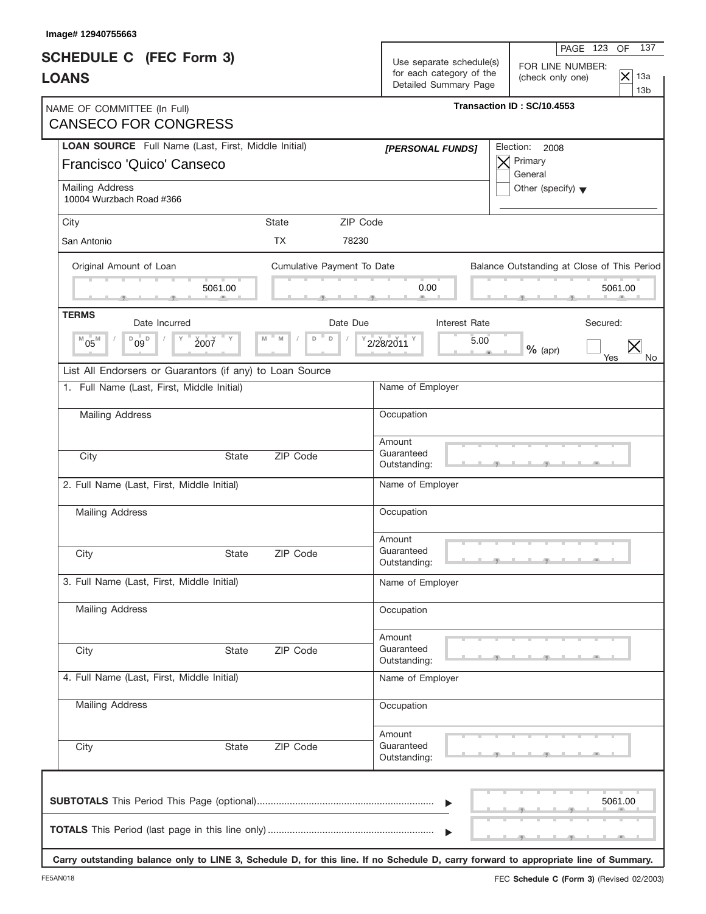Image# 12940755663

# SCHEDULE C (FEC Form 3)
# LOANS

Use separate schedule(s) for each category of the Detailed Summary Page

FOR LINE NUMBER: (check only one)
- [X] 13a
- [ ] 13b

Transaction ID : SC/10.4553

NAME OF COMMITTEE (In Full)
CANSECO FOR CONGRESS

**LOAN SOURCE** Full Name (Last, First, Middle Initial)
Francisco 'Quico' Canseco

*[PERSONAL FUNDS]*

Election: 2008
- [X] Primary
- [ ] General
- [ ] Other (specify)

Mailing Address
10004 Wurzbach Road #366

| City | State | ZIP Code |
|---|---|---|
| San Antonio | TX | 78230 |

| Original Amount of Loan | Cumulative Payment To Date | Balance Outstanding at Close of This Period |
|---|---|---|
| 5061.00 | 0.00 | 5061.00 |

**TERMS**

| Date Incurred | Date Due | Interest Rate | Secured |
|---|---|---|---|
| 05 / 09 / 2007 | 2/28/2011 | 5.00 % (apr) | [ ] Yes [X] No |

List All Endorsers or Guarantors (if any) to Loan Source

1. Full Name (Last, First, Middle Initial) | Name of Employer
   Mailing Address | Occupation
   City | State | ZIP Code | Amount Guaranteed Outstanding:

2. Full Name (Last, First, Middle Initial) | Name of Employer
   Mailing Address | Occupation
   City | State | ZIP Code | Amount Guaranteed Outstanding:

3. Full Name (Last, First, Middle Initial) | Name of Employer
   Mailing Address | Occupation
   City | State | ZIP Code | Amount Guaranteed Outstanding:

4. Full Name (Last, First, Middle Initial) | Name of Employer
   Mailing Address | Occupation
   City | State | ZIP Code | Amount Guaranteed Outstanding:

**SUBTOTALS** This Period This Page (optional) ........ 5061.00

**TOTALS** This Period (last page in this line only) ........

**Carry outstanding balance only to LINE 3, Schedule D, for this line. If no Schedule D, carry forward to appropriate line of Summary.**

FE5AN018 FEC **Schedule C (Form 3)** (Revised 02/2003)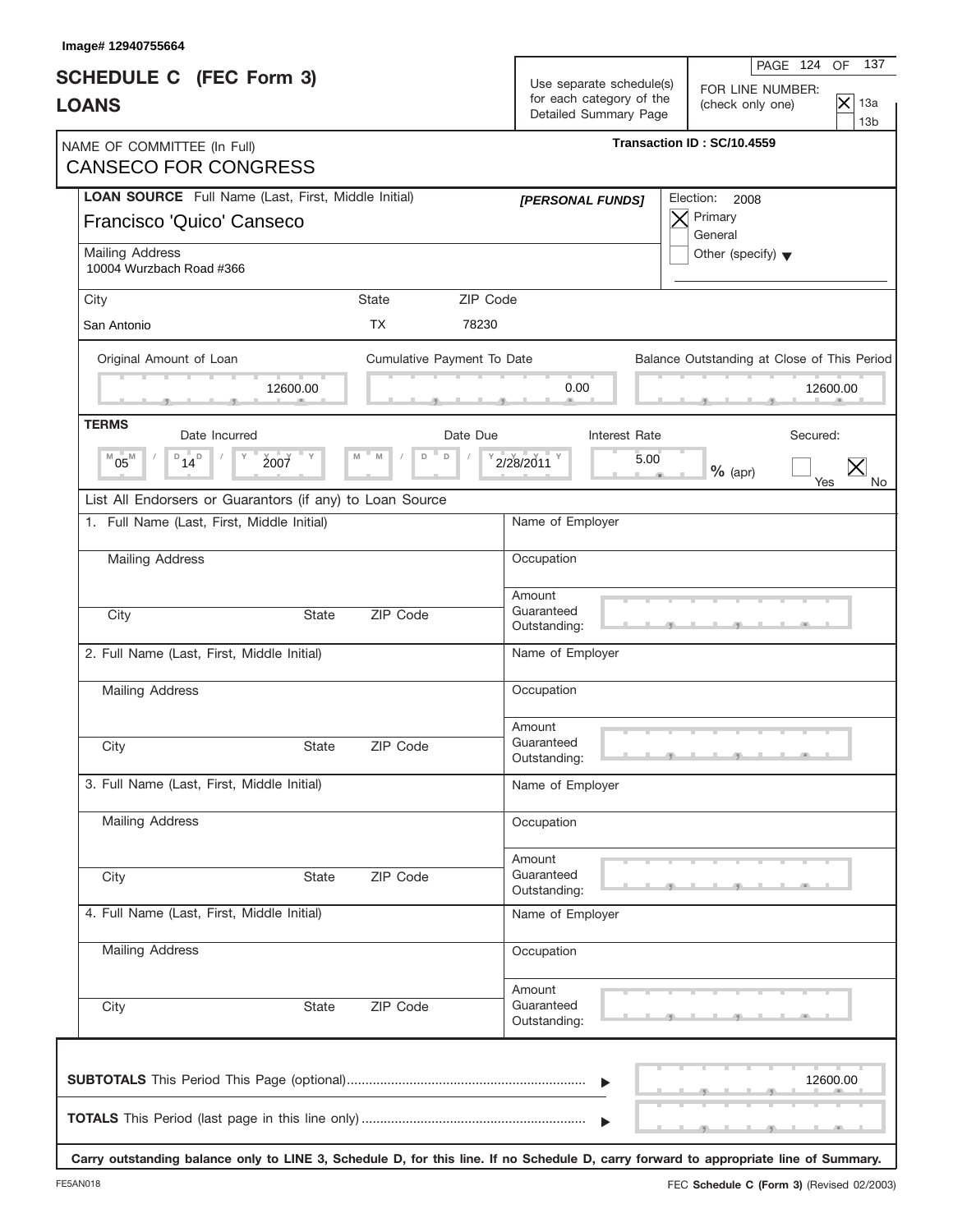Image# 12940755664

# SCHEDULE C (FEC Form 3) LOANS

Use separate schedule(s) for each category of the Detailed Summary Page

FOR LINE NUMBER: (check only one)

- [X] 13a
- [ ] 13b

Transaction ID : SC/10.4559

NAME OF COMMITTEE (In Full)
CANSECO FOR CONGRESS

**LOAN SOURCE** Full Name (Last, First, Middle Initial)
Francisco 'Quico' Canseco

*[PERSONAL FUNDS]*

Election: 2008

- [X] Primary
- [ ] General
- [ ] Other (specify)

Mailing Address
10004 Wurzbach Road #366

| City | State | ZIP Code |
|---|---|---|
| San Antonio | TX | 78230 |

| Original Amount of Loan | Cumulative Payment To Date | Balance Outstanding at Close of This Period |
|---|---|---|
| 12600.00 | 0.00 | 12600.00 |

**TERMS**

| Date Incurred | Date Due | Interest Rate | Secured |
|---|---|---|---|
| 05 / 14 / 2007 | 2/28/2011 | 5.00 % (apr) | [ ] Yes [X] No |

List All Endorsers or Guarantors (if any) to Loan Source

1. Full Name (Last, First, Middle Initial)
   Mailing Address
   City State ZIP Code
   Name of Employer
   Occupation
   Amount Guaranteed Outstanding:

2. Full Name (Last, First, Middle Initial)
   Mailing Address
   City State ZIP Code
   Name of Employer
   Occupation
   Amount Guaranteed Outstanding:

3. Full Name (Last, First, Middle Initial)
   Mailing Address
   City State ZIP Code
   Name of Employer
   Occupation
   Amount Guaranteed Outstanding:

4. Full Name (Last, First, Middle Initial)
   Mailing Address
   City State ZIP Code
   Name of Employer
   Occupation
   Amount Guaranteed Outstanding:

**SUBTOTALS** This Period This Page (optional) ................................................................ 12600.00

**TOTALS** This Period (last page in this line only) ............................................................

**Carry outstanding balance only to LINE 3, Schedule D, for this line. If no Schedule D, carry forward to appropriate line of Summary.**

FE5AN018

FEC **Schedule C (Form 3)** (Revised 02/2003)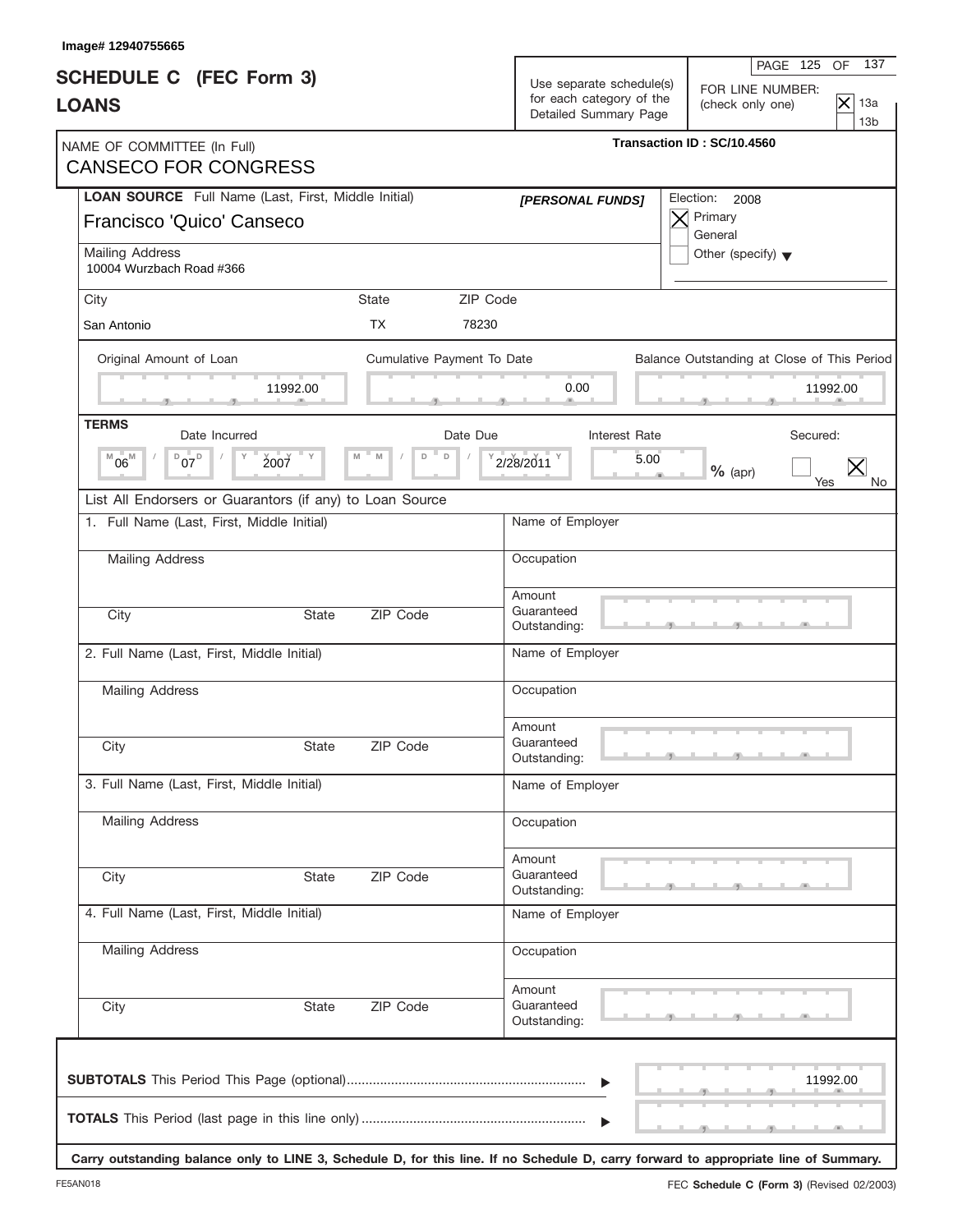Image# 12940755665

# SCHEDULE C (FEC Form 3)
# LOANS

Use separate schedule(s) for each category of the Detailed Summary Page

FOR LINE NUMBER: (check only one)
- [X] 13a
- [ ] 13b

Transaction ID : SC/10.4560

NAME OF COMMITTEE (In Full)
CANSECO FOR CONGRESS

**LOAN SOURCE** Full Name (Last, First, Middle Initial)
Francisco 'Quico' Canseco

*[PERSONAL FUNDS]*

Election: 2008
- [X] Primary
- [ ] General
- [ ] Other (specify)

Mailing Address
10004 Wurzbach Road #366

| City | State | ZIP Code |
|---|---|---|
| San Antonio | TX | 78230 |

| Original Amount of Loan | Cumulative Payment To Date | Balance Outstanding at Close of This Period |
|---|---|---|
| 11992.00 | 0.00 | 11992.00 |

**TERMS**

| Date Incurred | Date Due | Interest Rate | Secured |
|---|---|---|---|
| 06/07/2007 | 2/28/2011 | 5.00 % (apr) | [ ] Yes [X] No |

List All Endorsers or Guarantors (if any) to Loan Source

1. Full Name (Last, First, Middle Initial)
   Mailing Address
   City State ZIP Code
   Name of Employer
   Occupation
   Amount Guaranteed Outstanding:

2. Full Name (Last, First, Middle Initial)
   Mailing Address
   City State ZIP Code
   Name of Employer
   Occupation
   Amount Guaranteed Outstanding:

3. Full Name (Last, First, Middle Initial)
   Mailing Address
   City State ZIP Code
   Name of Employer
   Occupation
   Amount Guaranteed Outstanding:

4. Full Name (Last, First, Middle Initial)
   Mailing Address
   City State ZIP Code
   Name of Employer
   Occupation
   Amount Guaranteed Outstanding:

**SUBTOTALS** This Period This Page (optional) ........ 11992.00

**TOTALS** This Period (last page in this line only) ........

**Carry outstanding balance only to LINE 3, Schedule D, for this line. If no Schedule D, carry forward to appropriate line of Summary.**

FE5AN018

FEC **Schedule C (Form 3)** (Revised 02/2003)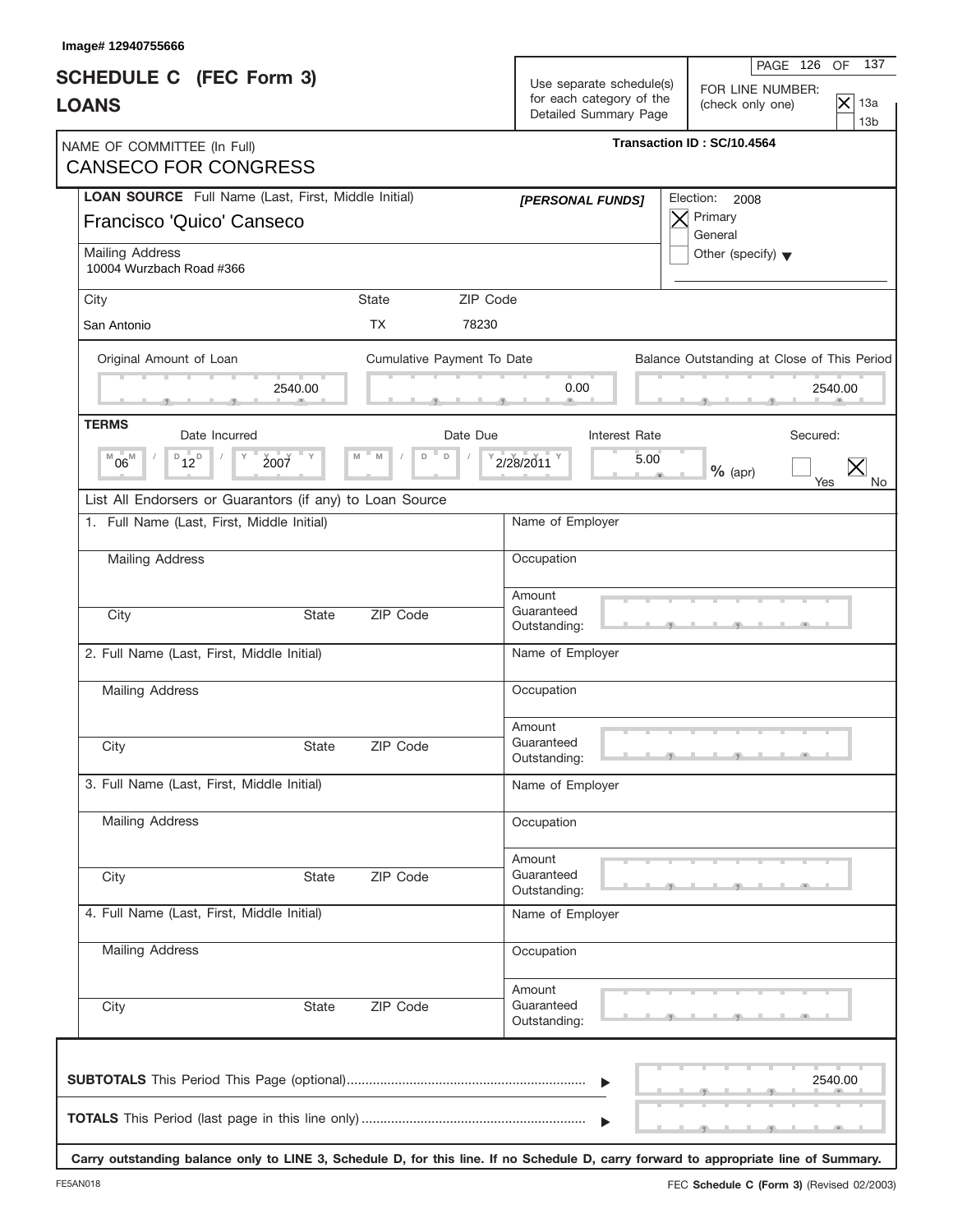Image# 12940755666

# SCHEDULE C (FEC Form 3)
# LOANS

Use separate schedule(s) for each category of the Detailed Summary Page

FOR LINE NUMBER: (check only one)
- [X] 13a
- [ ] 13b

Transaction ID : SC/10.4564

NAME OF COMMITTEE (In Full)
CANSECO FOR CONGRESS

**LOAN SOURCE** Full Name (Last, First, Middle Initial)
Francisco 'Quico' Canseco

[PERSONAL FUNDS]

Election: 2008
- [X] Primary
- [ ] General
- [ ] Other (specify)

Mailing Address
10004 Wurzbach Road #366

| City | State | ZIP Code |
|---|---|---|
| San Antonio | TX | 78230 |

| Original Amount of Loan | Cumulative Payment To Date | Balance Outstanding at Close of This Period |
|---|---|---|
| 2540.00 | 0.00 | 2540.00 |

**TERMS**

| Date Incurred | Date Due | Interest Rate | Secured |
|---|---|---|---|
| 06 / 12 / 2007 | 2/28/2011 | 5.00 % (apr) | [ ] Yes [X] No |

List All Endorsers or Guarantors (if any) to Loan Source

1. Full Name (Last, First, Middle Initial)
   Mailing Address
   City / State / ZIP Code
   Name of Employer
   Occupation
   Amount Guaranteed Outstanding:

2. Full Name (Last, First, Middle Initial)
   Mailing Address
   City / State / ZIP Code
   Name of Employer
   Occupation
   Amount Guaranteed Outstanding:

3. Full Name (Last, First, Middle Initial)
   Mailing Address
   City / State / ZIP Code
   Name of Employer
   Occupation
   Amount Guaranteed Outstanding:

4. Full Name (Last, First, Middle Initial)
   Mailing Address
   City / State / ZIP Code
   Name of Employer
   Occupation
   Amount Guaranteed Outstanding:

**SUBTOTALS** This Period This Page (optional) ........ 2540.00

**TOTALS** This Period (last page in this line only) ........

**Carry outstanding balance only to LINE 3, Schedule D, for this line. If no Schedule D, carry forward to appropriate line of Summary.**

FE5AN018

FEC **Schedule C (Form 3)** (Revised 02/2003)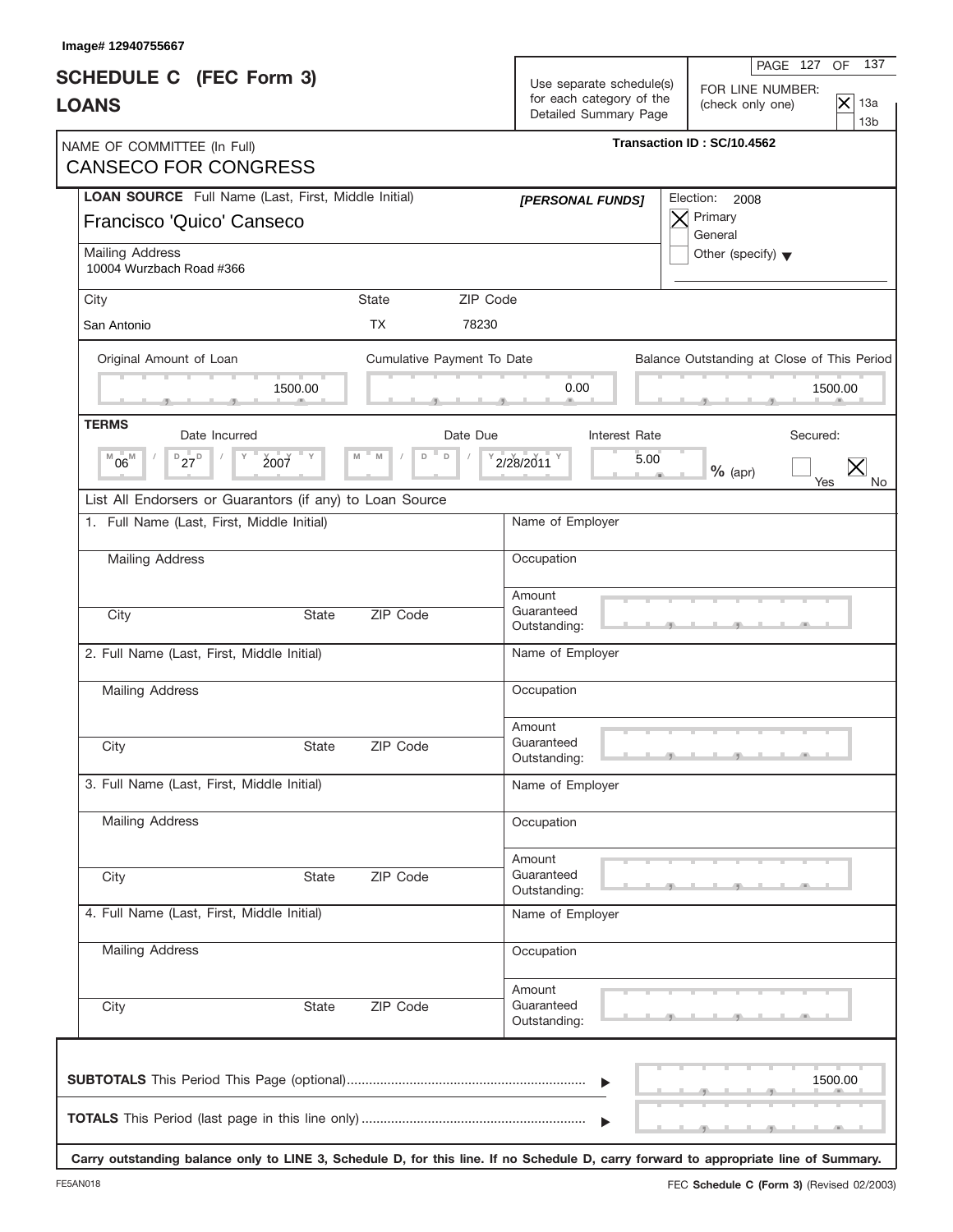Image# 12940755667

# SCHEDULE C (FEC Form 3)
# LOANS

Use separate schedule(s) for each category of the Detailed Summary Page

FOR LINE NUMBER: (check only one)
[X] 13a
[ ] 13b

Transaction ID : SC/10.4562

NAME OF COMMITTEE (In Full)
CANSECO FOR CONGRESS

**LOAN SOURCE** Full Name (Last, First, Middle Initial)
Francisco 'Quico' Canseco

*[PERSONAL FUNDS]*

Election: 2008
[X] Primary
[ ] General
[ ] Other (specify)

Mailing Address
10004 Wurzbach Road #366

| City | State | ZIP Code |
|---|---|---|
| San Antonio | TX | 78230 |

| Original Amount of Loan | Cumulative Payment To Date | Balance Outstanding at Close of This Period |
|---|---|---|
| 1500.00 | 0.00 | 1500.00 |

**TERMS**

| Date Incurred | Date Due | Interest Rate | Secured: |
|---|---|---|---|
| 06 / 27 / 2007 | 2/28/2011 | 5.00 % (apr) | [ ] Yes [X] No |

List All Endorsers or Guarantors (if any) to Loan Source

| | |
|---|---|
| 1. Full Name (Last, First, Middle Initial) | Name of Employer |
| Mailing Address | Occupation |
| City / State / ZIP Code | Amount Guaranteed Outstanding: |
| 2. Full Name (Last, First, Middle Initial) | Name of Employer |
| Mailing Address | Occupation |
| City / State / ZIP Code | Amount Guaranteed Outstanding: |
| 3. Full Name (Last, First, Middle Initial) | Name of Employer |
| Mailing Address | Occupation |
| City / State / ZIP Code | Amount Guaranteed Outstanding: |
| 4. Full Name (Last, First, Middle Initial) | Name of Employer |
| Mailing Address | Occupation |
| City / State / ZIP Code | Amount Guaranteed Outstanding: |

**SUBTOTALS** This Period This Page (optional) .......... 1500.00

**TOTALS** This Period (last page in this line only) ..........

**Carry outstanding balance only to LINE 3, Schedule D, for this line. If no Schedule D, carry forward to appropriate line of Summary.**

FE5AN018

FEC **Schedule C (Form 3)** (Revised 02/2003)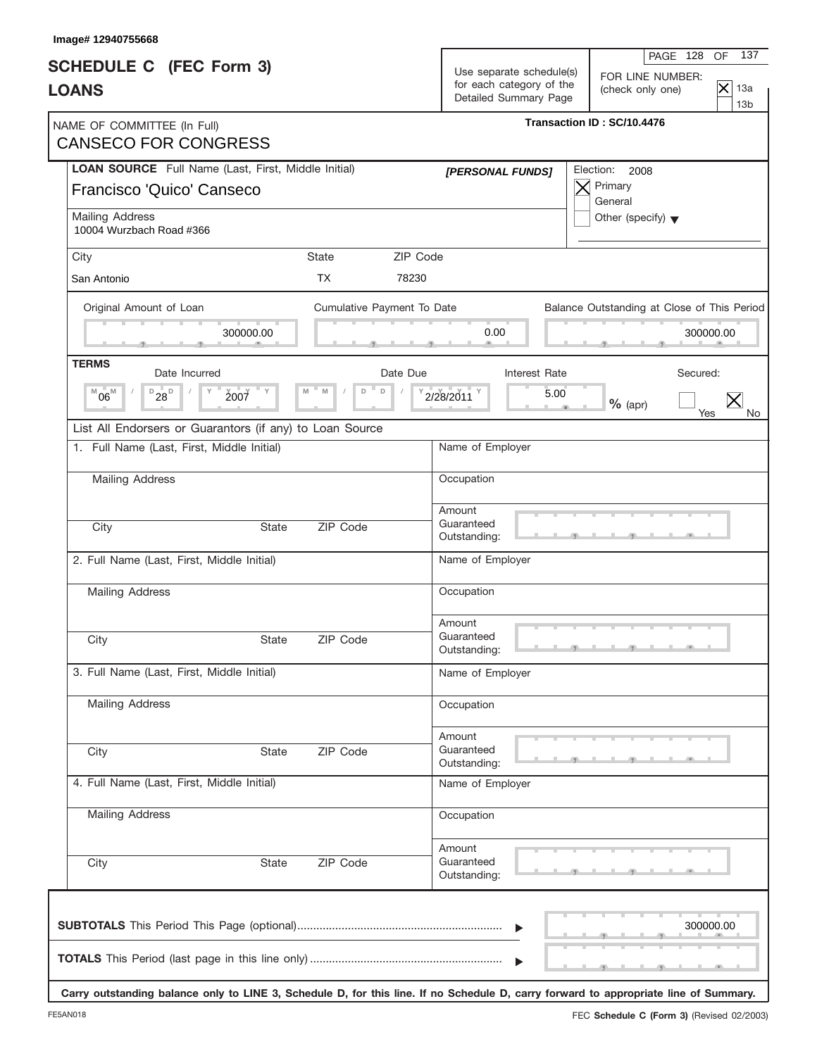Image# 12940755668

# SCHEDULE C (FEC Form 3) LOANS

Use separate schedule(s) for each category of the Detailed Summary Page

FOR LINE NUMBER: (check only one)
- [X] 13a
- [ ] 13b

Transaction ID : SC/10.4476

NAME OF COMMITTEE (In Full)
CANSECO FOR CONGRESS

**LOAN SOURCE** Full Name (Last, First, Middle Initial)
Francisco 'Quico' Canseco

*[PERSONAL FUNDS]*

Election: 2008
- [X] Primary
- [ ] General
- [ ] Other (specify)

Mailing Address
10004 Wurzbach Road #366

| City | State | ZIP Code |
|---|---|---|
| San Antonio | TX | 78230 |

| Original Amount of Loan | Cumulative Payment To Date | Balance Outstanding at Close of This Period |
|---|---|---|
| 300000.00 | 0.00 | 300000.00 |

**TERMS**

| Date Incurred | Date Due | Interest Rate | Secured: |
|---|---|---|---|
| 06 / 28 / 2007 | 2/28/2011 | 5.00 % (apr) | Yes [ ] No [X] |

List All Endorsers or Guarantors (if any) to Loan Source

1. Full Name (Last, First, Middle Initial)
   Mailing Address
   City / State / ZIP Code
   Name of Employer
   Occupation
   Amount Guaranteed Outstanding:

2. Full Name (Last, First, Middle Initial)
   Mailing Address
   City / State / ZIP Code
   Name of Employer
   Occupation
   Amount Guaranteed Outstanding:

3. Full Name (Last, First, Middle Initial)
   Mailing Address
   City / State / ZIP Code
   Name of Employer
   Occupation
   Amount Guaranteed Outstanding:

4. Full Name (Last, First, Middle Initial)
   Mailing Address
   City / State / ZIP Code
   Name of Employer
   Occupation
   Amount Guaranteed Outstanding:

**SUBTOTALS** This Period This Page (optional) ........ 300000.00

**TOTALS** This Period (last page in this line only) ........

**Carry outstanding balance only to LINE 3, Schedule D, for this line. If no Schedule D, carry forward to appropriate line of Summary.**

FE5AN018

FEC **Schedule C (Form 3)** (Revised 02/2003)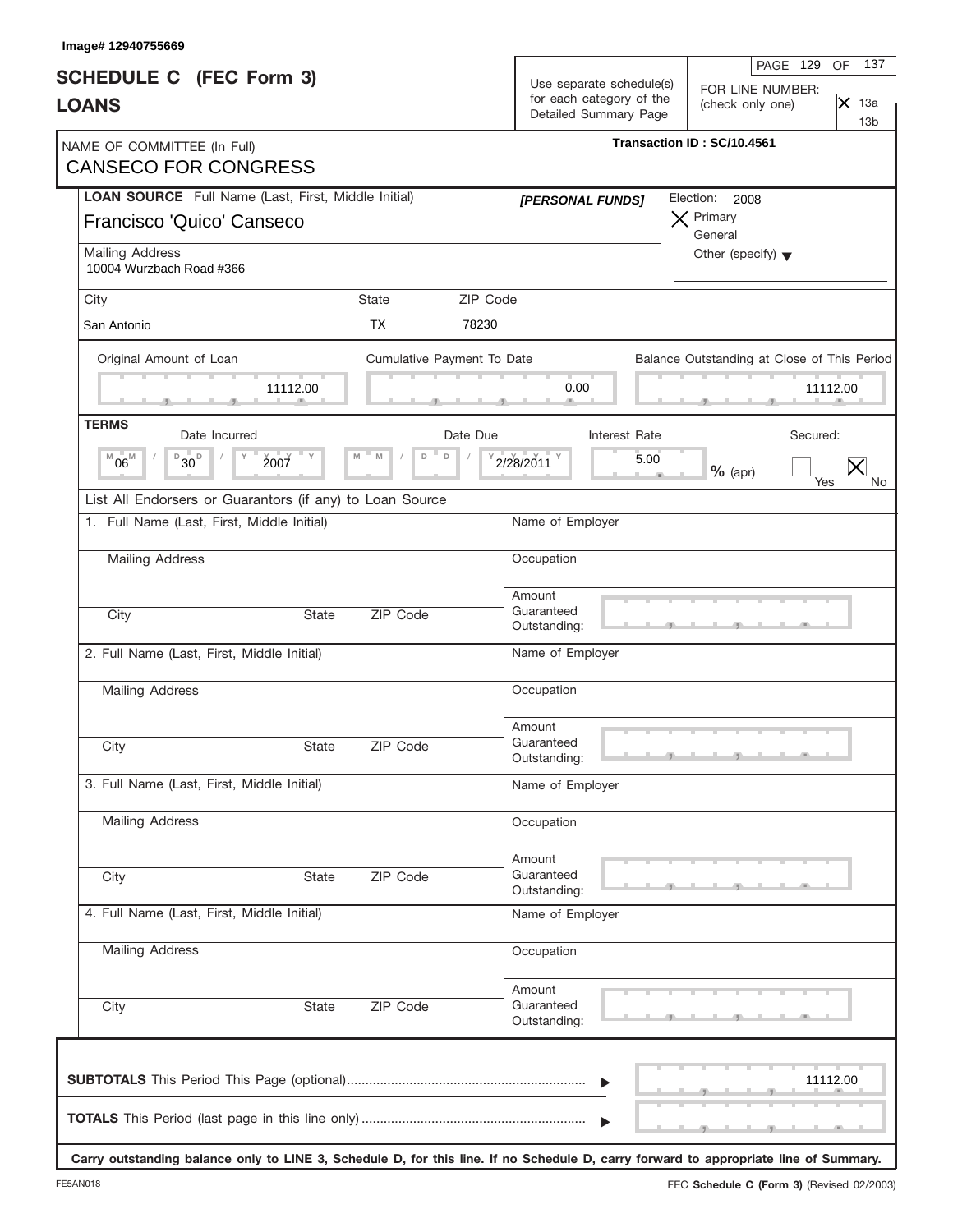Image# 12940755669

# SCHEDULE C (FEC Form 3)
# LOANS

Use separate schedule(s) for each category of the Detailed Summary Page

FOR LINE NUMBER: (check only one)
- [X] 13a
- [ ] 13b

NAME OF COMMITTEE (In Full)
CANSECO FOR CONGRESS

Transaction ID : SC/10.4561

**LOAN SOURCE** Full Name (Last, First, Middle Initial)
Francisco 'Quico' Canseco

*[PERSONAL FUNDS]*

Election: 2008
- [X] Primary
- [ ] General
- [ ] Other (specify)

Mailing Address
10004 Wurzbach Road #366

| City | State | ZIP Code |
|---|---|---|
| San Antonio | TX | 78230 |

| Original Amount of Loan | Cumulative Payment To Date | Balance Outstanding at Close of This Period |
|---|---|---|
| 11112.00 | 0.00 | 11112.00 |

**TERMS**

| Date Incurred | Date Due | Interest Rate | Secured |
|---|---|---|---|
| 06/30/2007 | 2/28/2011 | 5.00 % (apr) | No |

List All Endorsers or Guarantors (if any) to Loan Source

1. Full Name (Last, First, Middle Initial)
   Mailing Address
   City / State / ZIP Code
   Name of Employer
   Occupation
   Amount Guaranteed Outstanding:

2. Full Name (Last, First, Middle Initial)
   Mailing Address
   City / State / ZIP Code
   Name of Employer
   Occupation
   Amount Guaranteed Outstanding:

3. Full Name (Last, First, Middle Initial)
   Mailing Address
   City / State / ZIP Code
   Name of Employer
   Occupation
   Amount Guaranteed Outstanding:

4. Full Name (Last, First, Middle Initial)
   Mailing Address
   City / State / ZIP Code
   Name of Employer
   Occupation
   Amount Guaranteed Outstanding:

**SUBTOTALS** This Period This Page (optional) ........ 11112.00

**TOTALS** This Period (last page in this line only) ........

**Carry outstanding balance only to LINE 3, Schedule D, for this line. If no Schedule D, carry forward to appropriate line of Summary.**

FE5AN018

FEC **Schedule C (Form 3)** (Revised 02/2003)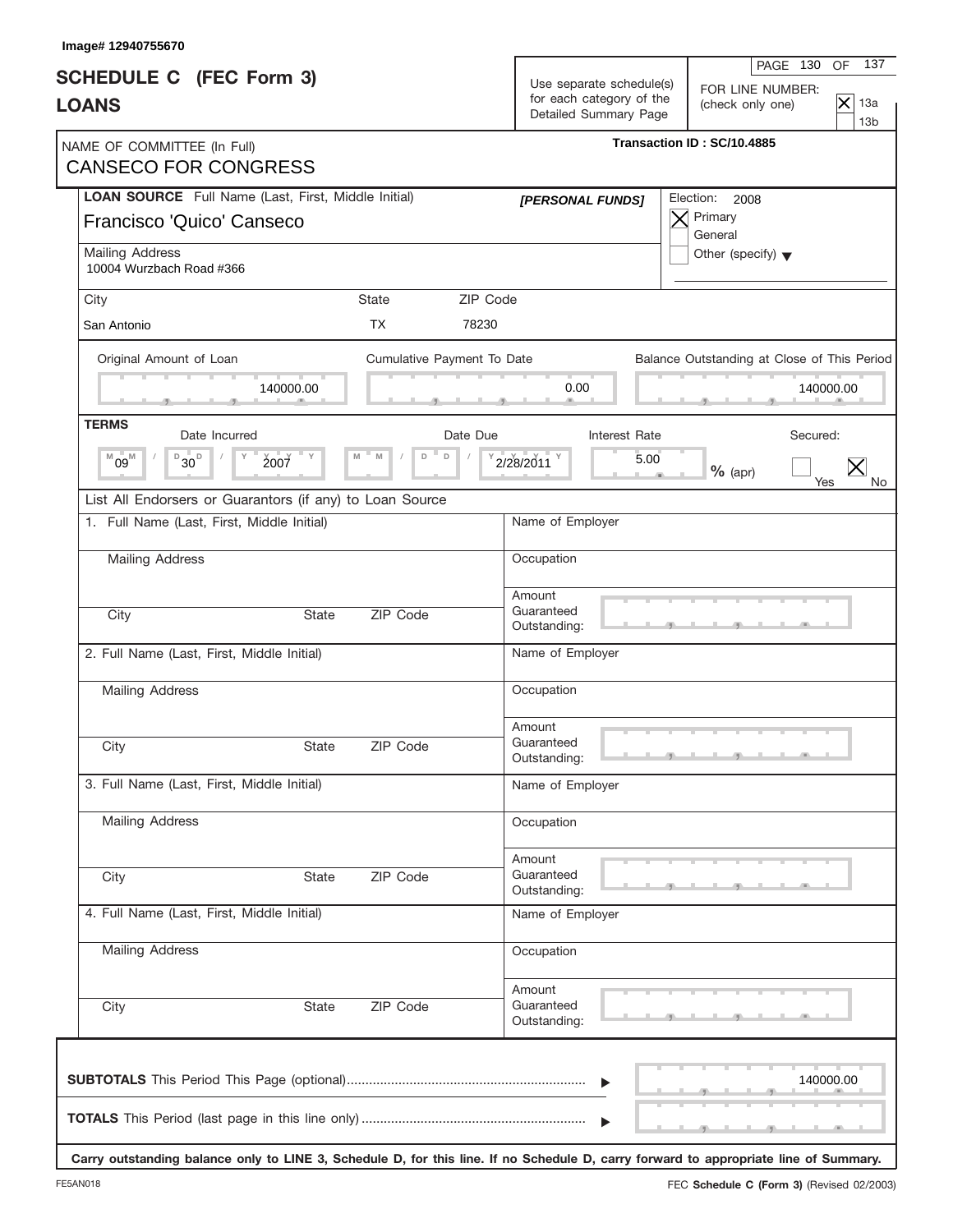Image# 12940755670

# SCHEDULE C (FEC Form 3)
## LOANS

Use separate schedule(s) for each category of the Detailed Summary Page

FOR LINE NUMBER: (check only one)
- [X] 13a
- [ ] 13b

Transaction ID : SC/10.4885

NAME OF COMMITTEE (In Full)
CANSECO FOR CONGRESS

**LOAN SOURCE** Full Name (Last, First, Middle Initial) **[PERSONAL FUNDS]**
Francisco 'Quico' Canseco

Election: 2008
- [X] Primary
- [ ] General
- [ ] Other (specify)

Mailing Address
10004 Wurzbach Road #366

| City | State | ZIP Code |
|---|---|---|
| San Antonio | TX | 78230 |

| Original Amount of Loan | Cumulative Payment To Date | Balance Outstanding at Close of This Period |
|---|---|---|
| 140000.00 | 0.00 | 140000.00 |

**TERMS**

| Date Incurred | Date Due | Interest Rate | Secured |
|---|---|---|---|
| 09 / 30 / 2007 | 2/28/2011 | 5.00 % (apr) | [ ] Yes [X] No |

List All Endorsers or Guarantors (if any) to Loan Source

1. Full Name (Last, First, Middle Initial) — Name of Employer
   Mailing Address — Occupation
   City — State — ZIP Code — Amount Guaranteed Outstanding:

2. Full Name (Last, First, Middle Initial) — Name of Employer
   Mailing Address — Occupation
   City — State — ZIP Code — Amount Guaranteed Outstanding:

3. Full Name (Last, First, Middle Initial) — Name of Employer
   Mailing Address — Occupation
   City — State — ZIP Code — Amount Guaranteed Outstanding:

4. Full Name (Last, First, Middle Initial) — Name of Employer
   Mailing Address — Occupation
   City — State — ZIP Code — Amount Guaranteed Outstanding:

**SUBTOTALS** This Period This Page (optional) ........ 140000.00

**TOTALS** This Period (last page in this line only) ........

**Carry outstanding balance only to LINE 3, Schedule D, for this line. If no Schedule D, carry forward to appropriate line of Summary.**

FE5AN018 FEC **Schedule C (Form 3)** (Revised 02/2003)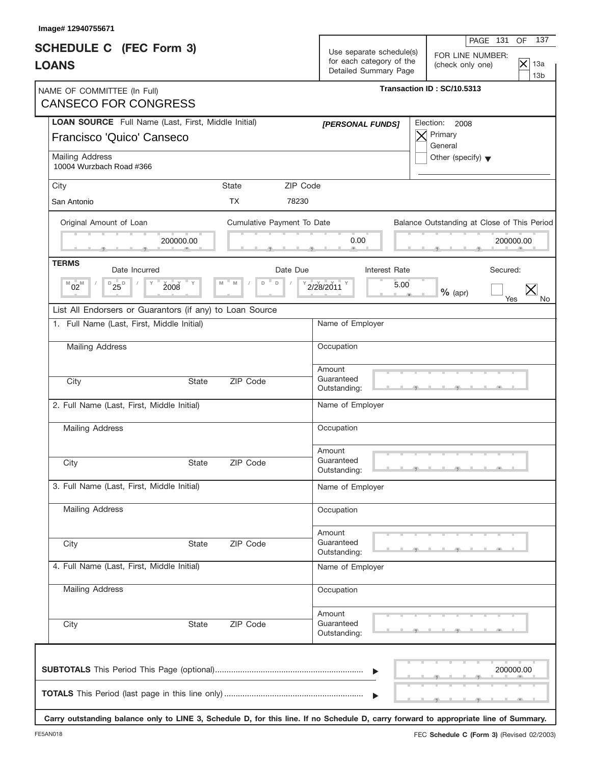Image# 12940755671

# SCHEDULE C (FEC Form 3)
# LOANS

Use separate schedule(s) for each category of the Detailed Summary Page

FOR LINE NUMBER: (check only one)
- [X] 13a
- [ ] 13b

Transaction ID : SC/10.5313

NAME OF COMMITTEE (In Full)
CANSECO FOR CONGRESS

**LOAN SOURCE** Full Name (Last, First, Middle Initial)
Francisco 'Quico' Canseco

*[PERSONAL FUNDS]*

Election: 2008
- [X] Primary
- [ ] General
- [ ] Other (specify)

Mailing Address
10004 Wurzbach Road #366

| City | State | ZIP Code |
|---|---|---|
| San Antonio | TX | 78230 |

| Original Amount of Loan | Cumulative Payment To Date | Balance Outstanding at Close of This Period |
|---|---|---|
| 200000.00 | 0.00 | 200000.00 |

**TERMS**

| Date Incurred | Date Due | Interest Rate | Secured |
|---|---|---|---|
| 02/25/2008 | 2/28/2011 | 5.00 % (apr) | [ ] Yes [X] No |

List All Endorsers or Guarantors (if any) to Loan Source

1. Full Name (Last, First, Middle Initial)
   Name of Employer:
   Mailing Address:
   Occupation:
   City / State / ZIP Code:
   Amount Guaranteed Outstanding:

2. Full Name (Last, First, Middle Initial)
   Name of Employer:
   Mailing Address:
   Occupation:
   City / State / ZIP Code:
   Amount Guaranteed Outstanding:

3. Full Name (Last, First, Middle Initial)
   Name of Employer:
   Mailing Address:
   Occupation:
   City / State / ZIP Code:
   Amount Guaranteed Outstanding:

4. Full Name (Last, First, Middle Initial)
   Name of Employer:
   Mailing Address:
   Occupation:
   City / State / ZIP Code:
   Amount Guaranteed Outstanding:

**SUBTOTALS** This Period This Page (optional) ........ 200000.00

**TOTALS** This Period (last page in this line only) ........

**Carry outstanding balance only to LINE 3, Schedule D, for this line. If no Schedule D, carry forward to appropriate line of Summary.**

FE5AN018

FEC **Schedule C (Form 3)** (Revised 02/2003)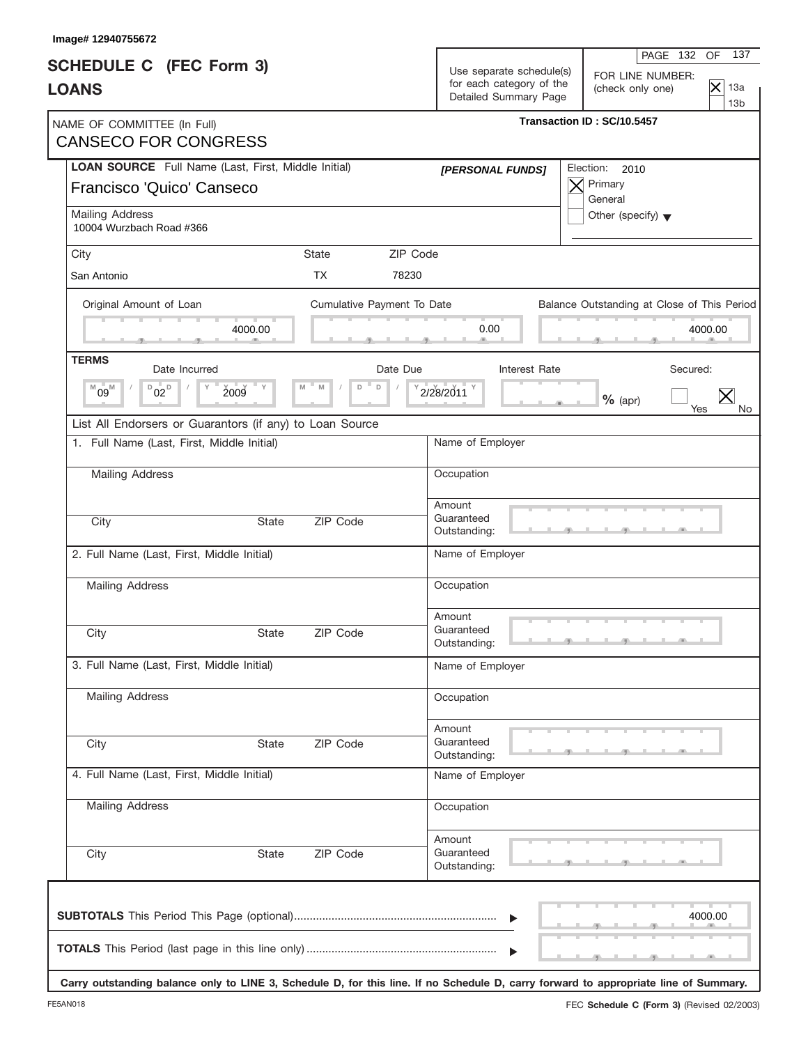Image# 12940755672

# SCHEDULE C (FEC Form 3)
# LOANS

Use separate schedule(s) for each category of the Detailed Summary Page

FOR LINE NUMBER: (check only one)
- [X] 13a
- [ ] 13b

NAME OF COMMITTEE (In Full)
CANSECO FOR CONGRESS

Transaction ID : SC/10.5457

**LOAN SOURCE** Full Name (Last, First, Middle Initial)
Francisco 'Quico' Canseco

[PERSONAL FUNDS]

Election: 2010
- [X] Primary
- [ ] General
- [ ] Other (specify)

Mailing Address
10004 Wurzbach Road #366

| City | State | ZIP Code |
|---|---|---|
| San Antonio | TX | 78230 |

| Original Amount of Loan | Cumulative Payment To Date | Balance Outstanding at Close of This Period |
|---|---|---|
| 4000.00 | 0.00 | 4000.00 |

**TERMS**

| Date Incurred | Date Due | Interest Rate | Secured |
|---|---|---|---|
| 09/02/2009 | 2/28/2011 | % (apr) | [ ] Yes [X] No |

List All Endorsers or Guarantors (if any) to Loan Source

| | |
|---|---|
| 1. Full Name (Last, First, Middle Initial) | Name of Employer |
| Mailing Address | Occupation |
| City State ZIP Code | Amount Guaranteed Outstanding: |
| 2. Full Name (Last, First, Middle Initial) | Name of Employer |
| Mailing Address | Occupation |
| City State ZIP Code | Amount Guaranteed Outstanding: |
| 3. Full Name (Last, First, Middle Initial) | Name of Employer |
| Mailing Address | Occupation |
| City State ZIP Code | Amount Guaranteed Outstanding: |
| 4. Full Name (Last, First, Middle Initial) | Name of Employer |
| Mailing Address | Occupation |
| City State ZIP Code | Amount Guaranteed Outstanding: |

**SUBTOTALS** This Period This Page (optional) ........ 4000.00

**TOTALS** This Period (last page in this line only) ........

**Carry outstanding balance only to LINE 3, Schedule D, for this line. If no Schedule D, carry forward to appropriate line of Summary.**

FE5AN018

FEC **Schedule C (Form 3)** (Revised 02/2003)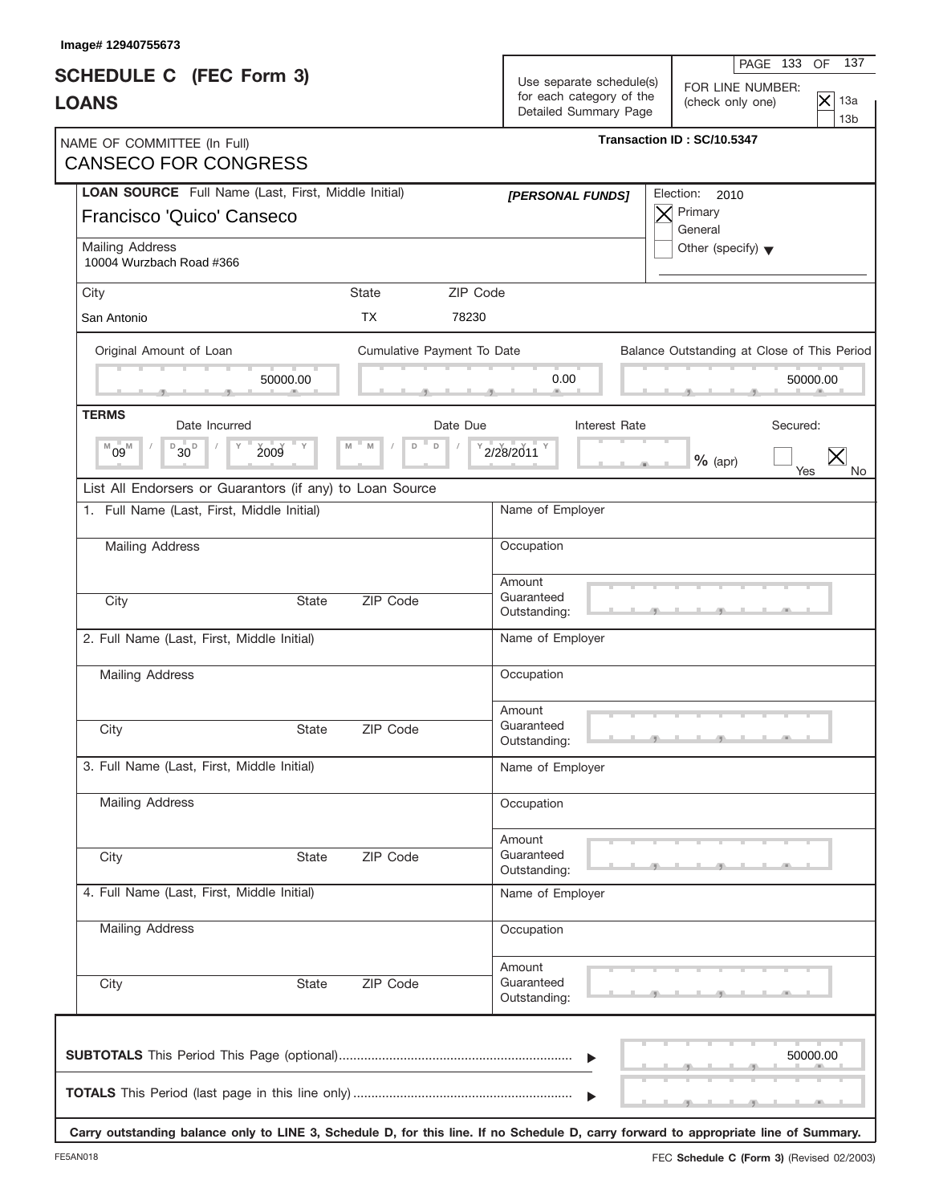Image# 12940755673

# SCHEDULE C (FEC Form 3)
# LOANS

Use separate schedule(s) for each category of the Detailed Summary Page

FOR LINE NUMBER: (check only one)
[X] 13a
[ ] 13b

NAME OF COMMITTEE (In Full)
CANSECO FOR CONGRESS

Transaction ID : SC/10.5347

**LOAN SOURCE** Full Name (Last, First, Middle Initial)
Francisco 'Quico' Canseco

*[PERSONAL FUNDS]*

Election: 2010
[X] Primary
[ ] General
[ ] Other (specify)

Mailing Address
10004 Wurzbach Road #366

| City | State | ZIP Code |
|---|---|---|
| San Antonio | TX | 78230 |

| Original Amount of Loan | Cumulative Payment To Date | Balance Outstanding at Close of This Period |
|---|---|---|
| 50000.00 | 0.00 | 50000.00 |

**TERMS**

| Date Incurred | Date Due | Interest Rate | Secured: |
|---|---|---|---|
| 09 / 30 / 2009 | 2/28/2011 | % (apr) | [ ] Yes [X] No |

List All Endorsers or Guarantors (if any) to Loan Source

| | |
|---|---|
| 1. Full Name (Last, First, Middle Initial) | Name of Employer |
| Mailing Address | Occupation |
| City / State / ZIP Code | Amount Guaranteed Outstanding: |
| 2. Full Name (Last, First, Middle Initial) | Name of Employer |
| Mailing Address | Occupation |
| City / State / ZIP Code | Amount Guaranteed Outstanding: |
| 3. Full Name (Last, First, Middle Initial) | Name of Employer |
| Mailing Address | Occupation |
| City / State / ZIP Code | Amount Guaranteed Outstanding: |
| 4. Full Name (Last, First, Middle Initial) | Name of Employer |
| Mailing Address | Occupation |
| City / State / ZIP Code | Amount Guaranteed Outstanding: |

**SUBTOTALS** This Period This Page (optional) ........ 50000.00

**TOTALS** This Period (last page in this line only) ........

**Carry outstanding balance only to LINE 3, Schedule D, for this line. If no Schedule D, carry forward to appropriate line of Summary.**

FE5AN018

FEC **Schedule C (Form 3)** (Revised 02/2003)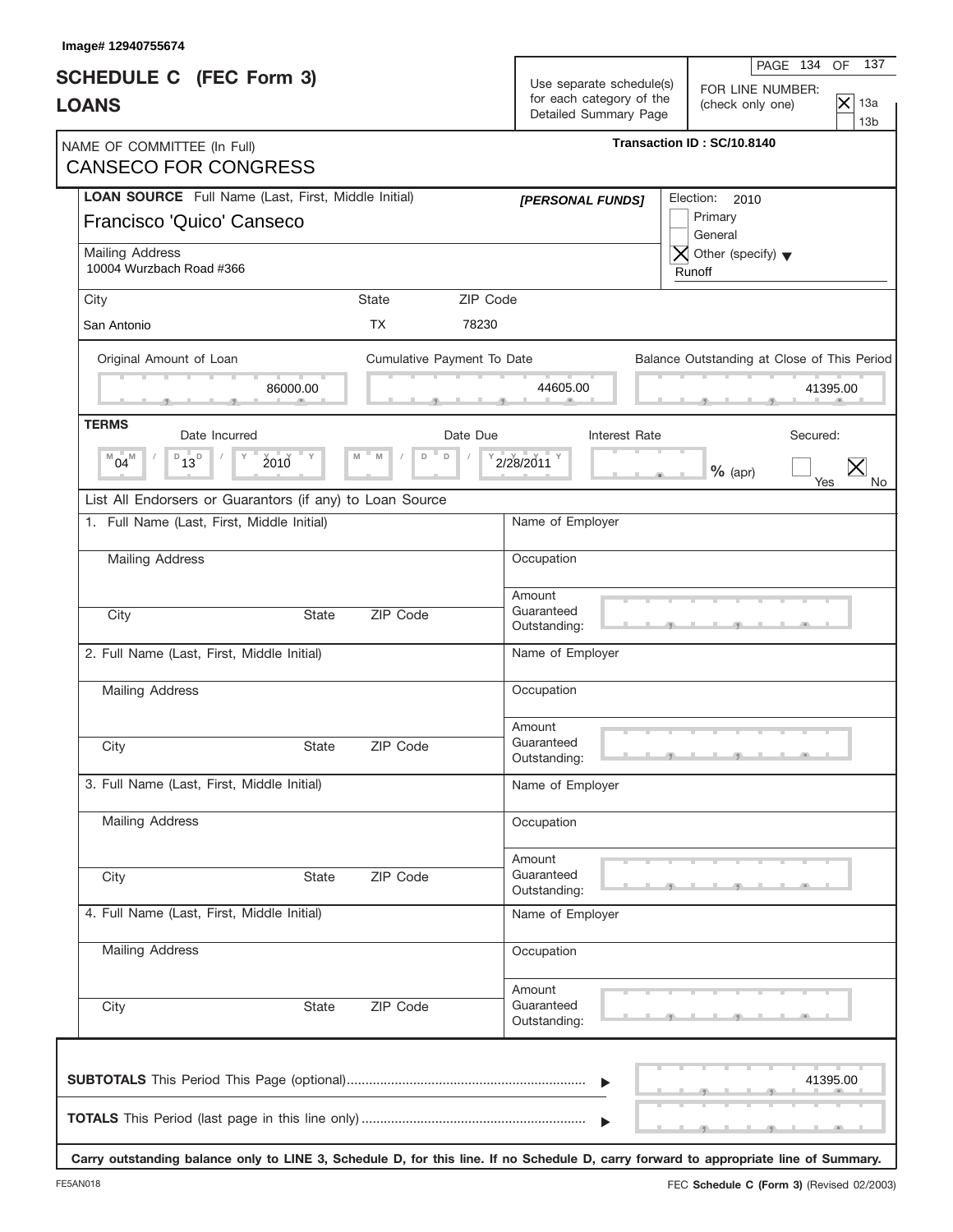Image# 12940755674

# SCHEDULE C (FEC Form 3)
# LOANS

Use separate schedule(s) for each category of the Detailed Summary Page

PAGE 134 OF 137

FOR LINE NUMBER: (check only one)
- [X] 13a
- [ ] 13b

Transaction ID : SC/10.8140

NAME OF COMMITTEE (In Full)
CANSECO FOR CONGRESS

**LOAN SOURCE** Full Name (Last, First, Middle Initial)
Francisco 'Quico' Canseco

*[PERSONAL FUNDS]*

Election: 2010
- [ ] Primary
- [ ] General
- [X] Other (specify) Runoff

Mailing Address
10004 Wurzbach Road #366

| City | State | ZIP Code |
|---|---|---|
| San Antonio | TX | 78230 |

| Original Amount of Loan | Cumulative Payment To Date | Balance Outstanding at Close of This Period |
|---|---|---|
| 86000.00 | 44605.00 | 41395.00 |

**TERMS**

| Date Incurred | Date Due | Interest Rate | Secured: |
|---|---|---|---|
| 04 / 13 / 2010 | 2/28/2011 | % (apr) | Yes [ ] No [X] |

List All Endorsers or Guarantors (if any) to Loan Source

| Full Name (Last, First, Middle Initial) | Name of Employer |
|---|---|
| 1. | |
| Mailing Address | Occupation |
| City / State / ZIP Code | Amount Guaranteed Outstanding: |
| 2. | |
| Mailing Address | Occupation |
| City / State / ZIP Code | Amount Guaranteed Outstanding: |
| 3. | |
| Mailing Address | Occupation |
| City / State / ZIP Code | Amount Guaranteed Outstanding: |
| 4. | |
| Mailing Address | Occupation |
| City / State / ZIP Code | Amount Guaranteed Outstanding: |

**SUBTOTALS** This Period This Page (optional) ........ 41395.00

**TOTALS** This Period (last page in this line only) ........

**Carry outstanding balance only to LINE 3, Schedule D, for this line. If no Schedule D, carry forward to appropriate line of Summary.**

FE5AN018

FEC **Schedule C (Form 3)** (Revised 02/2003)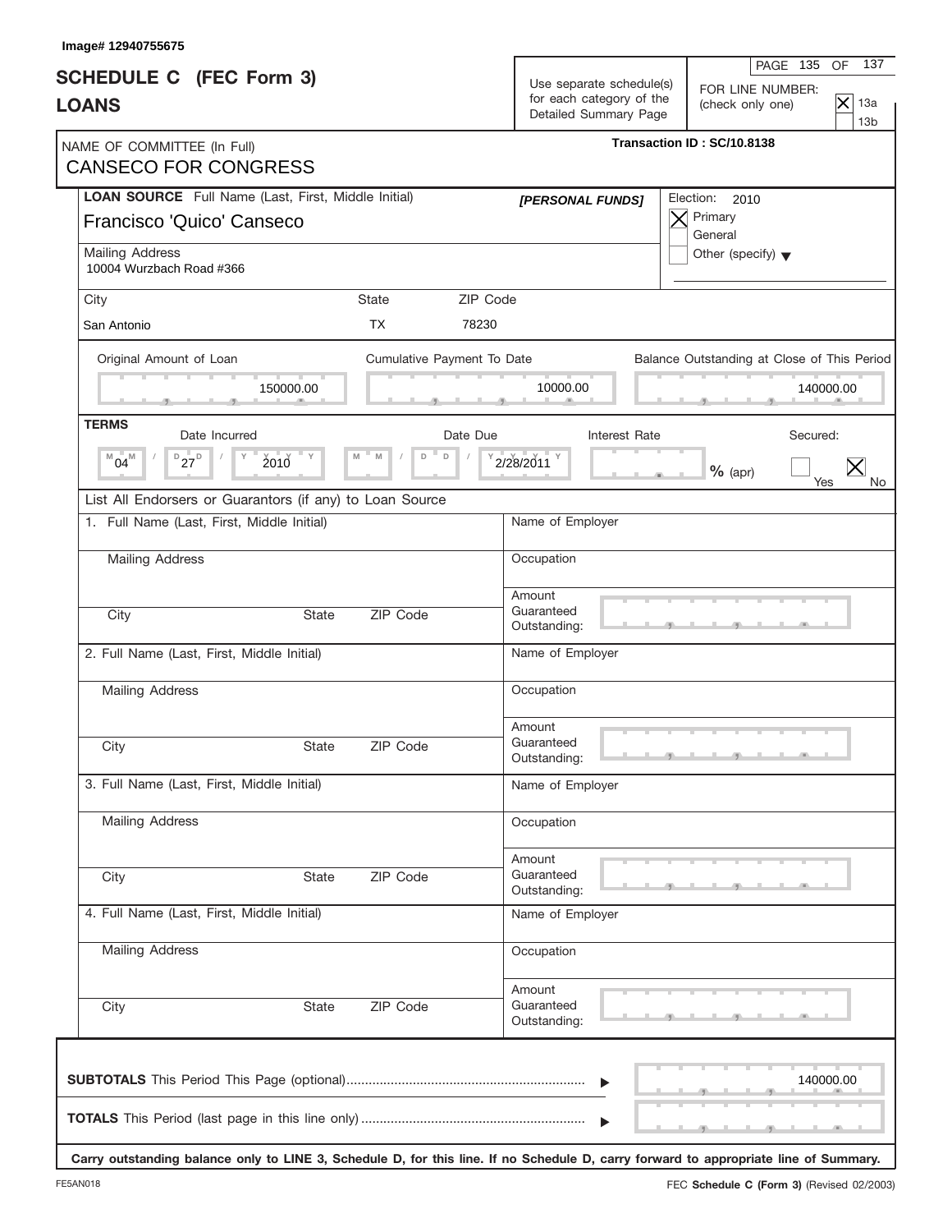Image# 12940755675

# SCHEDULE C (FEC Form 3)
# LOANS

Use separate schedule(s) for each category of the Detailed Summary Page

PAGE 135 OF 137

FOR LINE NUMBER: (check only one)
- [X] 13a
- [ ] 13b

NAME OF COMMITTEE (In Full)
CANSECO FOR CONGRESS

Transaction ID : SC/10.8138

**LOAN SOURCE** Full Name (Last, First, Middle Initial)
Francisco 'Quico' Canseco

*[PERSONAL FUNDS]*

Election: 2010
- [X] Primary
- [ ] General
- [ ] Other (specify)

Mailing Address
10004 Wurzbach Road #366

| City | State | ZIP Code |
|---|---|---|
| San Antonio | TX | 78230 |

| Original Amount of Loan | Cumulative Payment To Date | Balance Outstanding at Close of This Period |
|---|---|---|
| 150000.00 | 10000.00 | 140000.00 |

**TERMS**

| Date Incurred | Date Due | Interest Rate | Secured: |
|---|---|---|---|
| 04 / 27 / 2010 | 2/28/2011 | % (apr) | [ ] Yes [X] No |

List All Endorsers or Guarantors (if any) to Loan Source

1. Full Name (Last, First, Middle Initial)
   Mailing Address
   City / State / ZIP Code
   Name of Employer
   Occupation
   Amount Guaranteed Outstanding:

2. Full Name (Last, First, Middle Initial)
   Mailing Address
   City / State / ZIP Code
   Name of Employer
   Occupation
   Amount Guaranteed Outstanding:

3. Full Name (Last, First, Middle Initial)
   Mailing Address
   City / State / ZIP Code
   Name of Employer
   Occupation
   Amount Guaranteed Outstanding:

4. Full Name (Last, First, Middle Initial)
   Mailing Address
   City / State / ZIP Code
   Name of Employer
   Occupation
   Amount Guaranteed Outstanding:

**SUBTOTALS** This Period This Page (optional) ........ 140000.00

**TOTALS** This Period (last page in this line only) ........

**Carry outstanding balance only to LINE 3, Schedule D, for this line. If no Schedule D, carry forward to appropriate line of Summary.**

FE5AN018

FEC **Schedule C (Form 3)** (Revised 02/2003)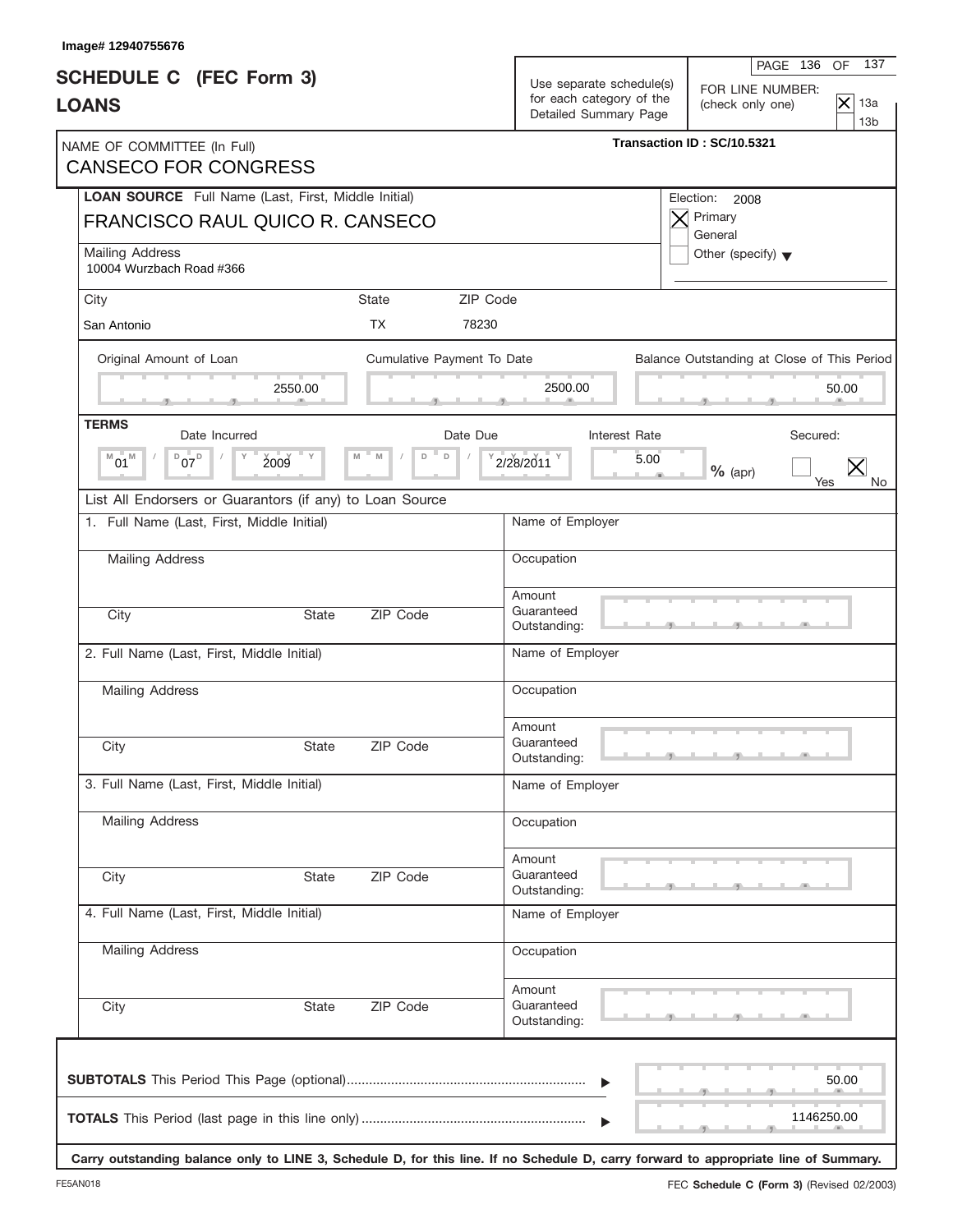Image# 12940755676

# SCHEDULE C (FEC Form 3)
# LOANS

Use separate schedule(s) for each category of the Detailed Summary Page

PAGE 136 OF 137

FOR LINE NUMBER: (check only one)
- [X] 13a
- [ ] 13b

Transaction ID : SC/10.5321

NAME OF COMMITTEE (In Full)
CANSECO FOR CONGRESS

**LOAN SOURCE** Full Name (Last, First, Middle Initial)
FRANCISCO RAUL QUICO R. CANSECO

Election: 2008
- [X] Primary
- [ ] General
- [ ] Other (specify)

Mailing Address
10004 Wurzbach Road #366

| City | State | ZIP Code |
|---|---|---|
| San Antonio | TX | 78230 |

| Original Amount of Loan | Cumulative Payment To Date | Balance Outstanding at Close of This Period |
|---|---|---|
| 2550.00 | 2500.00 | 50.00 |

**TERMS**

| Date Incurred | Date Due | Interest Rate | Secured: |
|---|---|---|---|
| 01 / 07 / 2009 | 2/28/2011 | 5.00 % (apr) | [ ] Yes [X] No |

List All Endorsers or Guarantors (if any) to Loan Source

1. Full Name (Last, First, Middle Initial)
   - Mailing Address
   - City / State / ZIP Code
   - Name of Employer
   - Occupation
   - Amount Guaranteed Outstanding:

2. Full Name (Last, First, Middle Initial)
   - Mailing Address
   - City / State / ZIP Code
   - Name of Employer
   - Occupation
   - Amount Guaranteed Outstanding:

3. Full Name (Last, First, Middle Initial)
   - Mailing Address
   - City / State / ZIP Code
   - Name of Employer
   - Occupation
   - Amount Guaranteed Outstanding:

4. Full Name (Last, First, Middle Initial)
   - Mailing Address
   - City / State / ZIP Code
   - Name of Employer
   - Occupation
   - Amount Guaranteed Outstanding:

**SUBTOTALS** This Period This Page (optional) ........ 50.00

**TOTALS** This Period (last page in this line only) ........ 1146250.00

**Carry outstanding balance only to LINE 3, Schedule D, for this line. If no Schedule D, carry forward to appropriate line of Summary.**

FE5AN018

FEC **Schedule C (Form 3)** (Revised 02/2003)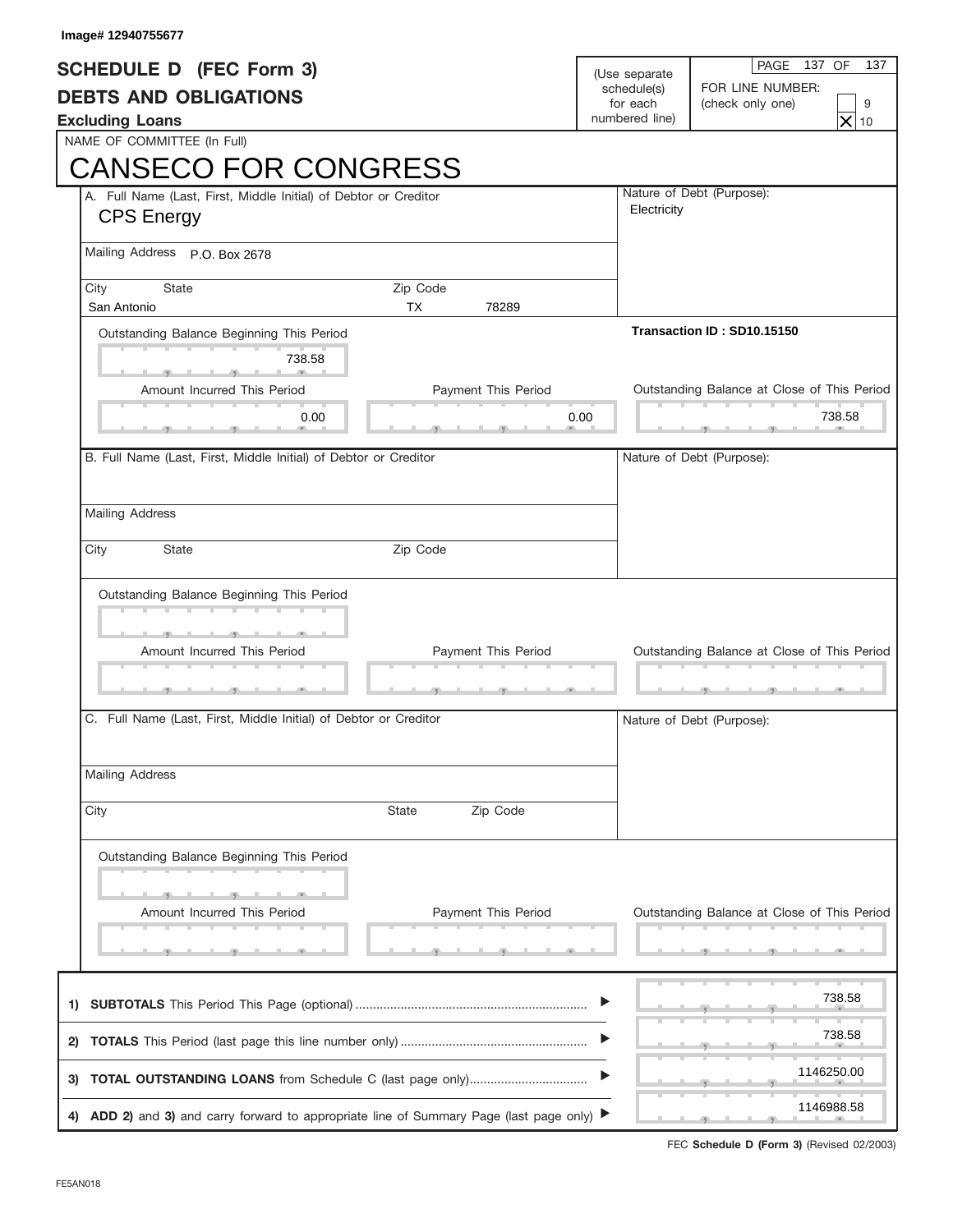Image# 12940755677

# SCHEDULE D (FEC Form 3)
## DEBTS AND OBLIGATIONS
**Excluding Loans**

(Use separate schedule(s) for each numbered line)

FOR LINE NUMBER: (check only one)
- [ ] 9
- [X] 10

NAME OF COMMITTEE (In Full)

# CANSECO FOR CONGRESS

**A.** Full Name (Last, First, Middle Initial) of Debtor or Creditor: CPS Energy

Mailing Address: P.O. Box 2678

City: San Antonio | State: TX | Zip Code: 78289

Nature of Debt (Purpose): Electricity

**Transaction ID : SD10.15150**

| Outstanding Balance Beginning This Period | Amount Incurred This Period | Payment This Period | Outstanding Balance at Close of This Period |
|---|---|---|---|
| 738.58 | 0.00 | 0.00 | 738.58 |

**B.** Full Name (Last, First, Middle Initial) of Debtor or Creditor

Mailing Address

City | State | Zip Code

Nature of Debt (Purpose):

| Outstanding Balance Beginning This Period | Amount Incurred This Period | Payment This Period | Outstanding Balance at Close of This Period |
|---|---|---|---|
| | | | |

**C.** Full Name (Last, First, Middle Initial) of Debtor or Creditor

Mailing Address

City | State | Zip Code

Nature of Debt (Purpose):

| Outstanding Balance Beginning This Period | Amount Incurred This Period | Payment This Period | Outstanding Balance at Close of This Period |
|---|---|---|---|
| | | | |

| | |
|---|---|
| 1) **SUBTOTALS** This Period This Page (optional) | 738.58 |
| 2) **TOTALS** This Period (last page this line number only) | 738.58 |
| 3) **TOTAL OUTSTANDING LOANS** from Schedule C (last page only) | 1146250.00 |
| 4) **ADD 2)** and **3)** and carry forward to appropriate line of Summary Page (last page only) | 1146988.58 |

FEC **Schedule D (Form 3)** (Revised 02/2003)

FE5AN018